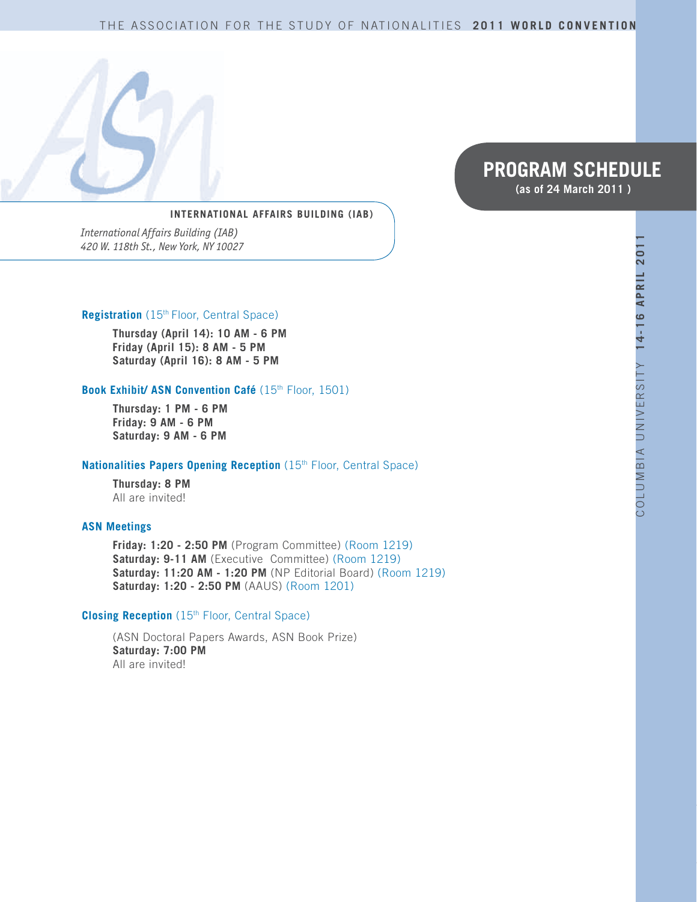THE ASSOCIATION FOR THE STUDY OF NATIONALITIES **2011 WORLD CONVENTION**

COLUMBIA UNIVERSITY **14-16 APRIL 2011**

# PROGRAM SCHEDULE

**(as of 24 March 2011 )**

**INTERNATIONAL AFFAIRS BUILDING (IAB)**

*International Affairs Building (IAB)*
*420 W. 118th St., New York, NY 10027*

**Registration** (15th Floor, Central Space)

**Thursday (April 14): 10 AM - 6 PM**
**Friday (April 15): 8 AM - 5 PM**
**Saturday (April 16): 8 AM - 5 PM**

**Book Exhibit/ ASN Convention Café** (15th Floor, 1501)

**Thursday: 1 PM - 6 PM**
**Friday: 9 AM - 6 PM**
**Saturday: 9 AM - 6 PM**

**Nationalities Papers Opening Reception** (15th Floor, Central Space)

**Thursday: 8 PM**
All are invited!

**ASN Meetings**

**Friday: 1:20 - 2:50 PM** (Program Committee) (Room 1219)
**Saturday: 9-11 AM** (Executive Committee) (Room 1219)
**Saturday: 11:20 AM - 1:20 PM** (NP Editorial Board) (Room 1219)
**Saturday: 1:20 - 2:50 PM** (AAUS) (Room 1201)

**Closing Reception** (15th Floor, Central Space)

(ASN Doctoral Papers Awards, ASN Book Prize)
**Saturday: 7:00 PM**
All are invited!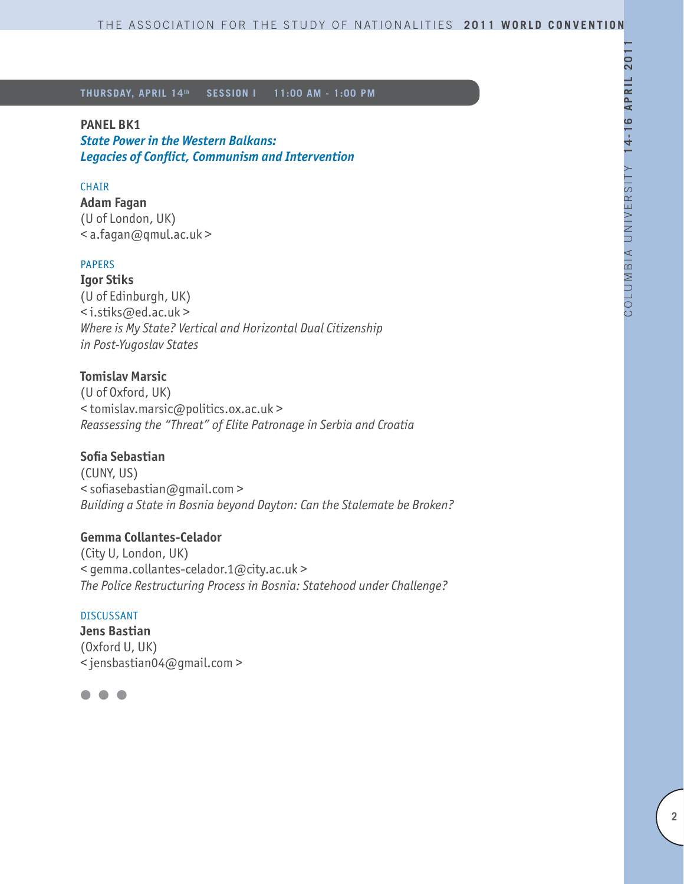**THURSDAY, APRIL 14th SESSION I 11:00 AM - 1:00 PM**

## PANEL BK1

### *State Power in the Western Balkans: Legacies of Conflict, Communism and Intervention*

CHAIR

**Adam Fagan**
(U of London, UK)
< a.fagan@qmul.ac.uk >

PAPERS

**Igor Stiks**
(U of Edinburgh, UK)
< i.stiks@ed.ac.uk >
*Where is My State? Vertical and Horizontal Dual Citizenship in Post-Yugoslav States*

**Tomislav Marsic**
(U of Oxford, UK)
< tomislav.marsic@politics.ox.ac.uk >
*Reassessing the "Threat" of Elite Patronage in Serbia and Croatia*

**Sofia Sebastian**
(CUNY, US)
< sofiasebastian@gmail.com >
*Building a State in Bosnia beyond Dayton: Can the Stalemate be Broken?*

**Gemma Collantes-Celador**
(City U, London, UK)
< gemma.collantes-celador.1@city.ac.uk >
*The Police Restructuring Process in Bosnia: Statehood under Challenge?*

DISCUSSANT

**Jens Bastian**
(Oxford U, UK)
< jensbastian04@gmail.com >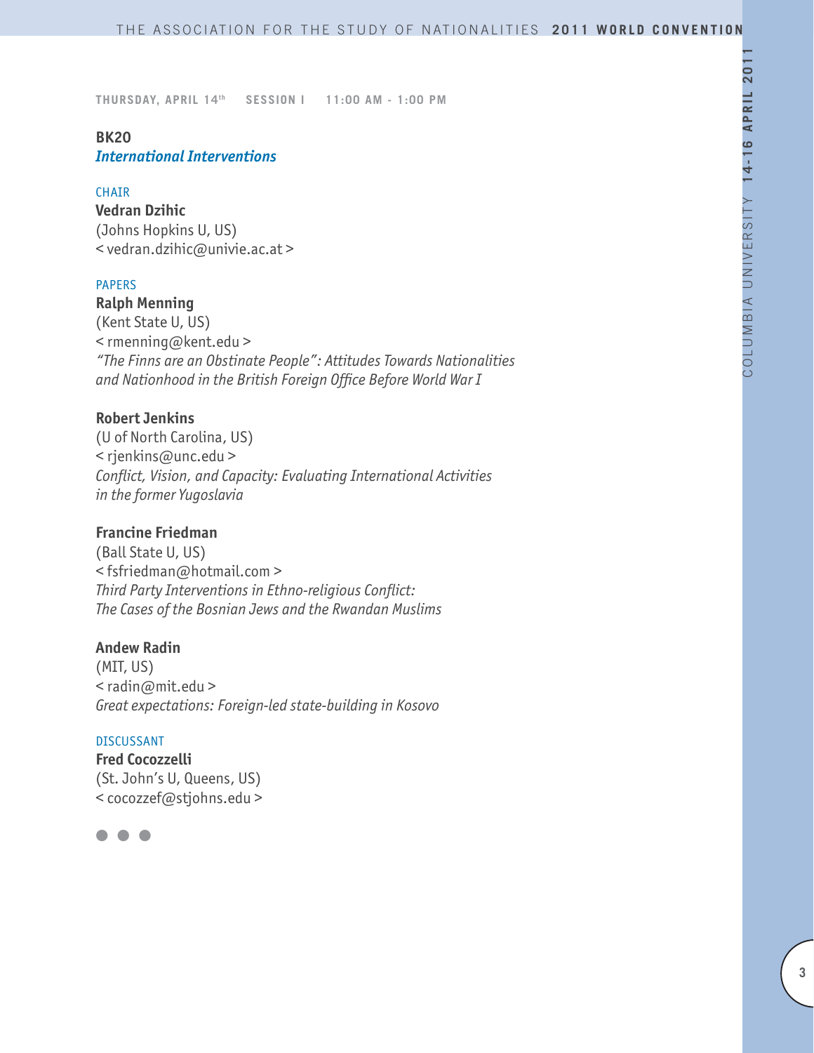THURSDAY, APRIL 14th SESSION I 11:00 AM - 1:00 PM

## BK20
### *International Interventions*

CHAIR

**Vedran Dzihic**
(Johns Hopkins U, US)
< vedran.dzihic@univie.ac.at >

PAPERS

**Ralph Menning**
(Kent State U, US)
< rmenning@kent.edu >
*"The Finns are an Obstinate People": Attitudes Towards Nationalities and Nationhood in the British Foreign Office Before World War I*

**Robert Jenkins**
(U of North Carolina, US)
< rjenkins@unc.edu >
*Conflict, Vision, and Capacity: Evaluating International Activities in the former Yugoslavia*

**Francine Friedman**
(Ball State U, US)
< fsfriedman@hotmail.com >
*Third Party Interventions in Ethno-religious Conflict: The Cases of the Bosnian Jews and the Rwandan Muslims*

**Andew Radin**
(MIT, US)
< radin@mit.edu >
*Great expectations: Foreign-led state-building in Kosovo*

DISCUSSANT

**Fred Cocozzelli**
(St. John's U, Queens, US)
< cocozzef@stjohns.edu >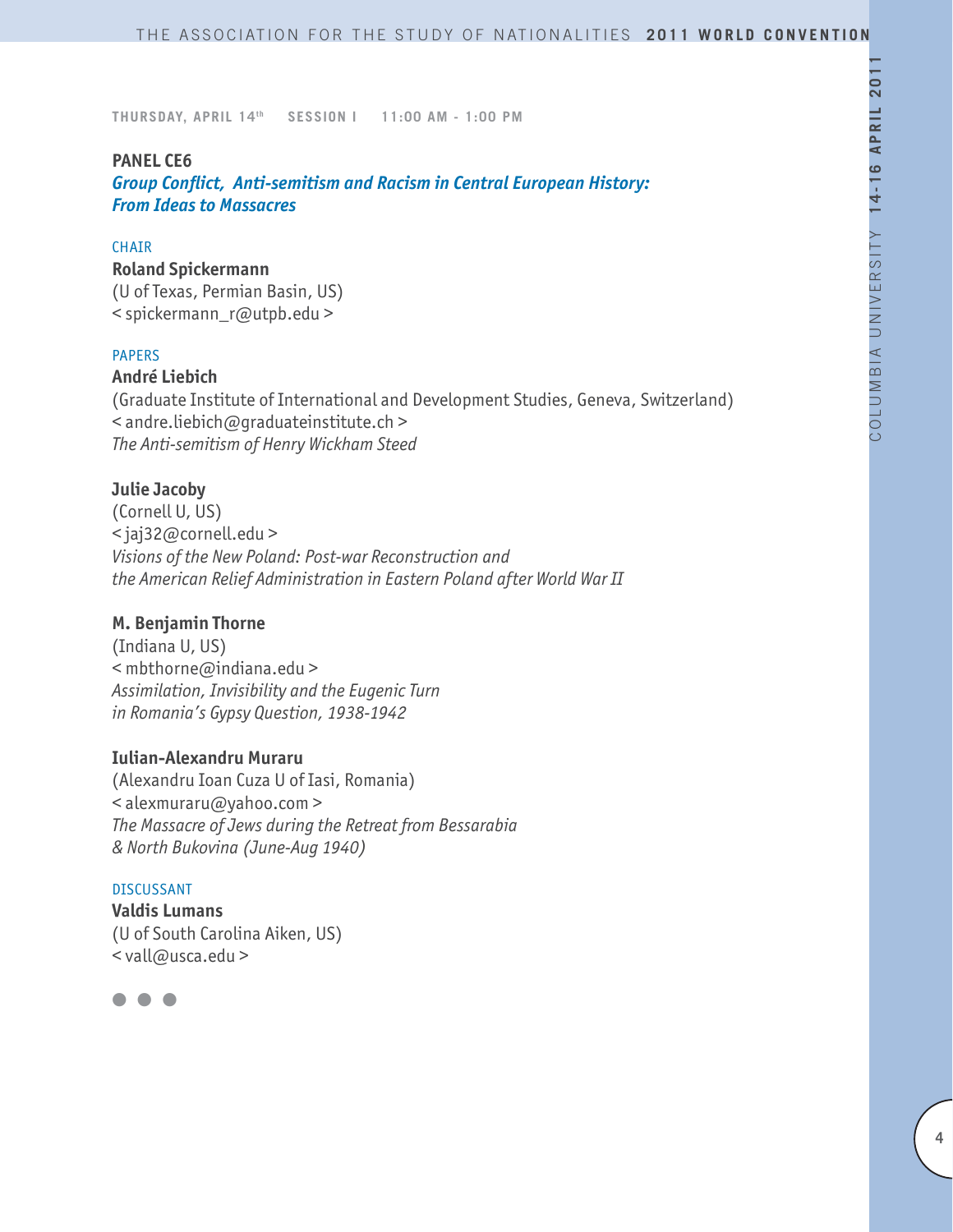THURSDAY, APRIL 14th  SESSION I  11:00 AM - 1:00 PM

**PANEL CE6**

***Group Conflict, Anti-semitism and Racism in Central European History: From Ideas to Massacres***

CHAIR

**Roland Spickermann**
(U of Texas, Permian Basin, US)
< spickermann_r@utpb.edu >

PAPERS

**André Liebich**
(Graduate Institute of International and Development Studies, Geneva, Switzerland)
< andre.liebich@graduateinstitute.ch >
*The Anti-semitism of Henry Wickham Steed*

**Julie Jacoby**
(Cornell U, US)
< jaj32@cornell.edu >
*Visions of the New Poland: Post-war Reconstruction and the American Relief Administration in Eastern Poland after World War II*

**M. Benjamin Thorne**
(Indiana U, US)
< mbthorne@indiana.edu >
*Assimilation, Invisibility and the Eugenic Turn in Romania's Gypsy Question, 1938-1942*

**Iulian-Alexandru Muraru**
(Alexandru Ioan Cuza U of Iasi, Romania)
< alexmuraru@yahoo.com >
*The Massacre of Jews during the Retreat from Bessarabia & North Bukovina (June-Aug 1940)*

DISCUSSANT

**Valdis Lumans**
(U of South Carolina Aiken, US)
< vall@usca.edu >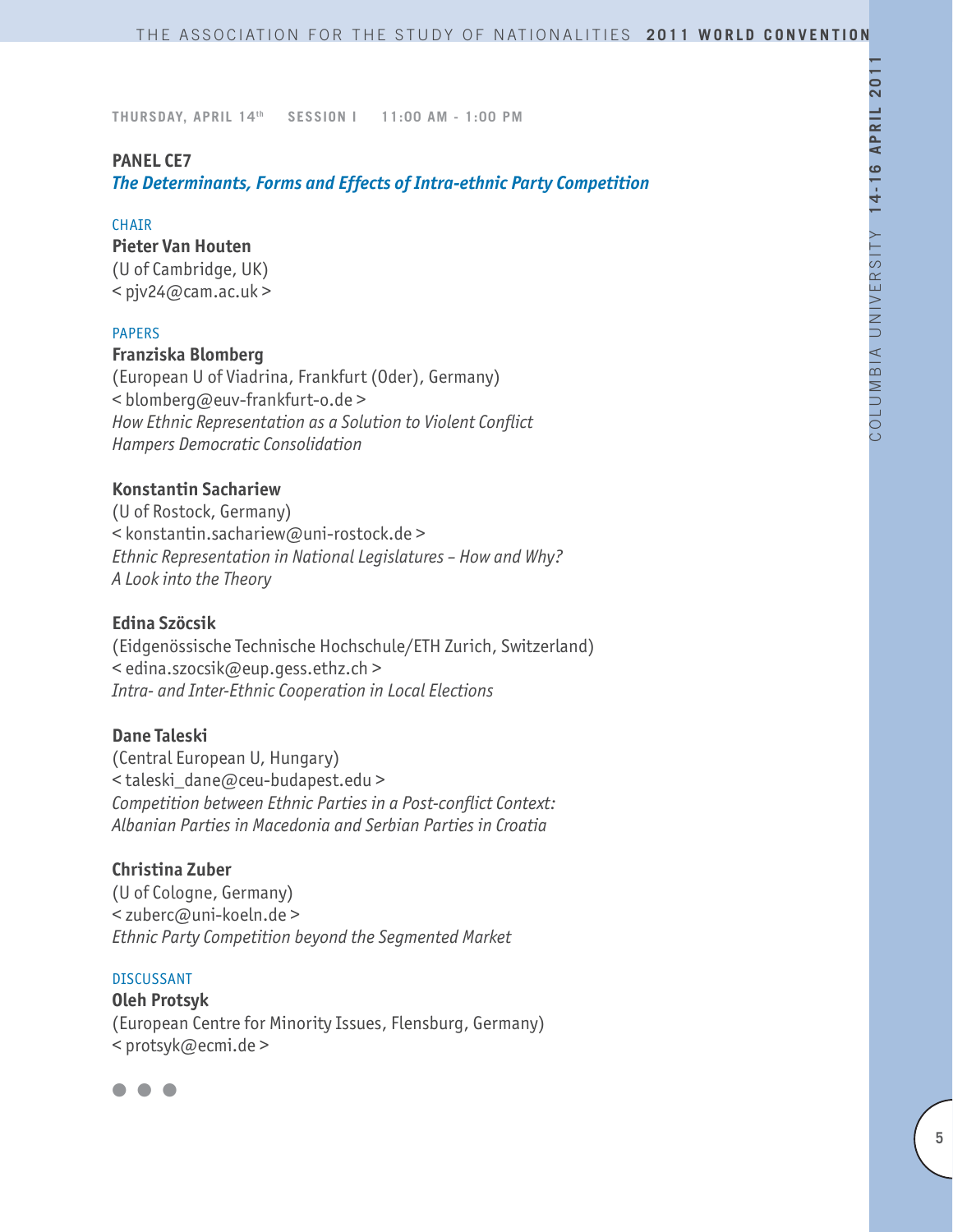THURSDAY, APRIL 14th SESSION I 11:00 AM - 1:00 PM

## PANEL CE7

### *The Determinants, Forms and Effects of Intra-ethnic Party Competition*

CHAIR

**Pieter Van Houten**
(U of Cambridge, UK)
< pjv24@cam.ac.uk >

PAPERS

**Franziska Blomberg**
(European U of Viadrina, Frankfurt (Oder), Germany)
< blomberg@euv-frankfurt-o.de >
*How Ethnic Representation as a Solution to Violent Conflict Hampers Democratic Consolidation*

**Konstantin Sachariew**
(U of Rostock, Germany)
< konstantin.sachariew@uni-rostock.de >
*Ethnic Representation in National Legislatures – How and Why? A Look into the Theory*

**Edina Szöcsik**
(Eidgenössische Technische Hochschule/ETH Zurich, Switzerland)
< edina.szocsik@eup.gess.ethz.ch >
*Intra- and Inter-Ethnic Cooperation in Local Elections*

**Dane Taleski**
(Central European U, Hungary)
< taleski_dane@ceu-budapest.edu >
*Competition between Ethnic Parties in a Post-conflict Context: Albanian Parties in Macedonia and Serbian Parties in Croatia*

**Christina Zuber**
(U of Cologne, Germany)
< zuberc@uni-koeln.de >
*Ethnic Party Competition beyond the Segmented Market*

DISCUSSANT

**Oleh Protsyk**
(European Centre for Minority Issues, Flensburg, Germany)
< protsyk@ecmi.de >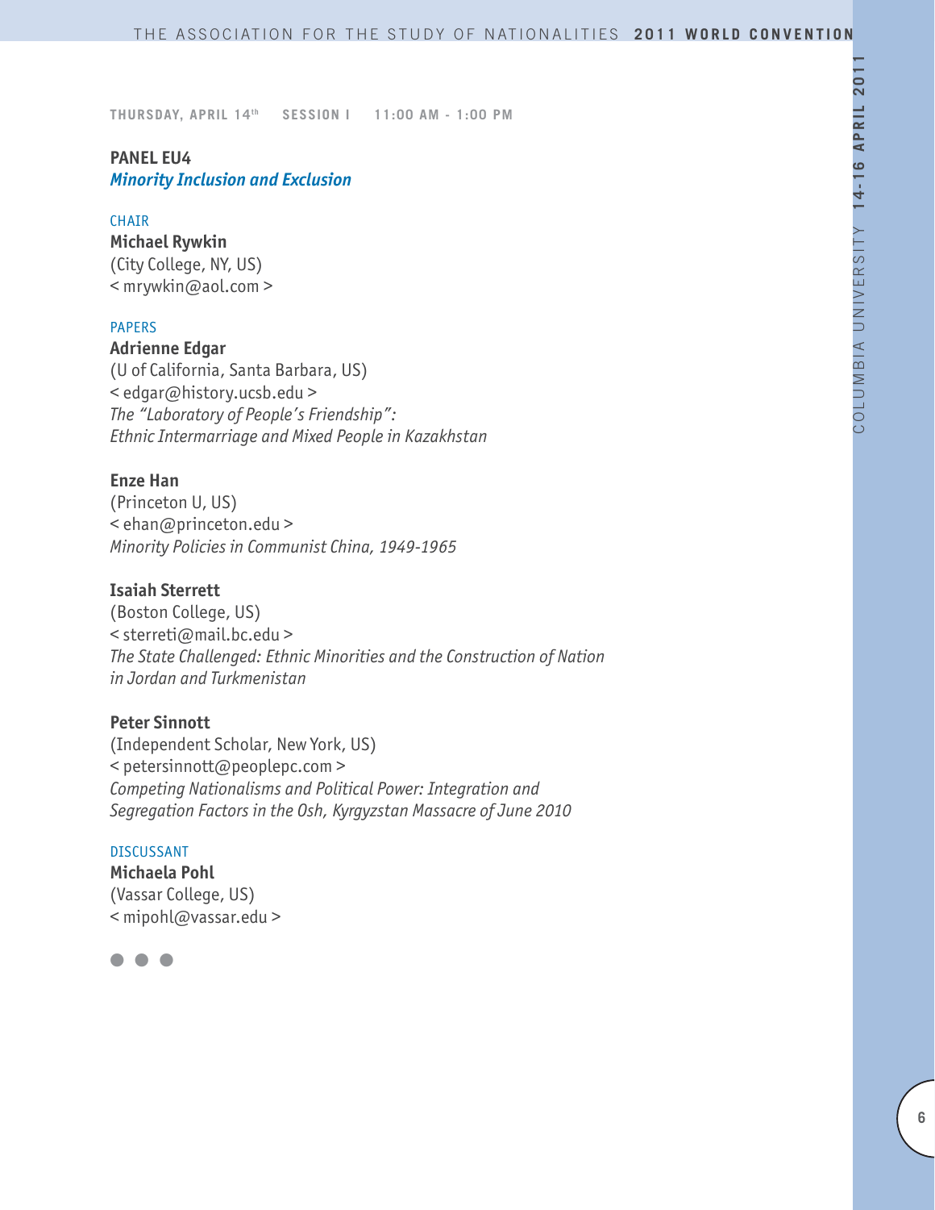THURSDAY, APRIL 14th SESSION I 11:00 AM - 1:00 PM

## PANEL EU4
### *Minority Inclusion and Exclusion*

CHAIR

**Michael Rywkin**
(City College, NY, US)
< mrywkin@aol.com >

PAPERS

**Adrienne Edgar**
(U of California, Santa Barbara, US)
< edgar@history.ucsb.edu >
*The "Laboratory of People's Friendship": Ethnic Intermarriage and Mixed People in Kazakhstan*

**Enze Han**
(Princeton U, US)
< ehan@princeton.edu >
*Minority Policies in Communist China, 1949-1965*

**Isaiah Sterrett**
(Boston College, US)
< sterreti@mail.bc.edu >
*The State Challenged: Ethnic Minorities and the Construction of Nation in Jordan and Turkmenistan*

**Peter Sinnott**
(Independent Scholar, New York, US)
< petersinnott@peoplepc.com >
*Competing Nationalisms and Political Power: Integration and Segregation Factors in the Osh, Kyrgyzstan Massacre of June 2010*

DISCUSSANT

**Michaela Pohl**
(Vassar College, US)
< mipohl@vassar.edu >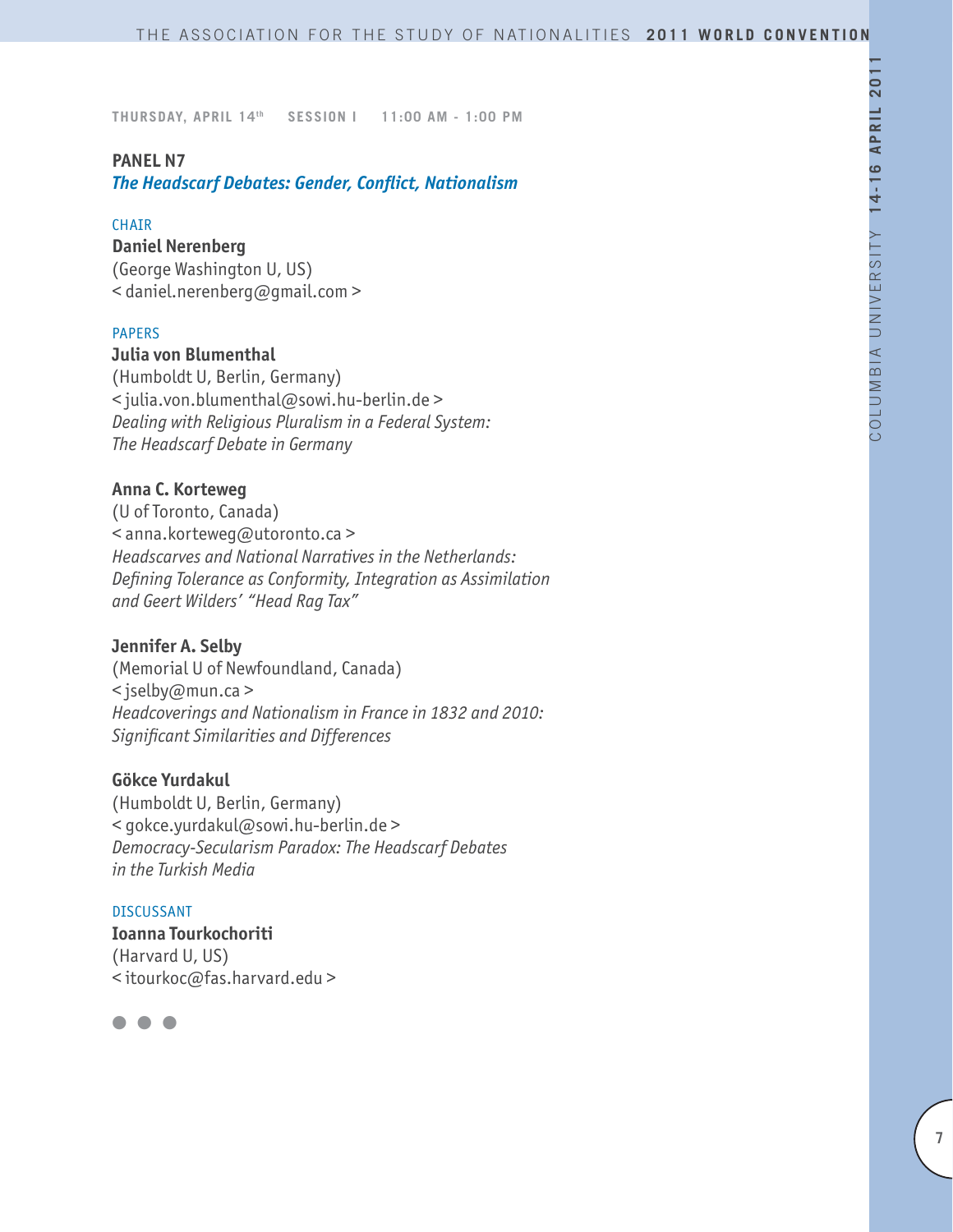THURSDAY, APRIL 14th SESSION I 11:00 AM - 1:00 PM

## PANEL N7

### *The Headscarf Debates: Gender, Conflict, Nationalism*

CHAIR

**Daniel Nerenberg**
(George Washington U, US)
< daniel.nerenberg@gmail.com >

PAPERS

**Julia von Blumenthal**
(Humboldt U, Berlin, Germany)
< julia.von.blumenthal@sowi.hu-berlin.de >
*Dealing with Religious Pluralism in a Federal System: The Headscarf Debate in Germany*

**Anna C. Korteweg**
(U of Toronto, Canada)
< anna.korteweg@utoronto.ca >
*Headscarves and National Narratives in the Netherlands: Defining Tolerance as Conformity, Integration as Assimilation and Geert Wilders' "Head Rag Tax"*

**Jennifer A. Selby**
(Memorial U of Newfoundland, Canada)
< jselby@mun.ca >
*Headcoverings and Nationalism in France in 1832 and 2010: Significant Similarities and Differences*

**Gökce Yurdakul**
(Humboldt U, Berlin, Germany)
< gokce.yurdakul@sowi.hu-berlin.de >
*Democracy-Secularism Paradox: The Headscarf Debates in the Turkish Media*

DISCUSSANT

**Ioanna Tourkochoriti**
(Harvard U, US)
< itourkoc@fas.harvard.edu >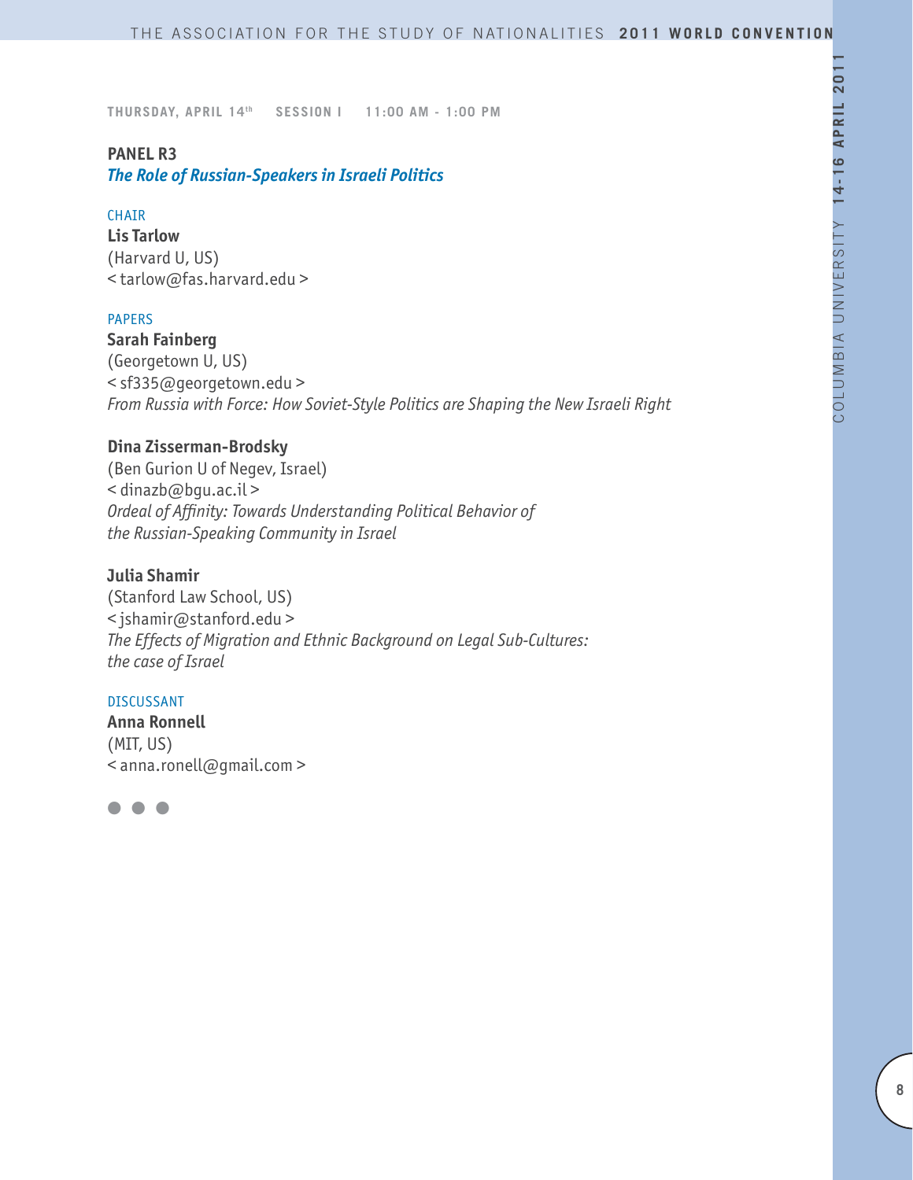**THURSDAY, APRIL 14th SESSION I 11:00 AM - 1:00 PM**

## PANEL R3

### *The Role of Russian-Speakers in Israeli Politics*

CHAIR

**Lis Tarlow**
(Harvard U, US)
< tarlow@fas.harvard.edu >

PAPERS

**Sarah Fainberg**
(Georgetown U, US)
< sf335@georgetown.edu >
*From Russia with Force: How Soviet-Style Politics are Shaping the New Israeli Right*

**Dina Zisserman-Brodsky**
(Ben Gurion U of Negev, Israel)
< dinazb@bgu.ac.il >
*Ordeal of Affinity: Towards Understanding Political Behavior of the Russian-Speaking Community in Israel*

**Julia Shamir**
(Stanford Law School, US)
< jshamir@stanford.edu >
*The Effects of Migration and Ethnic Background on Legal Sub-Cultures: the case of Israel*

DISCUSSANT

**Anna Ronnell**
(MIT, US)
< anna.ronell@gmail.com >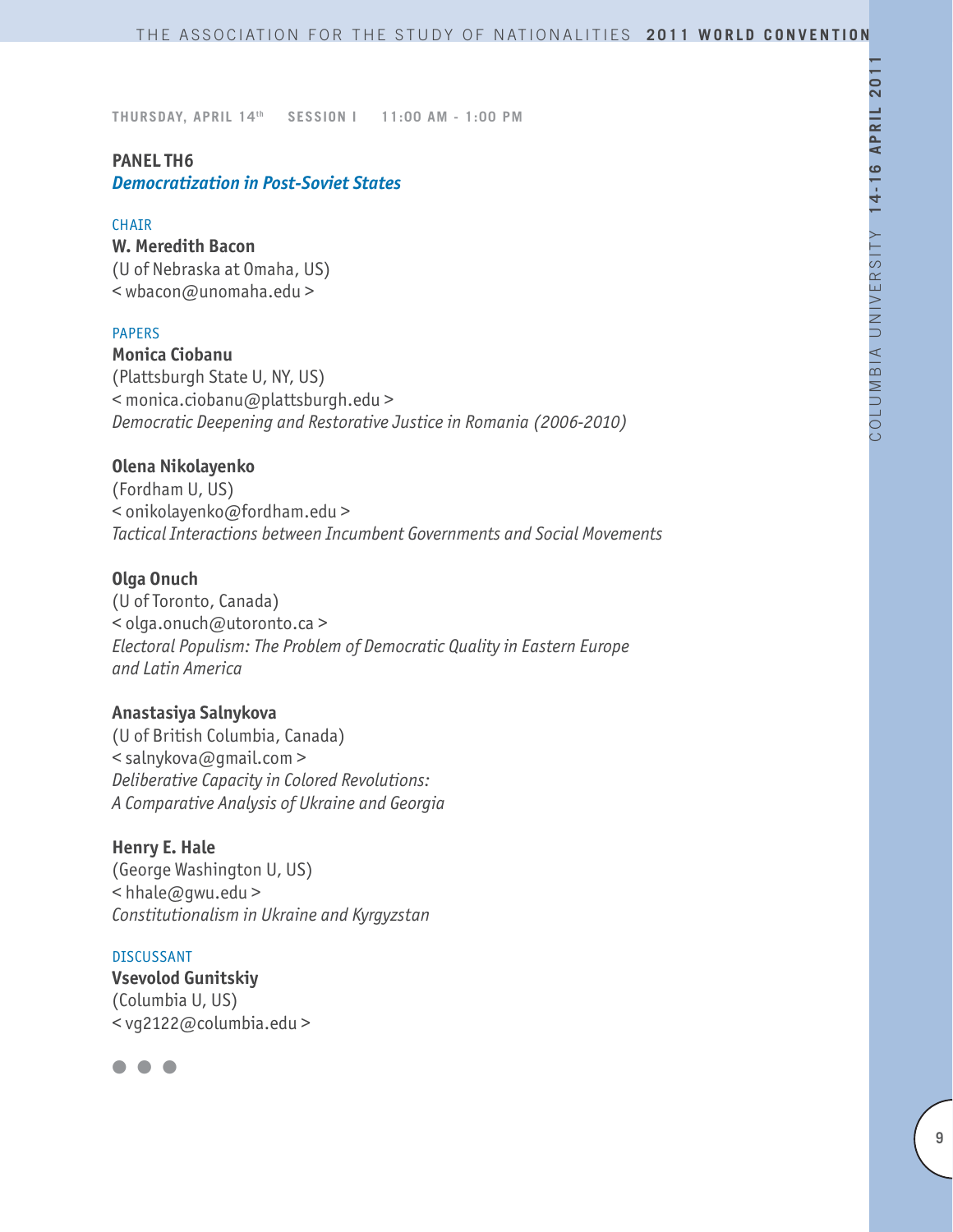THURSDAY, APRIL 14th SESSION I 11:00 AM - 1:00 PM

## PANEL TH6

### *Democratization in Post-Soviet States*

CHAIR

**W. Meredith Bacon**
(U of Nebraska at Omaha, US)
< wbacon@unomaha.edu >

PAPERS

**Monica Ciobanu**
(Plattsburgh State U, NY, US)
< monica.ciobanu@plattsburgh.edu >
*Democratic Deepening and Restorative Justice in Romania (2006-2010)*

**Olena Nikolayenko**
(Fordham U, US)
< onikolayenko@fordham.edu >
*Tactical Interactions between Incumbent Governments and Social Movements*

**Olga Onuch**
(U of Toronto, Canada)
< olga.onuch@utoronto.ca >
*Electoral Populism: The Problem of Democratic Quality in Eastern Europe and Latin America*

**Anastasiya Salnykova**
(U of British Columbia, Canada)
< salnykova@gmail.com >
*Deliberative Capacity in Colored Revolutions: A Comparative Analysis of Ukraine and Georgia*

**Henry E. Hale**
(George Washington U, US)
< hhale@gwu.edu >
*Constitutionalism in Ukraine and Kyrgyzstan*

DISCUSSANT

**Vsevolod Gunitskiy**
(Columbia U, US)
< vg2122@columbia.edu >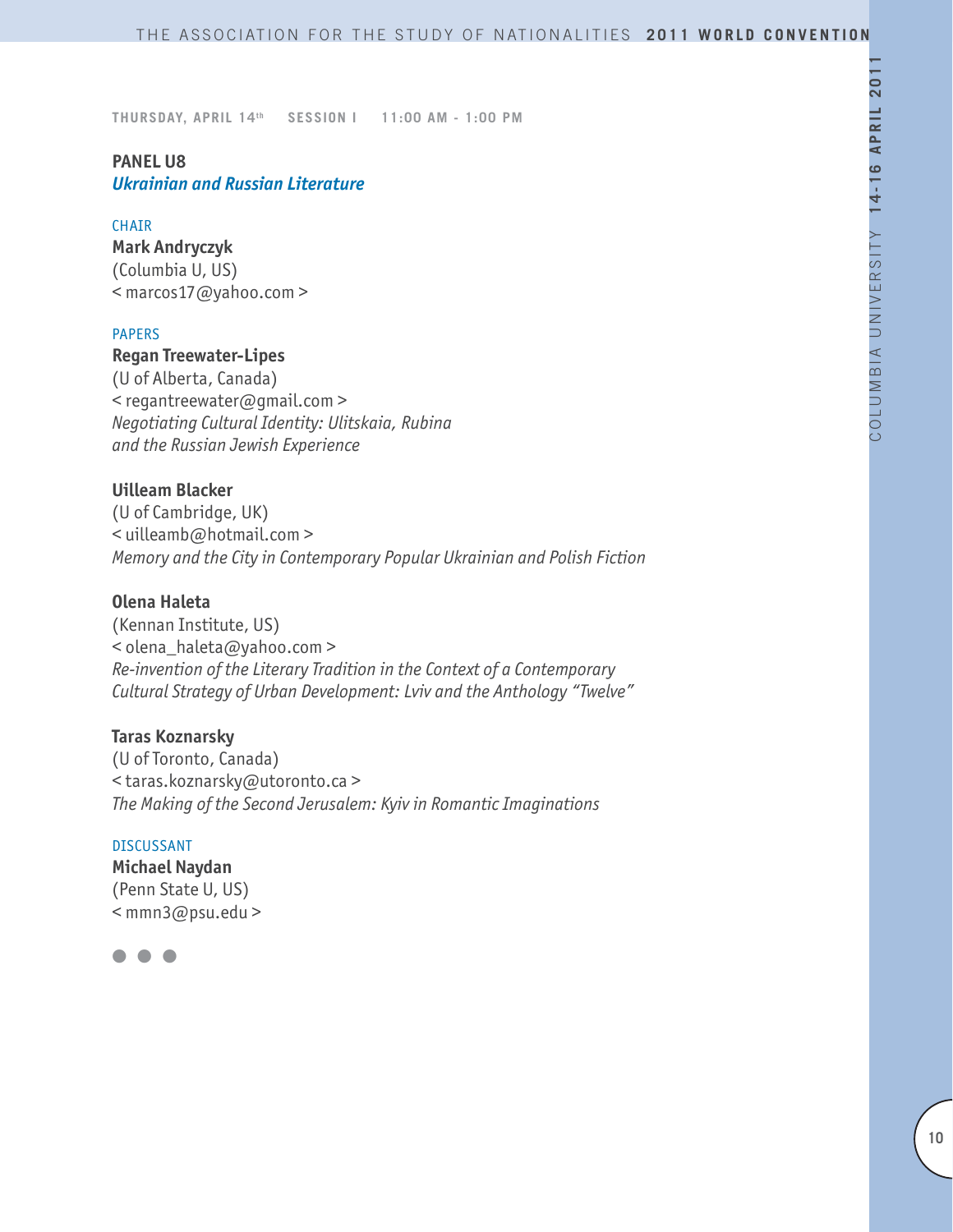THURSDAY, APRIL 14th SESSION I 11:00 AM - 1:00 PM

## PANEL U8
### *Ukrainian and Russian Literature*

CHAIR

**Mark Andryczyk**
(Columbia U, US)
< marcos17@yahoo.com >

PAPERS

**Regan Treewater-Lipes**
(U of Alberta, Canada)
< regantreewater@gmail.com >
*Negotiating Cultural Identity: Ulitskaia, Rubina and the Russian Jewish Experience*

**Uilleam Blacker**
(U of Cambridge, UK)
< uilleamb@hotmail.com >
*Memory and the City in Contemporary Popular Ukrainian and Polish Fiction*

**Olena Haleta**
(Kennan Institute, US)
< olena_haleta@yahoo.com >
*Re-invention of the Literary Tradition in the Context of a Contemporary Cultural Strategy of Urban Development: Lviv and the Anthology "Twelve"*

**Taras Koznarsky**
(U of Toronto, Canada)
< taras.koznarsky@utoronto.ca >
*The Making of the Second Jerusalem: Kyiv in Romantic Imaginations*

DISCUSSANT

**Michael Naydan**
(Penn State U, US)
< mmn3@psu.edu >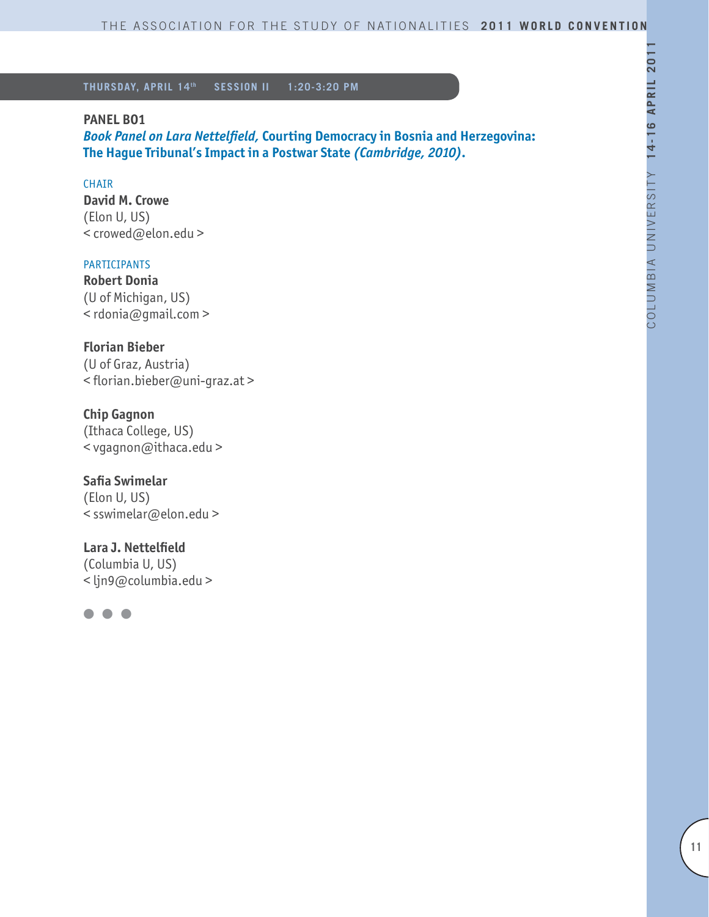**THURSDAY, APRIL 14th SESSION II 1:20-3:20 PM**

## PANEL B01

***Book Panel on Lara Nettelfield,* Courting Democracy in Bosnia and Herzegovina: The Hague Tribunal's Impact in a Postwar State *(Cambridge, 2010)*.**

CHAIR

**David M. Crowe**
(Elon U, US)
< crowed@elon.edu >

PARTICIPANTS

**Robert Donia**
(U of Michigan, US)
< rdonia@gmail.com >

**Florian Bieber**
(U of Graz, Austria)
< florian.bieber@uni-graz.at >

**Chip Gagnon**
(Ithaca College, US)
< vgagnon@ithaca.edu >

**Safia Swimelar**
(Elon U, US)
< sswimelar@elon.edu >

**Lara J. Nettelfield**
(Columbia U, US)
< ljn9@columbia.edu >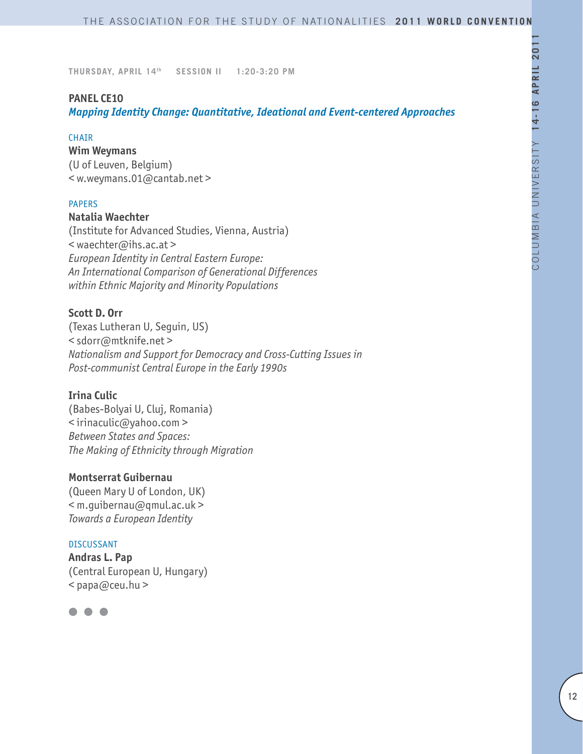THURSDAY, APRIL 14th SESSION II 1:20-3:20 PM

## PANEL CE10

### *Mapping Identity Change: Quantitative, Ideational and Event-centered Approaches*

CHAIR

**Wim Weymans**
(U of Leuven, Belgium)
< w.weymans.01@cantab.net >

PAPERS

**Natalia Waechter**
(Institute for Advanced Studies, Vienna, Austria)
< waechter@ihs.ac.at >
*European Identity in Central Eastern Europe: An International Comparison of Generational Differences within Ethnic Majority and Minority Populations*

**Scott D. Orr**
(Texas Lutheran U, Seguin, US)
< sdorr@mtknife.net >
*Nationalism and Support for Democracy and Cross-Cutting Issues in Post-communist Central Europe in the Early 1990s*

**Irina Culic**
(Babes-Bolyai U, Cluj, Romania)
< irinaculic@yahoo.com >
*Between States and Spaces: The Making of Ethnicity through Migration*

**Montserrat Guibernau**
(Queen Mary U of London, UK)
< m.guibernau@qmul.ac.uk >
*Towards a European Identity*

DISCUSSANT

**Andras L. Pap**
(Central European U, Hungary)
< papa@ceu.hu >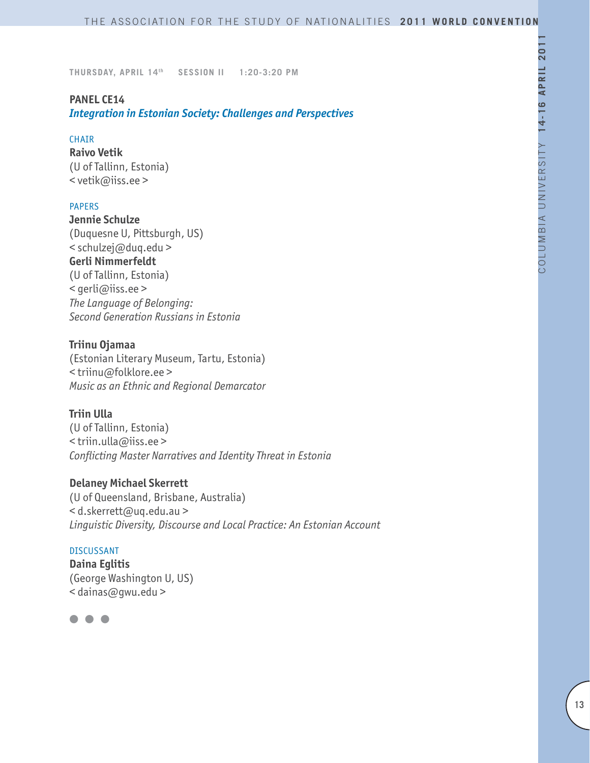THURSDAY, APRIL 14th SESSION II 1:20-3:20 PM

## PANEL CE14

### *Integration in Estonian Society: Challenges and Perspectives*

CHAIR

**Raivo Vetik**
(U of Tallinn, Estonia)
< vetik@iiss.ee >

PAPERS

**Jennie Schulze**
(Duquesne U, Pittsburgh, US)
< schulzej@duq.edu >
**Gerli Nimmerfeldt**
(U of Tallinn, Estonia)
< gerli@iiss.ee >
*The Language of Belonging: Second Generation Russians in Estonia*

**Triinu Ojamaa**
(Estonian Literary Museum, Tartu, Estonia)
< triinu@folklore.ee >
*Music as an Ethnic and Regional Demarcator*

**Triin Ulla**
(U of Tallinn, Estonia)
< triin.ulla@iiss.ee >
*Conflicting Master Narratives and Identity Threat in Estonia*

**Delaney Michael Skerrett**
(U of Queensland, Brisbane, Australia)
< d.skerrett@uq.edu.au >
*Linguistic Diversity, Discourse and Local Practice: An Estonian Account*

DISCUSSANT

**Daina Eglitis**
(George Washington U, US)
< dainas@gwu.edu >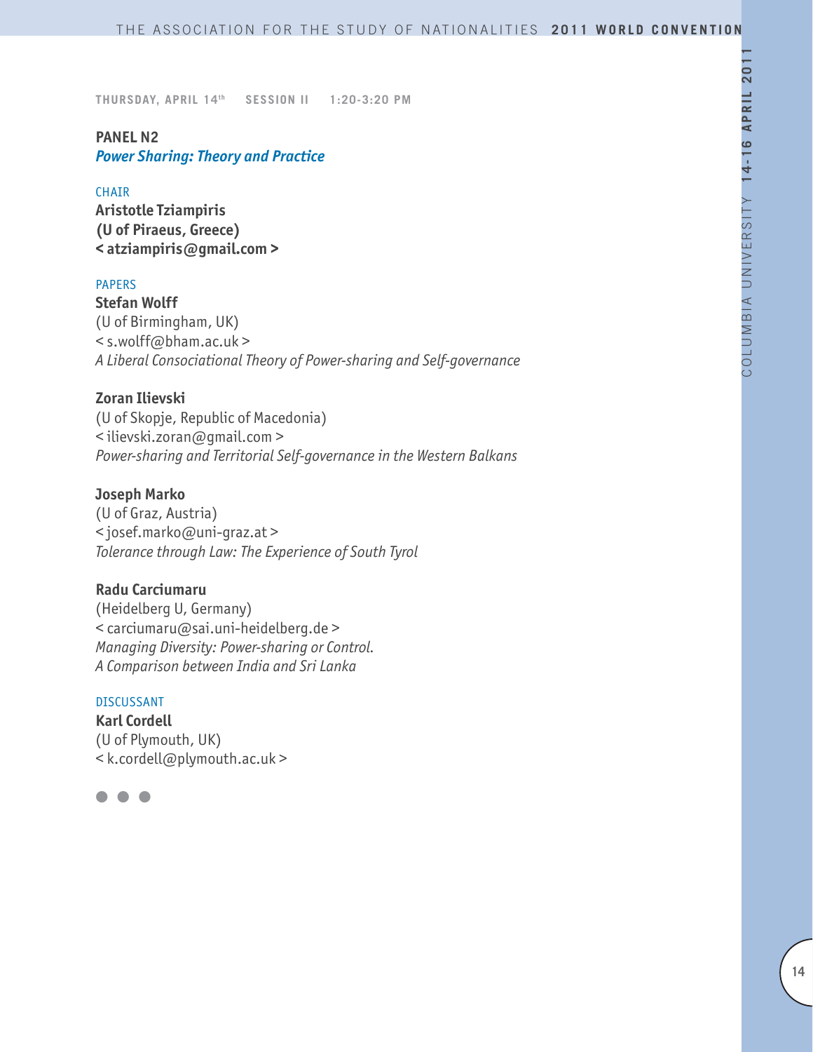**THURSDAY, APRIL 14th SESSION II 1:20-3:20 PM**

## PANEL N2

***Power Sharing: Theory and Practice***

CHAIR

**Aristotle Tziampiris**
**(U of Piraeus, Greece)**
**< atziampiris@gmail.com >**

PAPERS

**Stefan Wolff**
(U of Birmingham, UK)
< s.wolff@bham.ac.uk >
*A Liberal Consociational Theory of Power-sharing and Self-governance*

**Zoran Ilievski**
(U of Skopje, Republic of Macedonia)
< ilievski.zoran@gmail.com >
*Power-sharing and Territorial Self-governance in the Western Balkans*

**Joseph Marko**
(U of Graz, Austria)
< josef.marko@uni-graz.at >
*Tolerance through Law: The Experience of South Tyrol*

**Radu Carciumaru**
(Heidelberg U, Germany)
< carciumaru@sai.uni-heidelberg.de >
*Managing Diversity: Power-sharing or Control.*
*A Comparison between India and Sri Lanka*

DISCUSSANT

**Karl Cordell**
(U of Plymouth, UK)
< k.cordell@plymouth.ac.uk >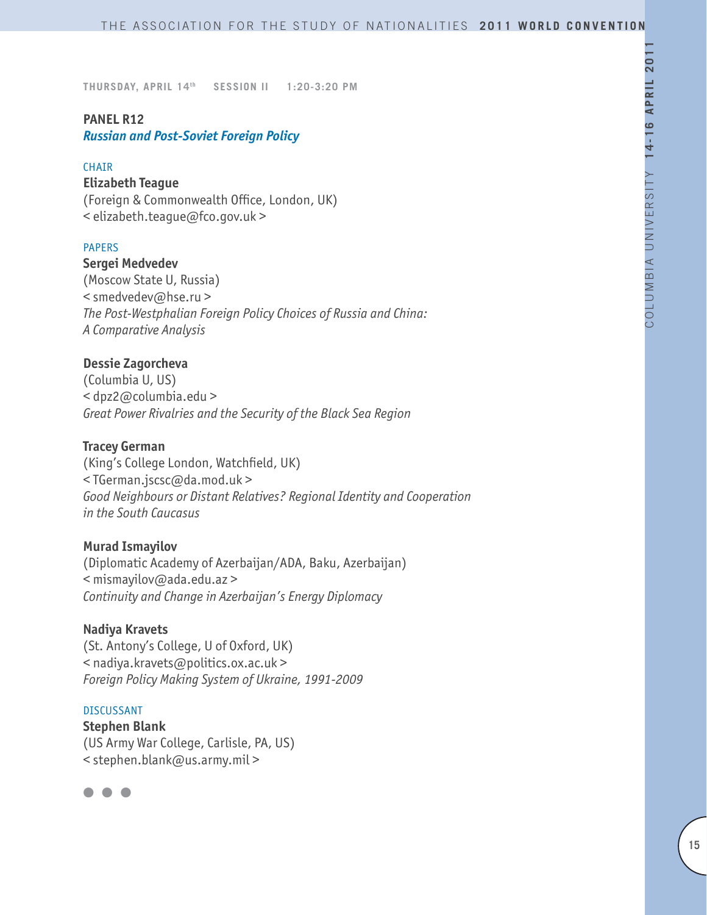**THURSDAY, APRIL 14th SESSION II 1:20-3:20 PM**

## PANEL R12
### *Russian and Post-Soviet Foreign Policy*

CHAIR

**Elizabeth Teague**
(Foreign & Commonwealth Office, London, UK)
< elizabeth.teague@fco.gov.uk >

PAPERS

**Sergei Medvedev**
(Moscow State U, Russia)
< smedvedev@hse.ru >
*The Post-Westphalian Foreign Policy Choices of Russia and China: A Comparative Analysis*

**Dessie Zagorcheva**
(Columbia U, US)
< dpz2@columbia.edu >
*Great Power Rivalries and the Security of the Black Sea Region*

**Tracey German**
(King's College London, Watchfield, UK)
< TGerman.jscsc@da.mod.uk >
*Good Neighbours or Distant Relatives? Regional Identity and Cooperation in the South Caucasus*

**Murad Ismayilov**
(Diplomatic Academy of Azerbaijan/ADA, Baku, Azerbaijan)
< mismayilov@ada.edu.az >
*Continuity and Change in Azerbaijan's Energy Diplomacy*

**Nadiya Kravets**
(St. Antony's College, U of Oxford, UK)
< nadiya.kravets@politics.ox.ac.uk >
*Foreign Policy Making System of Ukraine, 1991-2009*

DISCUSSANT

**Stephen Blank**
(US Army War College, Carlisle, PA, US)
< stephen.blank@us.army.mil >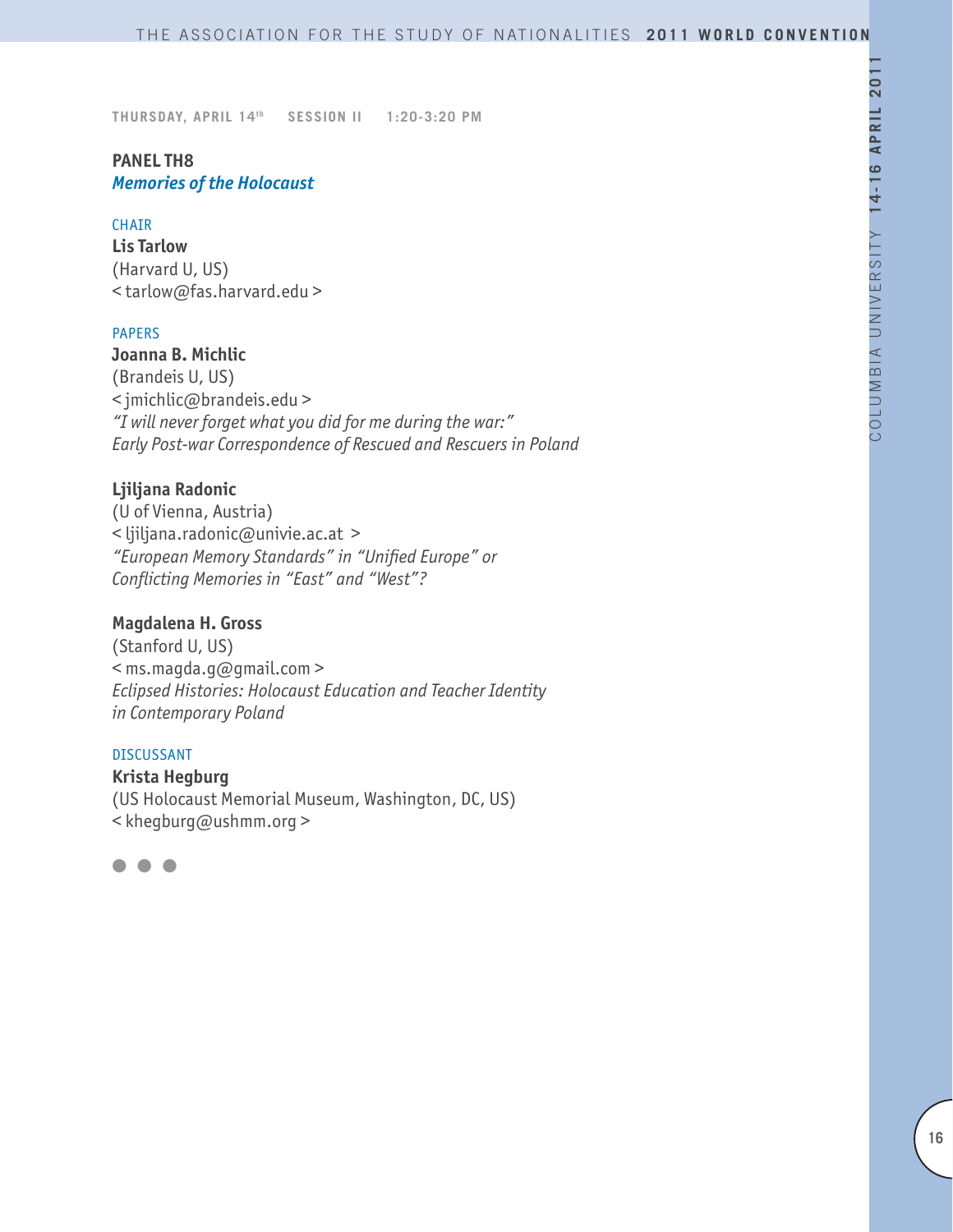**THURSDAY, APRIL 14th SESSION II 1:20-3:20 PM**

## PANEL TH8
### *Memories of the Holocaust*

CHAIR

**Lis Tarlow**
(Harvard U, US)
< tarlow@fas.harvard.edu >

PAPERS

**Joanna B. Michlic**
(Brandeis U, US)
< jmichlic@brandeis.edu >
*"I will never forget what you did for me during the war:" Early Post-war Correspondence of Rescued and Rescuers in Poland*

**Ljiljana Radonic**
(U of Vienna, Austria)
< ljiljana.radonic@univie.ac.at >
*"European Memory Standards" in "Unified Europe" or Conflicting Memories in "East" and "West"?*

**Magdalena H. Gross**
(Stanford U, US)
< ms.magda.g@gmail.com >
*Eclipsed Histories: Holocaust Education and Teacher Identity in Contemporary Poland*

DISCUSSANT

**Krista Hegburg**
(US Holocaust Memorial Museum, Washington, DC, US)
< khegburg@ushmm.org >

● ● ●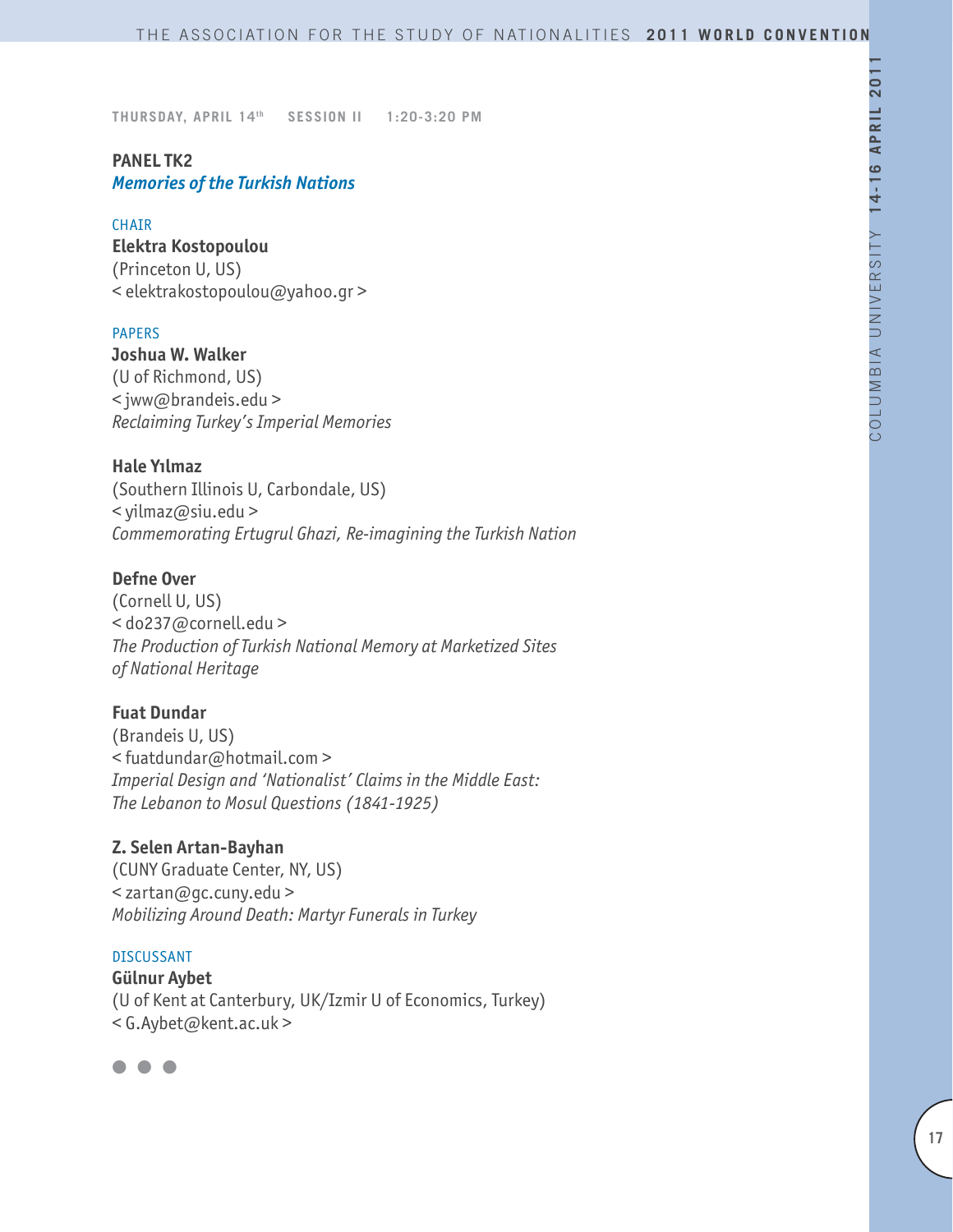THURSDAY, APRIL 14th SESSION II 1:20-3:20 PM

## PANEL TK2

***Memories of the Turkish Nations***

CHAIR

**Elektra Kostopoulou**
(Princeton U, US)
< elektrakostopoulou@yahoo.gr >

PAPERS

**Joshua W. Walker**
(U of Richmond, US)
< jww@brandeis.edu >
*Reclaiming Turkey's Imperial Memories*

**Hale Yılmaz**
(Southern Illinois U, Carbondale, US)
< yilmaz@siu.edu >
*Commemorating Ertugrul Ghazi, Re-imagining the Turkish Nation*

**Defne Over**
(Cornell U, US)
< do237@cornell.edu >
*The Production of Turkish National Memory at Marketized Sites of National Heritage*

**Fuat Dundar**
(Brandeis U, US)
< fuatdundar@hotmail.com >
*Imperial Design and 'Nationalist' Claims in the Middle East: The Lebanon to Mosul Questions (1841-1925)*

**Z. Selen Artan-Bayhan**
(CUNY Graduate Center, NY, US)
< zartan@gc.cuny.edu >
*Mobilizing Around Death: Martyr Funerals in Turkey*

DISCUSSANT

**Gülnur Aybet**
(U of Kent at Canterbury, UK/Izmir U of Economics, Turkey)
< G.Aybet@kent.ac.uk >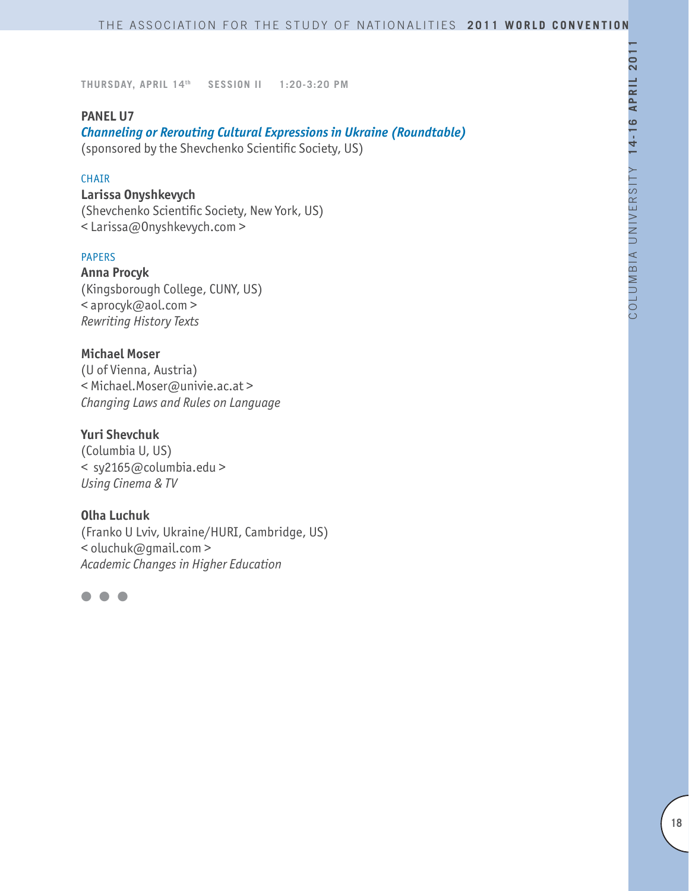**THURSDAY, APRIL 14th SESSION II 1:20-3:20 PM**

## PANEL U7

### *Channeling or Rerouting Cultural Expressions in Ukraine (Roundtable)*

(sponsored by the Shevchenko Scientific Society, US)

CHAIR

**Larissa Onyshkevych**
(Shevchenko Scientific Society, New York, US)
< Larissa@Onyshkevych.com >

PAPERS

**Anna Procyk**
(Kingsborough College, CUNY, US)
< aprocyk@aol.com >
*Rewriting History Texts*

**Michael Moser**
(U of Vienna, Austria)
< Michael.Moser@univie.ac.at >
*Changing Laws and Rules on Language*

**Yuri Shevchuk**
(Columbia U, US)
< sy2165@columbia.edu >
*Using Cinema & TV*

**Olha Luchuk**
(Franko U Lviv, Ukraine/HURI, Cambridge, US)
< oluchuk@gmail.com >
*Academic Changes in Higher Education*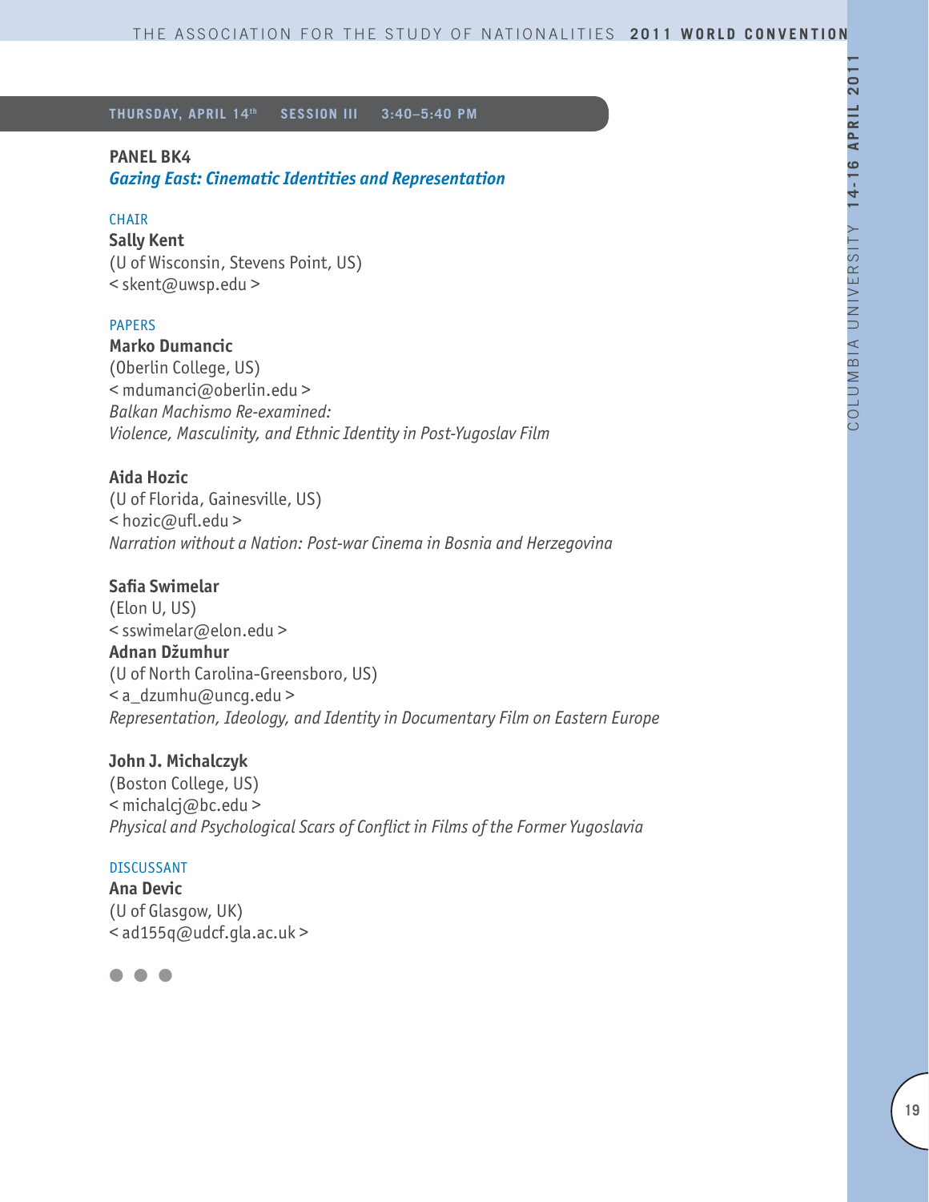**THURSDAY, APRIL 14th SESSION III 3:40–5:40 PM**

## PANEL BK4
### *Gazing East: Cinematic Identities and Representation*

CHAIR

**Sally Kent**
(U of Wisconsin, Stevens Point, US)
< skent@uwsp.edu >

PAPERS

**Marko Dumancic**
(Oberlin College, US)
< mdumanci@oberlin.edu >
*Balkan Machismo Re-examined:*
*Violence, Masculinity, and Ethnic Identity in Post-Yugoslav Film*

**Aida Hozic**
(U of Florida, Gainesville, US)
< hozic@ufl.edu >
*Narration without a Nation: Post-war Cinema in Bosnia and Herzegovina*

**Safia Swimelar**
(Elon U, US)
< sswimelar@elon.edu >
**Adnan Džumhur**
(U of North Carolina-Greensboro, US)
< a_dzumhu@uncg.edu >
*Representation, Ideology, and Identity in Documentary Film on Eastern Europe*

**John J. Michalczyk**
(Boston College, US)
< michalcj@bc.edu >
*Physical and Psychological Scars of Conflict in Films of the Former Yugoslavia*

DISCUSSANT

**Ana Devic**
(U of Glasgow, UK)
< ad155q@udcf.gla.ac.uk >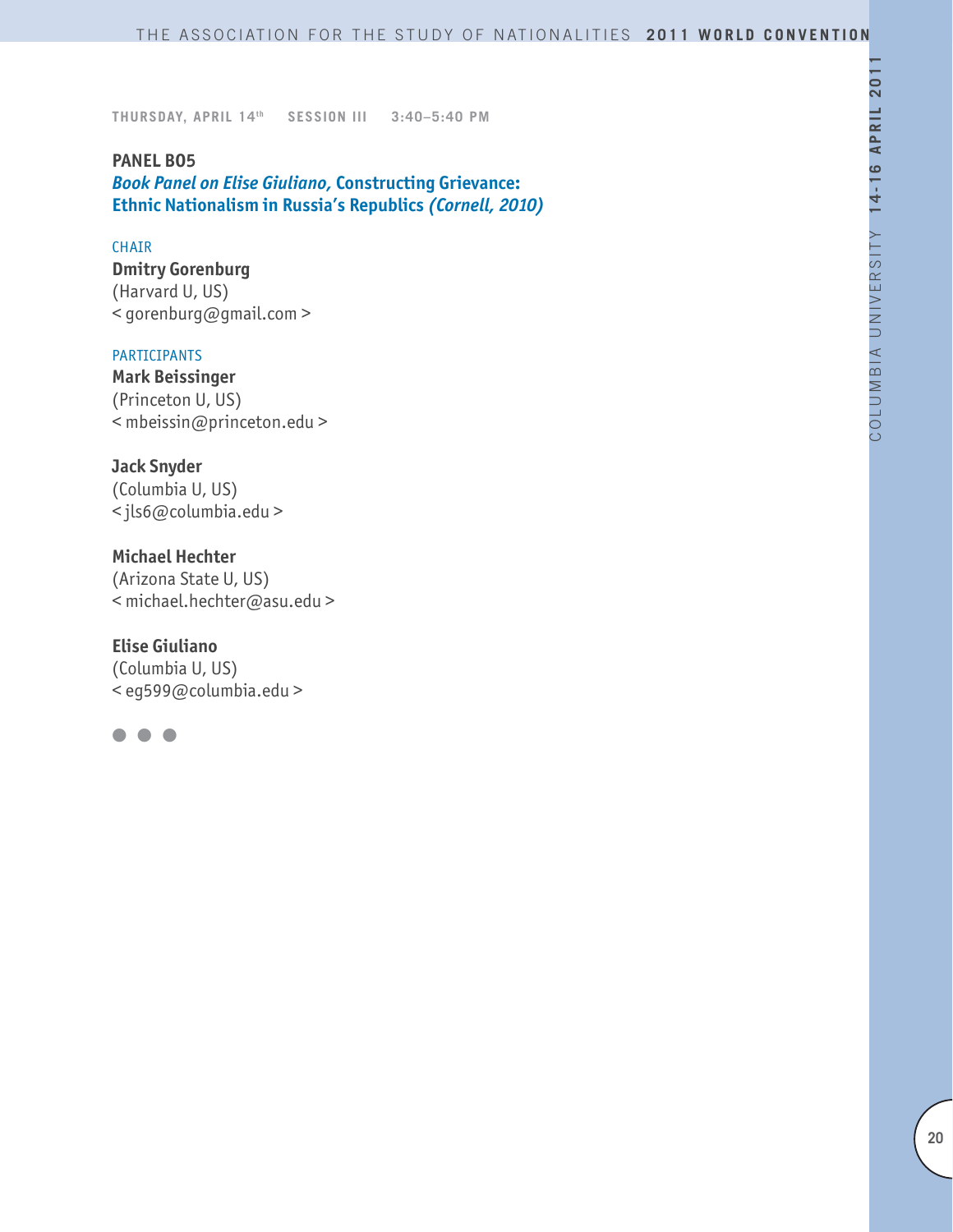THURSDAY, APRIL 14th SESSION III 3:40–5:40 PM

## PANEL B05

### *Book Panel on Elise Giuliano,* Constructing Grievance: Ethnic Nationalism in Russia's Republics *(Cornell, 2010)*

CHAIR

**Dmitry Gorenburg**
(Harvard U, US)
< gorenburg@gmail.com >

PARTICIPANTS

**Mark Beissinger**
(Princeton U, US)
< mbeissin@princeton.edu >

**Jack Snyder**
(Columbia U, US)
< jls6@columbia.edu >

**Michael Hechter**
(Arizona State U, US)
< michael.hechter@asu.edu >

**Elise Giuliano**
(Columbia U, US)
< eg599@columbia.edu >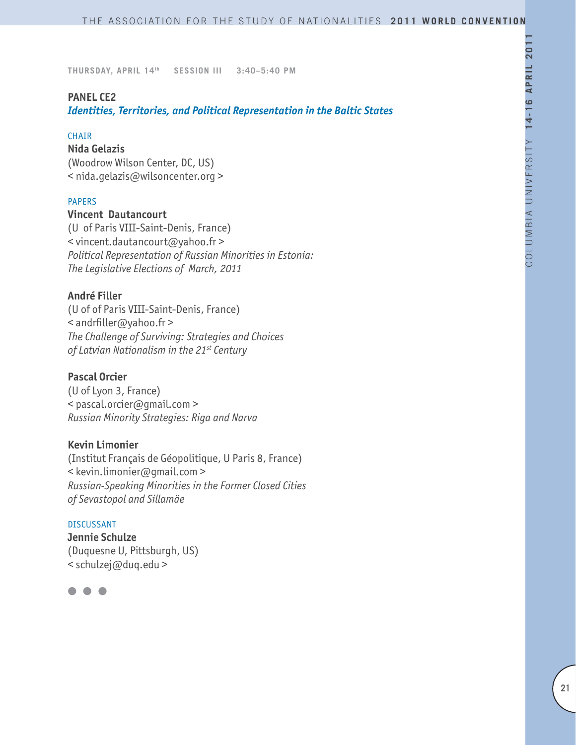**THURSDAY, APRIL 14th SESSION III 3:40–5:40 PM**

## PANEL CE2

### *Identities, Territories, and Political Representation in the Baltic States*

CHAIR

**Nida Gelazis**
(Woodrow Wilson Center, DC, US)
< nida.gelazis@wilsoncenter.org >

PAPERS

**Vincent Dautancourt**
(U of Paris VIII-Saint-Denis, France)
< vincent.dautancourt@yahoo.fr >
*Political Representation of Russian Minorities in Estonia: The Legislative Elections of March, 2011*

**André Filler**
(U of of Paris VIII-Saint-Denis, France)
< andrfiller@yahoo.fr >
*The Challenge of Surviving: Strategies and Choices of Latvian Nationalism in the 21st Century*

**Pascal Orcier**
(U of Lyon 3, France)
< pascal.orcier@gmail.com >
*Russian Minority Strategies: Riga and Narva*

**Kevin Limonier**
(Institut Français de Géopolitique, U Paris 8, France)
< kevin.limonier@gmail.com >
*Russian-Speaking Minorities in the Former Closed Cities of Sevastopol and Sillamäe*

DISCUSSANT

**Jennie Schulze**
(Duquesne U, Pittsburgh, US)
< schulzej@duq.edu >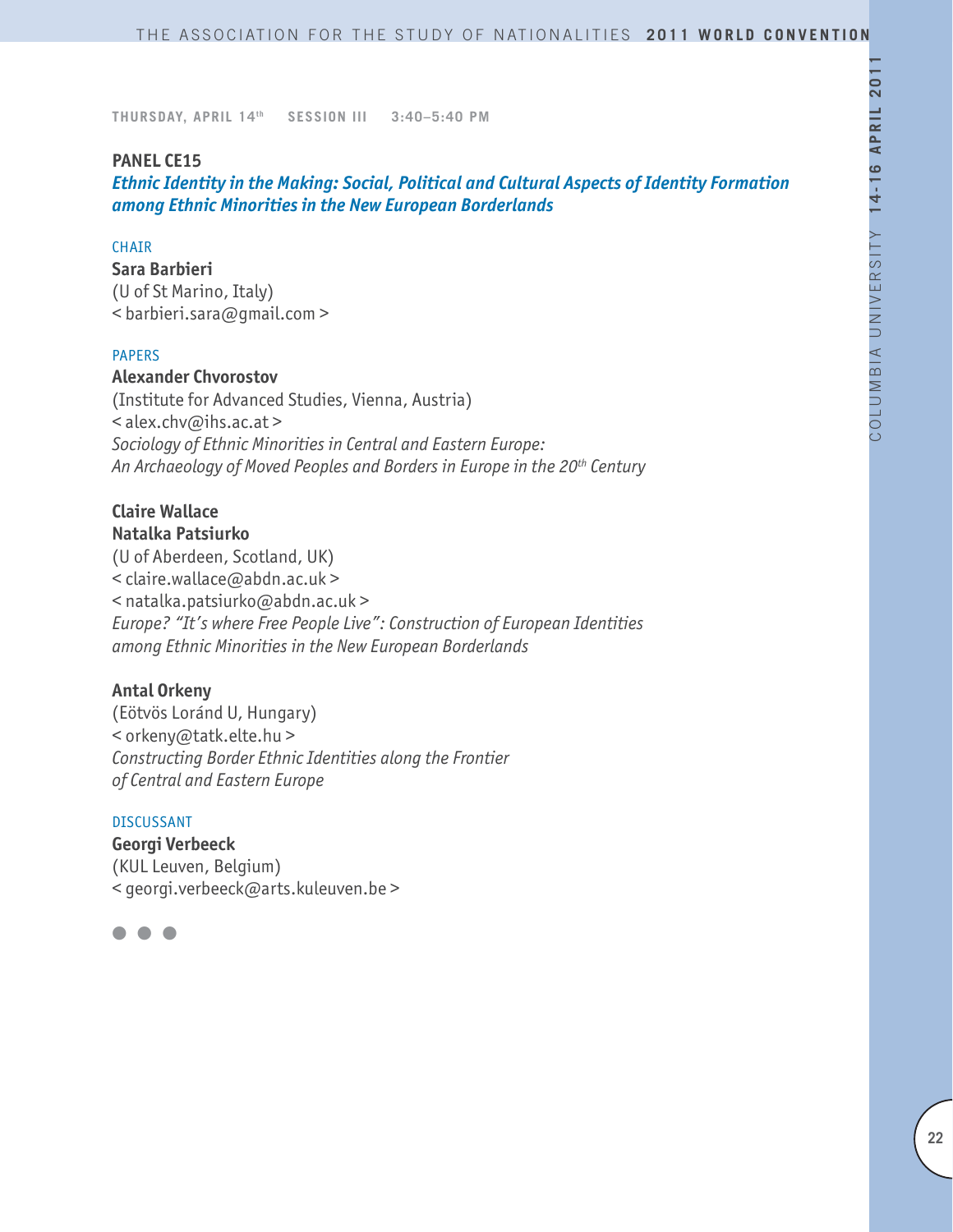**THURSDAY, APRIL 14th SESSION III 3:40–5:40 PM**

## PANEL CE15

### *Ethnic Identity in the Making: Social, Political and Cultural Aspects of Identity Formation among Ethnic Minorities in the New European Borderlands*

CHAIR

**Sara Barbieri**
(U of St Marino, Italy)
< barbieri.sara@gmail.com >

PAPERS

**Alexander Chvorostov**
(Institute for Advanced Studies, Vienna, Austria)
< alex.chv@ihs.ac.at >
*Sociology of Ethnic Minorities in Central and Eastern Europe: An Archaeology of Moved Peoples and Borders in Europe in the 20th Century*

**Claire Wallace**
**Natalka Patsiurko**
(U of Aberdeen, Scotland, UK)
< claire.wallace@abdn.ac.uk >
< natalka.patsiurko@abdn.ac.uk >
*Europe? "It's where Free People Live": Construction of European Identities among Ethnic Minorities in the New European Borderlands*

**Antal Orkeny**
(Eötvös Loránd U, Hungary)
< orkeny@tatk.elte.hu >
*Constructing Border Ethnic Identities along the Frontier of Central and Eastern Europe*

DISCUSSANT

**Georgi Verbeeck**
(KUL Leuven, Belgium)
< georgi.verbeeck@arts.kuleuven.be >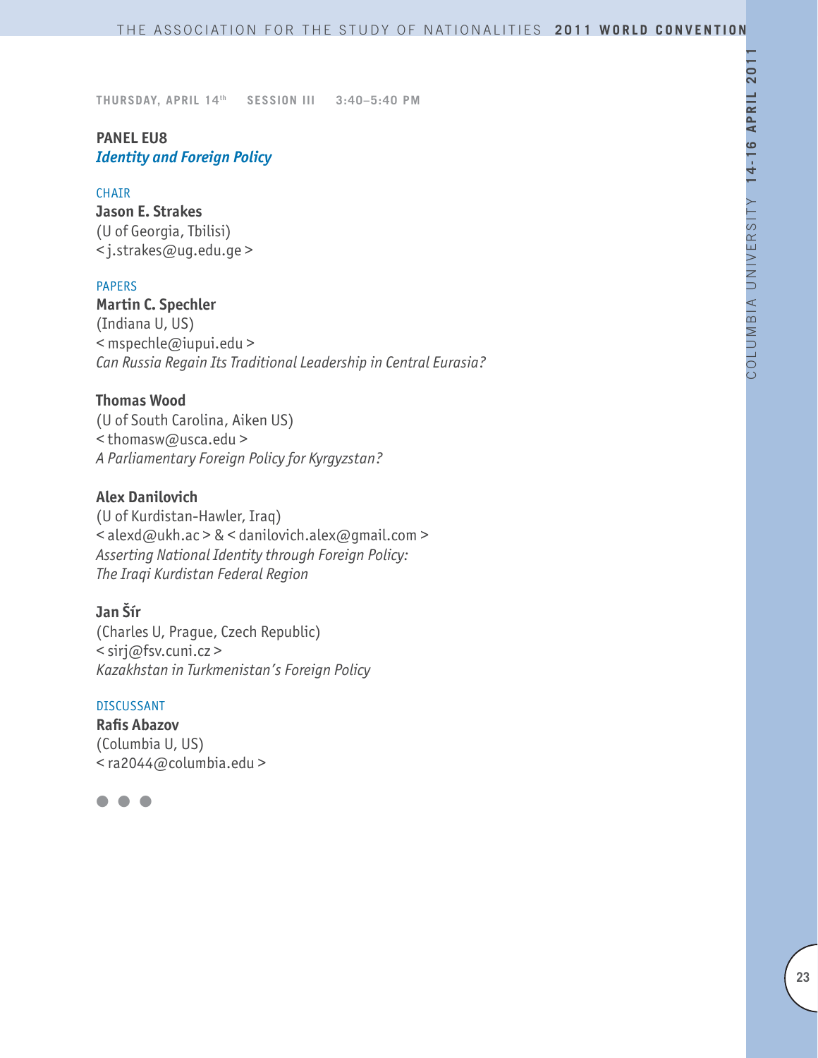THURSDAY, APRIL 14th SESSION III 3:40–5:40 PM

## PANEL EU8
### *Identity and Foreign Policy*

CHAIR

**Jason E. Strakes**
(U of Georgia, Tbilisi)
< j.strakes@ug.edu.ge >

PAPERS

**Martin C. Spechler**
(Indiana U, US)
< mspechle@iupui.edu >
*Can Russia Regain Its Traditional Leadership in Central Eurasia?*

**Thomas Wood**
(U of South Carolina, Aiken US)
< thomasw@usca.edu >
*A Parliamentary Foreign Policy for Kyrgyzstan?*

**Alex Danilovich**
(U of Kurdistan-Hawler, Iraq)
< alexd@ukh.ac > & < danilovich.alex@gmail.com >
*Asserting National Identity through Foreign Policy:*
*The Iraqi Kurdistan Federal Region*

**Jan Šír**
(Charles U, Prague, Czech Republic)
< sirj@fsv.cuni.cz >
*Kazakhstan in Turkmenistan's Foreign Policy*

DISCUSSANT

**Rafis Abazov**
(Columbia U, US)
< ra2044@columbia.edu >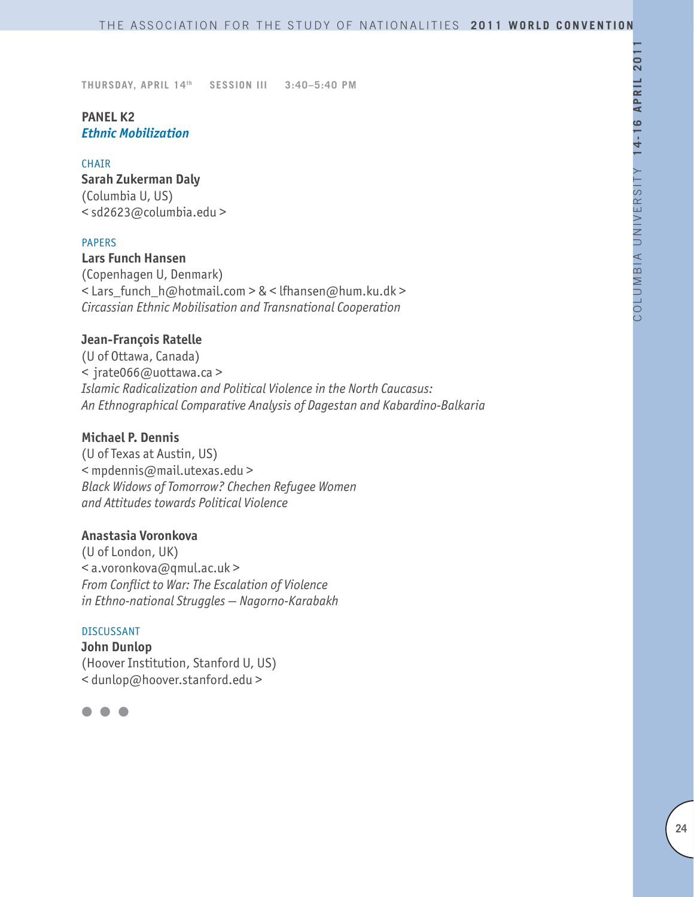THURSDAY, APRIL 14th SESSION III 3:40–5:40 PM

## PANEL K2
### *Ethnic Mobilization*

CHAIR

**Sarah Zukerman Daly**
(Columbia U, US)
< sd2623@columbia.edu >

PAPERS

**Lars Funch Hansen**
(Copenhagen U, Denmark)
< Lars_funch_h@hotmail.com > & < lfhansen@hum.ku.dk >
*Circassian Ethnic Mobilisation and Transnational Cooperation*

**Jean-François Ratelle**
(U of Ottawa, Canada)
< jrate066@uottawa.ca >
*Islamic Radicalization and Political Violence in the North Caucasus: An Ethnographical Comparative Analysis of Dagestan and Kabardino-Balkaria*

**Michael P. Dennis**
(U of Texas at Austin, US)
< mpdennis@mail.utexas.edu >
*Black Widows of Tomorrow? Chechen Refugee Women and Attitudes towards Political Violence*

**Anastasia Voronkova**
(U of London, UK)
< a.voronkova@qmul.ac.uk >
*From Conflict to War: The Escalation of Violence in Ethno-national Struggles — Nagorno-Karabakh*

DISCUSSANT

**John Dunlop**
(Hoover Institution, Stanford U, US)
< dunlop@hoover.stanford.edu >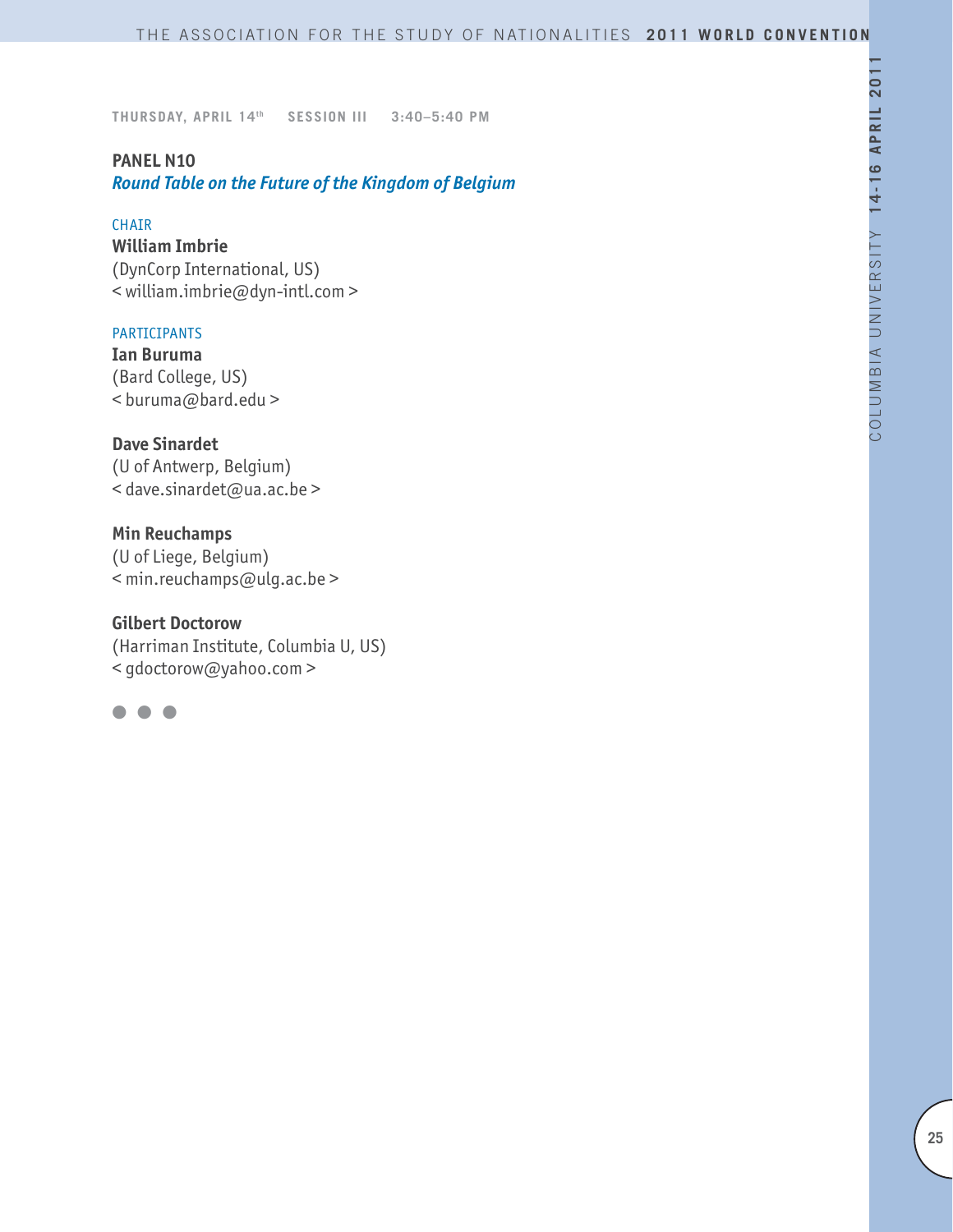THURSDAY, APRIL 14th    SESSION III    3:40–5:40 PM

## PANEL N10

### *Round Table on the Future of the Kingdom of Belgium*

CHAIR

**William Imbrie**
(DynCorp International, US)
< william.imbrie@dyn-intl.com >

PARTICIPANTS

**Ian Buruma**
(Bard College, US)
< buruma@bard.edu >

**Dave Sinardet**
(U of Antwerp, Belgium)
< dave.sinardet@ua.ac.be >

**Min Reuchamps**
(U of Liege, Belgium)
< min.reuchamps@ulg.ac.be >

**Gilbert Doctorow**
(Harriman Institute, Columbia U, US)
< gdoctorow@yahoo.com >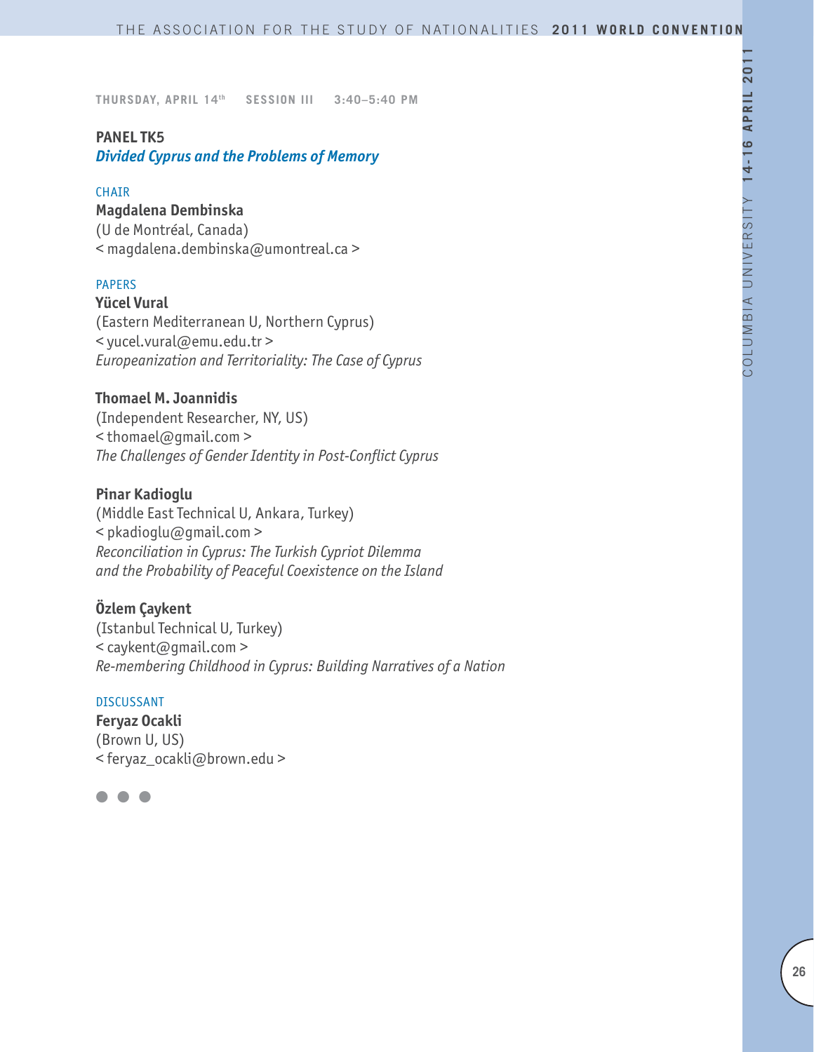**THURSDAY, APRIL 14th  SESSION III  3:40–5:40 PM**

## PANEL TK5
### *Divided Cyprus and the Problems of Memory*

CHAIR

**Magdalena Dembinska**
(U de Montréal, Canada)
< magdalena.dembinska@umontreal.ca >

PAPERS

**Yücel Vural**
(Eastern Mediterranean U, Northern Cyprus)
< yucel.vural@emu.edu.tr >
*Europeanization and Territoriality: The Case of Cyprus*

**Thomael M. Joannidis**
(Independent Researcher, NY, US)
< thomael@gmail.com >
*The Challenges of Gender Identity in Post-Conflict Cyprus*

**Pinar Kadioglu**
(Middle East Technical U, Ankara, Turkey)
< pkadioglu@gmail.com >
*Reconciliation in Cyprus: The Turkish Cypriot Dilemma and the Probability of Peaceful Coexistence on the Island*

**Özlem Çaykent**
(Istanbul Technical U, Turkey)
< caykent@gmail.com >
*Re-membering Childhood in Cyprus: Building Narratives of a Nation*

DISCUSSANT

**Feryaz Ocakli**
(Brown U, US)
< feryaz_ocakli@brown.edu >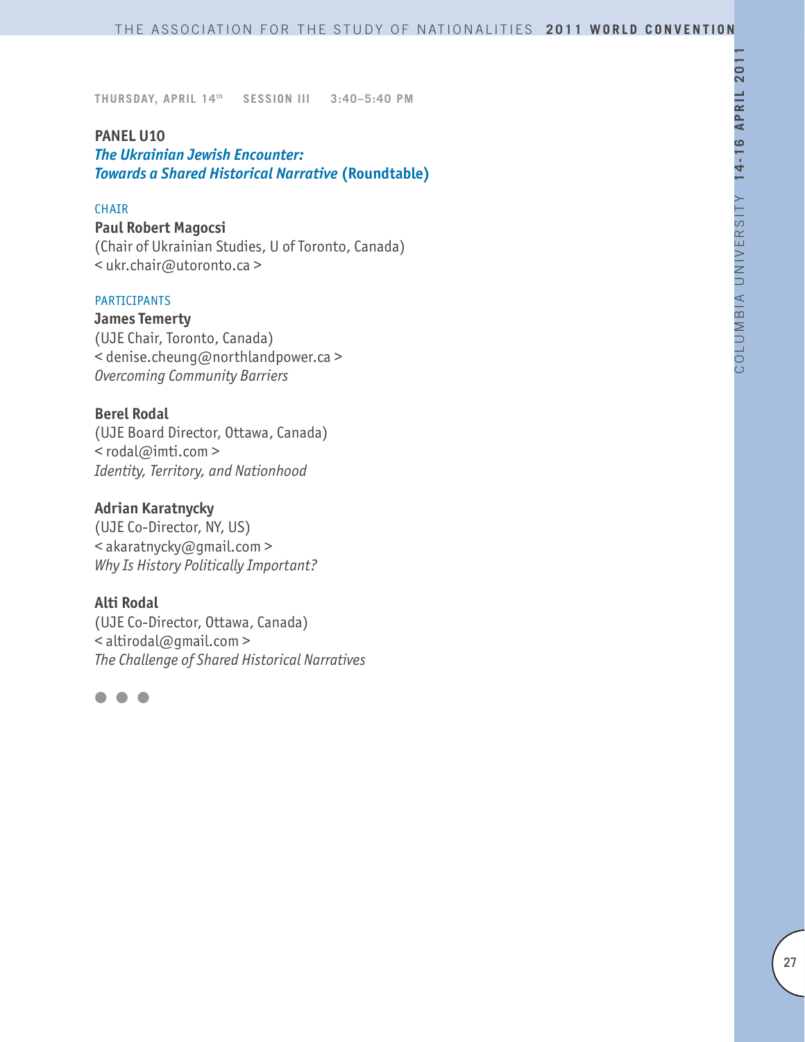**THURSDAY, APRIL 14th SESSION III 3:40–5:40 PM**

## PANEL U10
### *The Ukrainian Jewish Encounter: Towards a Shared Historical Narrative* (Roundtable)

CHAIR

**Paul Robert Magocsi**
(Chair of Ukrainian Studies, U of Toronto, Canada)
< ukr.chair@utoronto.ca >

PARTICIPANTS

**James Temerty**
(UJE Chair, Toronto, Canada)
< denise.cheung@northlandpower.ca >
*Overcoming Community Barriers*

**Berel Rodal**
(UJE Board Director, Ottawa, Canada)
< rodal@imti.com >
*Identity, Territory, and Nationhood*

**Adrian Karatnycky**
(UJE Co-Director, NY, US)
< akaratnycky@gmail.com >
*Why Is History Politically Important?*

**Alti Rodal**
(UJE Co-Director, Ottawa, Canada)
< altirodal@gmail.com >
*The Challenge of Shared Historical Narratives*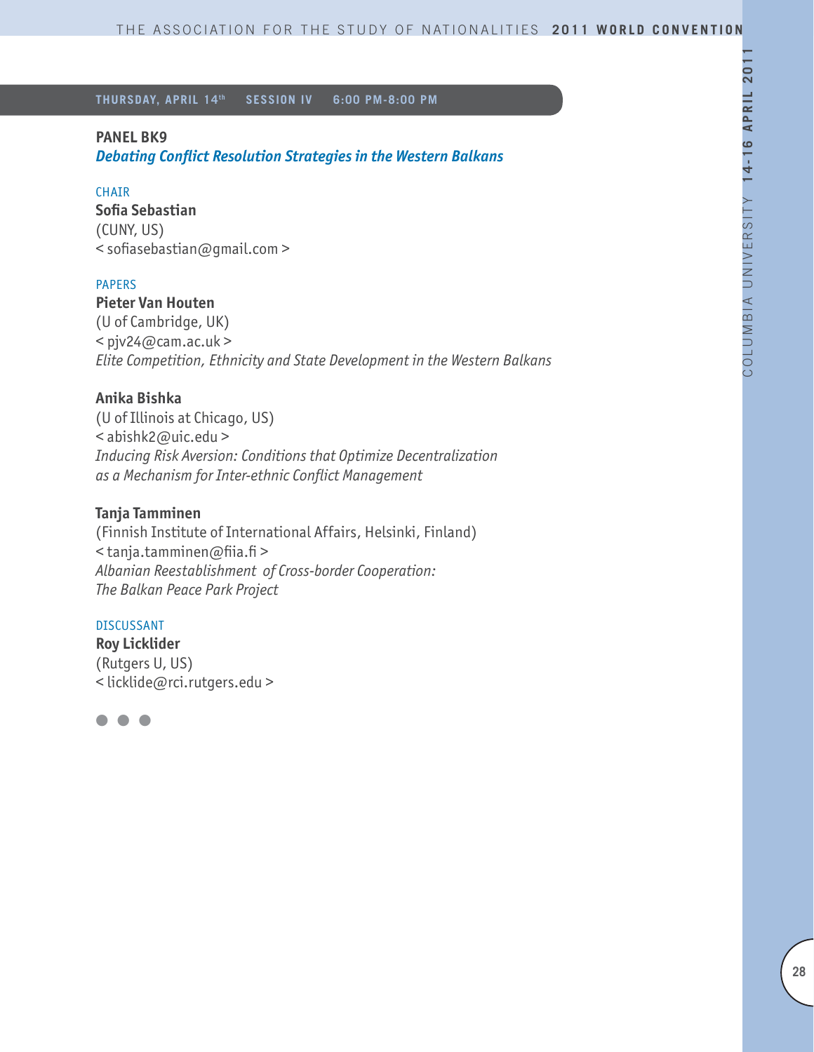**THURSDAY, APRIL 14th SESSION IV 6:00 PM-8:00 PM**

## PANEL BK9

### *Debating Conflict Resolution Strategies in the Western Balkans*

CHAIR

**Sofia Sebastian**
(CUNY, US)
< sofiasebastian@gmail.com >

PAPERS

**Pieter Van Houten**
(U of Cambridge, UK)
< pjv24@cam.ac.uk >
*Elite Competition, Ethnicity and State Development in the Western Balkans*

**Anika Bishka**
(U of Illinois at Chicago, US)
< abishk2@uic.edu >
*Inducing Risk Aversion: Conditions that Optimize Decentralization as a Mechanism for Inter-ethnic Conflict Management*

**Tanja Tamminen**
(Finnish Institute of International Affairs, Helsinki, Finland)
< tanja.tamminen@fiia.fi >
*Albanian Reestablishment of Cross-border Cooperation: The Balkan Peace Park Project*

DISCUSSANT

**Roy Licklider**
(Rutgers U, US)
< licklide@rci.rutgers.edu >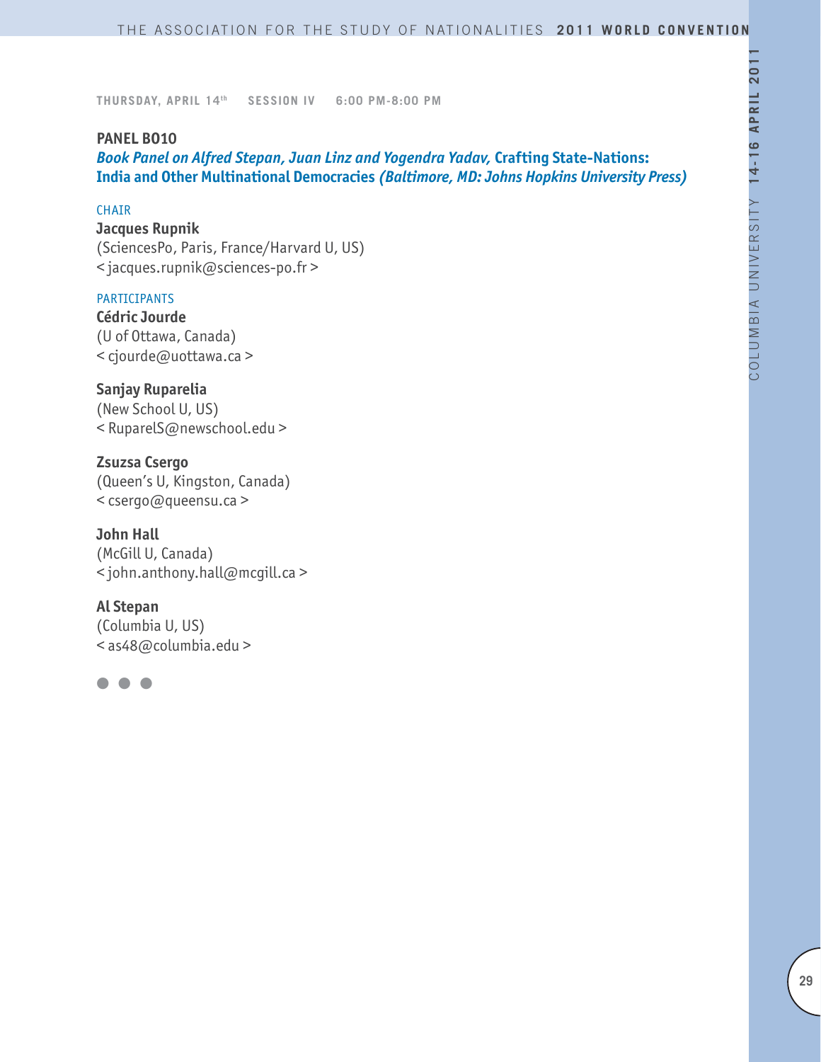THURSDAY, APRIL 14th SESSION IV 6:00 PM-8:00 PM

### PANEL BO10

***Book Panel on Alfred Stepan, Juan Linz and Yogendra Yadav,* Crafting State-Nations: India and Other Multinational Democracies *(Baltimore, MD: Johns Hopkins University Press)***

CHAIR

**Jacques Rupnik**
(SciencesPo, Paris, France/Harvard U, US)
< jacques.rupnik@sciences-po.fr >

PARTICIPANTS

**Cédric Jourde**
(U of Ottawa, Canada)
< cjourde@uottawa.ca >

**Sanjay Ruparelia**
(New School U, US)
< RuparelS@newschool.edu >

**Zsuzsa Csergo**
(Queen's U, Kingston, Canada)
< csergo@queensu.ca >

**John Hall**
(McGill U, Canada)
< john.anthony.hall@mcgill.ca >

**Al Stepan**
(Columbia U, US)
< as48@columbia.edu >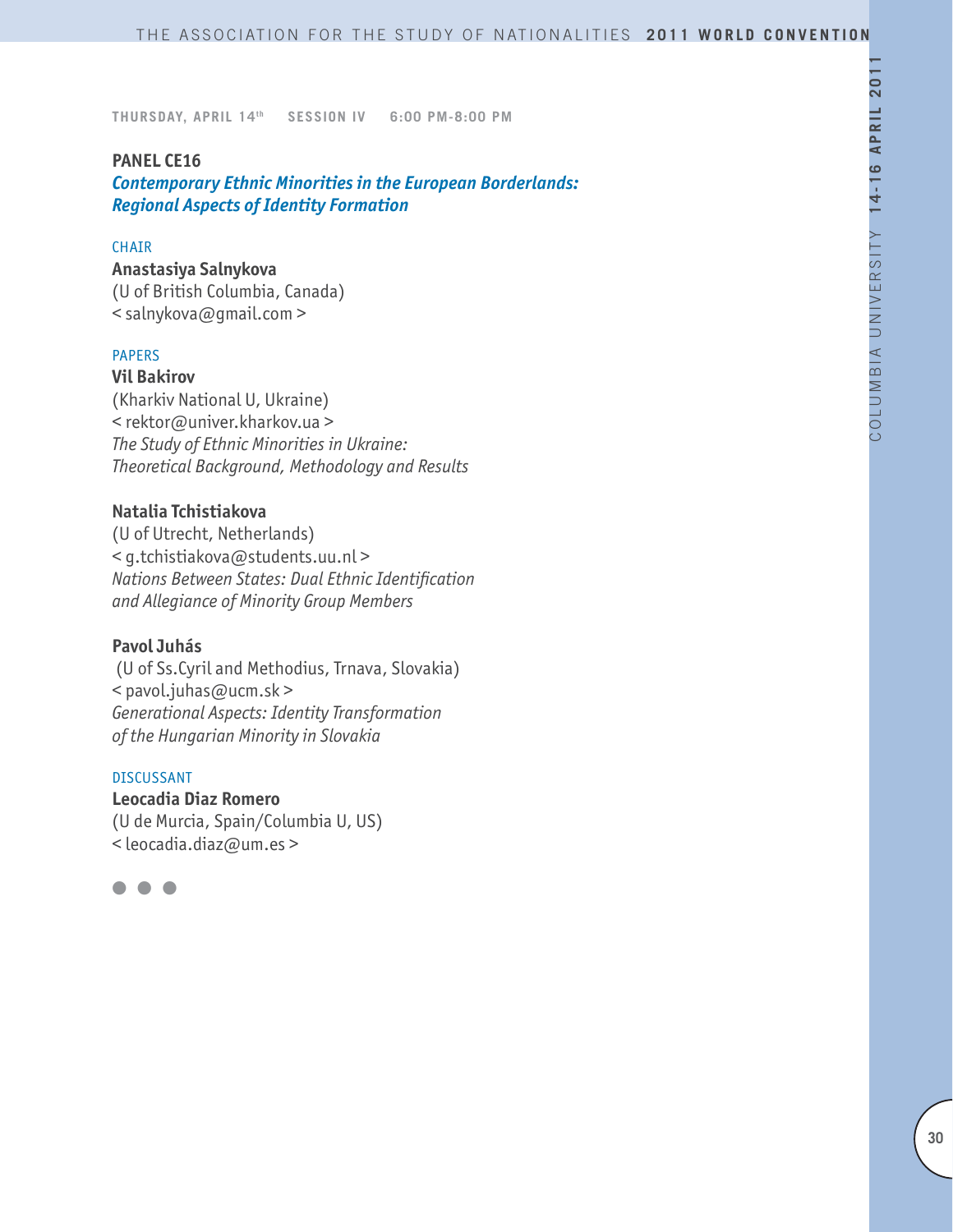**THURSDAY, APRIL 14th SESSION IV 6:00 PM-8:00 PM**

## PANEL CE16

### *Contemporary Ethnic Minorities in the European Borderlands: Regional Aspects of Identity Formation*

CHAIR

**Anastasiya Salnykova**
(U of British Columbia, Canada)
< salnykova@gmail.com >

PAPERS

**Vil Bakirov**
(Kharkiv National U, Ukraine)
< rektor@univer.kharkov.ua >
*The Study of Ethnic Minorities in Ukraine: Theoretical Background, Methodology and Results*

**Natalia Tchistiakova**
(U of Utrecht, Netherlands)
< g.tchistiakova@students.uu.nl >
*Nations Between States: Dual Ethnic Identification and Allegiance of Minority Group Members*

**Pavol Juhás**
(U of Ss.Cyril and Methodius, Trnava, Slovakia)
< pavol.juhas@ucm.sk >
*Generational Aspects: Identity Transformation of the Hungarian Minority in Slovakia*

DISCUSSANT

**Leocadia Diaz Romero**
(U de Murcia, Spain/Columbia U, US)
< leocadia.diaz@um.es >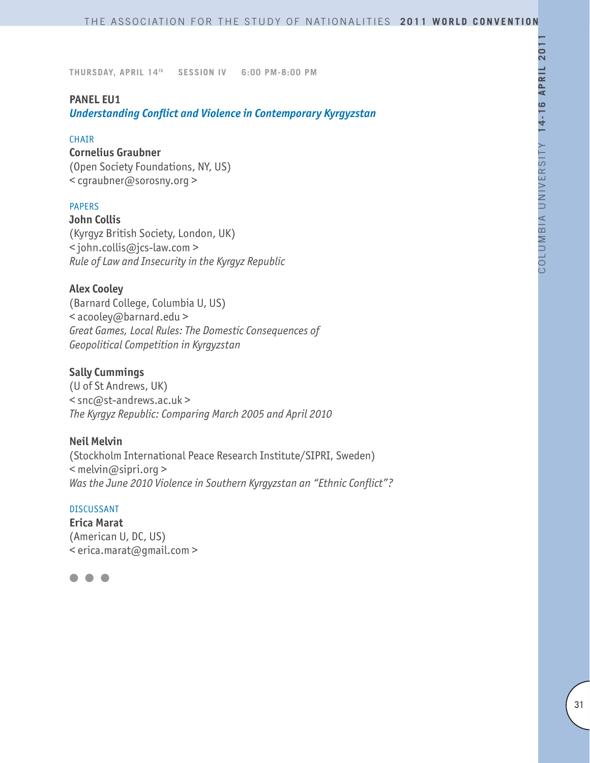THURSDAY, APRIL 14th SESSION IV 6:00 PM-8:00 PM

## PANEL EU1

### *Understanding Conflict and Violence in Contemporary Kyrgyzstan*

CHAIR

**Cornelius Graubner**
(Open Society Foundations, NY, US)
< cgraubner@sorosny.org >

PAPERS

**John Collis**
(Kyrgyz British Society, London, UK)
< john.collis@jcs-law.com >
*Rule of Law and Insecurity in the Kyrgyz Republic*

**Alex Cooley**
(Barnard College, Columbia U, US)
< acooley@barnard.edu >
*Great Games, Local Rules: The Domestic Consequences of Geopolitical Competition in Kyrgyzstan*

**Sally Cummings**
(U of St Andrews, UK)
< snc@st-andrews.ac.uk >
*The Kyrgyz Republic: Comparing March 2005 and April 2010*

**Neil Melvin**
(Stockholm International Peace Research Institute/SIPRI, Sweden)
< melvin@sipri.org >
*Was the June 2010 Violence in Southern Kyrgyzstan an "Ethnic Conflict"?*

DISCUSSANT

**Erica Marat**
(American U, DC, US)
< erica.marat@gmail.com >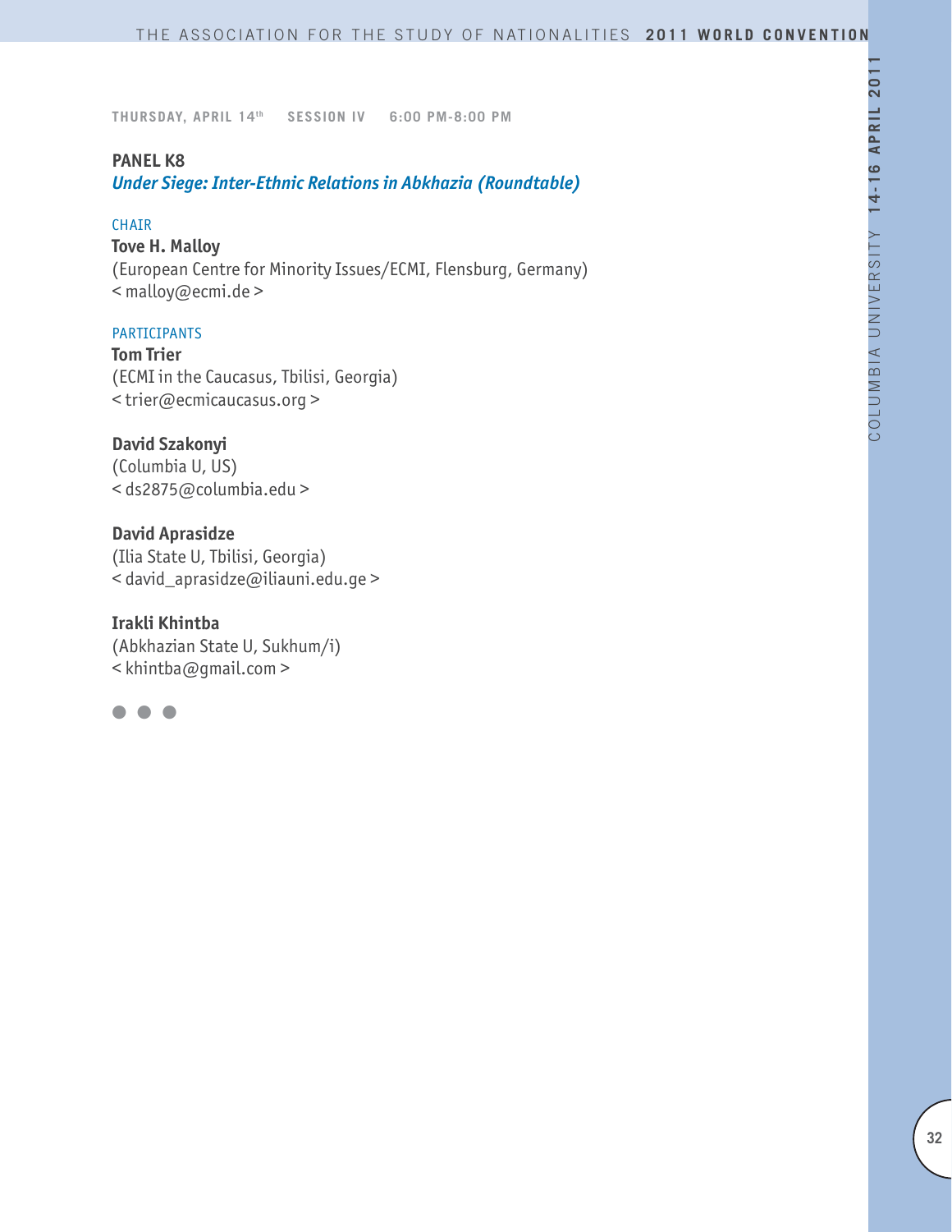THURSDAY, APRIL 14th SESSION IV 6:00 PM-8:00 PM

## PANEL K8

***Under Siege: Inter-Ethnic Relations in Abkhazia (Roundtable)***

CHAIR

**Tove H. Malloy**
(European Centre for Minority Issues/ECMI, Flensburg, Germany)
< malloy@ecmi.de >

PARTICIPANTS

**Tom Trier**
(ECMI in the Caucasus, Tbilisi, Georgia)
< trier@ecmicaucasus.org >

**David Szakonyi**
(Columbia U, US)
< ds2875@columbia.edu >

**David Aprasidze**
(Ilia State U, Tbilisi, Georgia)
< david_aprasidze@iliauni.edu.ge >

**Irakli Khintba**
(Abkhazian State U, Sukhum/i)
< khintba@gmail.com >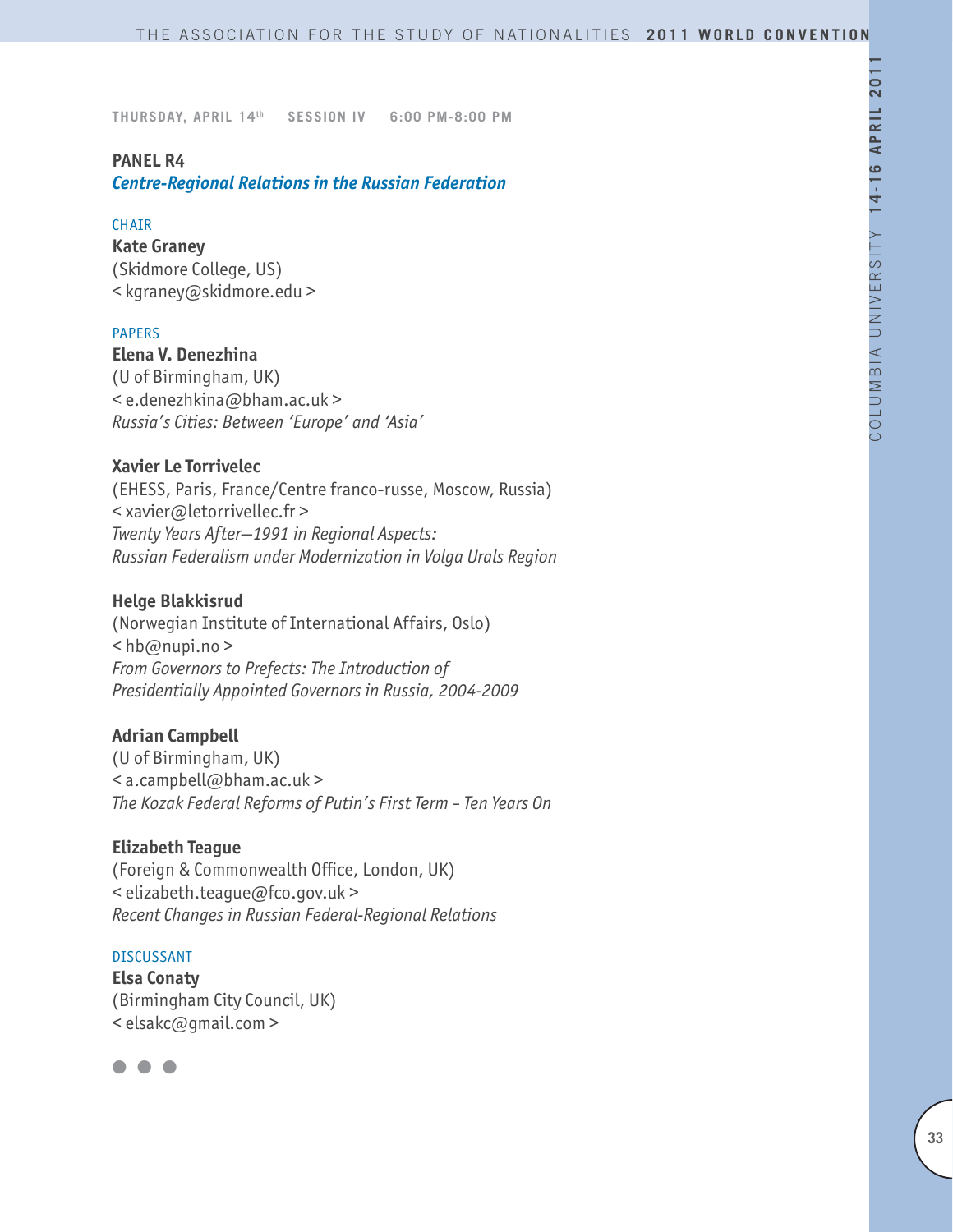**THURSDAY, APRIL 14th SESSION IV 6:00 PM-8:00 PM**

## PANEL R4
### *Centre-Regional Relations in the Russian Federation*

CHAIR

**Kate Graney**
(Skidmore College, US)
< kgraney@skidmore.edu >

PAPERS

**Elena V. Denezhina**
(U of Birmingham, UK)
< e.denezhkina@bham.ac.uk >
*Russia's Cities: Between 'Europe' and 'Asia'*

**Xavier Le Torrivelec**
(EHESS, Paris, France/Centre franco-russe, Moscow, Russia)
< xavier@letorrivellec.fr >
*Twenty Years After—1991 in Regional Aspects:*
*Russian Federalism under Modernization in Volga Urals Region*

**Helge Blakkisrud**
(Norwegian Institute of International Affairs, Oslo)
< hb@nupi.no >
*From Governors to Prefects: The Introduction of*
*Presidentially Appointed Governors in Russia, 2004-2009*

**Adrian Campbell**
(U of Birmingham, UK)
< a.campbell@bham.ac.uk >
*The Kozak Federal Reforms of Putin's First Term – Ten Years On*

**Elizabeth Teague**
(Foreign & Commonwealth Office, London, UK)
< elizabeth.teague@fco.gov.uk >
*Recent Changes in Russian Federal-Regional Relations*

DISCUSSANT

**Elsa Conaty**
(Birmingham City Council, UK)
< elsakc@gmail.com >

● ● ●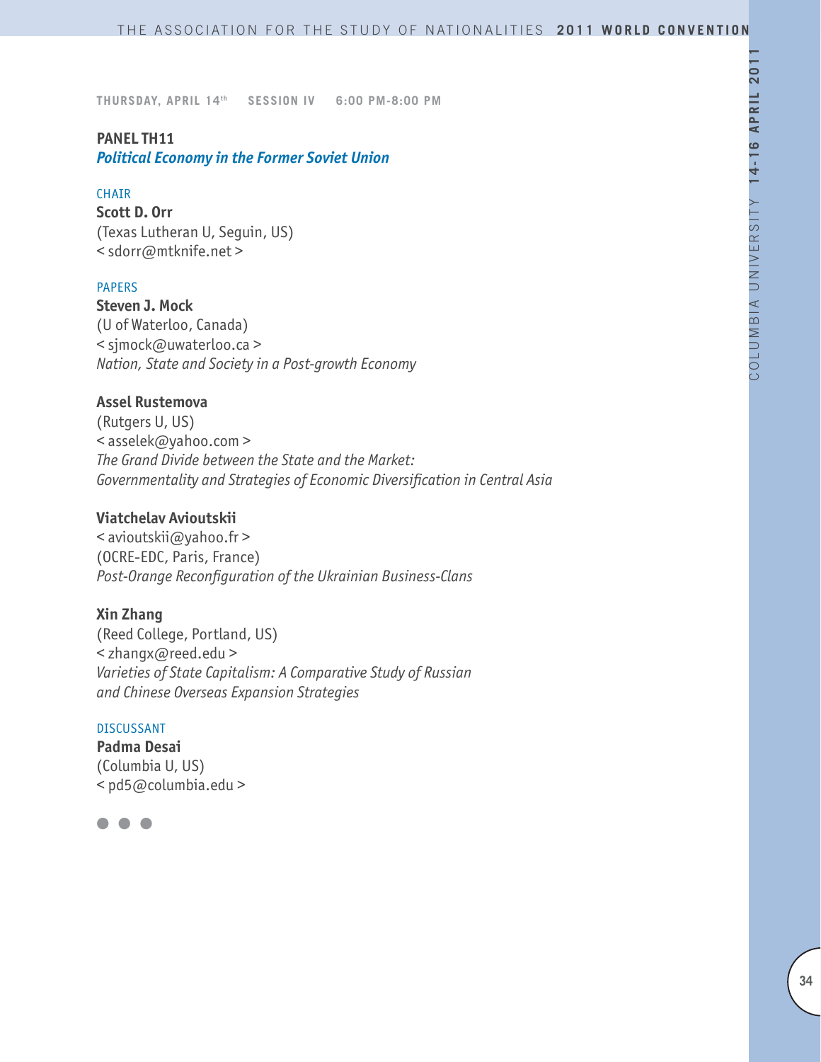**THURSDAY, APRIL 14th SESSION IV 6:00 PM-8:00 PM**

## PANEL TH11

### *Political Economy in the Former Soviet Union*

CHAIR

**Scott D. Orr**
(Texas Lutheran U, Seguin, US)
< sdorr@mtknife.net >

PAPERS

**Steven J. Mock**
(U of Waterloo, Canada)
< sjmock@uwaterloo.ca >
*Nation, State and Society in a Post-growth Economy*

**Assel Rustemova**
(Rutgers U, US)
< asselek@yahoo.com >
*The Grand Divide between the State and the Market: Governmentality and Strategies of Economic Diversification in Central Asia*

**Viatchelav Avioutskii**
< avioutskii@yahoo.fr >
(OCRE-EDC, Paris, France)
*Post-Orange Reconfiguration of the Ukrainian Business-Clans*

**Xin Zhang**
(Reed College, Portland, US)
< zhangx@reed.edu >
*Varieties of State Capitalism: A Comparative Study of Russian and Chinese Overseas Expansion Strategies*

DISCUSSANT

**Padma Desai**
(Columbia U, US)
< pd5@columbia.edu >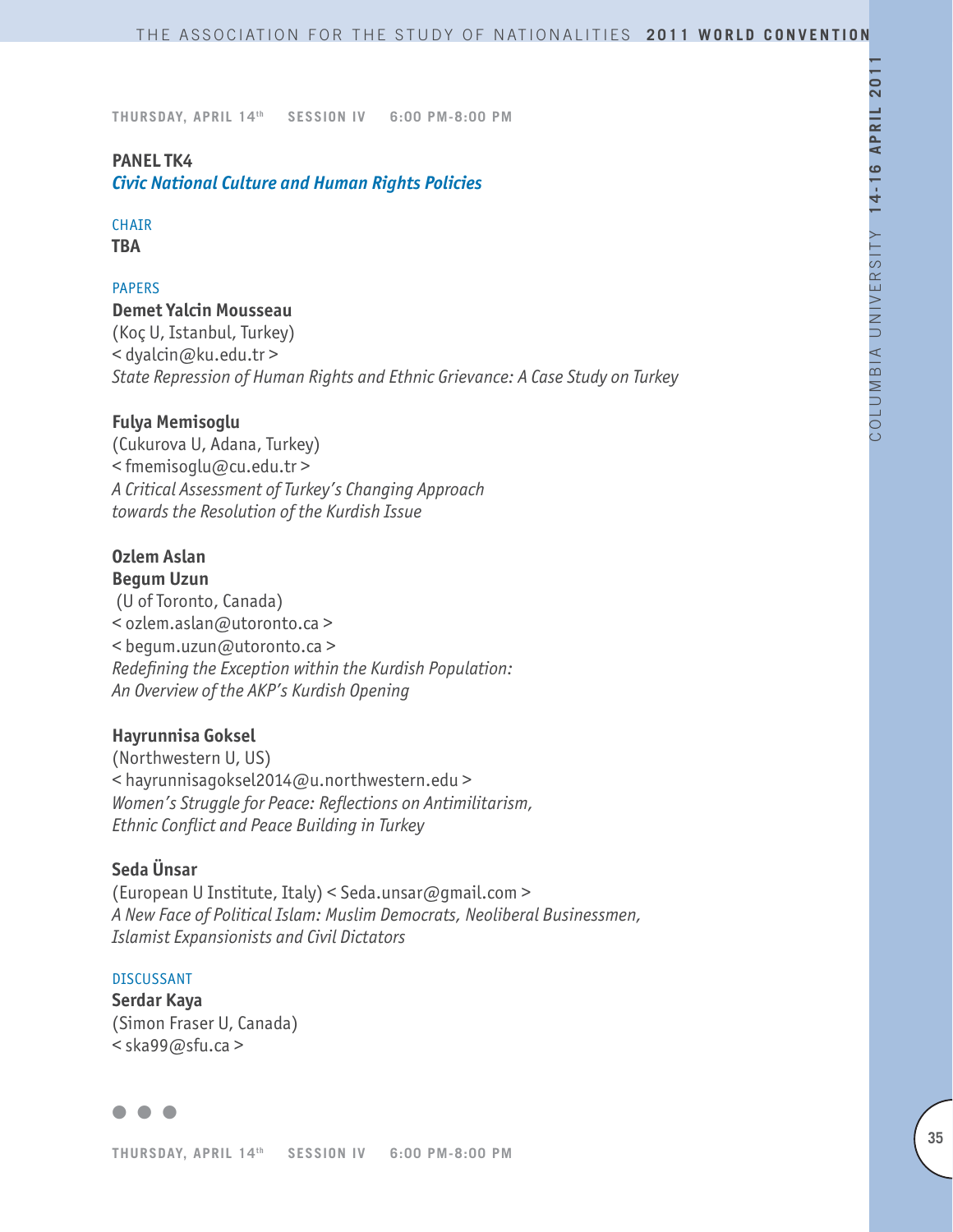THURSDAY, APRIL 14th SESSION IV 6:00 PM-8:00 PM

**PANEL TK4**
***Civic National Culture and Human Rights Policies***

CHAIR
**TBA**

PAPERS

**Demet Yalcin Mousseau**
(Koç U, Istanbul, Turkey)
< dyalcin@ku.edu.tr >
*State Repression of Human Rights and Ethnic Grievance: A Case Study on Turkey*

**Fulya Memisoglu**
(Cukurova U, Adana, Turkey)
< fmemisoglu@cu.edu.tr >
*A Critical Assessment of Turkey's Changing Approach towards the Resolution of the Kurdish Issue*

**Ozlem Aslan**
**Begum Uzun**
(U of Toronto, Canada)
< ozlem.aslan@utoronto.ca >
< begum.uzun@utoronto.ca >
*Redefining the Exception within the Kurdish Population: An Overview of the AKP's Kurdish Opening*

**Hayrunnisa Goksel**
(Northwestern U, US)
< hayrunnisagoksel2014@u.northwestern.edu >
*Women's Struggle for Peace: Reflections on Antimilitarism, Ethnic Conflict and Peace Building in Turkey*

**Seda Ünsar**
(European U Institute, Italy) < Seda.unsar@gmail.com >
*A New Face of Political Islam: Muslim Democrats, Neoliberal Businessmen, Islamist Expansionists and Civil Dictators*

DISCUSSANT
**Serdar Kaya**
(Simon Fraser U, Canada)
< ska99@sfu.ca >

● ● ●

THURSDAY, APRIL 14th SESSION IV 6:00 PM-8:00 PM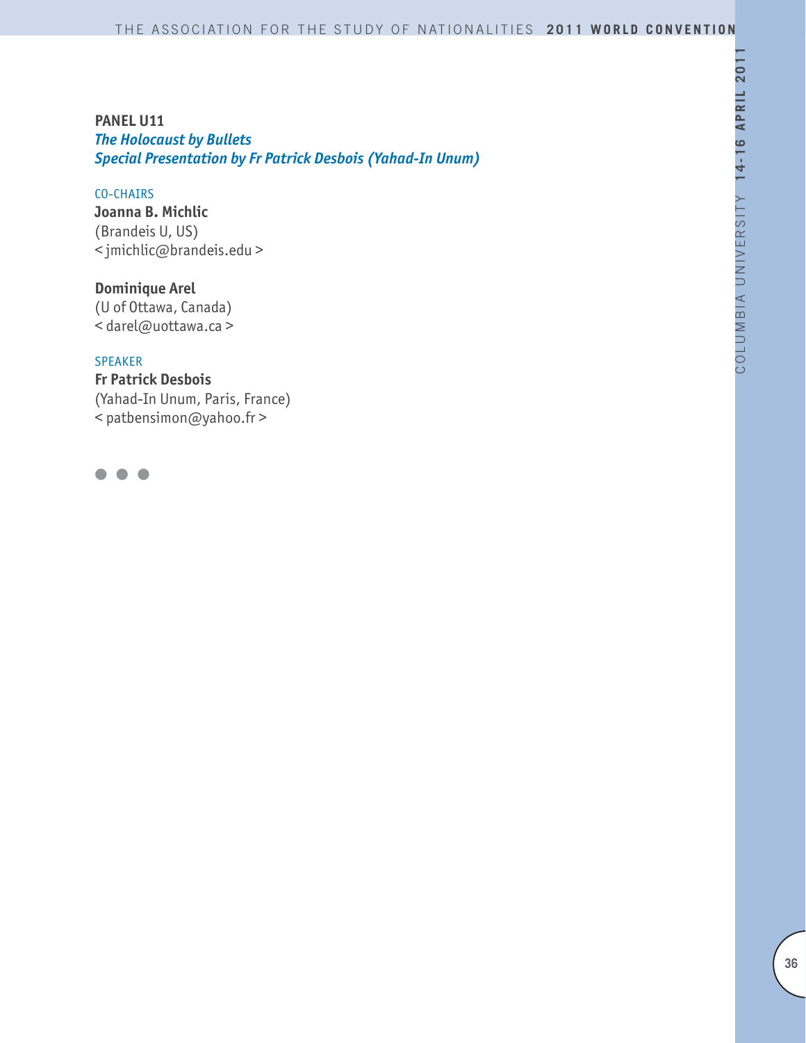**PANEL U11**
***The Holocaust by Bullets***
***Special Presentation by Fr Patrick Desbois (Yahad-In Unum)***

CO-CHAIRS

**Joanna B. Michlic**
(Brandeis U, US)
< jmichlic@brandeis.edu >

**Dominique Arel**
(U of Ottawa, Canada)
< darel@uottawa.ca >

SPEAKER

**Fr Patrick Desbois**
(Yahad-In Unum, Paris, France)
< patbensimon@yahoo.fr >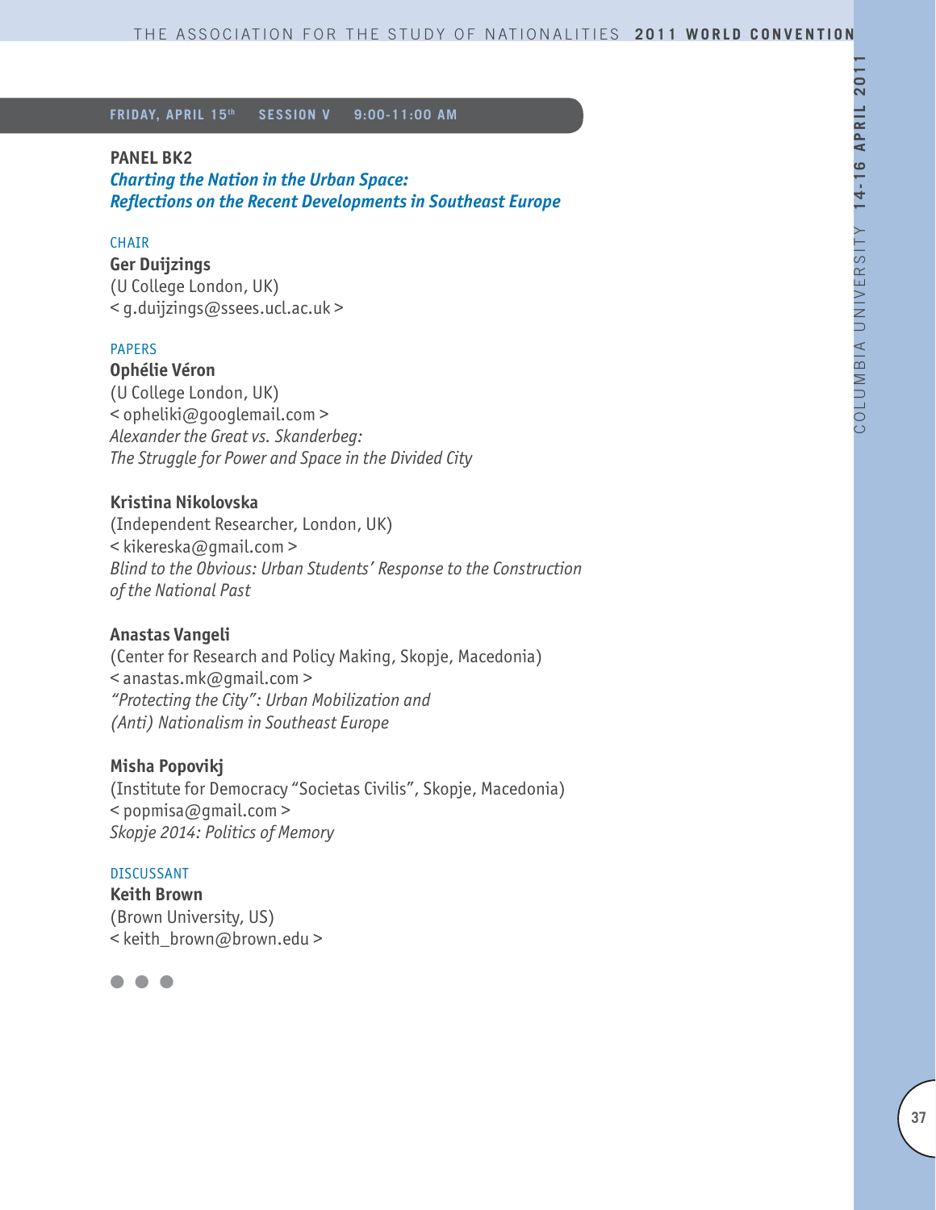**FRIDAY, APRIL 15th SESSION V 9:00-11:00 AM**

## PANEL BK2

### *Charting the Nation in the Urban Space: Reflections on the Recent Developments in Southeast Europe*

CHAIR

**Ger Duijzings**
(U College London, UK)
< g.duijzings@ssees.ucl.ac.uk >

PAPERS

**Ophélie Véron**
(U College London, UK)
< opheliki@googlemail.com >
*Alexander the Great vs. Skanderbeg: The Struggle for Power and Space in the Divided City*

**Kristina Nikolovska**
(Independent Researcher, London, UK)
< kikereska@gmail.com >
*Blind to the Obvious: Urban Students' Response to the Construction of the National Past*

**Anastas Vangeli**
(Center for Research and Policy Making, Skopje, Macedonia)
< anastas.mk@gmail.com >
*"Protecting the City": Urban Mobilization and (Anti) Nationalism in Southeast Europe*

**Misha Popovikj**
(Institute for Democracy "Societas Civilis", Skopje, Macedonia)
< popmisa@gmail.com >
*Skopje 2014: Politics of Memory*

DISCUSSANT

**Keith Brown**
(Brown University, US)
< keith_brown@brown.edu >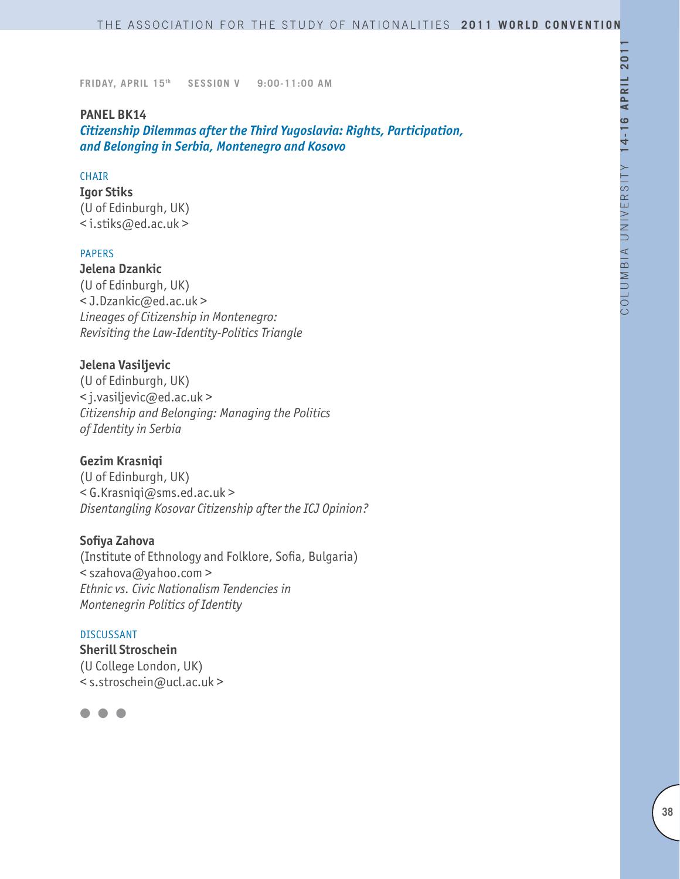FRIDAY, APRIL 15th SESSION V 9:00-11:00 AM

**PANEL BK14**

***Citizenship Dilemmas after the Third Yugoslavia: Rights, Participation, and Belonging in Serbia, Montenegro and Kosovo***

CHAIR

**Igor Stiks**
(U of Edinburgh, UK)
< i.stiks@ed.ac.uk >

PAPERS

**Jelena Dzankic**
(U of Edinburgh, UK)
< J.Dzankic@ed.ac.uk >
*Lineages of Citizenship in Montenegro: Revisiting the Law-Identity-Politics Triangle*

**Jelena Vasiljevic**
(U of Edinburgh, UK)
< j.vasiljevic@ed.ac.uk >
*Citizenship and Belonging: Managing the Politics of Identity in Serbia*

**Gezim Krasniqi**
(U of Edinburgh, UK)
< G.Krasniqi@sms.ed.ac.uk >
*Disentangling Kosovar Citizenship after the ICJ Opinion?*

**Sofiya Zahova**
(Institute of Ethnology and Folklore, Sofia, Bulgaria)
< szahova@yahoo.com >
*Ethnic vs. Civic Nationalism Tendencies in Montenegrin Politics of Identity*

DISCUSSANT

**Sherill Stroschein**
(U College London, UK)
< s.stroschein@ucl.ac.uk >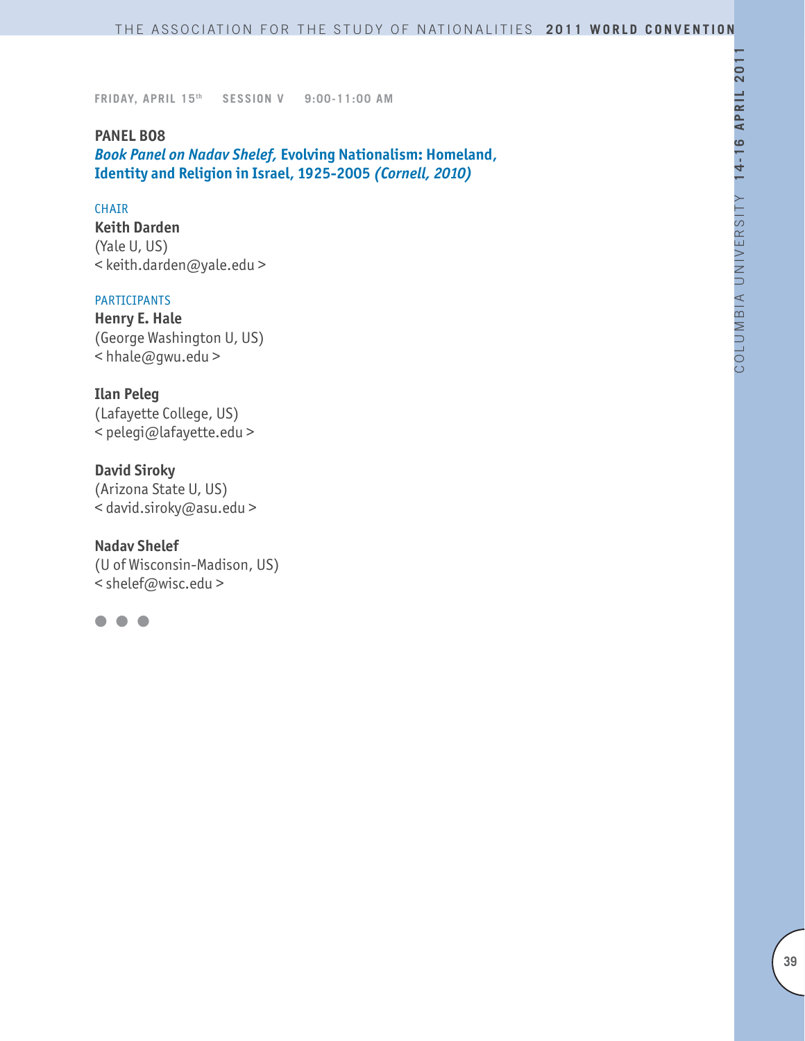**FRIDAY, APRIL 15th SESSION V 9:00-11:00 AM**

## PANEL B08

### *Book Panel on Nadav Shelef,* Evolving Nationalism: Homeland, Identity and Religion in Israel, 1925-2005 *(Cornell, 2010)*

CHAIR

**Keith Darden**
(Yale U, US)
< keith.darden@yale.edu >

PARTICIPANTS

**Henry E. Hale**
(George Washington U, US)
< hhale@gwu.edu >

**Ilan Peleg**
(Lafayette College, US)
< pelegi@lafayette.edu >

**David Siroky**
(Arizona State U, US)
< david.siroky@asu.edu >

**Nadav Shelef**
(U of Wisconsin-Madison, US)
< shelef@wisc.edu >

● ● ●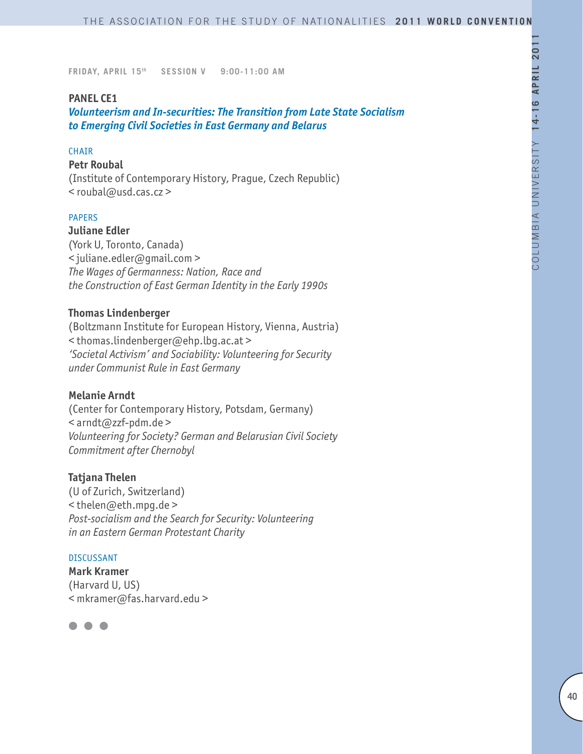**FRIDAY, APRIL 15th SESSION V 9:00-11:00 AM**

## PANEL CE1

### *Volunteerism and In-securities: The Transition from Late State Socialism to Emerging Civil Societies in East Germany and Belarus*

CHAIR

**Petr Roubal**
(Institute of Contemporary History, Prague, Czech Republic)
< roubal@usd.cas.cz >

PAPERS

**Juliane Edler**
(York U, Toronto, Canada)
< juliane.edler@gmail.com >
*The Wages of Germanness: Nation, Race and the Construction of East German Identity in the Early 1990s*

**Thomas Lindenberger**
(Boltzmann Institute for European History, Vienna, Austria)
< thomas.lindenberger@ehp.lbg.ac.at >
*'Societal Activism' and Sociability: Volunteering for Security under Communist Rule in East Germany*

**Melanie Arndt**
(Center for Contemporary History, Potsdam, Germany)
< arndt@zzf-pdm.de >
*Volunteering for Society? German and Belarusian Civil Society Commitment after Chernobyl*

**Tatjana Thelen**
(U of Zurich, Switzerland)
< thelen@eth.mpg.de >
*Post-socialism and the Search for Security: Volunteering in an Eastern German Protestant Charity*

DISCUSSANT

**Mark Kramer**
(Harvard U, US)
< mkramer@fas.harvard.edu >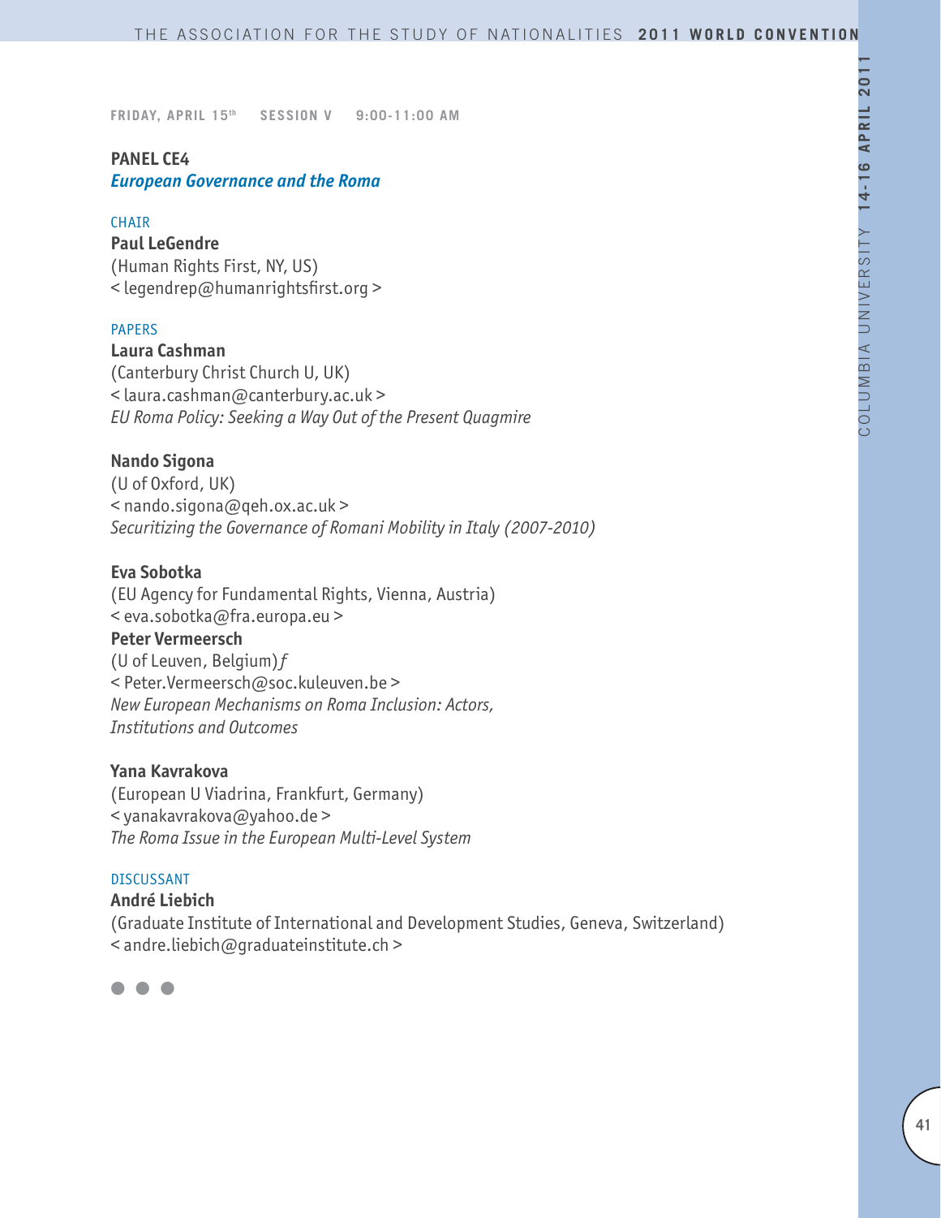FRIDAY, APRIL 15th SESSION V 9:00-11:00 AM

## PANEL CE4
### *European Governance and the Roma*

CHAIR

**Paul LeGendre**
(Human Rights First, NY, US)
< legendrep@humanrightsfirst.org >

PAPERS

**Laura Cashman**
(Canterbury Christ Church U, UK)
< laura.cashman@canterbury.ac.uk >
*EU Roma Policy: Seeking a Way Out of the Present Quagmire*

**Nando Sigona**
(U of Oxford, UK)
< nando.sigona@qeh.ox.ac.uk >
*Securitizing the Governance of Romani Mobility in Italy (2007-2010)*

**Eva Sobotka**
(EU Agency for Fundamental Rights, Vienna, Austria)
< eva.sobotka@fra.europa.eu >
**Peter Vermeersch**
(U of Leuven, Belgium)*f*
< Peter.Vermeersch@soc.kuleuven.be >
*New European Mechanisms on Roma Inclusion: Actors, Institutions and Outcomes*

**Yana Kavrakova**
(European U Viadrina, Frankfurt, Germany)
< yanakavrakova@yahoo.de >
*The Roma Issue in the European Multi-Level System*

DISCUSSANT

**André Liebich**
(Graduate Institute of International and Development Studies, Geneva, Switzerland)
< andre.liebich@graduateinstitute.ch >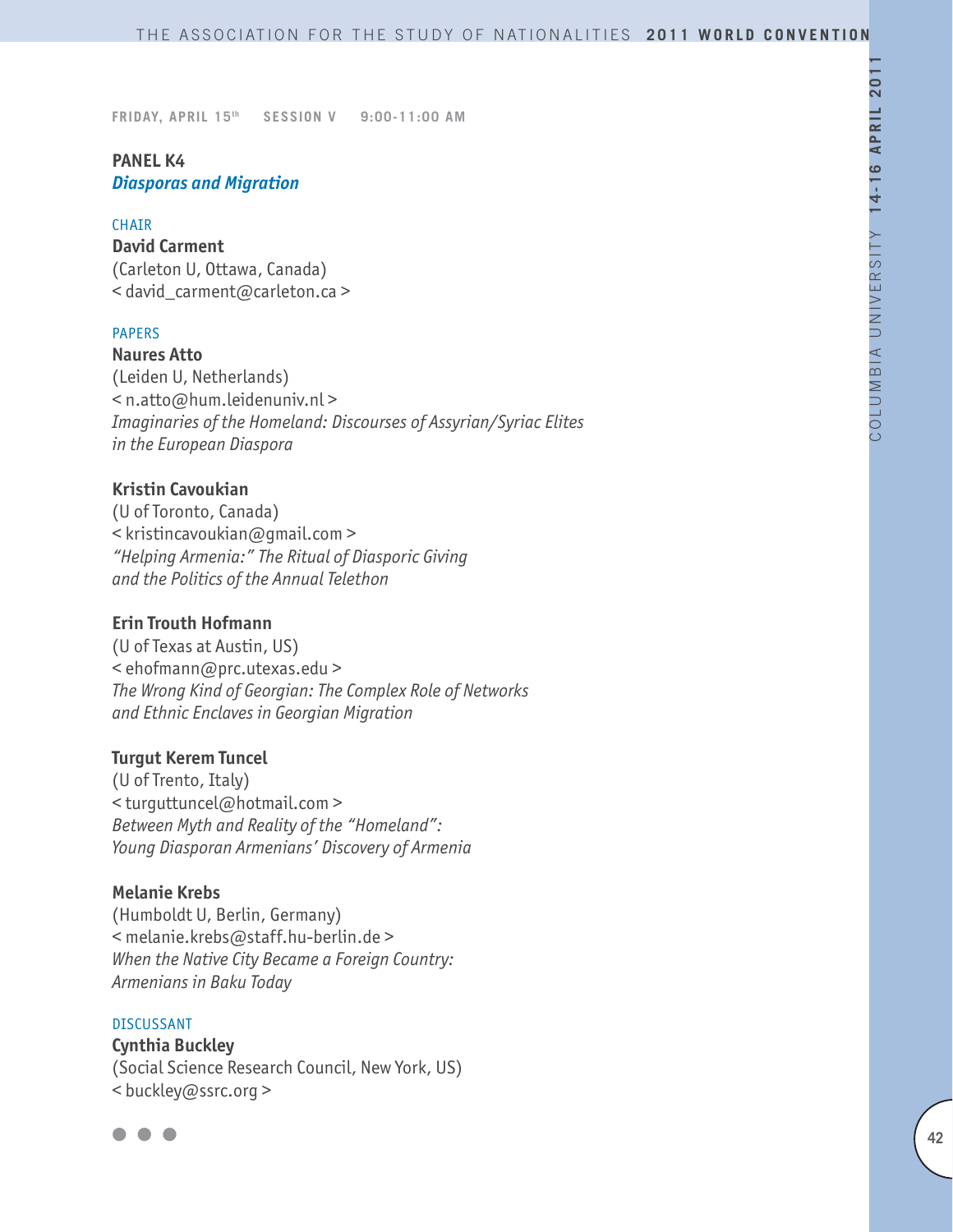FRIDAY, APRIL 15th SESSION V 9:00-11:00 AM

## PANEL K4

### *Diasporas and Migration*

CHAIR

**David Carment**
(Carleton U, Ottawa, Canada)
< david_carment@carleton.ca >

PAPERS

**Naures Atto**
(Leiden U, Netherlands)
< n.atto@hum.leidenuniv.nl >
*Imaginaries of the Homeland: Discourses of Assyrian/Syriac Elites in the European Diaspora*

**Kristin Cavoukian**
(U of Toronto, Canada)
< kristincavoukian@gmail.com >
*"Helping Armenia:" The Ritual of Diasporic Giving and the Politics of the Annual Telethon*

**Erin Trouth Hofmann**
(U of Texas at Austin, US)
< ehofmann@prc.utexas.edu >
*The Wrong Kind of Georgian: The Complex Role of Networks and Ethnic Enclaves in Georgian Migration*

**Turgut Kerem Tuncel**
(U of Trento, Italy)
< turguttuncel@hotmail.com >
*Between Myth and Reality of the "Homeland": Young Diasporan Armenians' Discovery of Armenia*

**Melanie Krebs**
(Humboldt U, Berlin, Germany)
< melanie.krebs@staff.hu-berlin.de >
*When the Native City Became a Foreign Country: Armenians in Baku Today*

DISCUSSANT

**Cynthia Buckley**
(Social Science Research Council, New York, US)
< buckley@ssrc.org >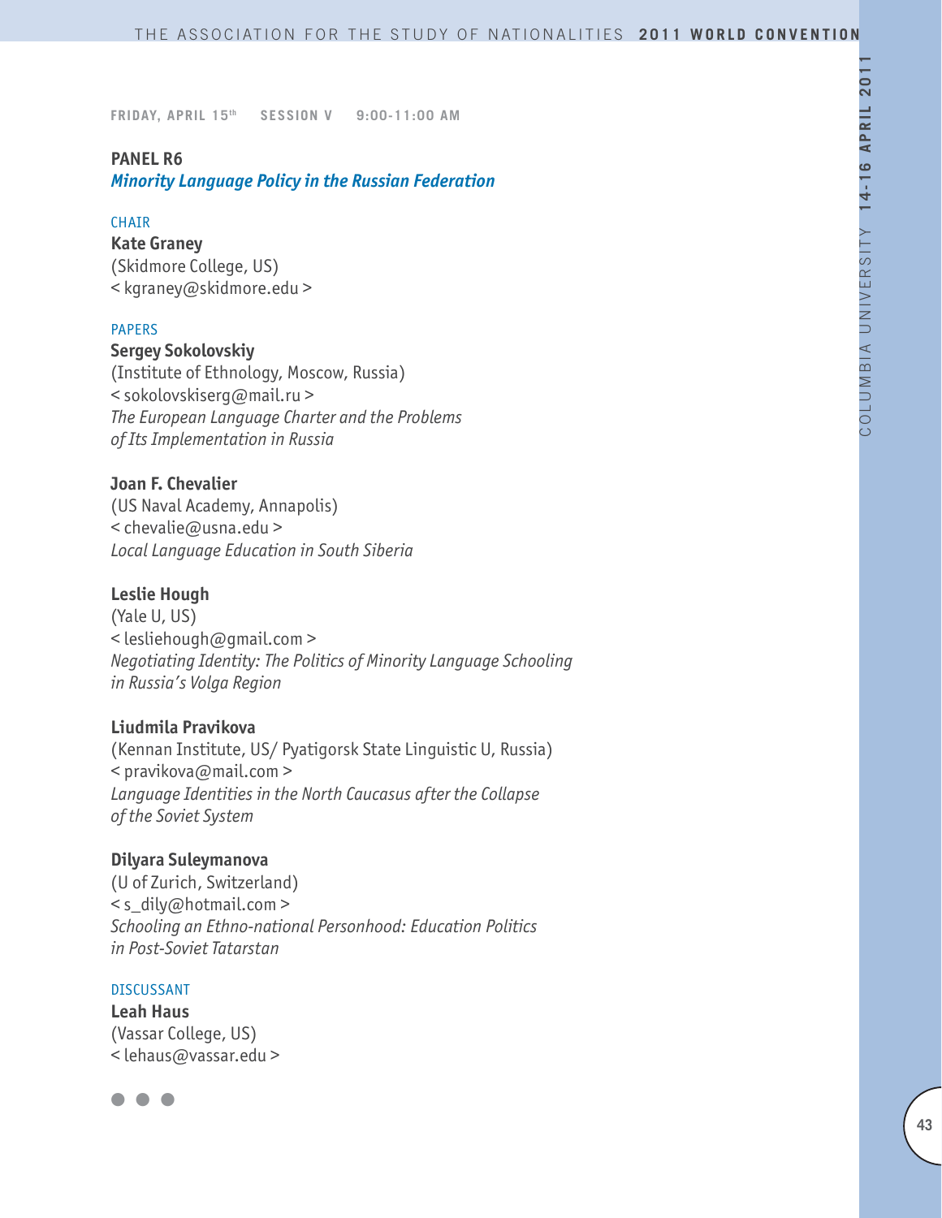FRIDAY, APRIL 15th SESSION V 9:00-11:00 AM

## PANEL R6

### *Minority Language Policy in the Russian Federation*

CHAIR

**Kate Graney**
(Skidmore College, US)
< kgraney@skidmore.edu >

PAPERS

**Sergey Sokolovskiy**
(Institute of Ethnology, Moscow, Russia)
< sokolovskiserg@mail.ru >
*The European Language Charter and the Problems of Its Implementation in Russia*

**Joan F. Chevalier**
(US Naval Academy, Annapolis)
< chevalie@usna.edu >
*Local Language Education in South Siberia*

**Leslie Hough**
(Yale U, US)
< lesliehough@gmail.com >
*Negotiating Identity: The Politics of Minority Language Schooling in Russia's Volga Region*

**Liudmila Pravikova**
(Kennan Institute, US/ Pyatigorsk State Linguistic U, Russia)
< pravikova@mail.com >
*Language Identities in the North Caucasus after the Collapse of the Soviet System*

**Dilyara Suleymanova**
(U of Zurich, Switzerland)
< s_dily@hotmail.com >
*Schooling an Ethno-national Personhood: Education Politics in Post-Soviet Tatarstan*

DISCUSSANT

**Leah Haus**
(Vassar College, US)
< lehaus@vassar.edu >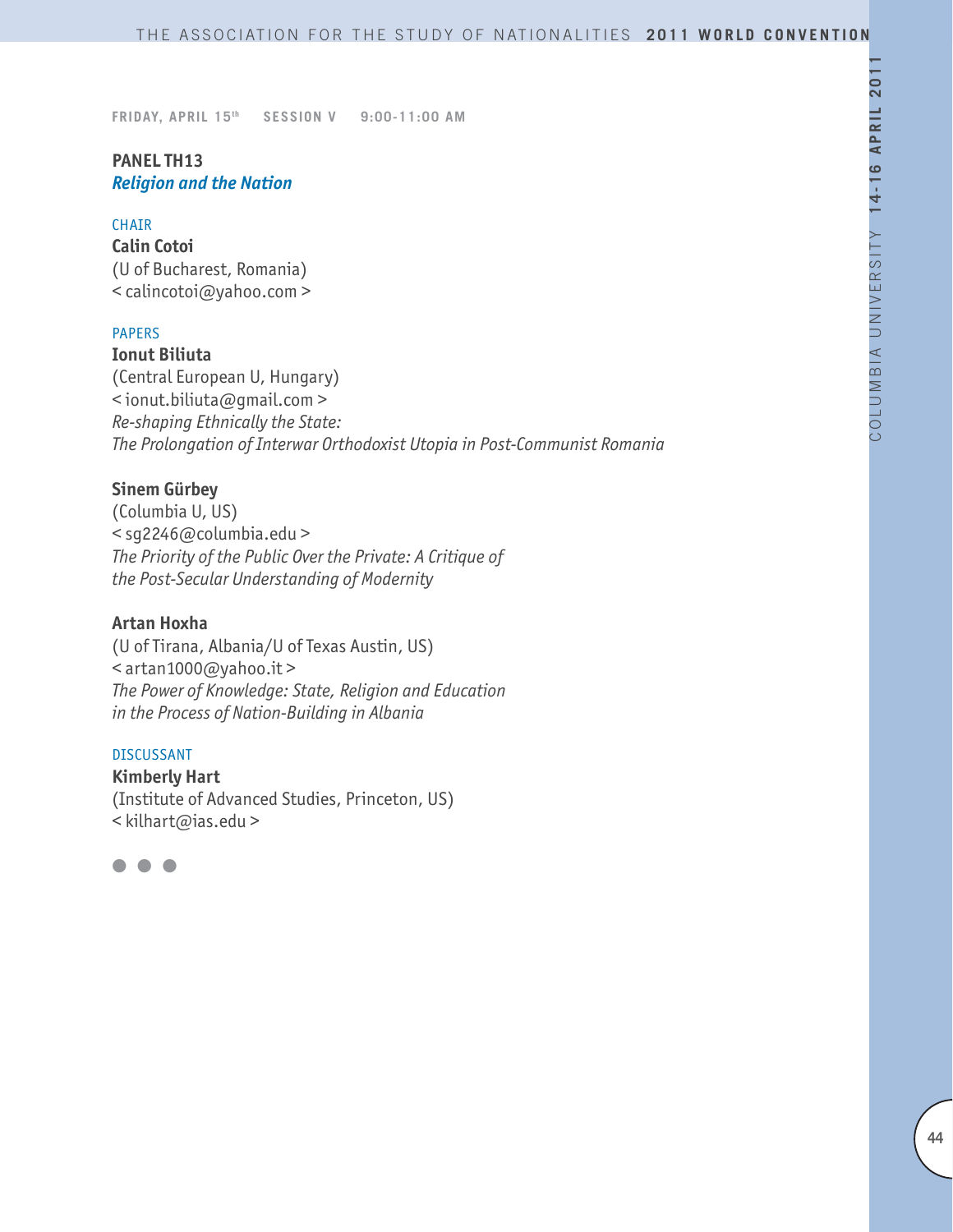FRIDAY, APRIL 15th SESSION V 9:00-11:00 AM

## PANEL TH13
### *Religion and the Nation*

CHAIR

**Calin Cotoi**
(U of Bucharest, Romania)
< calincotoi@yahoo.com >

PAPERS

**Ionut Biliuta**
(Central European U, Hungary)
< ionut.biliuta@gmail.com >
*Re-shaping Ethnically the State:*
*The Prolongation of Interwar Orthodoxist Utopia in Post-Communist Romania*

**Sinem Gürbey**
(Columbia U, US)
< sg2246@columbia.edu >
*The Priority of the Public Over the Private: A Critique of the Post-Secular Understanding of Modernity*

**Artan Hoxha**
(U of Tirana, Albania/U of Texas Austin, US)
< artan1000@yahoo.it >
*The Power of Knowledge: State, Religion and Education in the Process of Nation-Building in Albania*

DISCUSSANT

**Kimberly Hart**
(Institute of Advanced Studies, Princeton, US)
< kilhart@ias.edu >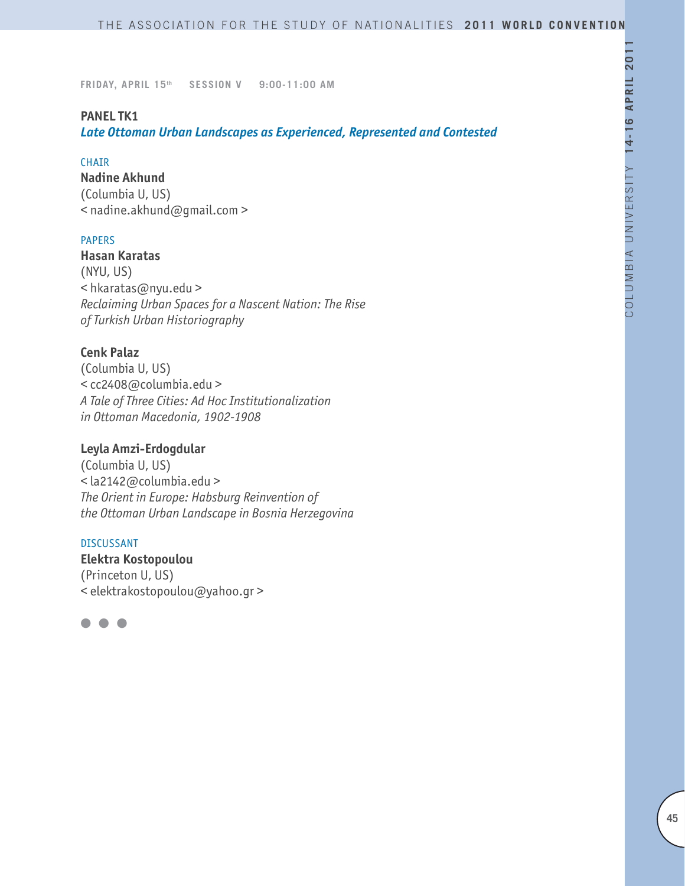FRIDAY, APRIL 15th SESSION V 9:00-11:00 AM

**PANEL TK1**
***Late Ottoman Urban Landscapes as Experienced, Represented and Contested***

CHAIR
**Nadine Akhund**
(Columbia U, US)
< nadine.akhund@gmail.com >

PAPERS
**Hasan Karatas**
(NYU, US)
< hkaratas@nyu.edu >
*Reclaiming Urban Spaces for a Nascent Nation: The Rise of Turkish Urban Historiography*

**Cenk Palaz**
(Columbia U, US)
< cc2408@columbia.edu >
*A Tale of Three Cities: Ad Hoc Institutionalization in Ottoman Macedonia, 1902-1908*

**Leyla Amzi-Erdogdular**
(Columbia U, US)
< la2142@columbia.edu >
*The Orient in Europe: Habsburg Reinvention of the Ottoman Urban Landscape in Bosnia Herzegovina*

DISCUSSANT
**Elektra Kostopoulou**
(Princeton U, US)
< elektrakostopoulou@yahoo.gr >

● ● ●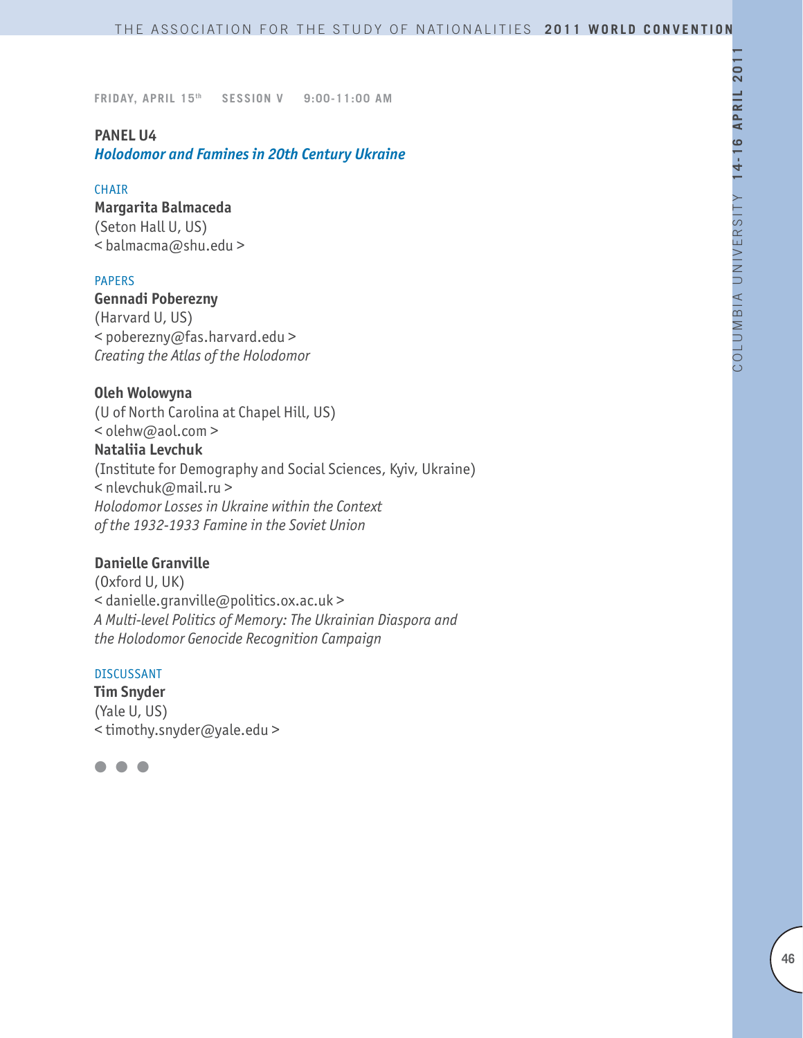FRIDAY, APRIL 15th SESSION V 9:00-11:00 AM

## PANEL U4

### *Holodomor and Famines in 20th Century Ukraine*

CHAIR

**Margarita Balmaceda**
(Seton Hall U, US)
< balmacma@shu.edu >

PAPERS

**Gennadi Poberezny**
(Harvard U, US)
< poberezny@fas.harvard.edu >
*Creating the Atlas of the Holodomor*

**Oleh Wolowyna**
(U of North Carolina at Chapel Hill, US)
< olehw@aol.com >
**Nataliia Levchuk**
(Institute for Demography and Social Sciences, Kyiv, Ukraine)
< nlevchuk@mail.ru >
*Holodomor Losses in Ukraine within the Context of the 1932-1933 Famine in the Soviet Union*

**Danielle Granville**
(Oxford U, UK)
< danielle.granville@politics.ox.ac.uk >
*A Multi-level Politics of Memory: The Ukrainian Diaspora and the Holodomor Genocide Recognition Campaign*

DISCUSSANT

**Tim Snyder**
(Yale U, US)
< timothy.snyder@yale.edu >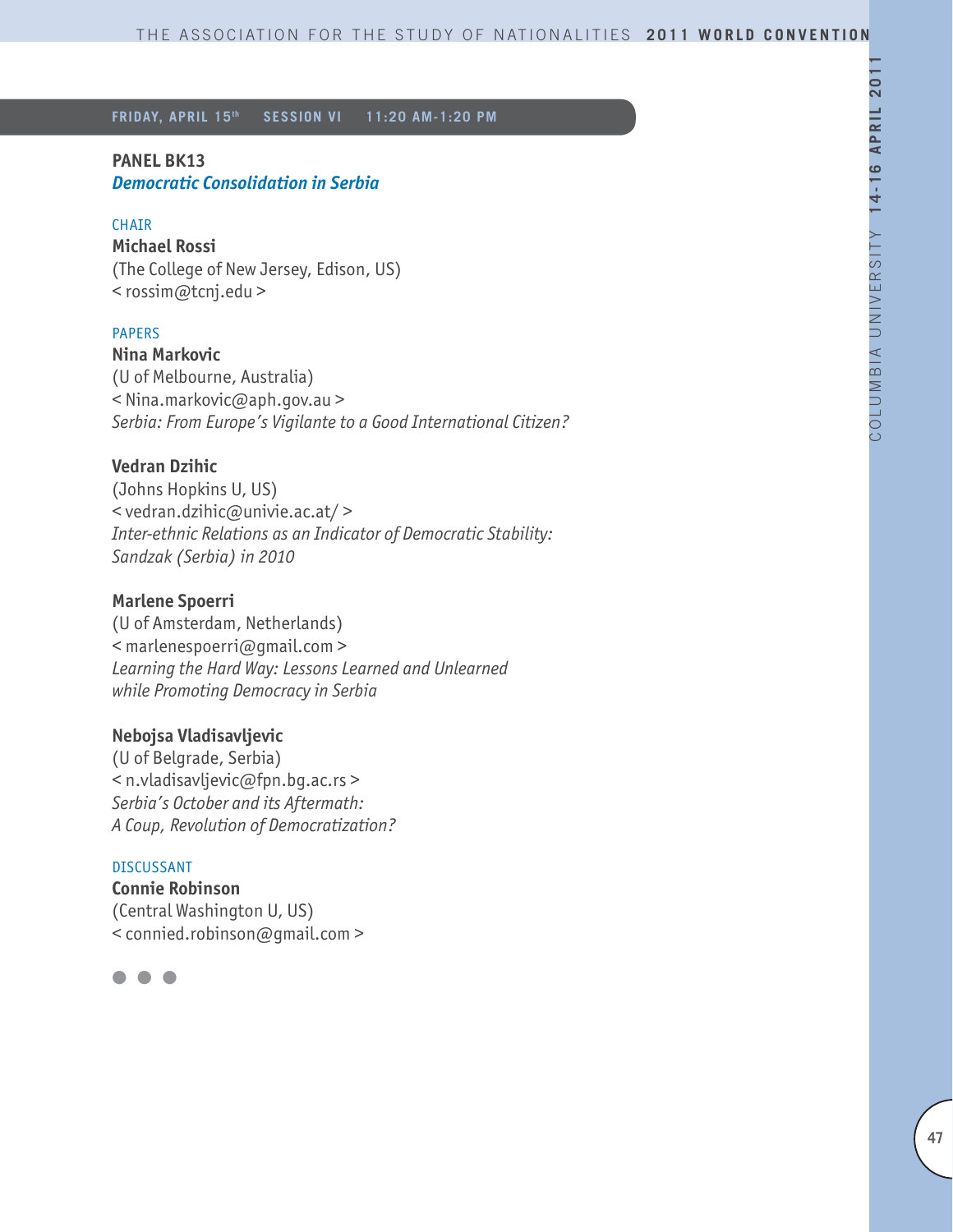**FRIDAY, APRIL 15th SESSION VI 11:20 AM-1:20 PM**

## PANEL BK13

### *Democratic Consolidation in Serbia*

CHAIR

**Michael Rossi**
(The College of New Jersey, Edison, US)
< rossim@tcnj.edu >

PAPERS

**Nina Markovic**
(U of Melbourne, Australia)
< Nina.markovic@aph.gov.au >
*Serbia: From Europe's Vigilante to a Good International Citizen?*

**Vedran Dzihic**
(Johns Hopkins U, US)
< vedran.dzihic@univie.ac.at/ >
*Inter-ethnic Relations as an Indicator of Democratic Stability: Sandzak (Serbia) in 2010*

**Marlene Spoerri**
(U of Amsterdam, Netherlands)
< marlenespoerri@gmail.com >
*Learning the Hard Way: Lessons Learned and Unlearned while Promoting Democracy in Serbia*

**Nebojsa Vladisavljevic**
(U of Belgrade, Serbia)
< n.vladisavljevic@fpn.bg.ac.rs >
*Serbia's October and its Aftermath: A Coup, Revolution of Democratization?*

DISCUSSANT

**Connie Robinson**
(Central Washington U, US)
< connied.robinson@gmail.com >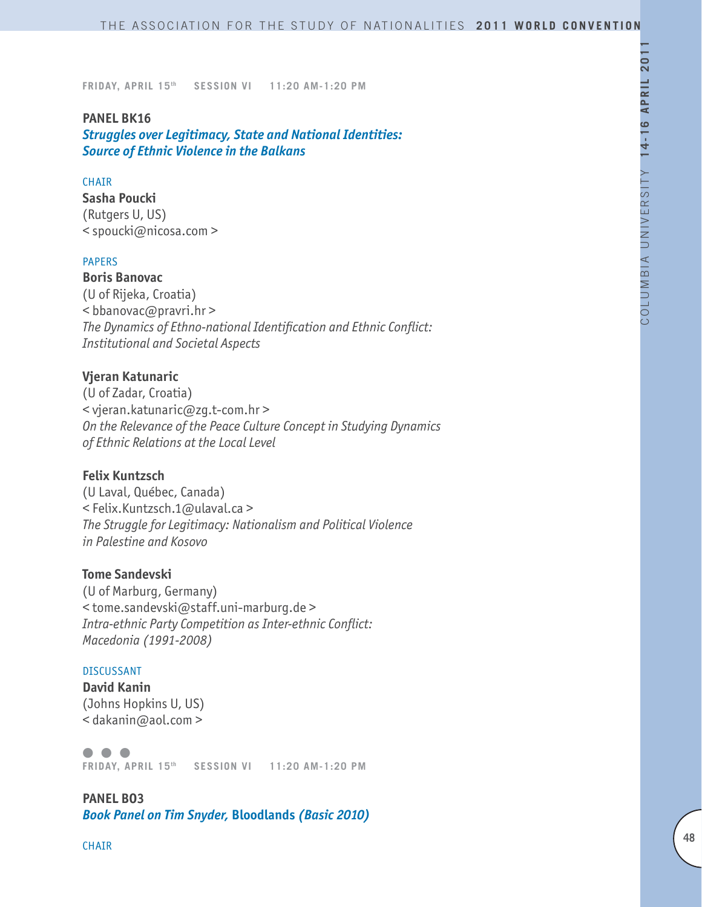FRIDAY, APRIL 15th SESSION VI 11:20 AM-1:20 PM

**PANEL BK16**

***Struggles over Legitimacy, State and National Identities: Source of Ethnic Violence in the Balkans***

CHAIR

**Sasha Poucki**
(Rutgers U, US)
< spoucki@nicosa.com >

PAPERS

**Boris Banovac**
(U of Rijeka, Croatia)
< bbanovac@pravri.hr >
*The Dynamics of Ethno-national Identification and Ethnic Conflict: Institutional and Societal Aspects*

**Vjeran Katunaric**
(U of Zadar, Croatia)
< vjeran.katunaric@zg.t-com.hr >
*On the Relevance of the Peace Culture Concept in Studying Dynamics of Ethnic Relations at the Local Level*

**Felix Kuntzsch**
(U Laval, Québec, Canada)
< Felix.Kuntzsch.1@ulaval.ca >
*The Struggle for Legitimacy: Nationalism and Political Violence in Palestine and Kosovo*

**Tome Sandevski**
(U of Marburg, Germany)
< tome.sandevski@staff.uni-marburg.de >
*Intra-ethnic Party Competition as Inter-ethnic Conflict: Macedonia (1991-2008)*

DISCUSSANT

**David Kanin**
(Johns Hopkins U, US)
< dakanin@aol.com >

● ● ●

FRIDAY, APRIL 15th SESSION VI 11:20 AM-1:20 PM

**PANEL BO3**

***Book Panel on Tim Snyder,* Bloodlands *(Basic 2010)***

CHAIR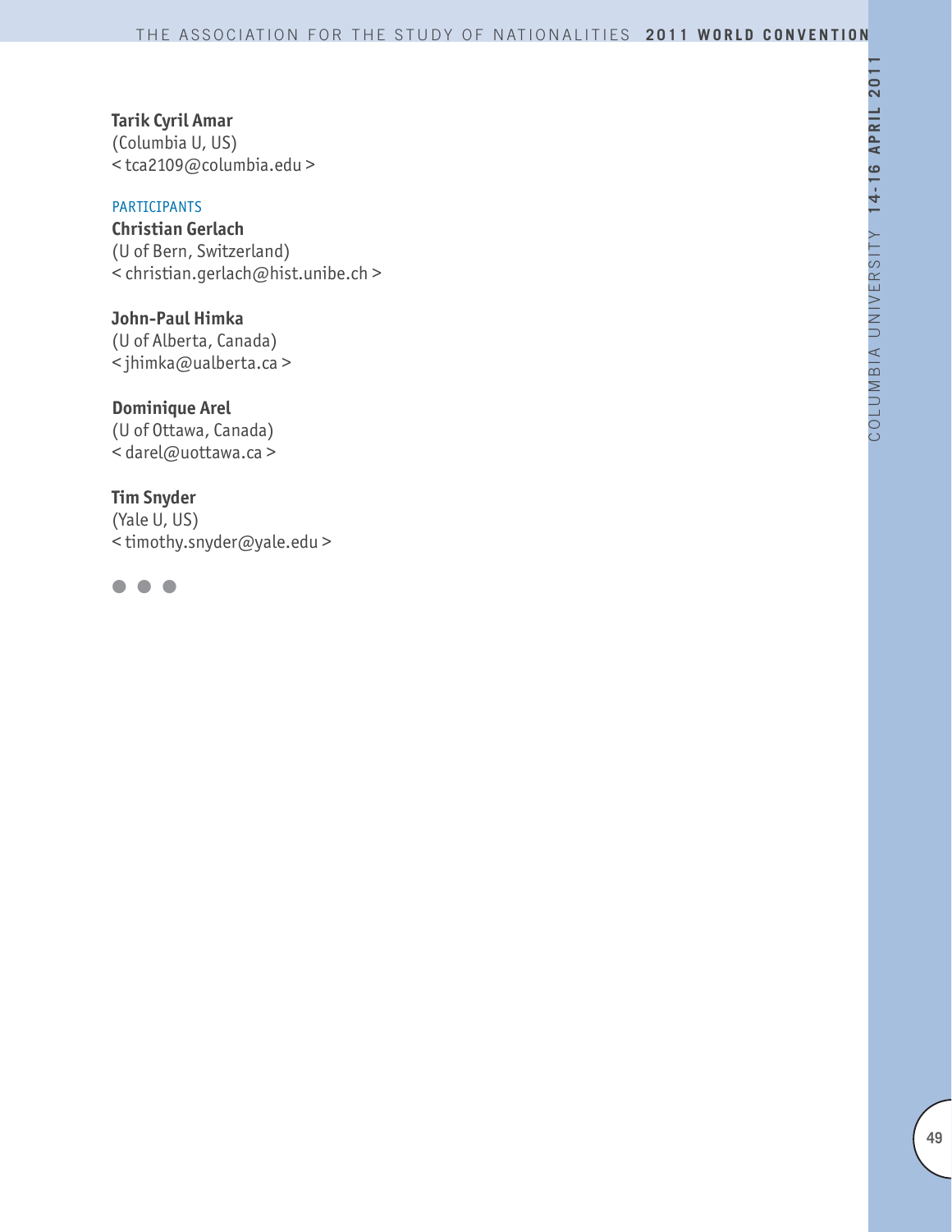**Tarik Cyril Amar**
(Columbia U, US)
< tca2109@columbia.edu >

PARTICIPANTS

**Christian Gerlach**
(U of Bern, Switzerland)
< christian.gerlach@hist.unibe.ch >

**John-Paul Himka**
(U of Alberta, Canada)
< jhimka@ualberta.ca >

**Dominique Arel**
(U of Ottawa, Canada)
< darel@uottawa.ca >

**Tim Snyder**
(Yale U, US)
< timothy.snyder@yale.edu >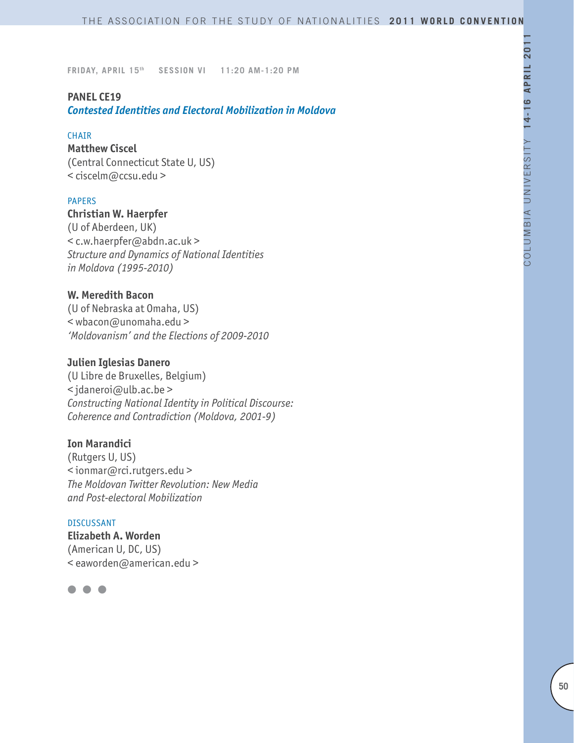FRIDAY, APRIL 15th SESSION VI 11:20 AM-1:20 PM

## PANEL CE19

### *Contested Identities and Electoral Mobilization in Moldova*

CHAIR

**Matthew Ciscel**
(Central Connecticut State U, US)
< ciscelm@ccsu.edu >

PAPERS

**Christian W. Haerpfer**
(U of Aberdeen, UK)
< c.w.haerpfer@abdn.ac.uk >
*Structure and Dynamics of National Identities in Moldova (1995-2010)*

**W. Meredith Bacon**
(U of Nebraska at Omaha, US)
< wbacon@unomaha.edu >
*'Moldovanism' and the Elections of 2009-2010*

**Julien Iglesias Danero**
(U Libre de Bruxelles, Belgium)
< jdaneroi@ulb.ac.be >
*Constructing National Identity in Political Discourse: Coherence and Contradiction (Moldova, 2001-9)*

**Ion Marandici**
(Rutgers U, US)
< ionmar@rci.rutgers.edu >
*The Moldovan Twitter Revolution: New Media and Post-electoral Mobilization*

DISCUSSANT

**Elizabeth A. Worden**
(American U, DC, US)
< eaworden@american.edu >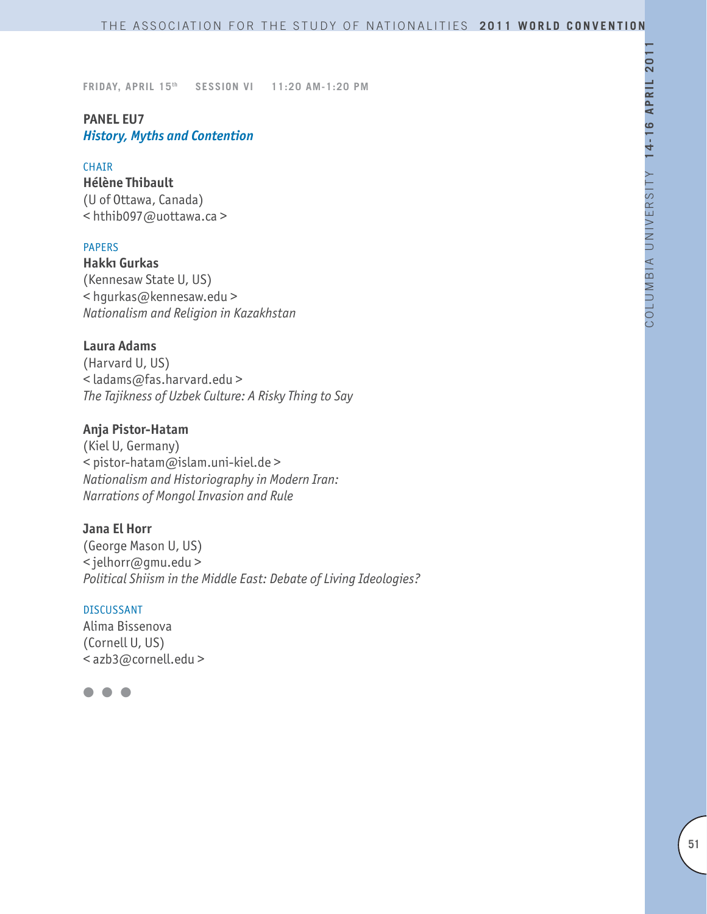FRIDAY, APRIL 15th SESSION VI 11:20 AM-1:20 PM

## PANEL EU7
### *History, Myths and Contention*

CHAIR

**Hélène Thibault**
(U of Ottawa, Canada)
< hthib097@uottawa.ca >

PAPERS

**Hakkı Gurkas**
(Kennesaw State U, US)
< hgurkas@kennesaw.edu >
*Nationalism and Religion in Kazakhstan*

**Laura Adams**
(Harvard U, US)
< ladams@fas.harvard.edu >
*The Tajikness of Uzbek Culture: A Risky Thing to Say*

**Anja Pistor-Hatam**
(Kiel U, Germany)
< pistor-hatam@islam.uni-kiel.de >
*Nationalism and Historiography in Modern Iran: Narrations of Mongol Invasion and Rule*

**Jana El Horr**
(George Mason U, US)
< jelhorr@gmu.edu >
*Political Shiism in the Middle East: Debate of Living Ideologies?*

DISCUSSANT

Alima Bissenova
(Cornell U, US)
< azb3@cornell.edu >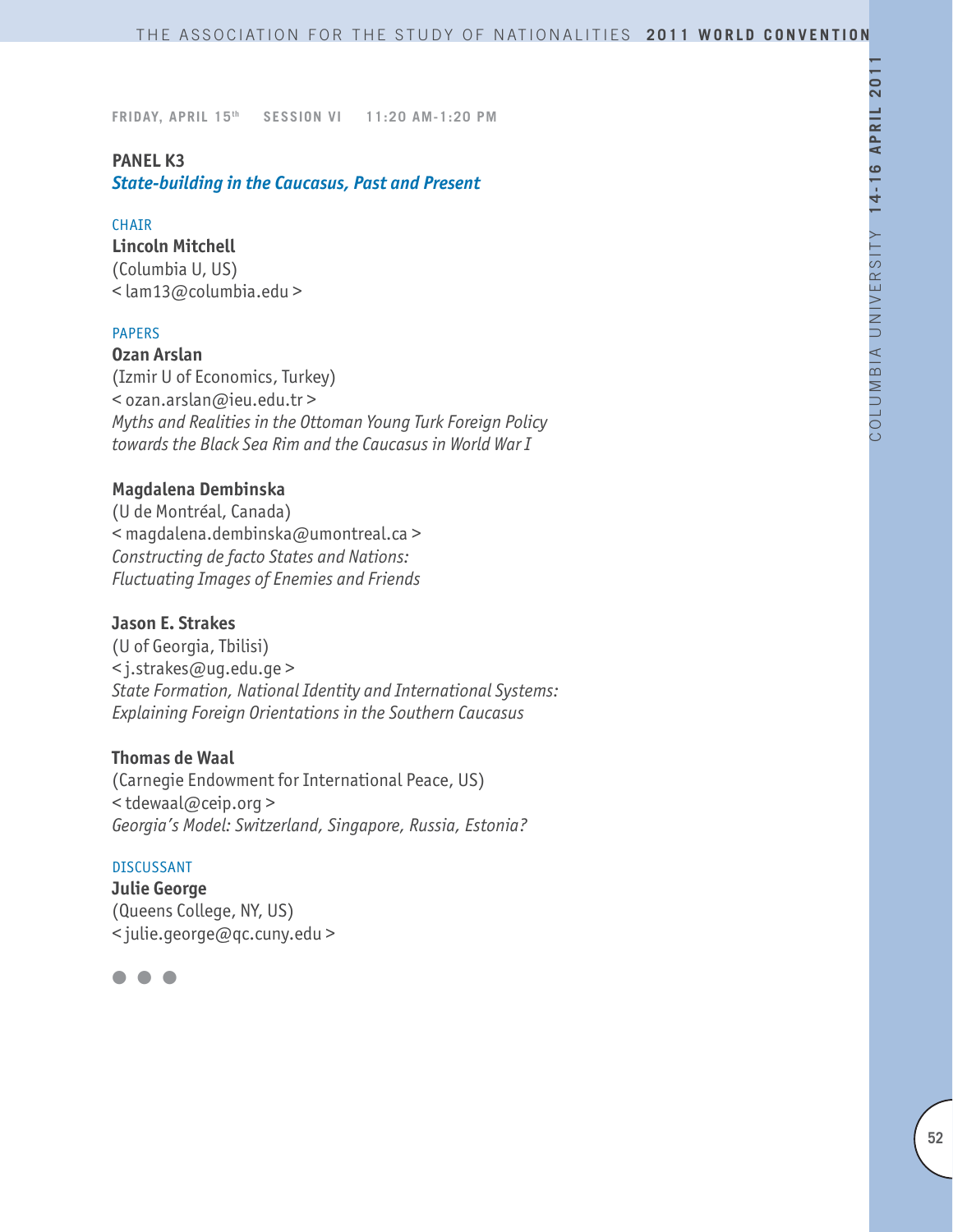FRIDAY, APRIL 15th SESSION VI 11:20 AM-1:20 PM

## PANEL K3

***State-building in the Caucasus, Past and Present***

CHAIR

**Lincoln Mitchell**
(Columbia U, US)
< lam13@columbia.edu >

PAPERS

**Ozan Arslan**
(Izmir U of Economics, Turkey)
< ozan.arslan@ieu.edu.tr >
*Myths and Realities in the Ottoman Young Turk Foreign Policy towards the Black Sea Rim and the Caucasus in World War I*

**Magdalena Dembinska**
(U de Montréal, Canada)
< magdalena.dembinska@umontreal.ca >
*Constructing de facto States and Nations: Fluctuating Images of Enemies and Friends*

**Jason E. Strakes**
(U of Georgia, Tbilisi)
< j.strakes@ug.edu.ge >
*State Formation, National Identity and International Systems: Explaining Foreign Orientations in the Southern Caucasus*

**Thomas de Waal**
(Carnegie Endowment for International Peace, US)
< tdewaal@ceip.org >
*Georgia's Model: Switzerland, Singapore, Russia, Estonia?*

DISCUSSANT

**Julie George**
(Queens College, NY, US)
< julie.george@qc.cuny.edu >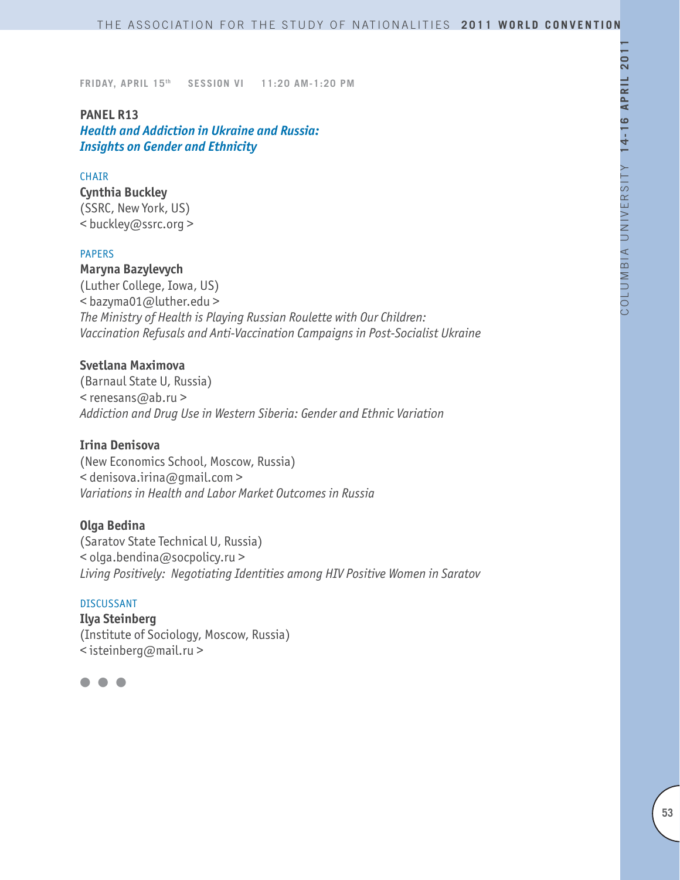FRIDAY, APRIL 15th SESSION VI 11:20 AM-1:20 PM

## PANEL R13
### *Health and Addiction in Ukraine and Russia: Insights on Gender and Ethnicity*

CHAIR

**Cynthia Buckley**
(SSRC, New York, US)
< buckley@ssrc.org >

PAPERS

**Maryna Bazylevych**
(Luther College, Iowa, US)
< bazyma01@luther.edu >
*The Ministry of Health is Playing Russian Roulette with Our Children: Vaccination Refusals and Anti-Vaccination Campaigns in Post-Socialist Ukraine*

**Svetlana Maximova**
(Barnaul State U, Russia)
< renesans@ab.ru >
*Addiction and Drug Use in Western Siberia: Gender and Ethnic Variation*

**Irina Denisova**
(New Economics School, Moscow, Russia)
< denisova.irina@gmail.com >
*Variations in Health and Labor Market Outcomes in Russia*

**Olga Bedina**
(Saratov State Technical U, Russia)
< olga.bendina@socpolicy.ru >
*Living Positively: Negotiating Identities among HIV Positive Women in Saratov*

DISCUSSANT

**Ilya Steinberg**
(Institute of Sociology, Moscow, Russia)
< isteinberg@mail.ru >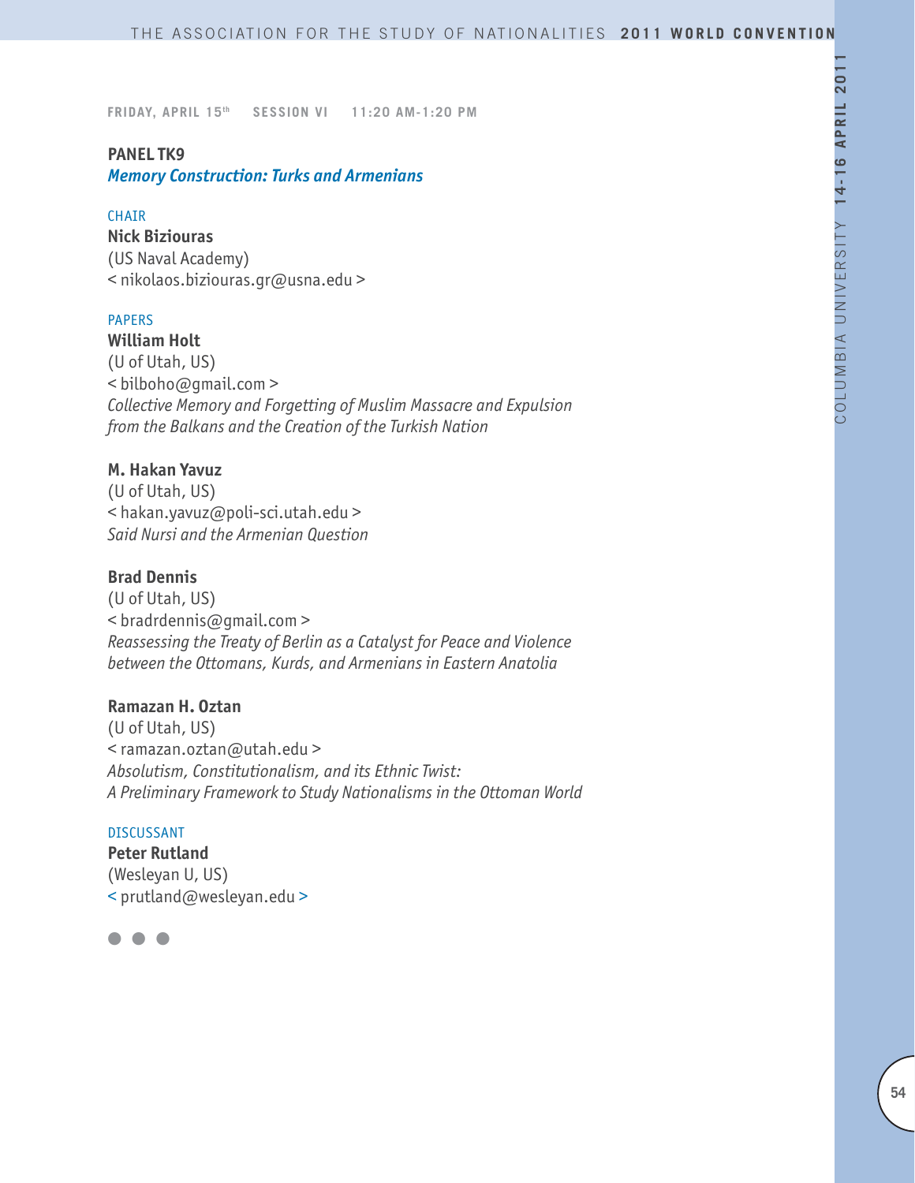**FRIDAY, APRIL 15th SESSION VI 11:20 AM-1:20 PM**

## PANEL TK9

### *Memory Construction: Turks and Armenians*

CHAIR

**Nick Biziouras**
(US Naval Academy)
< nikolaos.biziouras.gr@usna.edu >

PAPERS

**William Holt**
(U of Utah, US)
< bilboho@gmail.com >
*Collective Memory and Forgetting of Muslim Massacre and Expulsion from the Balkans and the Creation of the Turkish Nation*

**M. Hakan Yavuz**
(U of Utah, US)
< hakan.yavuz@poli-sci.utah.edu >
*Said Nursi and the Armenian Question*

**Brad Dennis**
(U of Utah, US)
< bradrdennis@gmail.com >
*Reassessing the Treaty of Berlin as a Catalyst for Peace and Violence between the Ottomans, Kurds, and Armenians in Eastern Anatolia*

**Ramazan H. Oztan**
(U of Utah, US)
< ramazan.oztan@utah.edu >
*Absolutism, Constitutionalism, and its Ethnic Twist: A Preliminary Framework to Study Nationalisms in the Ottoman World*

DISCUSSANT

**Peter Rutland**
(Wesleyan U, US)
< prutland@wesleyan.edu >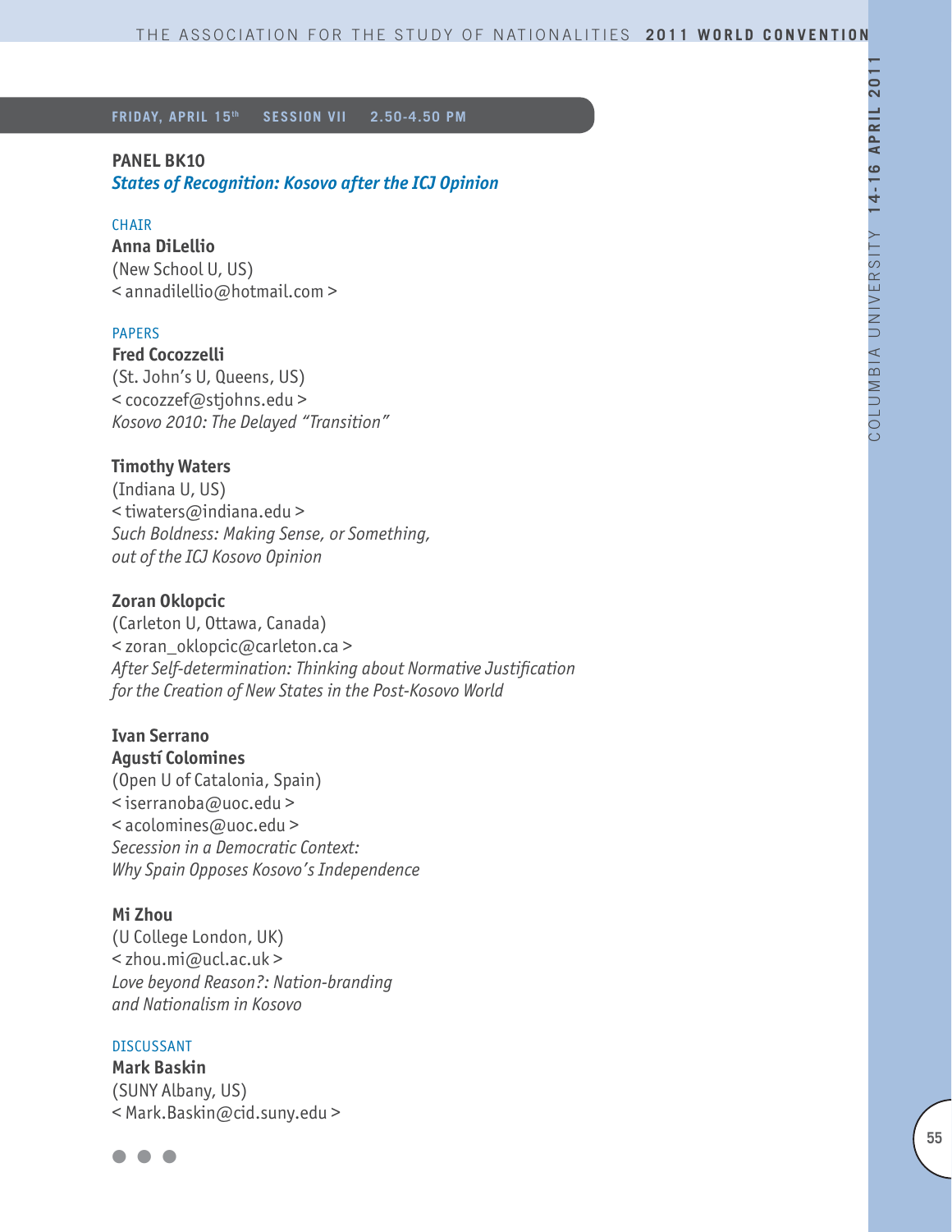**FRIDAY, APRIL 15th SESSION VII 2.50-4.50 PM**

## PANEL BK10

### *States of Recognition: Kosovo after the ICJ Opinion*

CHAIR

**Anna DiLellio**
(New School U, US)
< annadilellio@hotmail.com >

PAPERS

**Fred Cocozzelli**
(St. John's U, Queens, US)
< cocozzef@stjohns.edu >
*Kosovo 2010: The Delayed "Transition"*

**Timothy Waters**
(Indiana U, US)
< tiwaters@indiana.edu >
*Such Boldness: Making Sense, or Something, out of the ICJ Kosovo Opinion*

**Zoran Oklopcic**
(Carleton U, Ottawa, Canada)
< zoran_oklopcic@carleton.ca >
*After Self-determination: Thinking about Normative Justification for the Creation of New States in the Post-Kosovo World*

**Ivan Serrano**
**Agustí Colomines**
(Open U of Catalonia, Spain)
< iserranoba@uoc.edu >
< acolomines@uoc.edu >
*Secession in a Democratic Context: Why Spain Opposes Kosovo's Independence*

**Mi Zhou**
(U College London, UK)
< zhou.mi@ucl.ac.uk >
*Love beyond Reason?: Nation-branding and Nationalism in Kosovo*

DISCUSSANT

**Mark Baskin**
(SUNY Albany, US)
< Mark.Baskin@cid.suny.edu >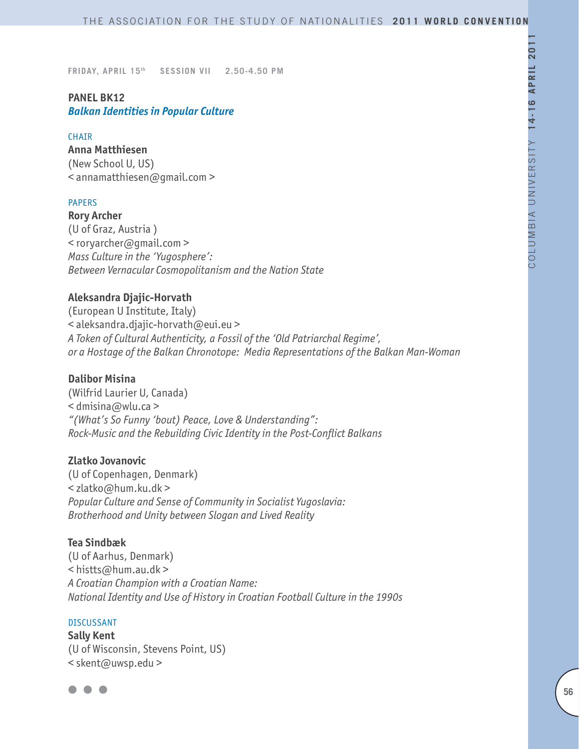FRIDAY, APRIL 15th SESSION VII 2.50-4.50 PM

## PANEL BK12

### *Balkan Identities in Popular Culture*

CHAIR

**Anna Matthiesen**
(New School U, US)
< annamatthiesen@gmail.com >

PAPERS

**Rory Archer**
(U of Graz, Austria )
< roryarcher@gmail.com >
*Mass Culture in the 'Yugosphere': Between Vernacular Cosmopolitanism and the Nation State*

**Aleksandra Djajic-Horvath**
(European U Institute, Italy)
< aleksandra.djajic-horvath@eui.eu >
*A Token of Cultural Authenticity, a Fossil of the 'Old Patriarchal Regime', or a Hostage of the Balkan Chronotope: Media Representations of the Balkan Man-Woman*

**Dalibor Misina**
(Wilfrid Laurier U, Canada)
< dmisina@wlu.ca >
*"(What's So Funny 'bout) Peace, Love & Understanding": Rock-Music and the Rebuilding Civic Identity in the Post-Conflict Balkans*

**Zlatko Jovanovic**
(U of Copenhagen, Denmark)
< zlatko@hum.ku.dk >
*Popular Culture and Sense of Community in Socialist Yugoslavia: Brotherhood and Unity between Slogan and Lived Reality*

**Tea Sindbæk**
(U of Aarhus, Denmark)
< histts@hum.au.dk >
*A Croatian Champion with a Croatian Name: National Identity and Use of History in Croatian Football Culture in the 1990s*

DISCUSSANT

**Sally Kent**
(U of Wisconsin, Stevens Point, US)
< skent@uwsp.edu >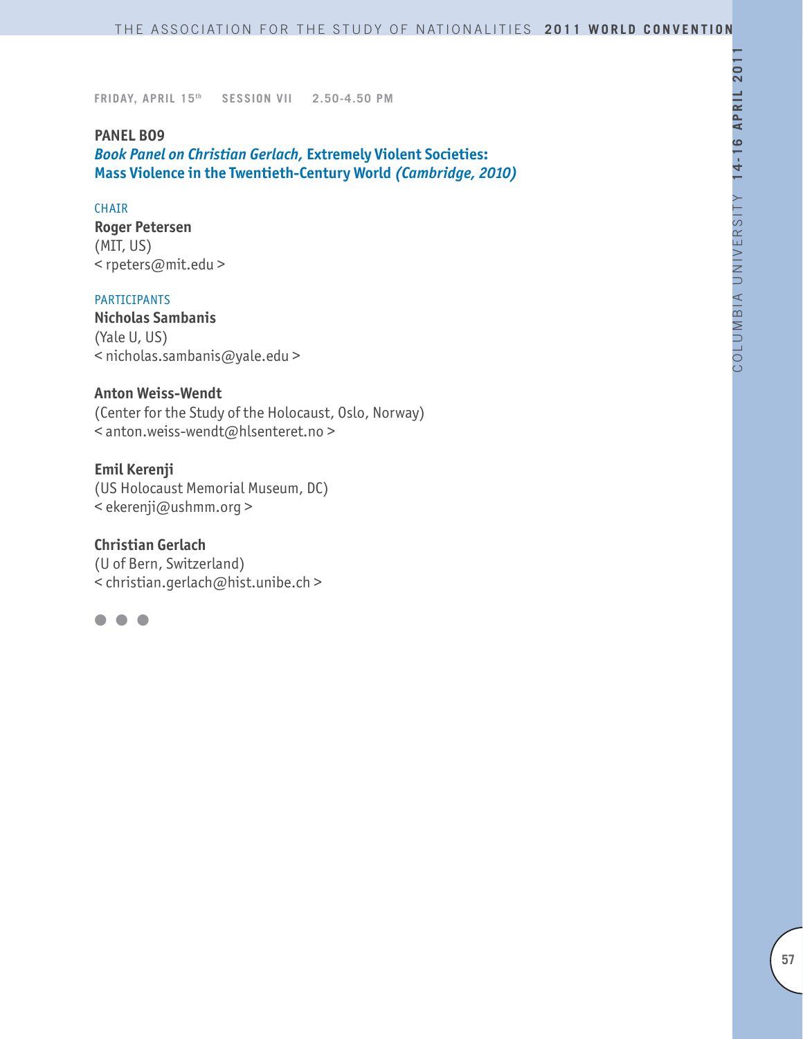FRIDAY, APRIL 15th SESSION VII 2.50-4.50 PM

**PANEL B09**

***Book Panel on Christian Gerlach,* Extremely Violent Societies: Mass Violence in the Twentieth-Century World *(Cambridge, 2010)***

CHAIR

**Roger Petersen**
(MIT, US)
< rpeters@mit.edu >

PARTICIPANTS

**Nicholas Sambanis**
(Yale U, US)
< nicholas.sambanis@yale.edu >

**Anton Weiss-Wendt**
(Center for the Study of the Holocaust, Oslo, Norway)
< anton.weiss-wendt@hlsenteret.no >

**Emil Kerenji**
(US Holocaust Memorial Museum, DC)
< ekerenji@ushmm.org >

**Christian Gerlach**
(U of Bern, Switzerland)
< christian.gerlach@hist.unibe.ch >

● ● ●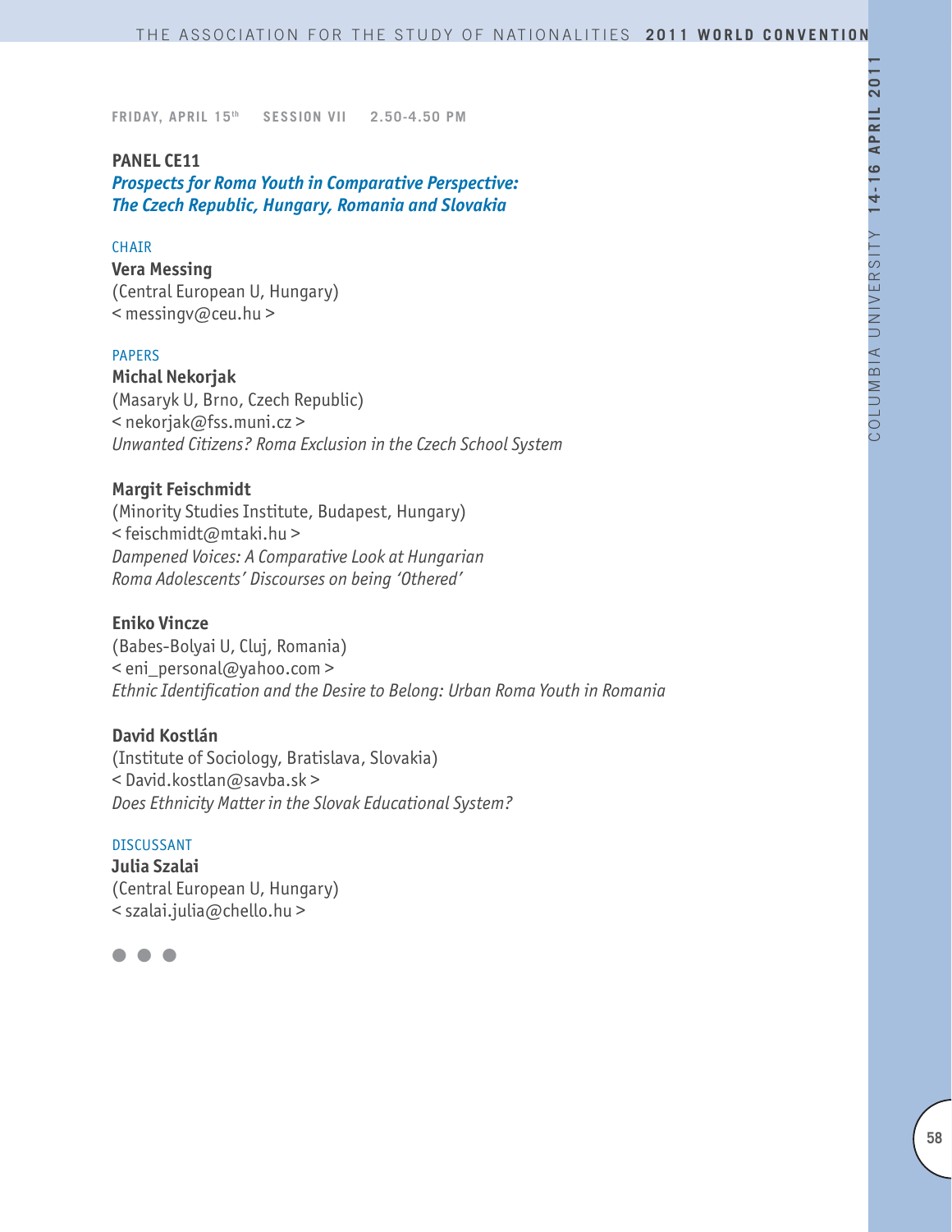FRIDAY, APRIL 15th SESSION VII 2.50-4.50 PM

## PANEL CE11

### *Prospects for Roma Youth in Comparative Perspective: The Czech Republic, Hungary, Romania and Slovakia*

CHAIR

**Vera Messing**
(Central European U, Hungary)
< messingv@ceu.hu >

PAPERS

**Michal Nekorjak**
(Masaryk U, Brno, Czech Republic)
< nekorjak@fss.muni.cz >
*Unwanted Citizens? Roma Exclusion in the Czech School System*

**Margit Feischmidt**
(Minority Studies Institute, Budapest, Hungary)
< feischmidt@mtaki.hu >
*Dampened Voices: A Comparative Look at Hungarian Roma Adolescents' Discourses on being 'Othered'*

**Eniko Vincze**
(Babes-Bolyai U, Cluj, Romania)
< eni_personal@yahoo.com >
*Ethnic Identification and the Desire to Belong: Urban Roma Youth in Romania*

**David Kostlán**
(Institute of Sociology, Bratislava, Slovakia)
< David.kostlan@savba.sk >
*Does Ethnicity Matter in the Slovak Educational System?*

DISCUSSANT

**Julia Szalai**
(Central European U, Hungary)
< szalai.julia@chello.hu >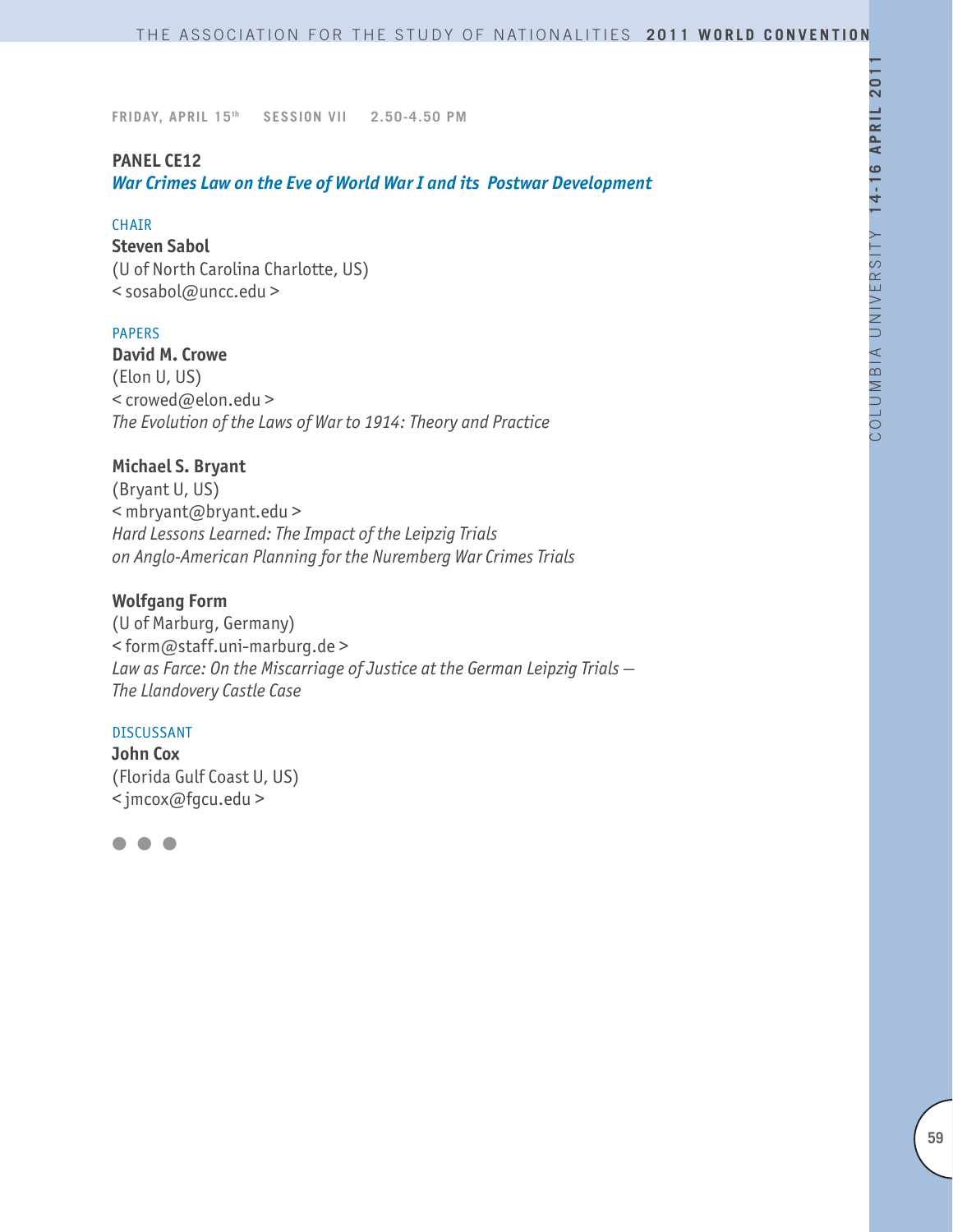**FRIDAY, APRIL 15th SESSION VII 2.50-4.50 PM**

## PANEL CE12

***War Crimes Law on the Eve of World War I and its Postwar Development***

CHAIR

**Steven Sabol**
(U of North Carolina Charlotte, US)
< sosabol@uncc.edu >

PAPERS

**David M. Crowe**
(Elon U, US)
< crowed@elon.edu >
*The Evolution of the Laws of War to 1914: Theory and Practice*

**Michael S. Bryant**
(Bryant U, US)
< mbryant@bryant.edu >
*Hard Lessons Learned: The Impact of the Leipzig Trials on Anglo-American Planning for the Nuremberg War Crimes Trials*

**Wolfgang Form**
(U of Marburg, Germany)
< form@staff.uni-marburg.de >
*Law as Farce: On the Miscarriage of Justice at the German Leipzig Trials — The Llandovery Castle Case*

DISCUSSANT

**John Cox**
(Florida Gulf Coast U, US)
< jmcox@fgcu.edu >

● ● ●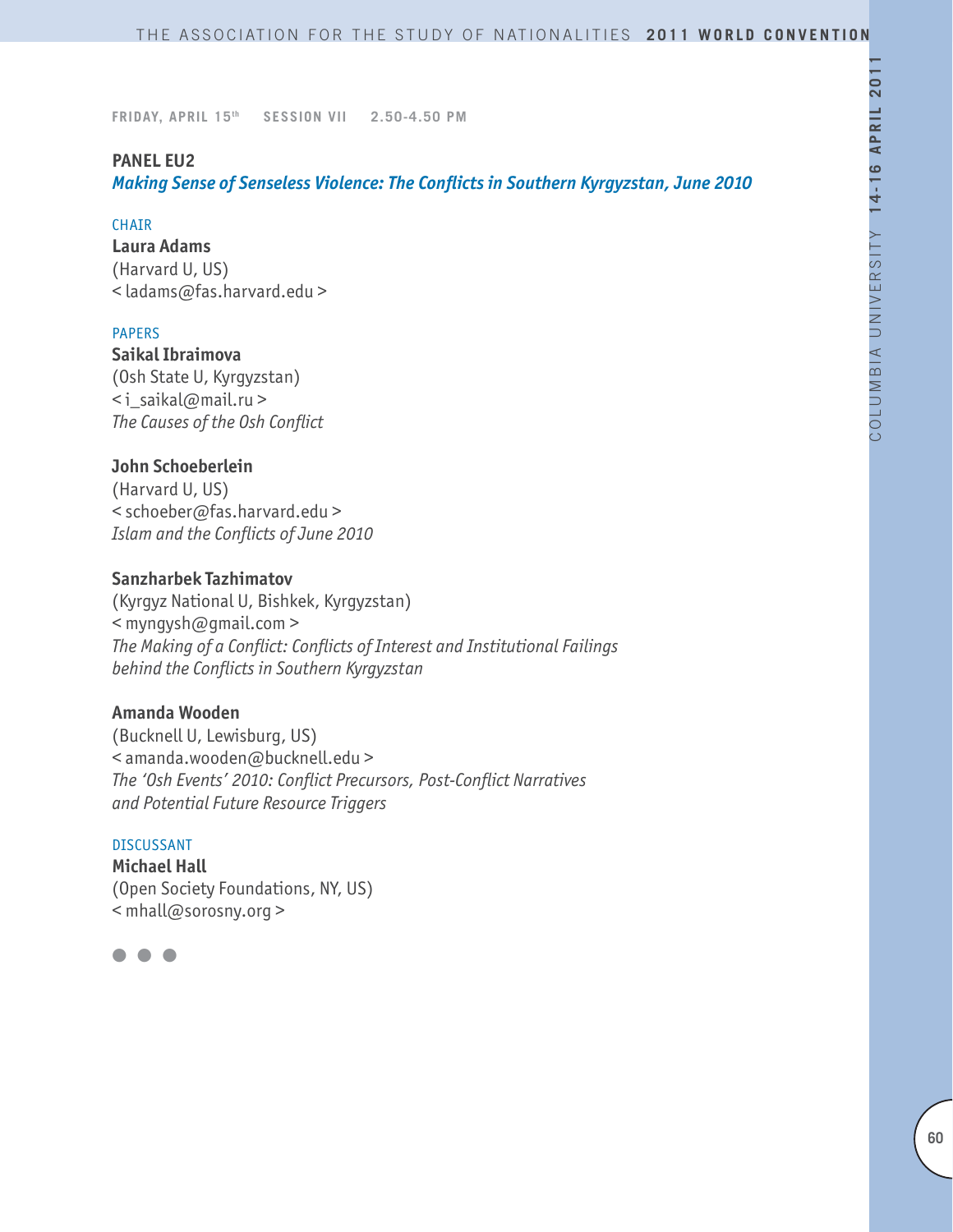FRIDAY, APRIL 15th SESSION VII 2.50-4.50 PM

### PANEL EU2

***Making Sense of Senseless Violence: The Conflicts in Southern Kyrgyzstan, June 2010***

CHAIR

**Laura Adams**
(Harvard U, US)
< ladams@fas.harvard.edu >

PAPERS

**Saikal Ibraimova**
(Osh State U, Kyrgyzstan)
< i_saikal@mail.ru >
*The Causes of the Osh Conflict*

**John Schoeberlein**
(Harvard U, US)
< schoeber@fas.harvard.edu >
*Islam and the Conflicts of June 2010*

**Sanzharbek Tazhimatov**
(Kyrgyz National U, Bishkek, Kyrgyzstan)
< myngysh@gmail.com >
*The Making of a Conflict: Conflicts of Interest and Institutional Failings behind the Conflicts in Southern Kyrgyzstan*

**Amanda Wooden**
(Bucknell U, Lewisburg, US)
< amanda.wooden@bucknell.edu >
*The 'Osh Events' 2010: Conflict Precursors, Post-Conflict Narratives and Potential Future Resource Triggers*

DISCUSSANT

**Michael Hall**
(Open Society Foundations, NY, US)
< mhall@sorosny.org >

● ● ●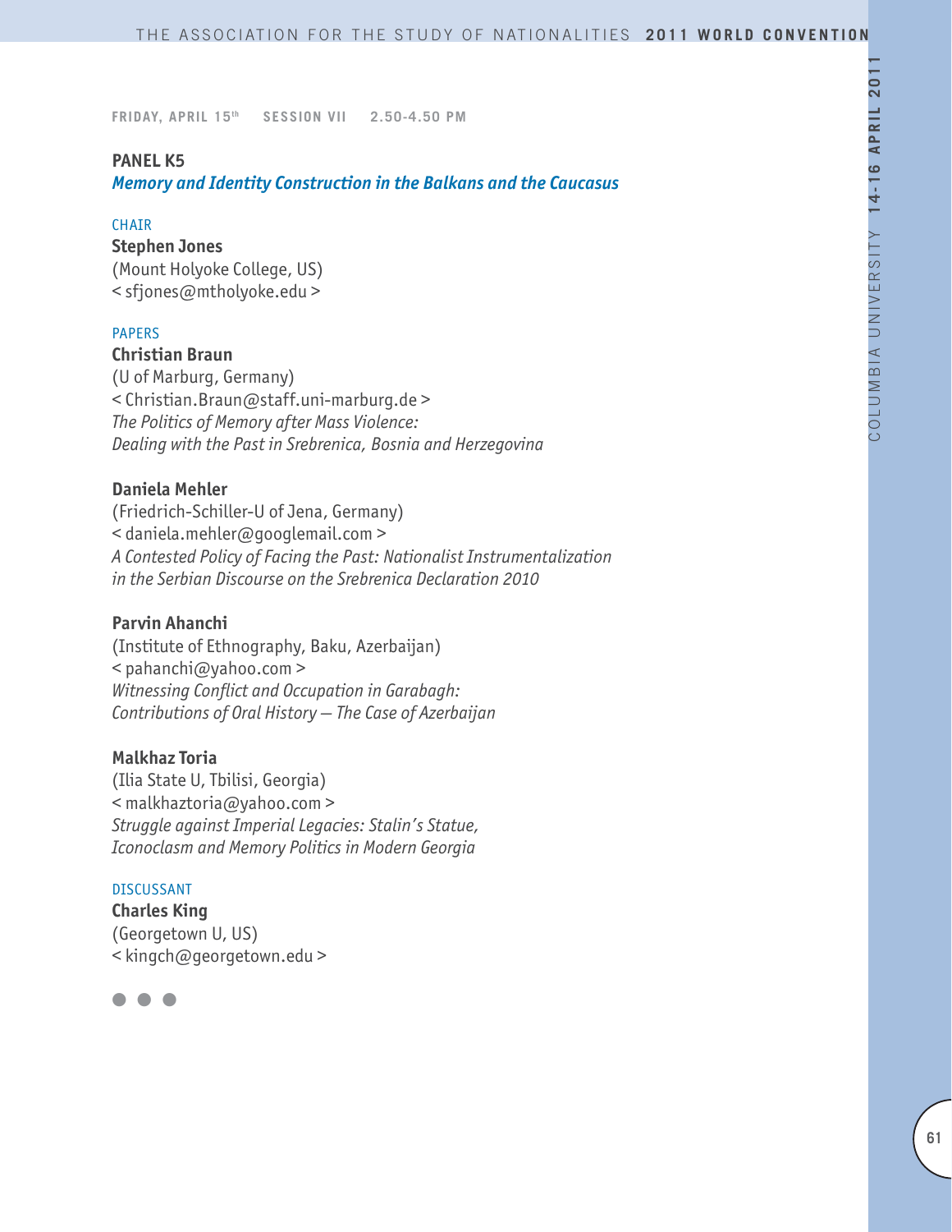FRIDAY, APRIL 15th SESSION VII 2.50-4.50 PM

## PANEL K5

### *Memory and Identity Construction in the Balkans and the Caucasus*

CHAIR

**Stephen Jones**
(Mount Holyoke College, US)
< sfjones@mtholyoke.edu >

PAPERS

**Christian Braun**
(U of Marburg, Germany)
< Christian.Braun@staff.uni-marburg.de >
*The Politics of Memory after Mass Violence: Dealing with the Past in Srebrenica, Bosnia and Herzegovina*

**Daniela Mehler**
(Friedrich-Schiller-U of Jena, Germany)
< daniela.mehler@googlemail.com >
*A Contested Policy of Facing the Past: Nationalist Instrumentalization in the Serbian Discourse on the Srebrenica Declaration 2010*

**Parvin Ahanchi**
(Institute of Ethnography, Baku, Azerbaijan)
< pahanchi@yahoo.com >
*Witnessing Conflict and Occupation in Garabagh: Contributions of Oral History – The Case of Azerbaijan*

**Malkhaz Toria**
(Ilia State U, Tbilisi, Georgia)
< malkhaztoria@yahoo.com >
*Struggle against Imperial Legacies: Stalin's Statue, Iconoclasm and Memory Politics in Modern Georgia*

DISCUSSANT

**Charles King**
(Georgetown U, US)
< kingch@georgetown.edu >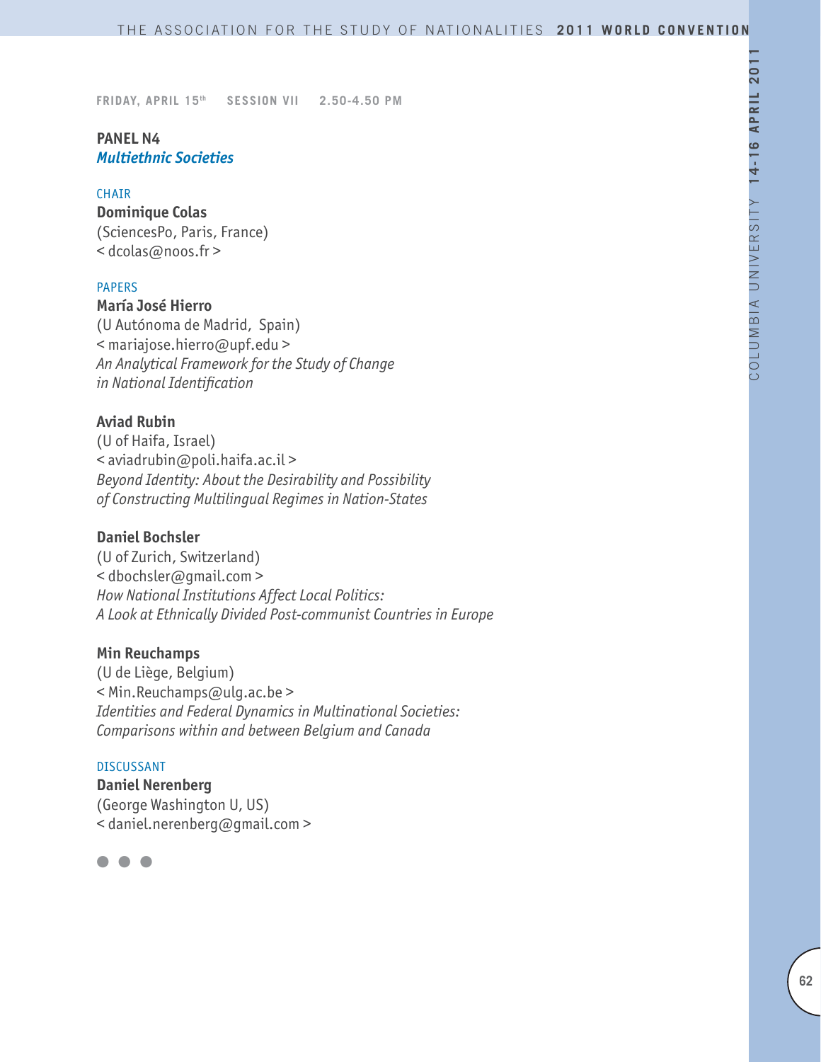FRIDAY, APRIL 15th SESSION VII 2.50-4.50 PM

## PANEL N4

### *Multiethnic Societies*

CHAIR

**Dominique Colas**
(SciencesPo, Paris, France)
< dcolas@noos.fr >

PAPERS

**María José Hierro**
(U Autónoma de Madrid, Spain)
< mariajose.hierro@upf.edu >
*An Analytical Framework for the Study of Change in National Identification*

**Aviad Rubin**
(U of Haifa, Israel)
< aviadrubin@poli.haifa.ac.il >
*Beyond Identity: About the Desirability and Possibility of Constructing Multilingual Regimes in Nation-States*

**Daniel Bochsler**
(U of Zurich, Switzerland)
< dbochsler@gmail.com >
*How National Institutions Affect Local Politics: A Look at Ethnically Divided Post-communist Countries in Europe*

**Min Reuchamps**
(U de Liège, Belgium)
< Min.Reuchamps@ulg.ac.be >
*Identities and Federal Dynamics in Multinational Societies: Comparisons within and between Belgium and Canada*

DISCUSSANT

**Daniel Nerenberg**
(George Washington U, US)
< daniel.nerenberg@gmail.com >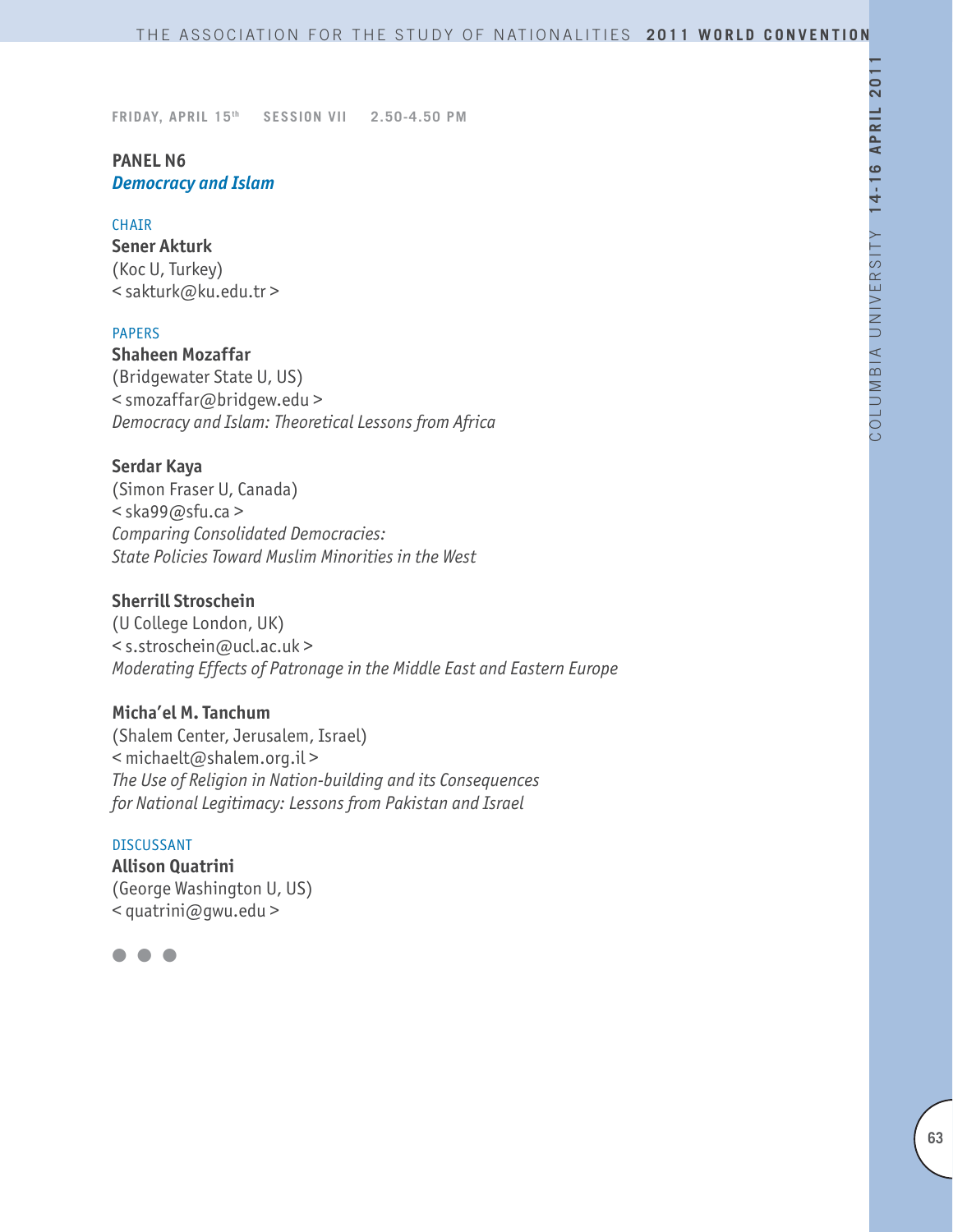FRIDAY, APRIL 15th  SESSION VII  2.50-4.50 PM

## PANEL N6
### *Democracy and Islam*

CHAIR

**Sener Akturk**
(Koc U, Turkey)
< sakturk@ku.edu.tr >

PAPERS

**Shaheen Mozaffar**
(Bridgewater State U, US)
< smozaffar@bridgew.edu >
*Democracy and Islam: Theoretical Lessons from Africa*

**Serdar Kaya**
(Simon Fraser U, Canada)
< ska99@sfu.ca >
*Comparing Consolidated Democracies:*
*State Policies Toward Muslim Minorities in the West*

**Sherrill Stroschein**
(U College London, UK)
< s.stroschein@ucl.ac.uk >
*Moderating Effects of Patronage in the Middle East and Eastern Europe*

**Micha'el M. Tanchum**
(Shalem Center, Jerusalem, Israel)
< michaelt@shalem.org.il >
*The Use of Religion in Nation-building and its Consequences*
*for National Legitimacy: Lessons from Pakistan and Israel*

DISCUSSANT

**Allison Quatrini**
(George Washington U, US)
< quatrini@gwu.edu >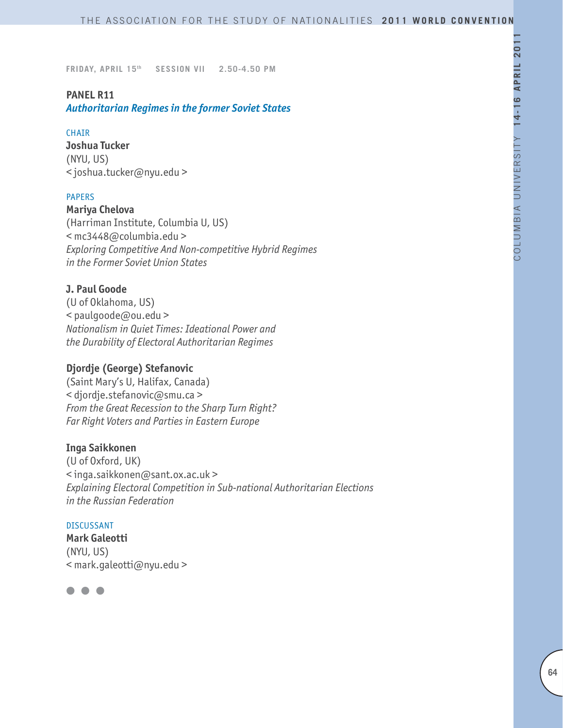FRIDAY, APRIL 15th SESSION VII 2.50-4.50 PM

## PANEL R11

### *Authoritarian Regimes in the former Soviet States*

CHAIR

**Joshua Tucker**
(NYU, US)
< joshua.tucker@nyu.edu >

PAPERS

**Mariya Chelova**
(Harriman Institute, Columbia U, US)
< mc3448@columbia.edu >
*Exploring Competitive And Non-competitive Hybrid Regimes in the Former Soviet Union States*

**J. Paul Goode**
(U of Oklahoma, US)
< paulgoode@ou.edu >
*Nationalism in Quiet Times: Ideational Power and the Durability of Electoral Authoritarian Regimes*

**Djordje (George) Stefanovic**
(Saint Mary's U, Halifax, Canada)
< djordje.stefanovic@smu.ca >
*From the Great Recession to the Sharp Turn Right? Far Right Voters and Parties in Eastern Europe*

**Inga Saikkonen**
(U of Oxford, UK)
< inga.saikkonen@sant.ox.ac.uk >
*Explaining Electoral Competition in Sub-national Authoritarian Elections in the Russian Federation*

DISCUSSANT

**Mark Galeotti**
(NYU, US)
< mark.galeotti@nyu.edu >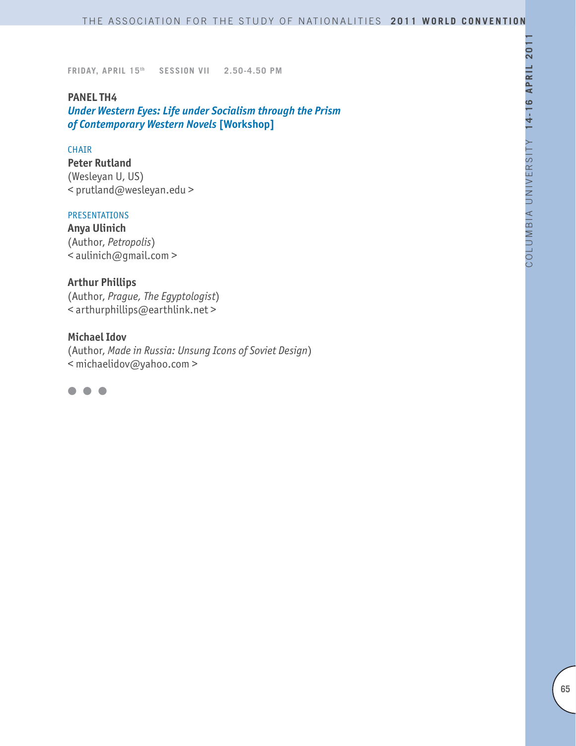FRIDAY, APRIL 15th SESSION VII 2.50-4.50 PM

## PANEL TH4
### *Under Western Eyes: Life under Socialism through the Prism of Contemporary Western Novels* [Workshop]

CHAIR

**Peter Rutland**
(Wesleyan U, US)
< prutland@wesleyan.edu >

PRESENTATIONS

**Anya Ulinich**
(Author, *Petropolis*)
< aulinich@gmail.com >

**Arthur Phillips**
(Author, *Prague, The Egyptologist*)
< arthurphillips@earthlink.net >

**Michael Idov**
(Author, *Made in Russia: Unsung Icons of Soviet Design*)
< michaelidov@yahoo.com >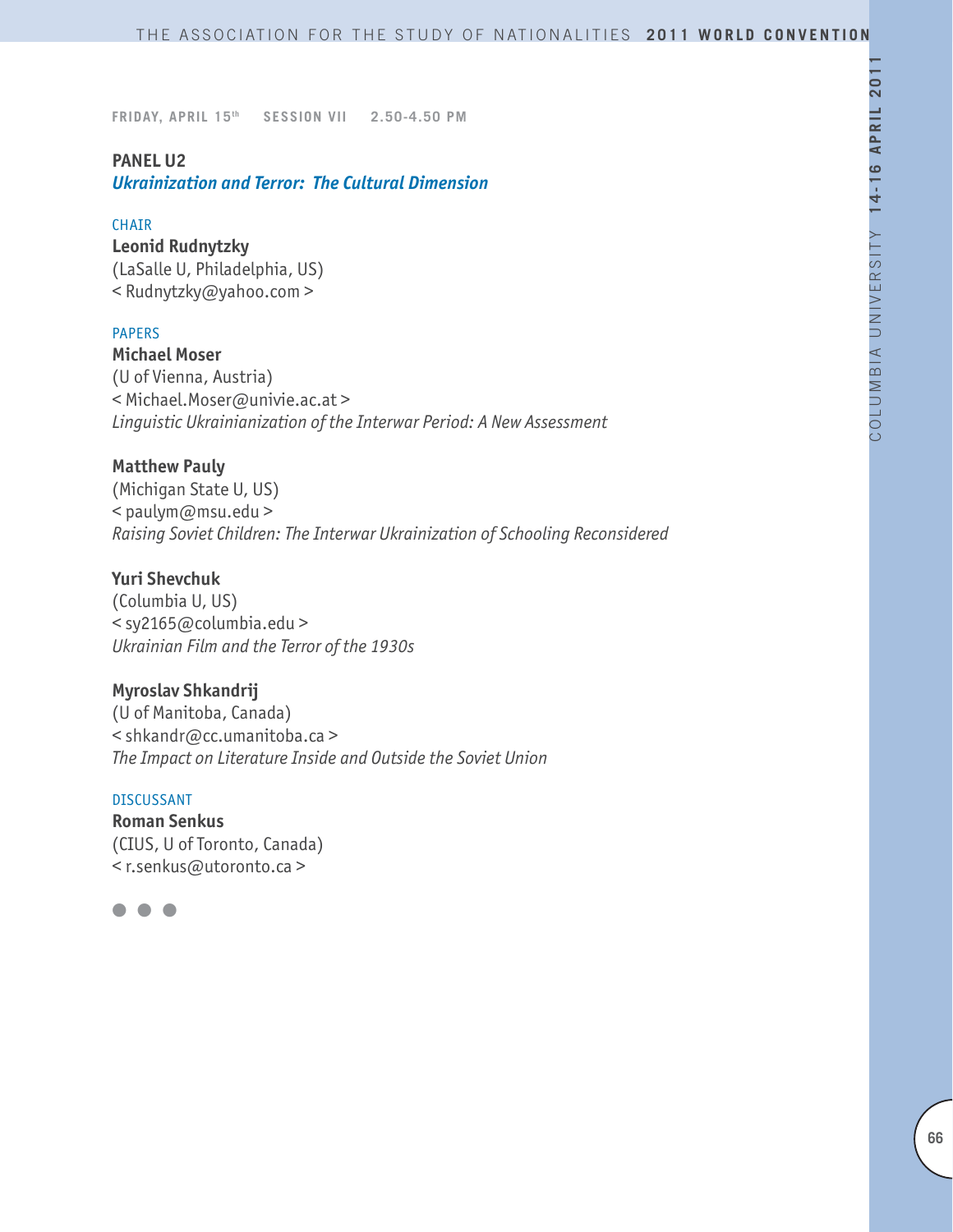FRIDAY, APRIL 15th SESSION VII 2.50-4.50 PM

## PANEL U2

### *Ukrainization and Terror: The Cultural Dimension*

CHAIR

**Leonid Rudnytzky**
(LaSalle U, Philadelphia, US)
< Rudnytzky@yahoo.com >

PAPERS

**Michael Moser**
(U of Vienna, Austria)
< Michael.Moser@univie.ac.at >
*Linguistic Ukrainianization of the Interwar Period: A New Assessment*

**Matthew Pauly**
(Michigan State U, US)
< paulym@msu.edu >
*Raising Soviet Children: The Interwar Ukrainization of Schooling Reconsidered*

**Yuri Shevchuk**
(Columbia U, US)
< sy2165@columbia.edu >
*Ukrainian Film and the Terror of the 1930s*

**Myroslav Shkandrij**
(U of Manitoba, Canada)
< shkandr@cc.umanitoba.ca >
*The Impact on Literature Inside and Outside the Soviet Union*

DISCUSSANT

**Roman Senkus**
(CIUS, U of Toronto, Canada)
< r.senkus@utoronto.ca >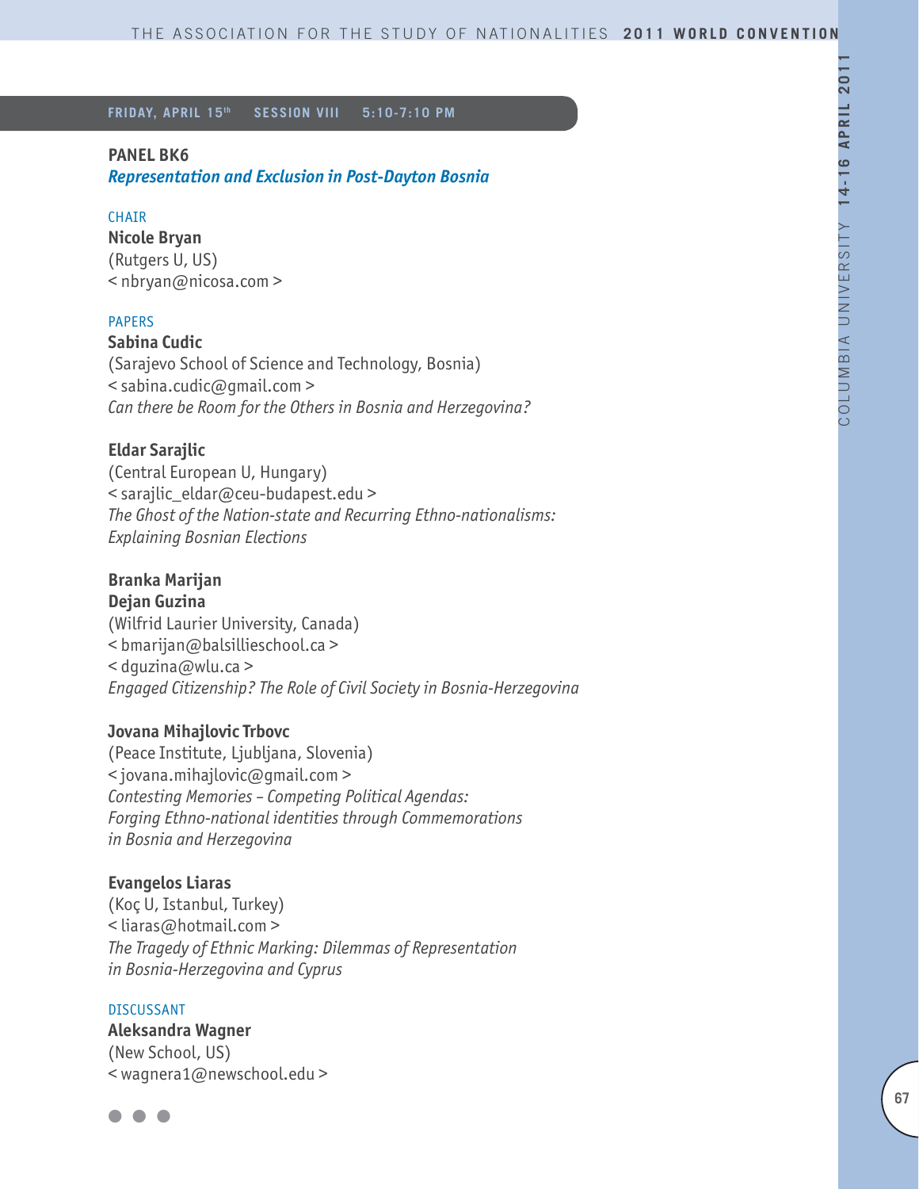**FRIDAY, APRIL 15th SESSION VIII 5:10-7:10 PM**

## PANEL BK6
### *Representation and Exclusion in Post-Dayton Bosnia*

CHAIR

**Nicole Bryan**
(Rutgers U, US)
< nbryan@nicosa.com >

PAPERS

**Sabina Cudic**
(Sarajevo School of Science and Technology, Bosnia)
< sabina.cudic@gmail.com >
*Can there be Room for the Others in Bosnia and Herzegovina?*

**Eldar Sarajlic**
(Central European U, Hungary)
< sarajlic_eldar@ceu-budapest.edu >
*The Ghost of the Nation-state and Recurring Ethno-nationalisms: Explaining Bosnian Elections*

**Branka Marijan**
**Dejan Guzina**
(Wilfrid Laurier University, Canada)
< bmarijan@balsillieschool.ca >
< dguzina@wlu.ca >
*Engaged Citizenship? The Role of Civil Society in Bosnia-Herzegovina*

**Jovana Mihajlovic Trbovc**
(Peace Institute, Ljubljana, Slovenia)
< jovana.mihajlovic@gmail.com >
*Contesting Memories – Competing Political Agendas: Forging Ethno-national identities through Commemorations in Bosnia and Herzegovina*

**Evangelos Liaras**
(Koç U, Istanbul, Turkey)
< liaras@hotmail.com >
*The Tragedy of Ethnic Marking: Dilemmas of Representation in Bosnia-Herzegovina and Cyprus*

DISCUSSANT

**Aleksandra Wagner**
(New School, US)
< wagnera1@newschool.edu >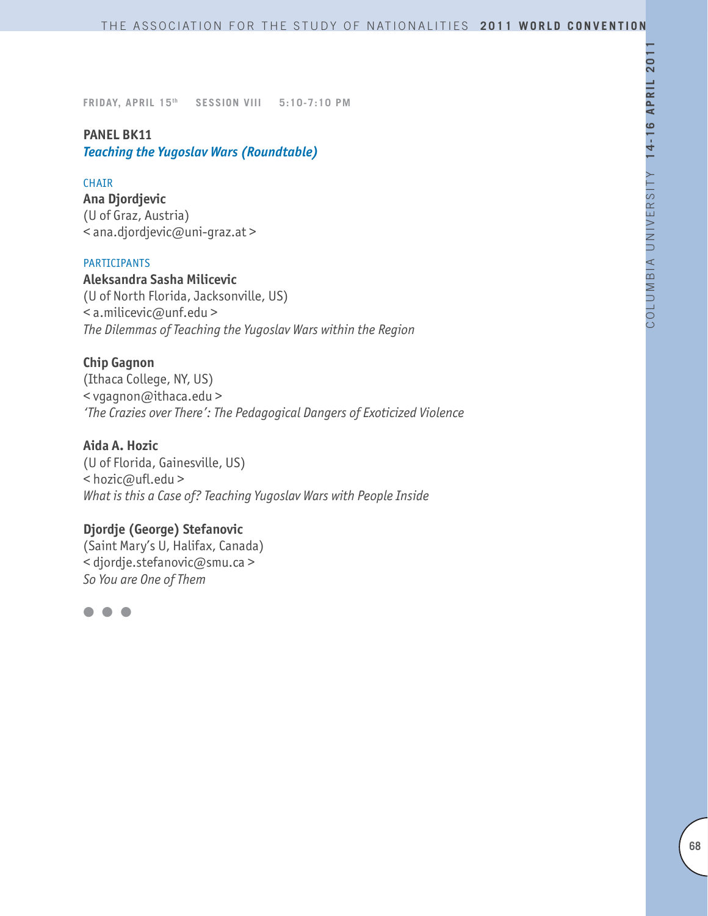**FRIDAY, APRIL 15th SESSION VIII 5:10-7:10 PM**

## PANEL BK11
### *Teaching the Yugoslav Wars (Roundtable)*

CHAIR

**Ana Djordjevic**
(U of Graz, Austria)
< ana.djordjevic@uni-graz.at >

PARTICIPANTS

**Aleksandra Sasha Milicevic**
(U of North Florida, Jacksonville, US)
< a.milicevic@unf.edu >
*The Dilemmas of Teaching the Yugoslav Wars within the Region*

**Chip Gagnon**
(Ithaca College, NY, US)
< vgagnon@ithaca.edu >
*'The Crazies over There': The Pedagogical Dangers of Exoticized Violence*

**Aida A. Hozic**
(U of Florida, Gainesville, US)
< hozic@ufl.edu >
*What is this a Case of? Teaching Yugoslav Wars with People Inside*

**Djordje (George) Stefanovic**
(Saint Mary's U, Halifax, Canada)
< djordje.stefanovic@smu.ca >
*So You are One of Them*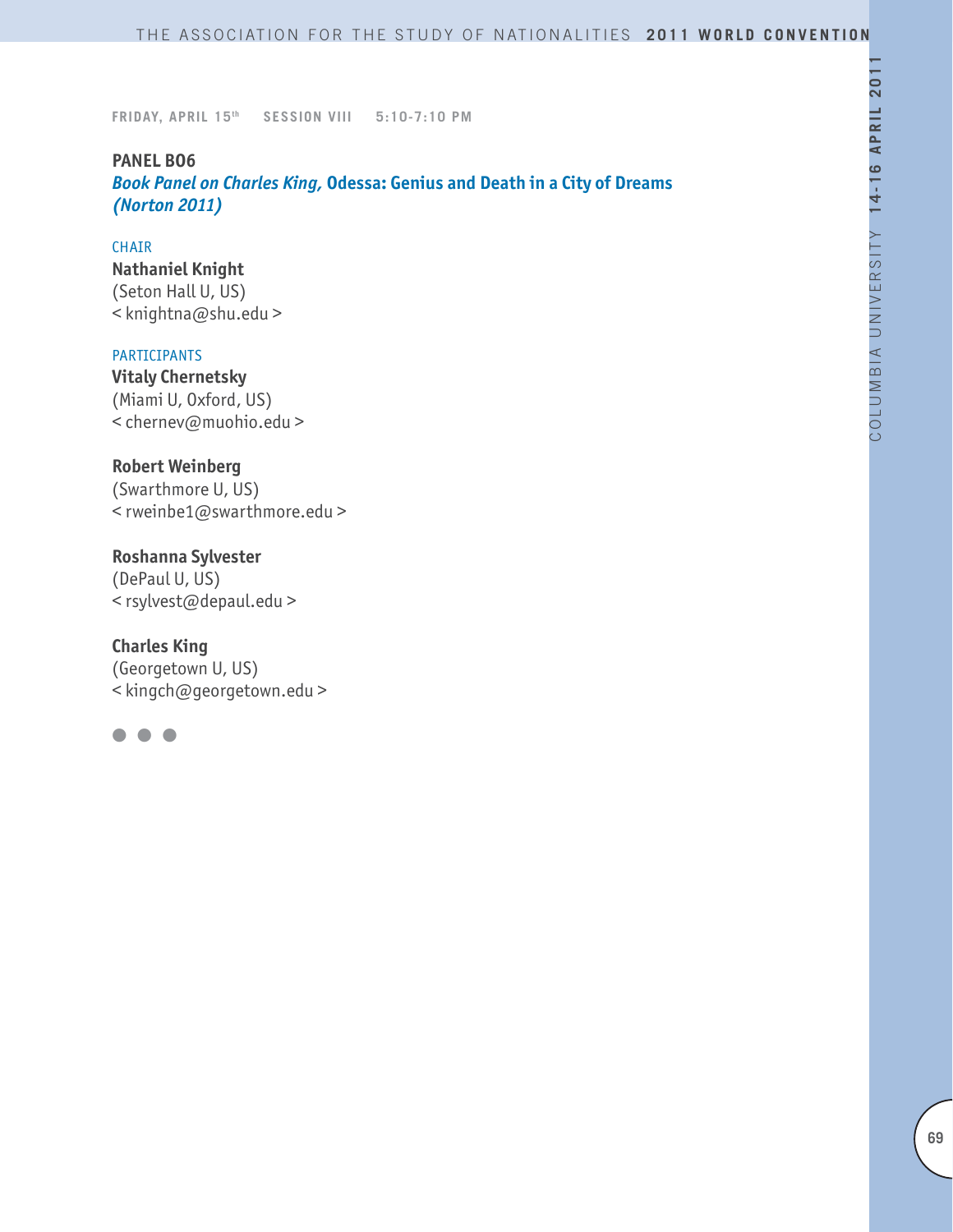**FRIDAY, APRIL 15th SESSION VIII 5:10-7:10 PM**

## PANEL B06

### *Book Panel on Charles King,* Odessa: Genius and Death in a City of Dreams *(Norton 2011)*

CHAIR

**Nathaniel Knight**
(Seton Hall U, US)
< knightna@shu.edu >

PARTICIPANTS

**Vitaly Chernetsky**
(Miami U, Oxford, US)
< chernev@muohio.edu >

**Robert Weinberg**
(Swarthmore U, US)
< rweinbe1@swarthmore.edu >

**Roshanna Sylvester**
(DePaul U, US)
< rsylvest@depaul.edu >

**Charles King**
(Georgetown U, US)
< kingch@georgetown.edu >

● ● ●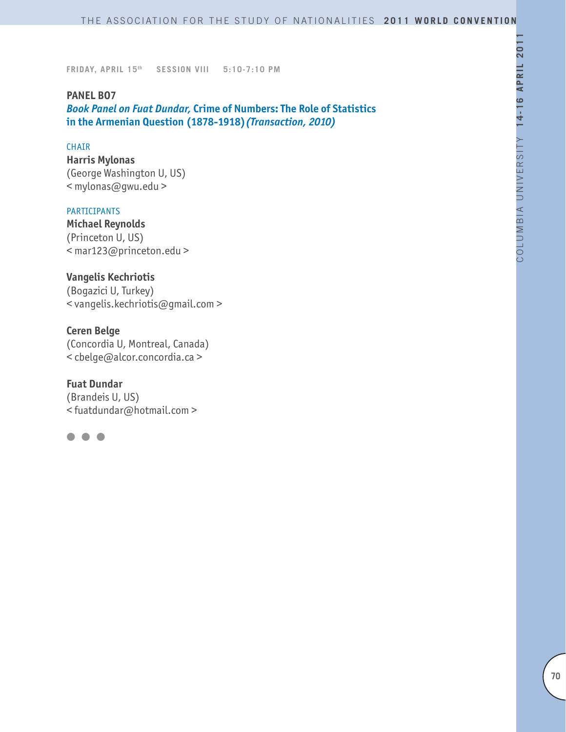FRIDAY, APRIL 15th SESSION VIII 5:10-7:10 PM

**PANEL B07**

***Book Panel on Fuat Dundar,* Crime of Numbers: The Role of Statistics in the Armenian Question (1878-1918) *(Transaction, 2010)***

CHAIR

**Harris Mylonas**
(George Washington U, US)
< mylonas@gwu.edu >

PARTICIPANTS

**Michael Reynolds**
(Princeton U, US)
< mar123@princeton.edu >

**Vangelis Kechriotis**
(Bogazici U, Turkey)
< vangelis.kechriotis@gmail.com >

**Ceren Belge**
(Concordia U, Montreal, Canada)
< cbelge@alcor.concordia.ca >

**Fuat Dundar**
(Brandeis U, US)
< fuatdundar@hotmail.com >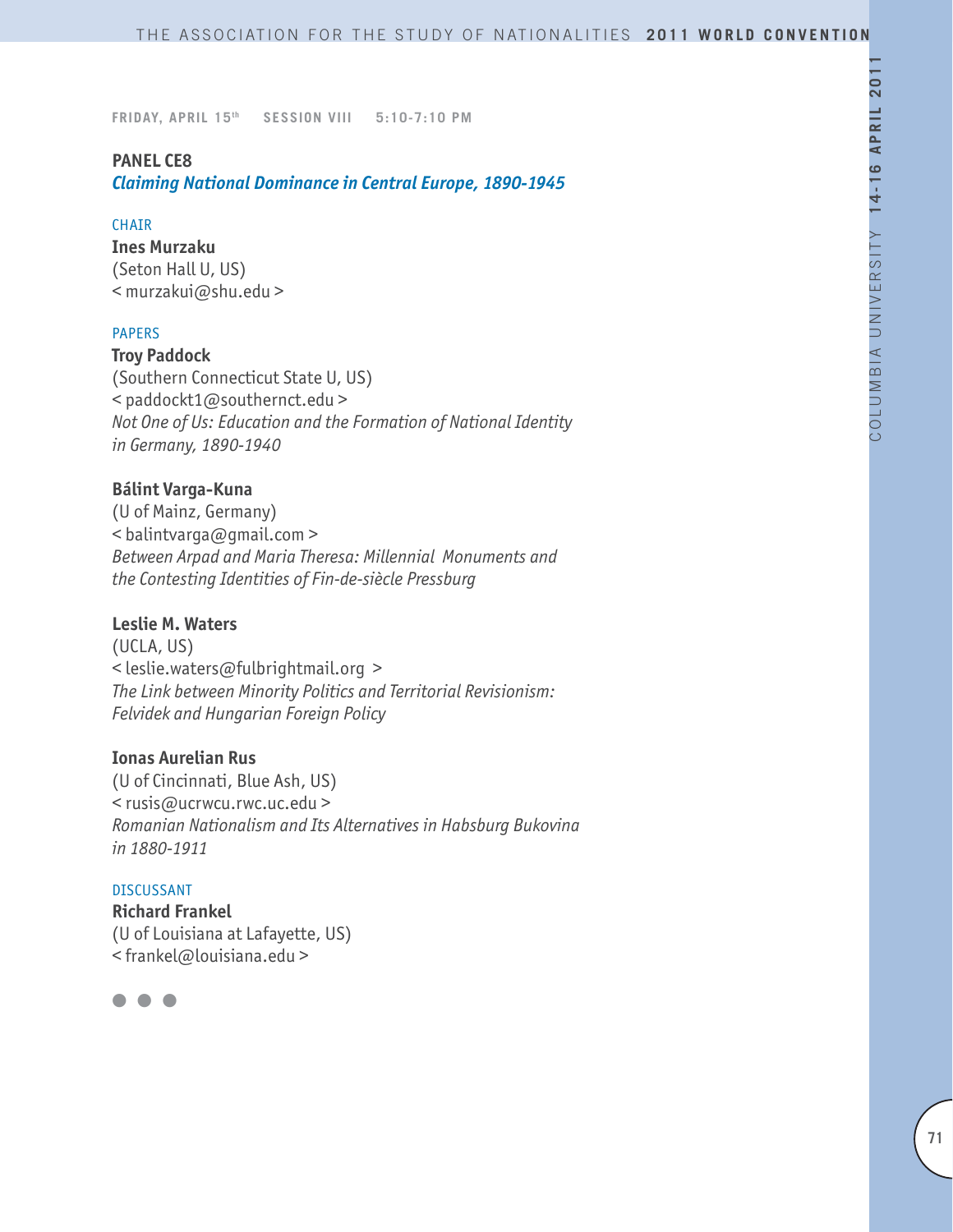**FRIDAY, APRIL 15th SESSION VIII 5:10-7:10 PM**

## PANEL CE8
### *Claiming National Dominance in Central Europe, 1890-1945*

CHAIR

**Ines Murzaku**
(Seton Hall U, US)
< murzakui@shu.edu >

PAPERS

**Troy Paddock**
(Southern Connecticut State U, US)
< paddockt1@southernct.edu >
*Not One of Us: Education and the Formation of National Identity in Germany, 1890-1940*

**Bálint Varga-Kuna**
(U of Mainz, Germany)
< balintvarga@gmail.com >
*Between Arpad and Maria Theresa: Millennial Monuments and the Contesting Identities of Fin-de-siècle Pressburg*

**Leslie M. Waters**
(UCLA, US)
< leslie.waters@fulbrightmail.org >
*The Link between Minority Politics and Territorial Revisionism: Felvidek and Hungarian Foreign Policy*

**Ionas Aurelian Rus**
(U of Cincinnati, Blue Ash, US)
< rusis@ucrwcu.rwc.uc.edu >
*Romanian Nationalism and Its Alternatives in Habsburg Bukovina in 1880-1911*

DISCUSSANT

**Richard Frankel**
(U of Louisiana at Lafayette, US)
< frankel@louisiana.edu >

● ● ●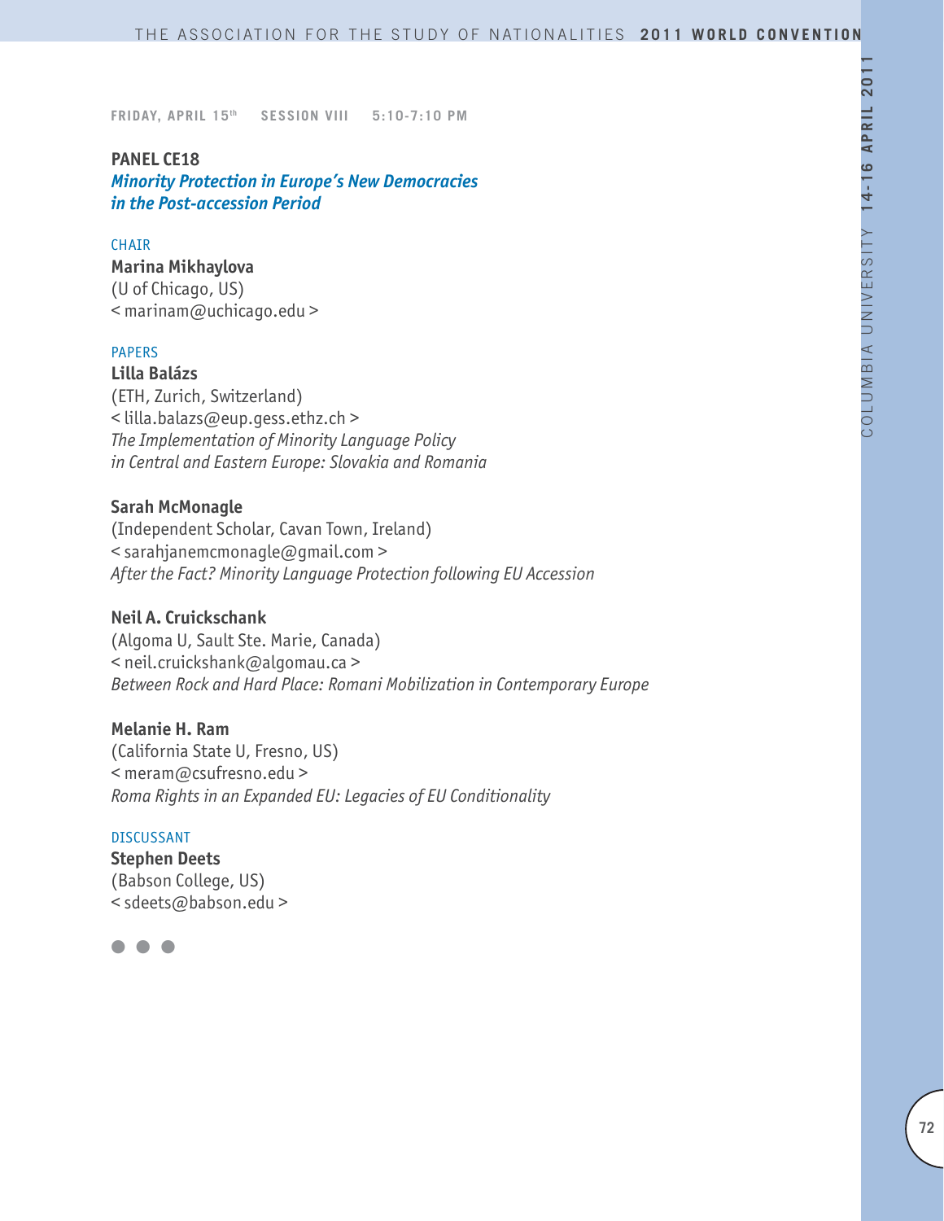FRIDAY, APRIL 15th SESSION VIII 5:10-7:10 PM

## PANEL CE18

### *Minority Protection in Europe's New Democracies in the Post-accession Period*

CHAIR

**Marina Mikhaylova**
(U of Chicago, US)
< marinam@uchicago.edu >

PAPERS

**Lilla Balázs**
(ETH, Zurich, Switzerland)
< lilla.balazs@eup.gess.ethz.ch >
*The Implementation of Minority Language Policy in Central and Eastern Europe: Slovakia and Romania*

**Sarah McMonagle**
(Independent Scholar, Cavan Town, Ireland)
< sarahjanemcmonagle@gmail.com >
*After the Fact? Minority Language Protection following EU Accession*

**Neil A. Cruickschank**
(Algoma U, Sault Ste. Marie, Canada)
< neil.cruickshank@algomau.ca >
*Between Rock and Hard Place: Romani Mobilization in Contemporary Europe*

**Melanie H. Ram**
(California State U, Fresno, US)
< meram@csufresno.edu >
*Roma Rights in an Expanded EU: Legacies of EU Conditionality*

DISCUSSANT

**Stephen Deets**
(Babson College, US)
< sdeets@babson.edu >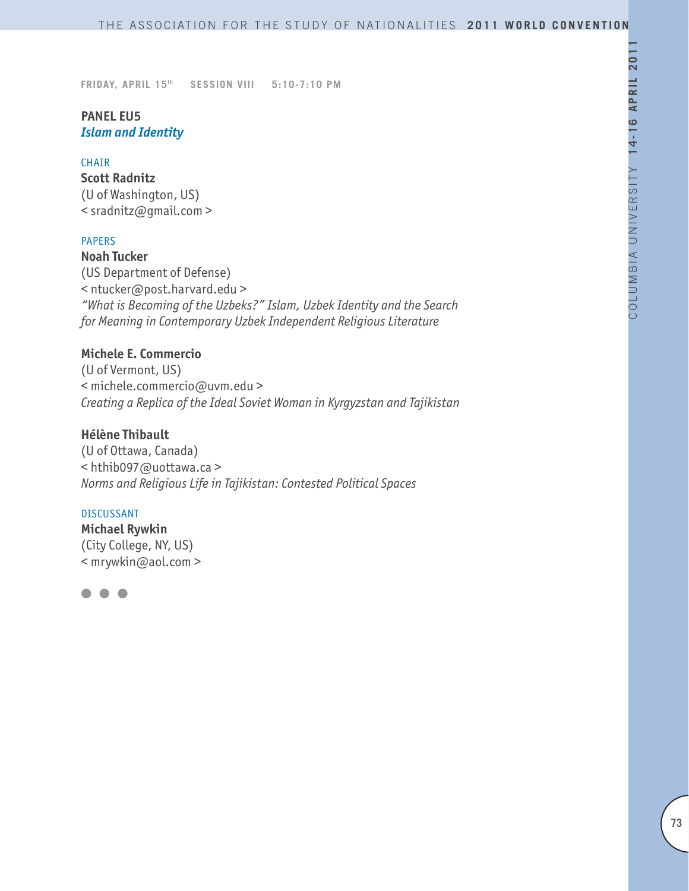FRIDAY, APRIL 15th SESSION VIII 5:10-7:10 PM

## PANEL EU5
### *Islam and Identity*

CHAIR

**Scott Radnitz**
(U of Washington, US)
< sradnitz@gmail.com >

PAPERS

**Noah Tucker**
(US Department of Defense)
< ntucker@post.harvard.edu >
*"What is Becoming of the Uzbeks?" Islam, Uzbek Identity and the Search for Meaning in Contemporary Uzbek Independent Religious Literature*

**Michele E. Commercio**
(U of Vermont, US)
< michele.commercio@uvm.edu >
*Creating a Replica of the Ideal Soviet Woman in Kyrgyzstan and Tajikistan*

**Hélène Thibault**
(U of Ottawa, Canada)
< hthib097@uottawa.ca >
*Norms and Religious Life in Tajikistan: Contested Political Spaces*

DISCUSSANT

**Michael Rywkin**
(City College, NY, US)
< mrywkin@aol.com >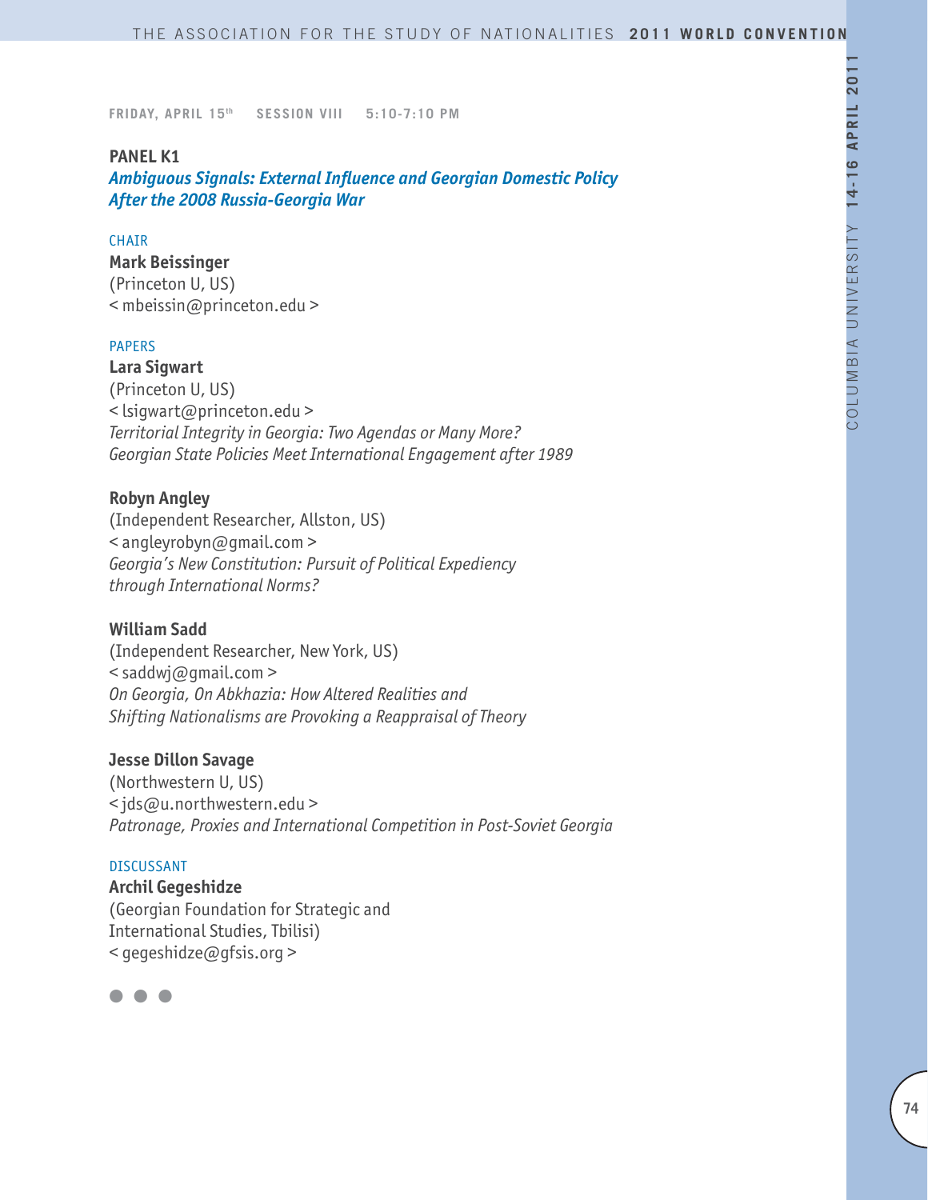FRIDAY, APRIL 15th SESSION VIII 5:10-7:10 PM

**PANEL K1**

***Ambiguous Signals: External Influence and Georgian Domestic Policy After the 2008 Russia-Georgia War***

CHAIR

**Mark Beissinger**
(Princeton U, US)
< mbeissin@princeton.edu >

PAPERS

**Lara Sigwart**
(Princeton U, US)
< lsigwart@princeton.edu >
*Territorial Integrity in Georgia: Two Agendas or Many More? Georgian State Policies Meet International Engagement after 1989*

**Robyn Angley**
(Independent Researcher, Allston, US)
< angleyrobyn@gmail.com >
*Georgia's New Constitution: Pursuit of Political Expediency through International Norms?*

**William Sadd**
(Independent Researcher, New York, US)
< saddwj@gmail.com >
*On Georgia, On Abkhazia: How Altered Realities and Shifting Nationalisms are Provoking a Reappraisal of Theory*

**Jesse Dillon Savage**
(Northwestern U, US)
< jds@u.northwestern.edu >
*Patronage, Proxies and International Competition in Post-Soviet Georgia*

DISCUSSANT

**Archil Gegeshidze**
(Georgian Foundation for Strategic and International Studies, Tbilisi)
< gegeshidze@gfsis.org >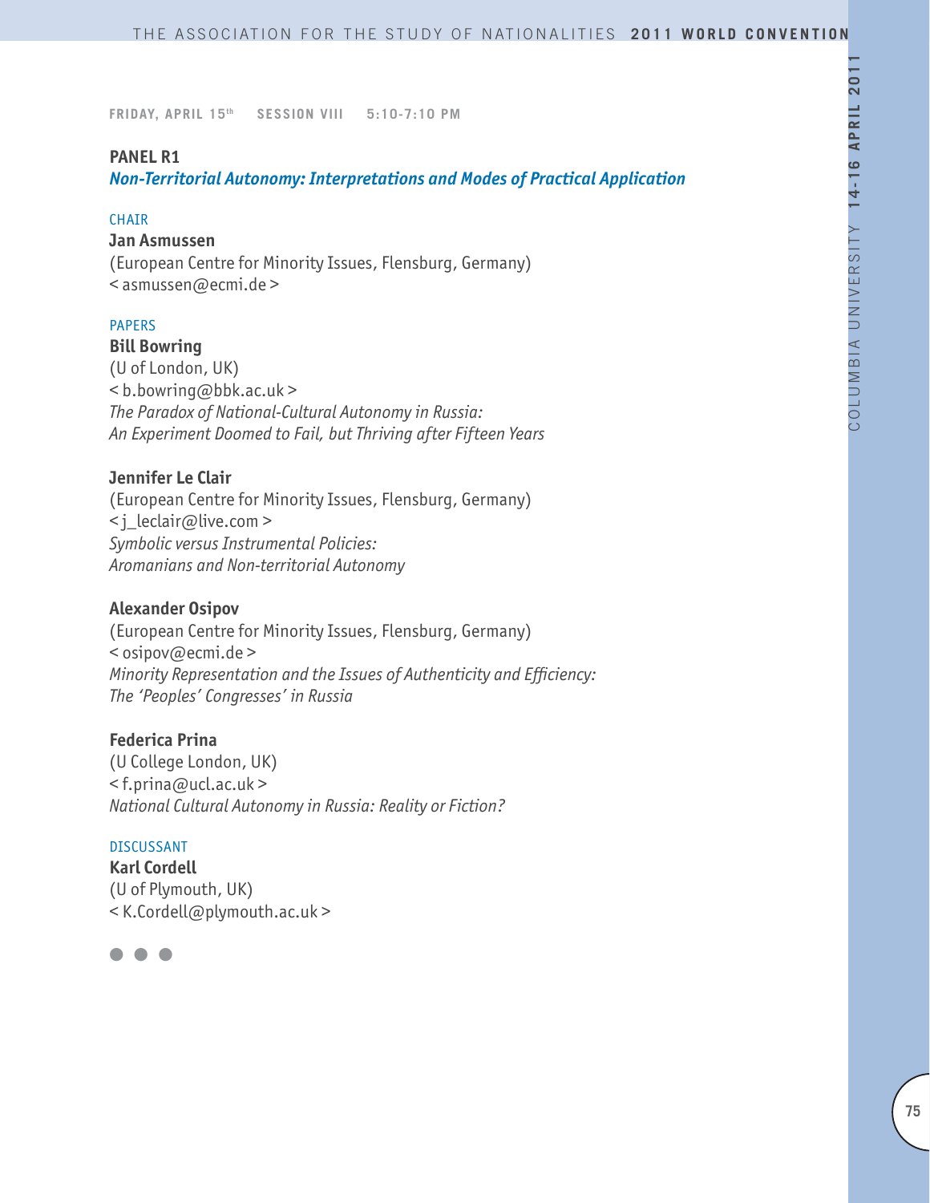FRIDAY, APRIL 15th SESSION VIII 5:10-7:10 PM

## PANEL R1

### *Non-Territorial Autonomy: Interpretations and Modes of Practical Application*

CHAIR

**Jan Asmussen**
(European Centre for Minority Issues, Flensburg, Germany)
< asmussen@ecmi.de >

PAPERS

**Bill Bowring**
(U of London, UK)
< b.bowring@bbk.ac.uk >
*The Paradox of National-Cultural Autonomy in Russia: An Experiment Doomed to Fail, but Thriving after Fifteen Years*

**Jennifer Le Clair**
(European Centre for Minority Issues, Flensburg, Germany)
< j_leclair@live.com >
*Symbolic versus Instrumental Policies: Aromanians and Non-territorial Autonomy*

**Alexander Osipov**
(European Centre for Minority Issues, Flensburg, Germany)
< osipov@ecmi.de >
*Minority Representation and the Issues of Authenticity and Efficiency: The 'Peoples' Congresses' in Russia*

**Federica Prina**
(U College London, UK)
< f.prina@ucl.ac.uk >
*National Cultural Autonomy in Russia: Reality or Fiction?*

DISCUSSANT

**Karl Cordell**
(U of Plymouth, UK)
< K.Cordell@plymouth.ac.uk >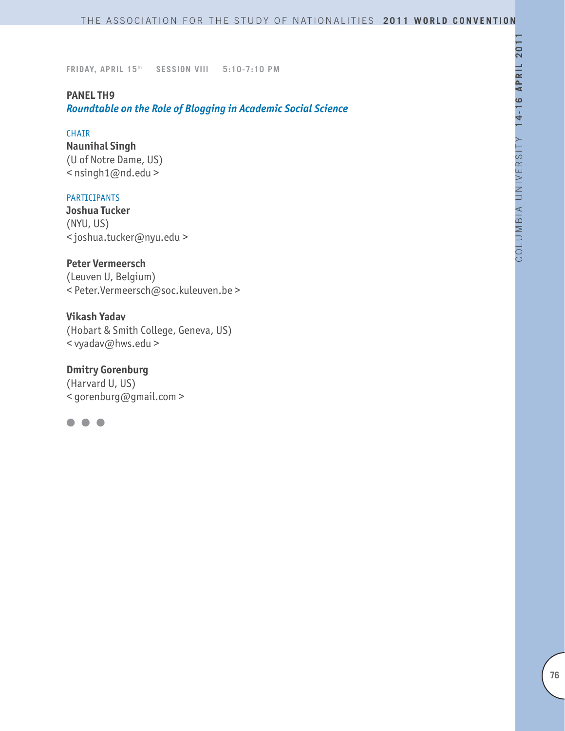FRIDAY, APRIL 15th SESSION VIII 5:10-7:10 PM

**PANEL TH9**
***Roundtable on the Role of Blogging in Academic Social Science***

CHAIR
**Naunihal Singh**
(U of Notre Dame, US)
< nsingh1@nd.edu >

PARTICIPANTS
**Joshua Tucker**
(NYU, US)
< joshua.tucker@nyu.edu >

**Peter Vermeersch**
(Leuven U, Belgium)
< Peter.Vermeersch@soc.kuleuven.be >

**Vikash Yadav**
(Hobart & Smith College, Geneva, US)
< vyadav@hws.edu >

**Dmitry Gorenburg**
(Harvard U, US)
< gorenburg@gmail.com >

● ● ●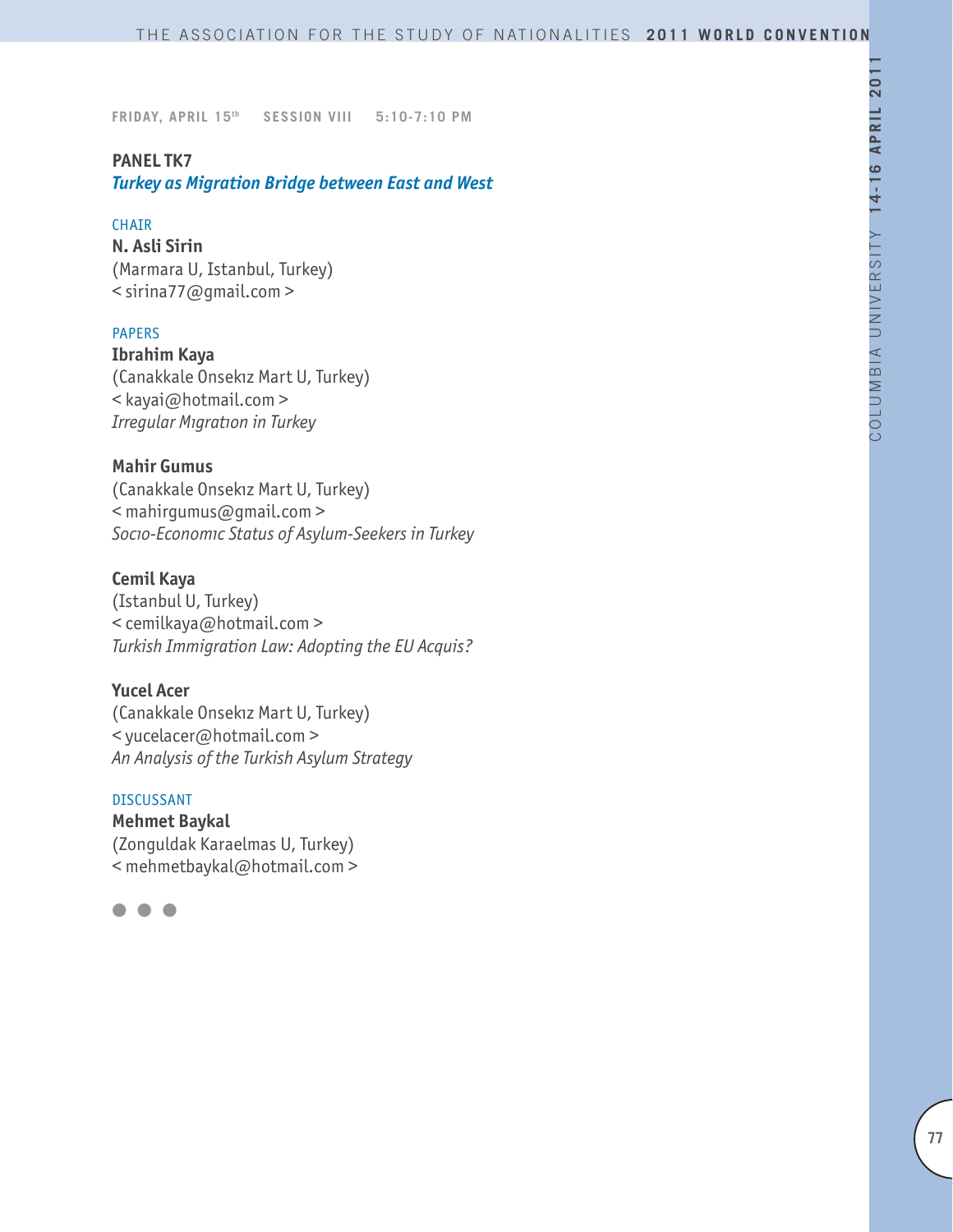FRIDAY, APRIL 15th SESSION VIII 5:10-7:10 PM

## PANEL TK7

### *Turkey as Migration Bridge between East and West*

CHAIR

**N. Asli Sirin**
(Marmara U, Istanbul, Turkey)
< sirina77@gmail.com >

PAPERS

**Ibrahim Kaya**
(Canakkale Onsekız Mart U, Turkey)
< kayai@hotmail.com >
*Irregular Mıgratıon in Turkey*

**Mahir Gumus**
(Canakkale Onsekız Mart U, Turkey)
< mahirgumus@gmail.com >
*Socıo-Economıc Status of Asylum-Seekers in Turkey*

**Cemil Kaya**
(Istanbul U, Turkey)
< cemilkaya@hotmail.com >
*Turkish Immigration Law: Adopting the EU Acquis?*

**Yucel Acer**
(Canakkale Onsekız Mart U, Turkey)
< yucelacer@hotmail.com >
*An Analysis of the Turkish Asylum Strategy*

DISCUSSANT

**Mehmet Baykal**
(Zonguldak Karaelmas U, Turkey)
< mehmetbaykal@hotmail.com >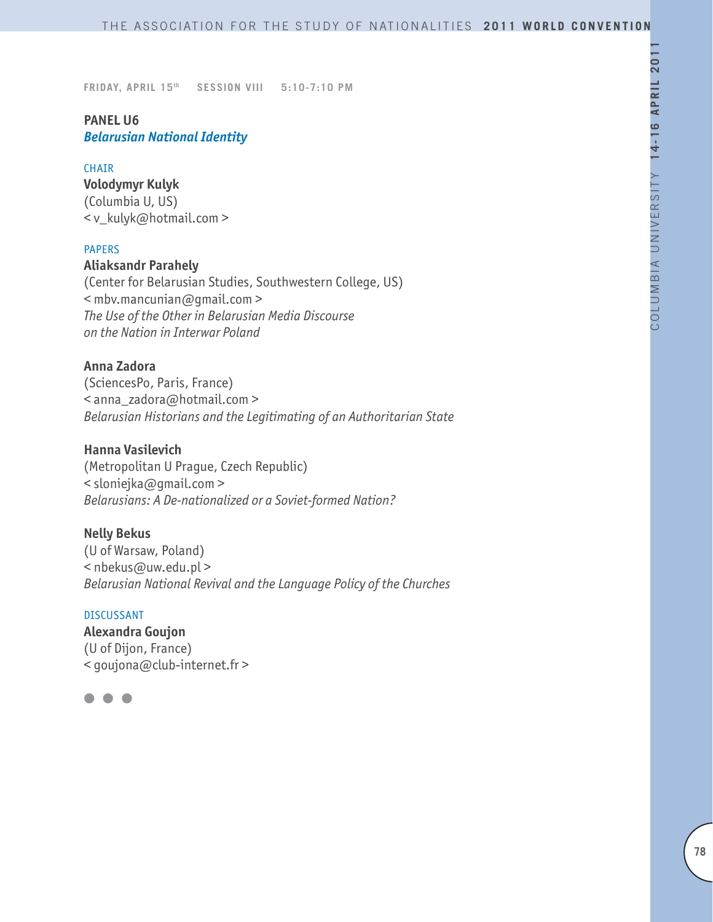FRIDAY, APRIL 15th SESSION VIII 5:10-7:10 PM

## PANEL U6
### *Belarusian National Identity*

CHAIR

**Volodymyr Kulyk**
(Columbia U, US)
< v_kulyk@hotmail.com >

PAPERS

**Aliaksandr Parahely**
(Center for Belarusian Studies, Southwestern College, US)
< mbv.mancunian@gmail.com >
*The Use of the Other in Belarusian Media Discourse on the Nation in Interwar Poland*

**Anna Zadora**
(SciencesPo, Paris, France)
< anna_zadora@hotmail.com >
*Belarusian Historians and the Legitimating of an Authoritarian State*

**Hanna Vasilevich**
(Metropolitan U Prague, Czech Republic)
< sloniejka@gmail.com >
*Belarusians: A De-nationalized or a Soviet-formed Nation?*

**Nelly Bekus**
(U of Warsaw, Poland)
< nbekus@uw.edu.pl >
*Belarusian National Revival and the Language Policy of the Churches*

DISCUSSANT

**Alexandra Goujon**
(U of Dijon, France)
< goujona@club-internet.fr >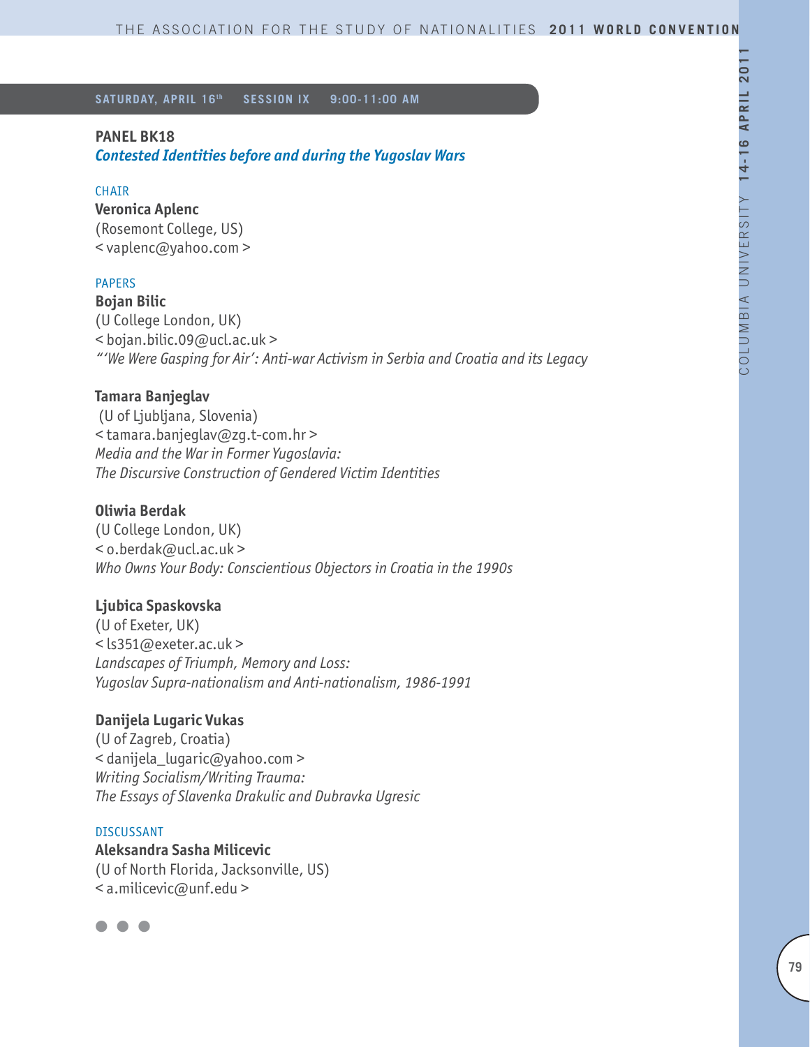**SATURDAY, APRIL 16th SESSION IX 9:00-11:00 AM**

## PANEL BK18

### *Contested Identities before and during the Yugoslav Wars*

CHAIR

**Veronica Aplenc**
(Rosemont College, US)
< vaplenc@yahoo.com >

PAPERS

**Bojan Bilic**
(U College London, UK)
< bojan.bilic.09@ucl.ac.uk >
*"'We Were Gasping for Air': Anti-war Activism in Serbia and Croatia and its Legacy*

**Tamara Banjeglav**
(U of Ljubljana, Slovenia)
< tamara.banjeglav@zg.t-com.hr >
*Media and the War in Former Yugoslavia:*
*The Discursive Construction of Gendered Victim Identities*

**Oliwia Berdak**
(U College London, UK)
< o.berdak@ucl.ac.uk >
*Who Owns Your Body: Conscientious Objectors in Croatia in the 1990s*

**Ljubica Spaskovska**
(U of Exeter, UK)
< ls351@exeter.ac.uk >
*Landscapes of Triumph, Memory and Loss:*
*Yugoslav Supra-nationalism and Anti-nationalism, 1986-1991*

**Danijela Lugaric Vukas**
(U of Zagreb, Croatia)
< danijela_lugaric@yahoo.com >
*Writing Socialism/Writing Trauma:*
*The Essays of Slavenka Drakulic and Dubravka Ugresic*

DISCUSSANT

**Aleksandra Sasha Milicevic**
(U of North Florida, Jacksonville, US)
< a.milicevic@unf.edu >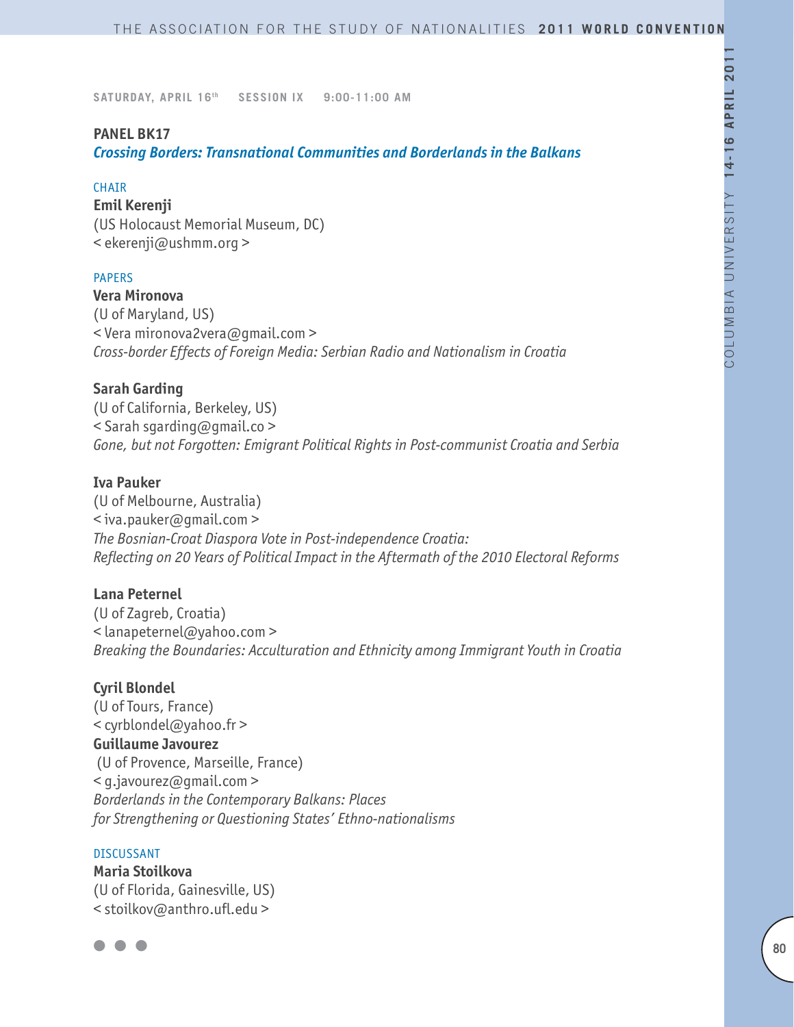SATURDAY, APRIL 16th SESSION IX 9:00-11:00 AM

**PANEL BK17**

***Crossing Borders: Transnational Communities and Borderlands in the Balkans***

CHAIR

**Emil Kerenji**
(US Holocaust Memorial Museum, DC)
< ekerenji@ushmm.org >

PAPERS

**Vera Mironova**
(U of Maryland, US)
< Vera mironova2vera@gmail.com >
*Cross-border Effects of Foreign Media: Serbian Radio and Nationalism in Croatia*

**Sarah Garding**
(U of California, Berkeley, US)
< Sarah sgarding@gmail.co >
*Gone, but not Forgotten: Emigrant Political Rights in Post-communist Croatia and Serbia*

**Iva Pauker**
(U of Melbourne, Australia)
< iva.pauker@gmail.com >
*The Bosnian-Croat Diaspora Vote in Post-independence Croatia: Reflecting on 20 Years of Political Impact in the Aftermath of the 2010 Electoral Reforms*

**Lana Peternel**
(U of Zagreb, Croatia)
< lanapeternel@yahoo.com >
*Breaking the Boundaries: Acculturation and Ethnicity among Immigrant Youth in Croatia*

**Cyril Blondel**
(U of Tours, France)
< cyrblondel@yahoo.fr >

**Guillaume Javourez**
(U of Provence, Marseille, France)
< g.javourez@gmail.com >
*Borderlands in the Contemporary Balkans: Places for Strengthening or Questioning States' Ethno-nationalisms*

DISCUSSANT

**Maria Stoilkova**
(U of Florida, Gainesville, US)
< stoilkov@anthro.ufl.edu >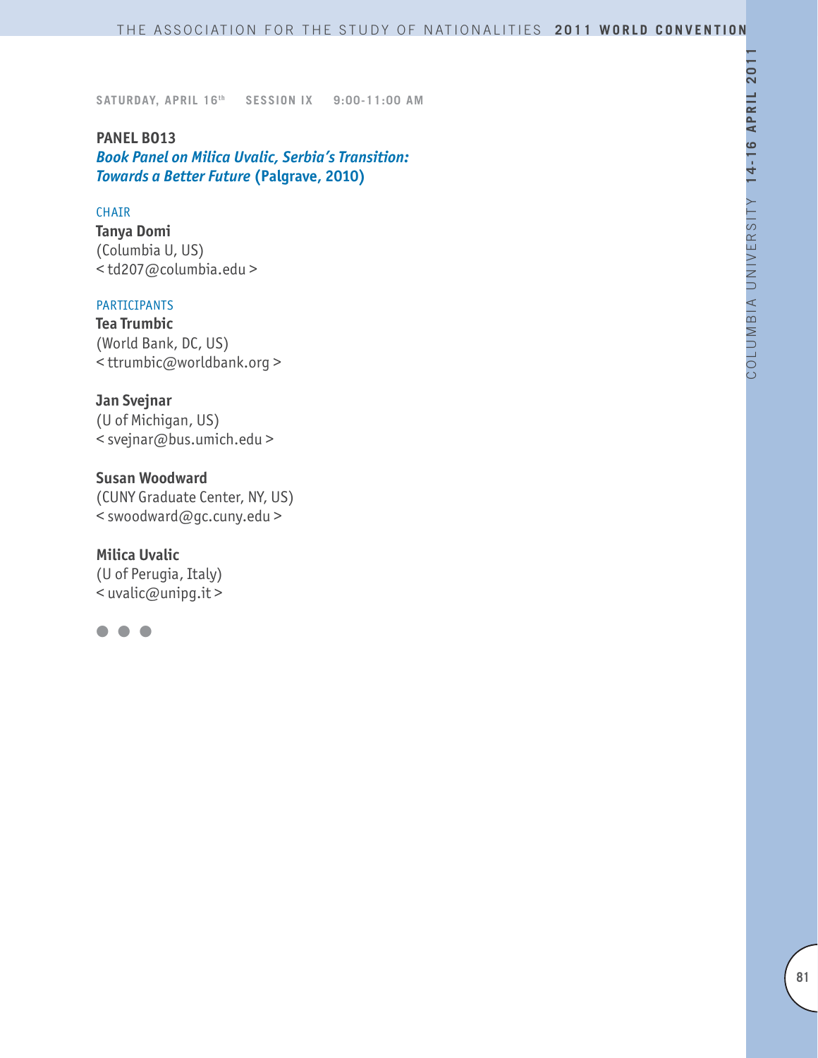SATURDAY, APRIL 16th SESSION IX 9:00-11:00 AM

## PANEL B013

***Book Panel on Milica Uvalic, Serbia's Transition: Towards a Better Future*** **(Palgrave, 2010)**

CHAIR

**Tanya Domi**
(Columbia U, US)
< td207@columbia.edu >

PARTICIPANTS

**Tea Trumbic**
(World Bank, DC, US)
< ttrumbic@worldbank.org >

**Jan Svejnar**
(U of Michigan, US)
< svejnar@bus.umich.edu >

**Susan Woodward**
(CUNY Graduate Center, NY, US)
< swoodward@gc.cuny.edu >

**Milica Uvalic**
(U of Perugia, Italy)
< uvalic@unipg.it >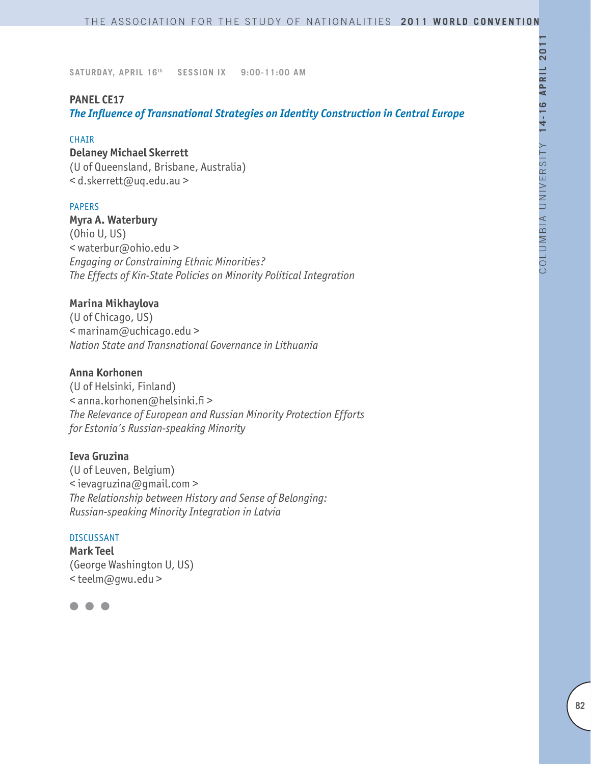**SATURDAY, APRIL 16th SESSION IX 9:00-11:00 AM**

## PANEL CE17

### *The Influence of Transnational Strategies on Identity Construction in Central Europe*

CHAIR

**Delaney Michael Skerrett**
(U of Queensland, Brisbane, Australia)
< d.skerrett@uq.edu.au >

PAPERS

**Myra A. Waterbury**
(Ohio U, US)
< waterbur@ohio.edu >
*Engaging or Constraining Ethnic Minorities?*
*The Effects of Kin-State Policies on Minority Political Integration*

**Marina Mikhaylova**
(U of Chicago, US)
< marinam@uchicago.edu >
*Nation State and Transnational Governance in Lithuania*

**Anna Korhonen**
(U of Helsinki, Finland)
< anna.korhonen@helsinki.fi >
*The Relevance of European and Russian Minority Protection Efforts*
*for Estonia's Russian-speaking Minority*

**Ieva Gruzina**
(U of Leuven, Belgium)
< ievagruzina@gmail.com >
*The Relationship between History and Sense of Belonging:*
*Russian-speaking Minority Integration in Latvia*

DISCUSSANT

**Mark Teel**
(George Washington U, US)
< teelm@gwu.edu >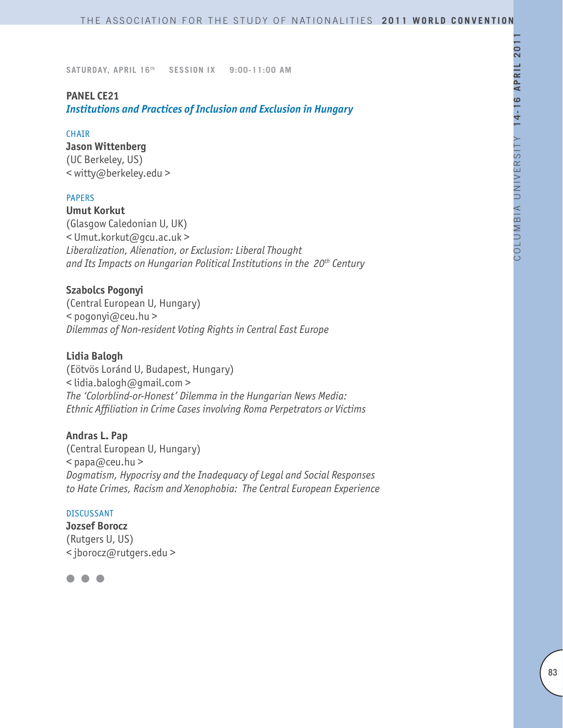SATURDAY, APRIL 16th SESSION IX 9:00-11:00 AM

**PANEL CE21**
***Institutions and Practices of Inclusion and Exclusion in Hungary***

CHAIR

**Jason Wittenberg**
(UC Berkeley, US)
< witty@berkeley.edu >

PAPERS

**Umut Korkut**
(Glasgow Caledonian U, UK)
< Umut.korkut@gcu.ac.uk >
*Liberalization, Alienation, or Exclusion: Liberal Thought and Its Impacts on Hungarian Political Institutions in the 20th Century*

**Szabolcs Pogonyi**
(Central European U, Hungary)
< pogonyi@ceu.hu >
*Dilemmas of Non-resident Voting Rights in Central East Europe*

**Lidia Balogh**
(Eötvös Loránd U, Budapest, Hungary)
< lidia.balogh@gmail.com >
*The 'Colorblind-or-Honest' Dilemma in the Hungarian News Media: Ethnic Affiliation in Crime Cases involving Roma Perpetrators or Victims*

**Andras L. Pap**
(Central European U, Hungary)
< papa@ceu.hu >
*Dogmatism, Hypocrisy and the Inadequacy of Legal and Social Responses to Hate Crimes, Racism and Xenophobia: The Central European Experience*

DISCUSSANT

**Jozsef Borocz**
(Rutgers U, US)
< jborocz@rutgers.edu >

● ● ●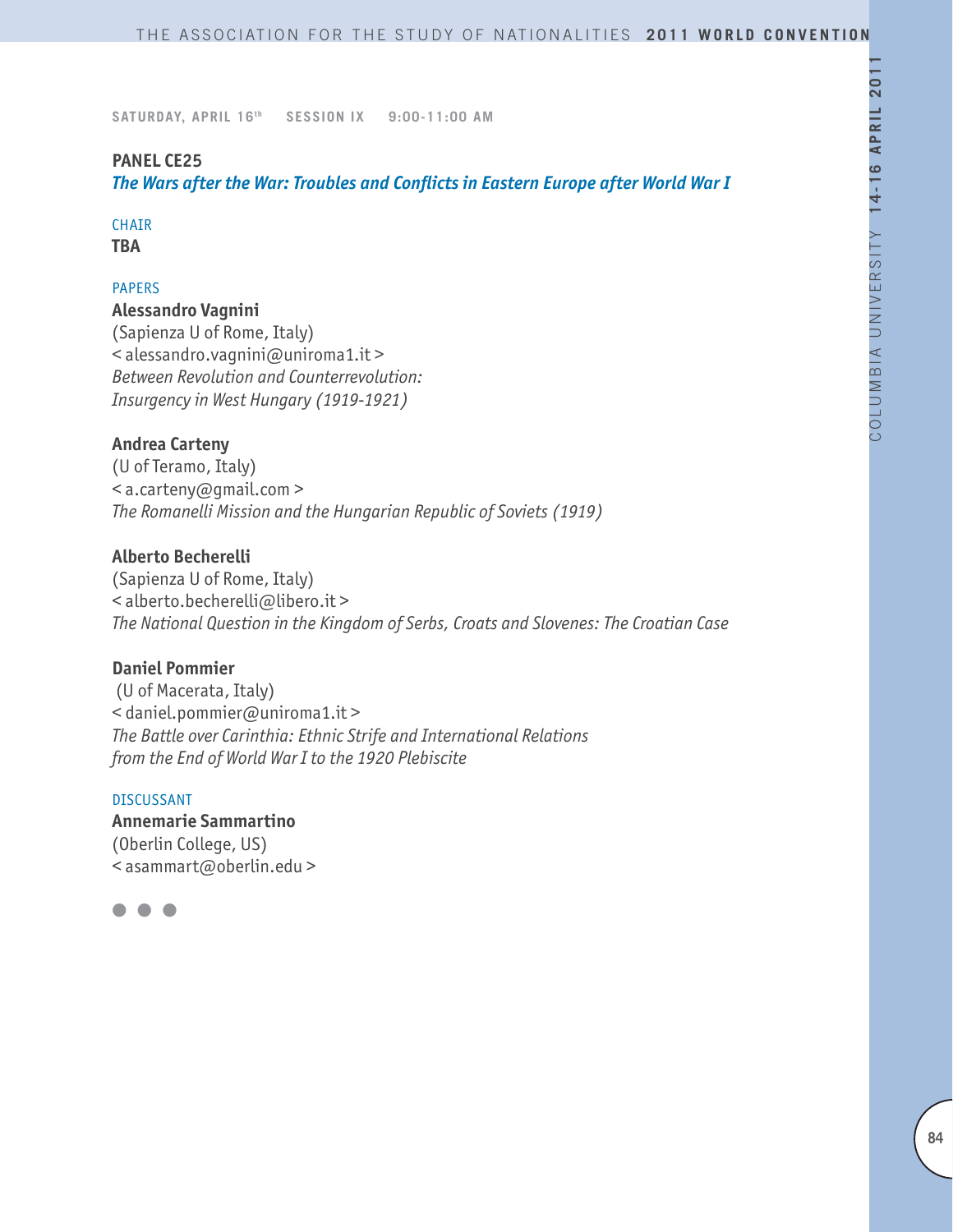SATURDAY, APRIL 16th SESSION IX 9:00-11:00 AM

## PANEL CE25

***The Wars after the War: Troubles and Conflicts in Eastern Europe after World War I***

CHAIR

**TBA**

PAPERS

**Alessandro Vagnini**
(Sapienza U of Rome, Italy)
< alessandro.vagnini@uniroma1.it >
*Between Revolution and Counterrevolution: Insurgency in West Hungary (1919-1921)*

**Andrea Carteny**
(U of Teramo, Italy)
< a.carteny@gmail.com >
*The Romanelli Mission and the Hungarian Republic of Soviets (1919)*

**Alberto Becherelli**
(Sapienza U of Rome, Italy)
< alberto.becherelli@libero.it >
*The National Question in the Kingdom of Serbs, Croats and Slovenes: The Croatian Case*

**Daniel Pommier**
(U of Macerata, Italy)
< daniel.pommier@uniroma1.it >
*The Battle over Carinthia: Ethnic Strife and International Relations from the End of World War I to the 1920 Plebiscite*

DISCUSSANT

**Annemarie Sammartino**
(Oberlin College, US)
< asammart@oberlin.edu >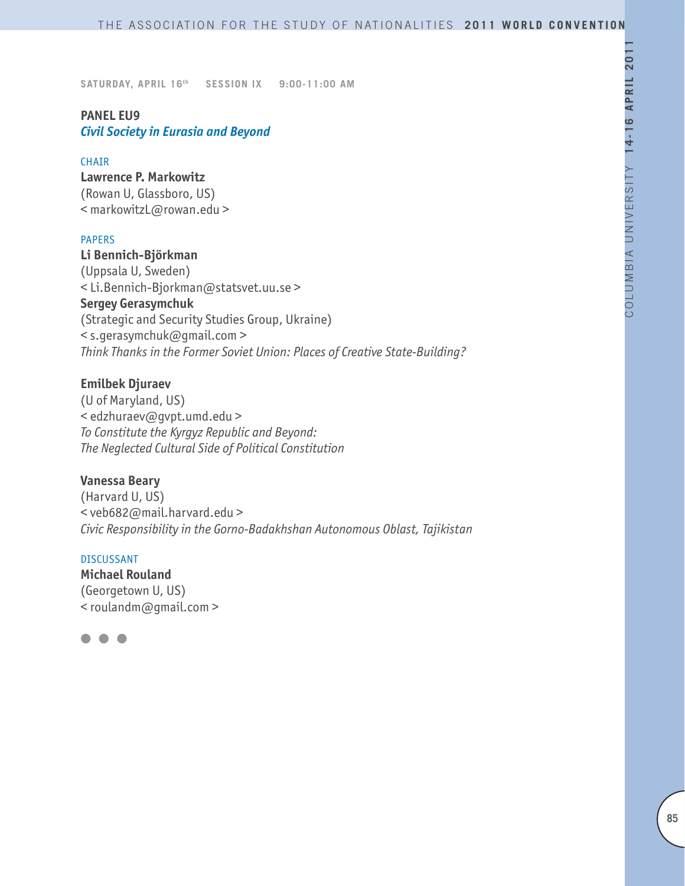SATURDAY, APRIL 16th SESSION IX 9:00-11:00 AM

## PANEL EU9
### *Civil Society in Eurasia and Beyond*

CHAIR

**Lawrence P. Markowitz**
(Rowan U, Glassboro, US)
< markowitzL@rowan.edu >

PAPERS

**Li Bennich-Björkman**
(Uppsala U, Sweden)
< Li.Bennich-Bjorkman@statsvet.uu.se >
**Sergey Gerasymchuk**
(Strategic and Security Studies Group, Ukraine)
< s.gerasymchuk@gmail.com >
*Think Thanks in the Former Soviet Union: Places of Creative State-Building?*

**Emilbek Djuraev**
(U of Maryland, US)
< edzhuraev@gvpt.umd.edu >
*To Constitute the Kyrgyz Republic and Beyond: The Neglected Cultural Side of Political Constitution*

**Vanessa Beary**
(Harvard U, US)
< veb682@mail.harvard.edu >
*Civic Responsibility in the Gorno-Badakhshan Autonomous Oblast, Tajikistan*

DISCUSSANT

**Michael Rouland**
(Georgetown U, US)
< roulandm@gmail.com >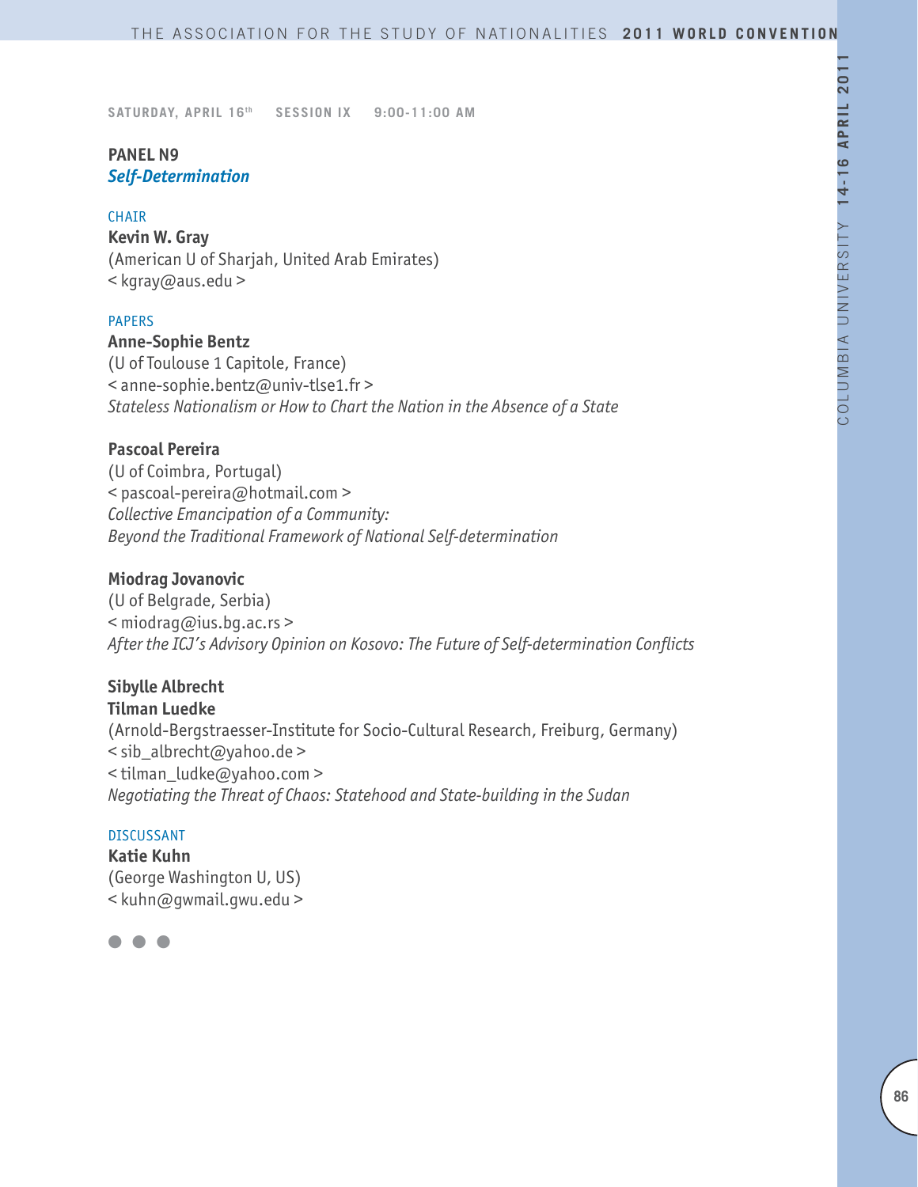SATURDAY, APRIL 16th SESSION IX 9:00-11:00 AM

## PANEL N9
***Self-Determination***

CHAIR

**Kevin W. Gray**
(American U of Sharjah, United Arab Emirates)
< kgray@aus.edu >

PAPERS

**Anne-Sophie Bentz**
(U of Toulouse 1 Capitole, France)
< anne-sophie.bentz@univ-tlse1.fr >
*Stateless Nationalism or How to Chart the Nation in the Absence of a State*

**Pascoal Pereira**
(U of Coimbra, Portugal)
< pascoal-pereira@hotmail.com >
*Collective Emancipation of a Community:*
*Beyond the Traditional Framework of National Self-determination*

**Miodrag Jovanovic**
(U of Belgrade, Serbia)
< miodrag@ius.bg.ac.rs >
*After the ICJ's Advisory Opinion on Kosovo: The Future of Self-determination Conflicts*

**Sibylle Albrecht**
**Tilman Luedke**
(Arnold-Bergstraesser-Institute for Socio-Cultural Research, Freiburg, Germany)
< sib_albrecht@yahoo.de >
< tilman_ludke@yahoo.com >
*Negotiating the Threat of Chaos: Statehood and State-building in the Sudan*

DISCUSSANT

**Katie Kuhn**
(George Washington U, US)
< kuhn@gwmail.gwu.edu >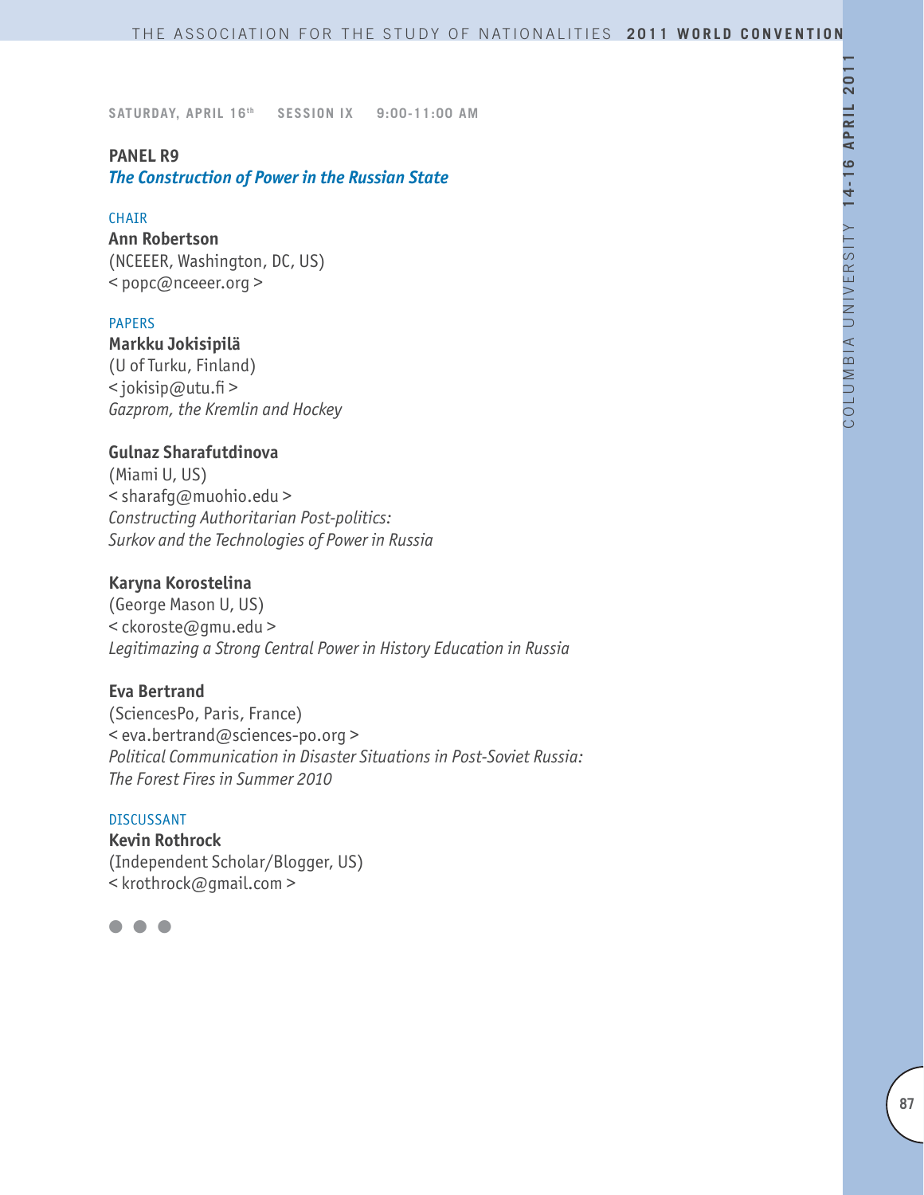SATURDAY, APRIL 16th SESSION IX 9:00-11:00 AM

## PANEL R9

### *The Construction of Power in the Russian State*

CHAIR

**Ann Robertson**
(NCEEER, Washington, DC, US)
< popc@nceeer.org >

PAPERS

**Markku Jokisipilä**
(U of Turku, Finland)
< jokisip@utu.fi >
*Gazprom, the Kremlin and Hockey*

**Gulnaz Sharafutdinova**
(Miami U, US)
< sharafg@muohio.edu >
*Constructing Authoritarian Post-politics: Surkov and the Technologies of Power in Russia*

**Karyna Korostelina**
(George Mason U, US)
< ckoroste@gmu.edu >
*Legitimazing a Strong Central Power in History Education in Russia*

**Eva Bertrand**
(SciencesPo, Paris, France)
< eva.bertrand@sciences-po.org >
*Political Communication in Disaster Situations in Post-Soviet Russia: The Forest Fires in Summer 2010*

DISCUSSANT

**Kevin Rothrock**
(Independent Scholar/Blogger, US)
< krothrock@gmail.com >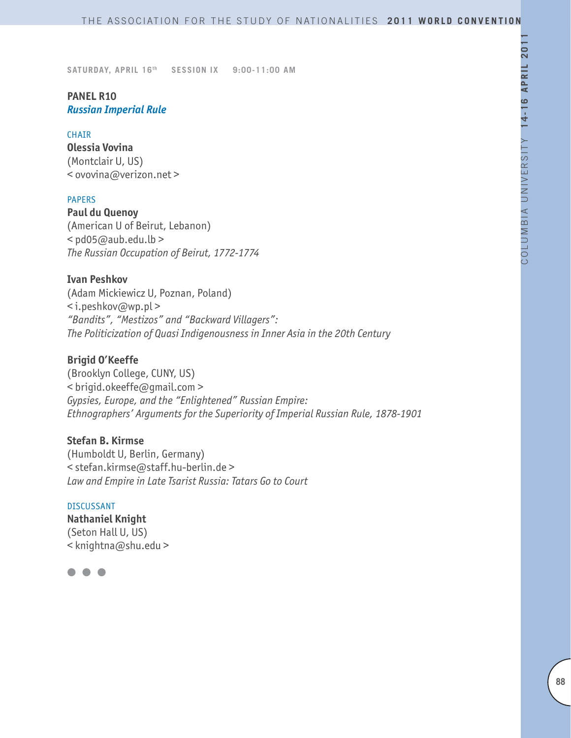SATURDAY, APRIL 16th SESSION IX 9:00-11:00 AM

## PANEL R10
***Russian Imperial Rule***

CHAIR

**Olessia Vovina**
(Montclair U, US)
< ovovina@verizon.net >

PAPERS

**Paul du Quenoy**
(American U of Beirut, Lebanon)
< pd05@aub.edu.lb >
*The Russian Occupation of Beirut, 1772-1774*

**Ivan Peshkov**
(Adam Mickiewicz U, Poznan, Poland)
< i.peshkov@wp.pl >
*"Bandits", "Mestizos" and "Backward Villagers":*
*The Politicization of Quasi Indigenousness in Inner Asia in the 20th Century*

**Brigid O'Keeffe**
(Brooklyn College, CUNY, US)
< brigid.okeeffe@gmail.com >
*Gypsies, Europe, and the "Enlightened" Russian Empire:*
*Ethnographers' Arguments for the Superiority of Imperial Russian Rule, 1878-1901*

**Stefan B. Kirmse**
(Humboldt U, Berlin, Germany)
< stefan.kirmse@staff.hu-berlin.de >
*Law and Empire in Late Tsarist Russia: Tatars Go to Court*

DISCUSSANT

**Nathaniel Knight**
(Seton Hall U, US)
< knightna@shu.edu >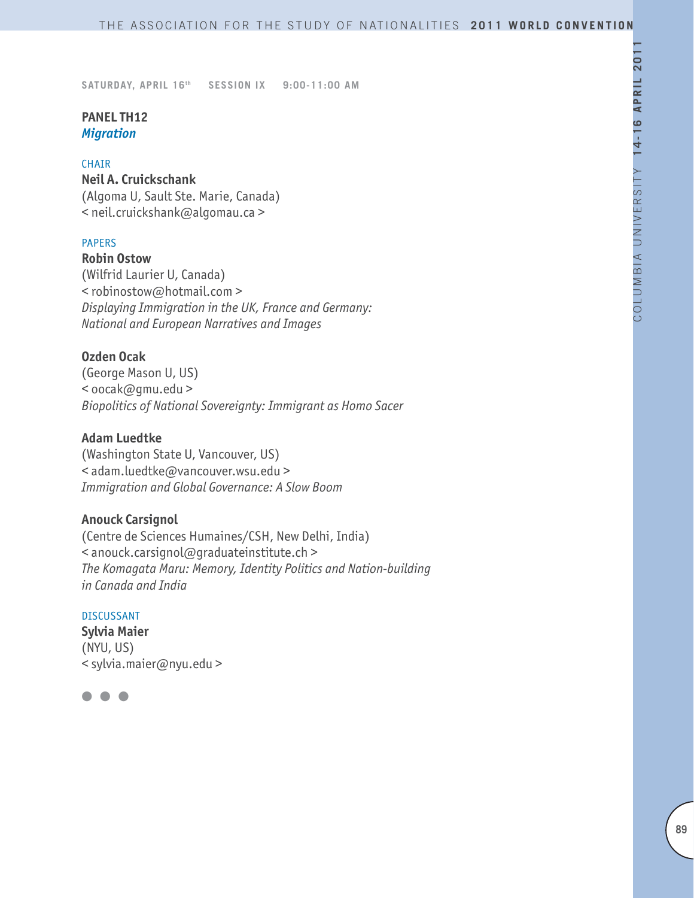SATURDAY, APRIL 16th SESSION IX 9:00-11:00 AM

## PANEL TH12
### *Migration*

CHAIR

**Neil A. Cruickschank**
(Algoma U, Sault Ste. Marie, Canada)
< neil.cruickshank@algomau.ca >

PAPERS

**Robin Ostow**
(Wilfrid Laurier U, Canada)
< robinostow@hotmail.com >
*Displaying Immigration in the UK, France and Germany: National and European Narratives and Images*

**Ozden Ocak**
(George Mason U, US)
< oocak@gmu.edu >
*Biopolitics of National Sovereignty: Immigrant as Homo Sacer*

**Adam Luedtke**
(Washington State U, Vancouver, US)
< adam.luedtke@vancouver.wsu.edu >
*Immigration and Global Governance: A Slow Boom*

**Anouck Carsignol**
(Centre de Sciences Humaines/CSH, New Delhi, India)
< anouck.carsignol@graduateinstitute.ch >
*The Komagata Maru: Memory, Identity Politics and Nation-building in Canada and India*

DISCUSSANT

**Sylvia Maier**
(NYU, US)
< sylvia.maier@nyu.edu >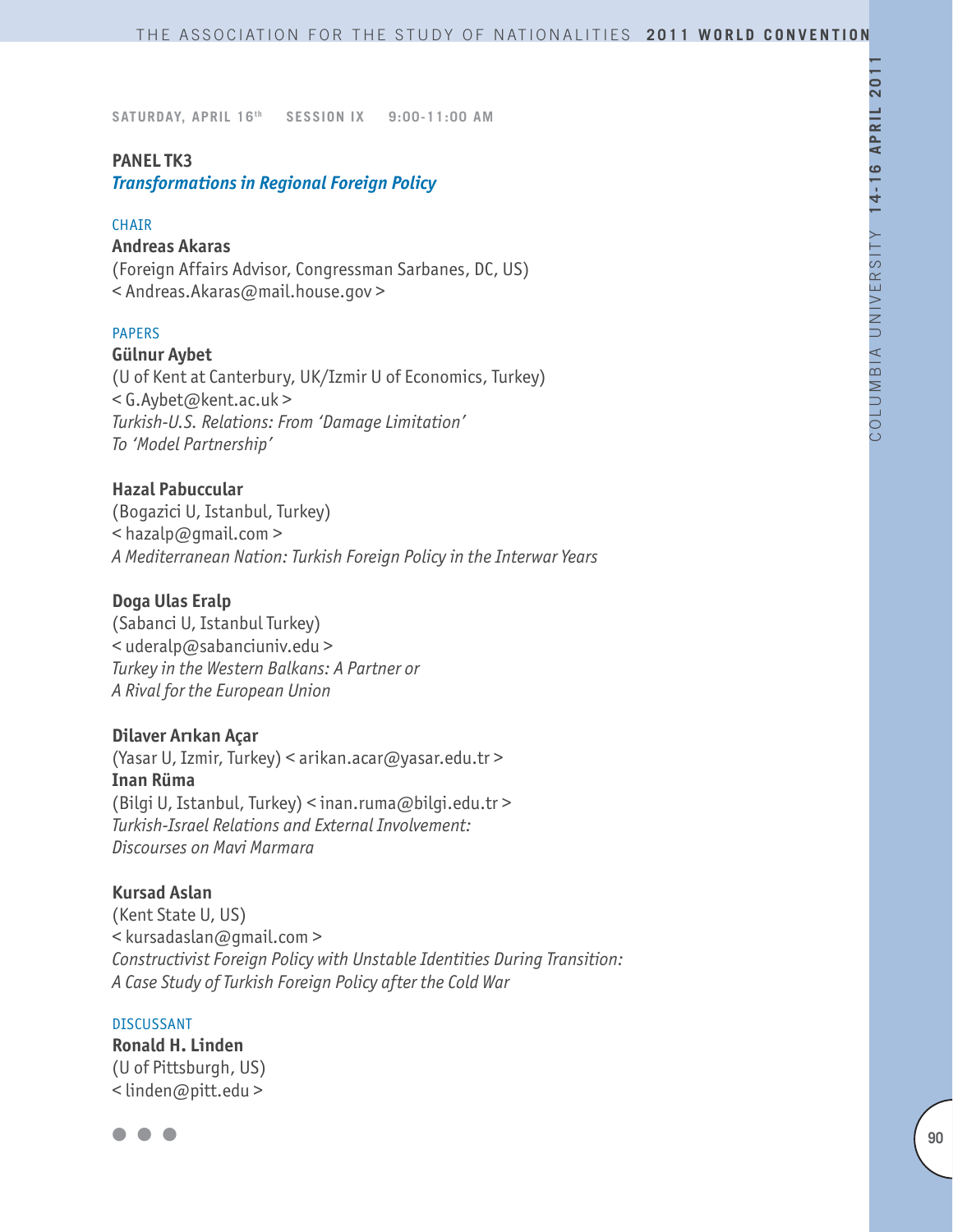SATURDAY, APRIL 16th SESSION IX 9:00-11:00 AM

## PANEL TK3

### *Transformations in Regional Foreign Policy*

CHAIR

**Andreas Akaras**
(Foreign Affairs Advisor, Congressman Sarbanes, DC, US)
< Andreas.Akaras@mail.house.gov >

PAPERS

**Gülnur Aybet**
(U of Kent at Canterbury, UK/Izmir U of Economics, Turkey)
< G.Aybet@kent.ac.uk >
*Turkish-U.S. Relations: From 'Damage Limitation' To 'Model Partnership'*

**Hazal Pabuccular**
(Bogazici U, Istanbul, Turkey)
< hazalp@gmail.com >
*A Mediterranean Nation: Turkish Foreign Policy in the Interwar Years*

**Doga Ulas Eralp**
(Sabanci U, Istanbul Turkey)
< uderalp@sabanciuniv.edu >
*Turkey in the Western Balkans: A Partner or A Rival for the European Union*

**Dilaver Arıkan Açar**
(Yasar U, Izmir, Turkey) < arikan.acar@yasar.edu.tr >
**Inan Rüma**
(Bilgi U, Istanbul, Turkey) < inan.ruma@bilgi.edu.tr >
*Turkish-Israel Relations and External Involvement: Discourses on Mavi Marmara*

**Kursad Aslan**
(Kent State U, US)
< kursadaslan@gmail.com >
*Constructivist Foreign Policy with Unstable Identities During Transition: A Case Study of Turkish Foreign Policy after the Cold War*

DISCUSSANT

**Ronald H. Linden**
(U of Pittsburgh, US)
< linden@pitt.edu >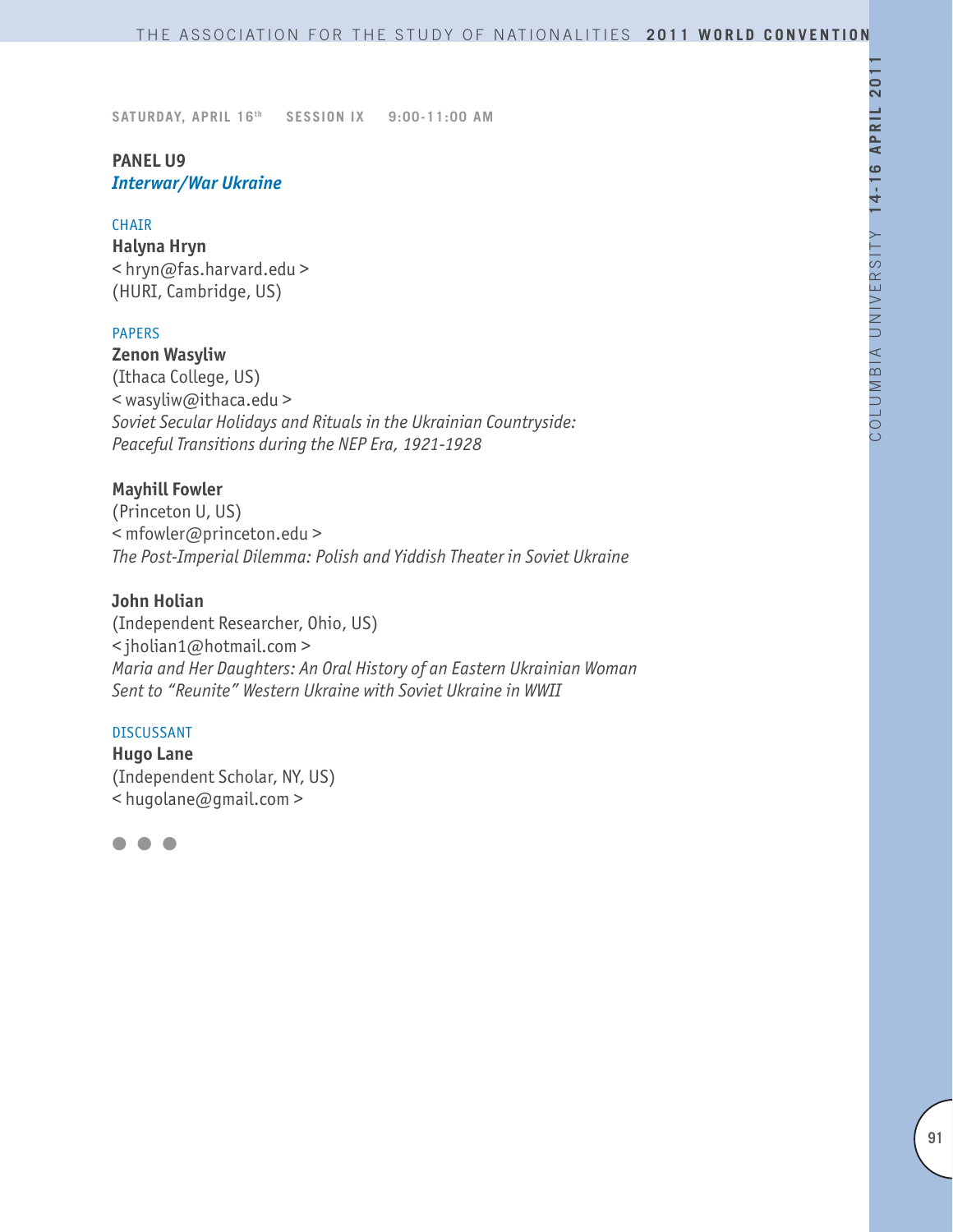SATURDAY, APRIL 16th SESSION IX 9:00-11:00 AM

## PANEL U9
### *Interwar/War Ukraine*

CHAIR

**Halyna Hryn**
< hryn@fas.harvard.edu >
(HURI, Cambridge, US)

PAPERS

**Zenon Wasyliw**
(Ithaca College, US)
< wasyliw@ithaca.edu >
*Soviet Secular Holidays and Rituals in the Ukrainian Countryside: Peaceful Transitions during the NEP Era, 1921-1928*

**Mayhill Fowler**
(Princeton U, US)
< mfowler@princeton.edu >
*The Post-Imperial Dilemma: Polish and Yiddish Theater in Soviet Ukraine*

**John Holian**
(Independent Researcher, Ohio, US)
< jholian1@hotmail.com >
*Maria and Her Daughters: An Oral History of an Eastern Ukrainian Woman Sent to "Reunite" Western Ukraine with Soviet Ukraine in WWII*

DISCUSSANT

**Hugo Lane**
(Independent Scholar, NY, US)
< hugolane@gmail.com >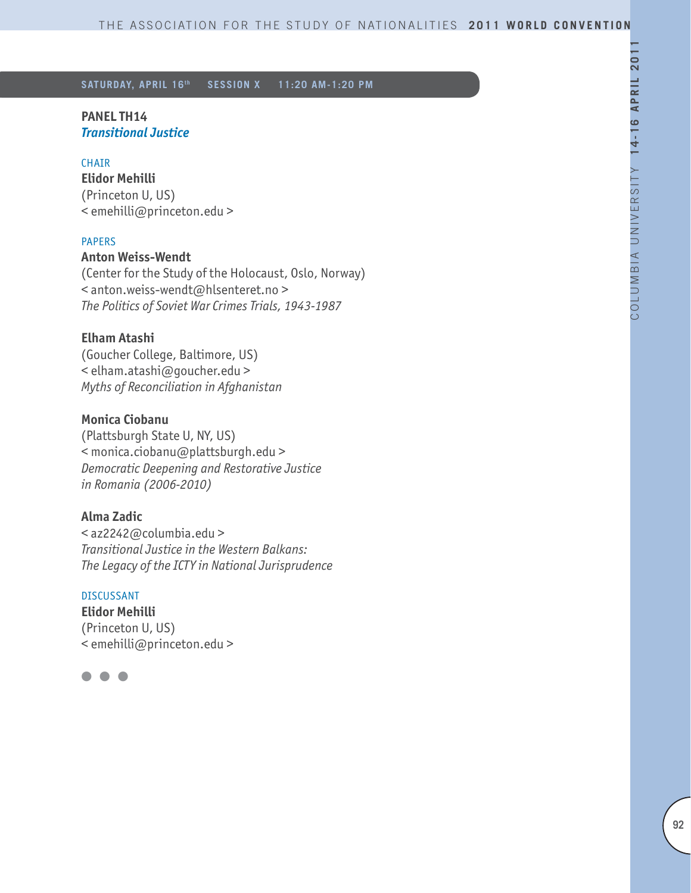## SATURDAY, APRIL 16th SESSION X 11:20 AM-1:20 PM

### PANEL TH14
***Transitional Justice***

CHAIR

**Elidor Mehilli**
(Princeton U, US)
< emehilli@princeton.edu >

PAPERS

**Anton Weiss-Wendt**
(Center for the Study of the Holocaust, Oslo, Norway)
< anton.weiss-wendt@hlsenteret.no >
*The Politics of Soviet War Crimes Trials, 1943-1987*

**Elham Atashi**
(Goucher College, Baltimore, US)
< elham.atashi@goucher.edu >
*Myths of Reconciliation in Afghanistan*

**Monica Ciobanu**
(Plattsburgh State U, NY, US)
< monica.ciobanu@plattsburgh.edu >
*Democratic Deepening and Restorative Justice in Romania (2006-2010)*

**Alma Zadic**
< az2242@columbia.edu >
*Transitional Justice in the Western Balkans: The Legacy of the ICTY in National Jurisprudence*

DISCUSSANT

**Elidor Mehilli**
(Princeton U, US)
< emehilli@princeton.edu >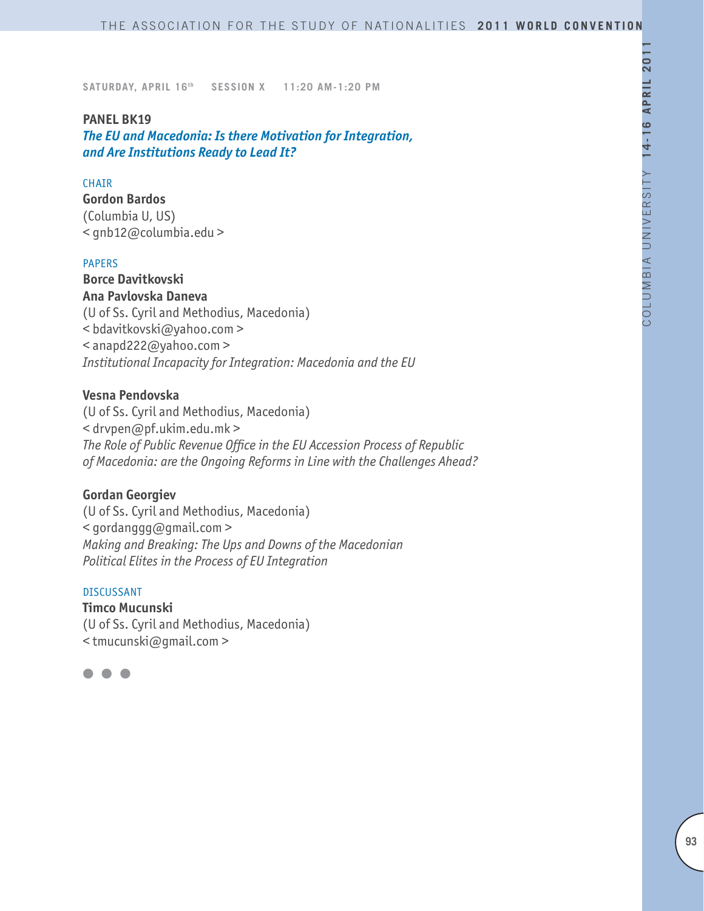SATURDAY, APRIL 16th SESSION X 11:20 AM-1:20 PM

## PANEL BK19

### *The EU and Macedonia: Is there Motivation for Integration, and Are Institutions Ready to Lead It?*

CHAIR

**Gordon Bardos**
(Columbia U, US)
< gnb12@columbia.edu >

PAPERS

**Borce Davitkovski**
**Ana Pavlovska Daneva**
(U of Ss. Cyril and Methodius, Macedonia)
< bdavitkovski@yahoo.com >
< anapd222@yahoo.com >
*Institutional Incapacity for Integration: Macedonia and the EU*

**Vesna Pendovska**
(U of Ss. Cyril and Methodius, Macedonia)
< drvpen@pf.ukim.edu.mk >
*The Role of Public Revenue Office in the EU Accession Process of Republic of Macedonia: are the Ongoing Reforms in Line with the Challenges Ahead?*

**Gordan Georgiev**
(U of Ss. Cyril and Methodius, Macedonia)
< gordanggg@gmail.com >
*Making and Breaking: The Ups and Downs of the Macedonian Political Elites in the Process of EU Integration*

DISCUSSANT

**Timco Mucunski**
(U of Ss. Cyril and Methodius, Macedonia)
< tmucunski@gmail.com >

● ● ●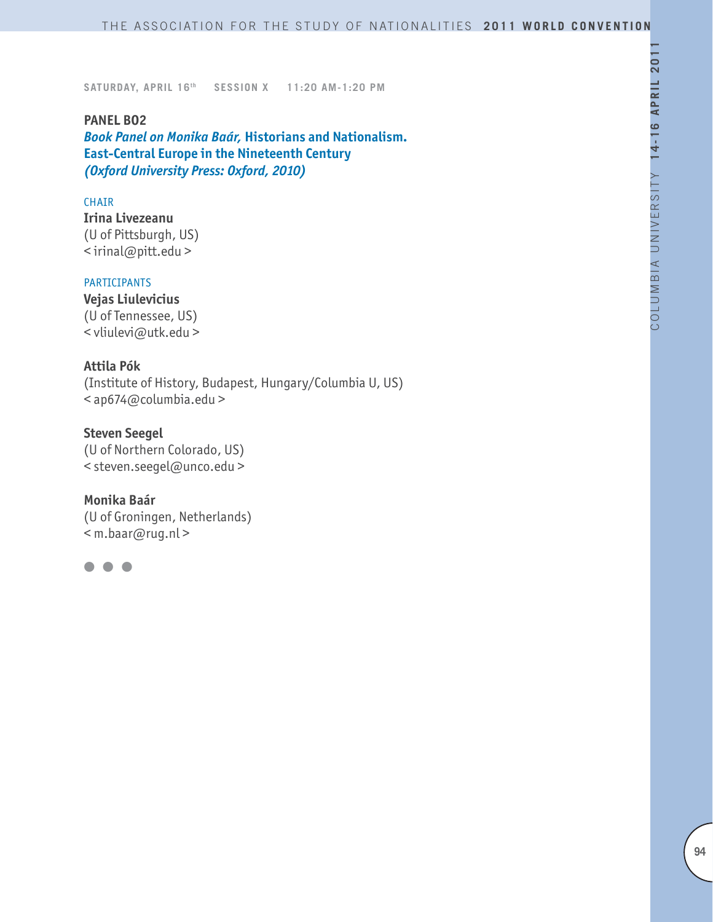**SATURDAY, APRIL 16th SESSION X 11:20 AM-1:20 PM**

## PANEL B02

***Book Panel on Monika Baár,* Historians and Nationalism. East-Central Europe in the Nineteenth Century *(Oxford University Press: Oxford, 2010)***

CHAIR

**Irina Livezeanu**
(U of Pittsburgh, US)
< irinal@pitt.edu >

PARTICIPANTS

**Vejas Liulevicius**
(U of Tennessee, US)
< vliulevi@utk.edu >

**Attila Pók**
(Institute of History, Budapest, Hungary/Columbia U, US)
< ap674@columbia.edu >

**Steven Seegel**
(U of Northern Colorado, US)
< steven.seegel@unco.edu >

**Monika Baár**
(U of Groningen, Netherlands)
< m.baar@rug.nl >

● ● ●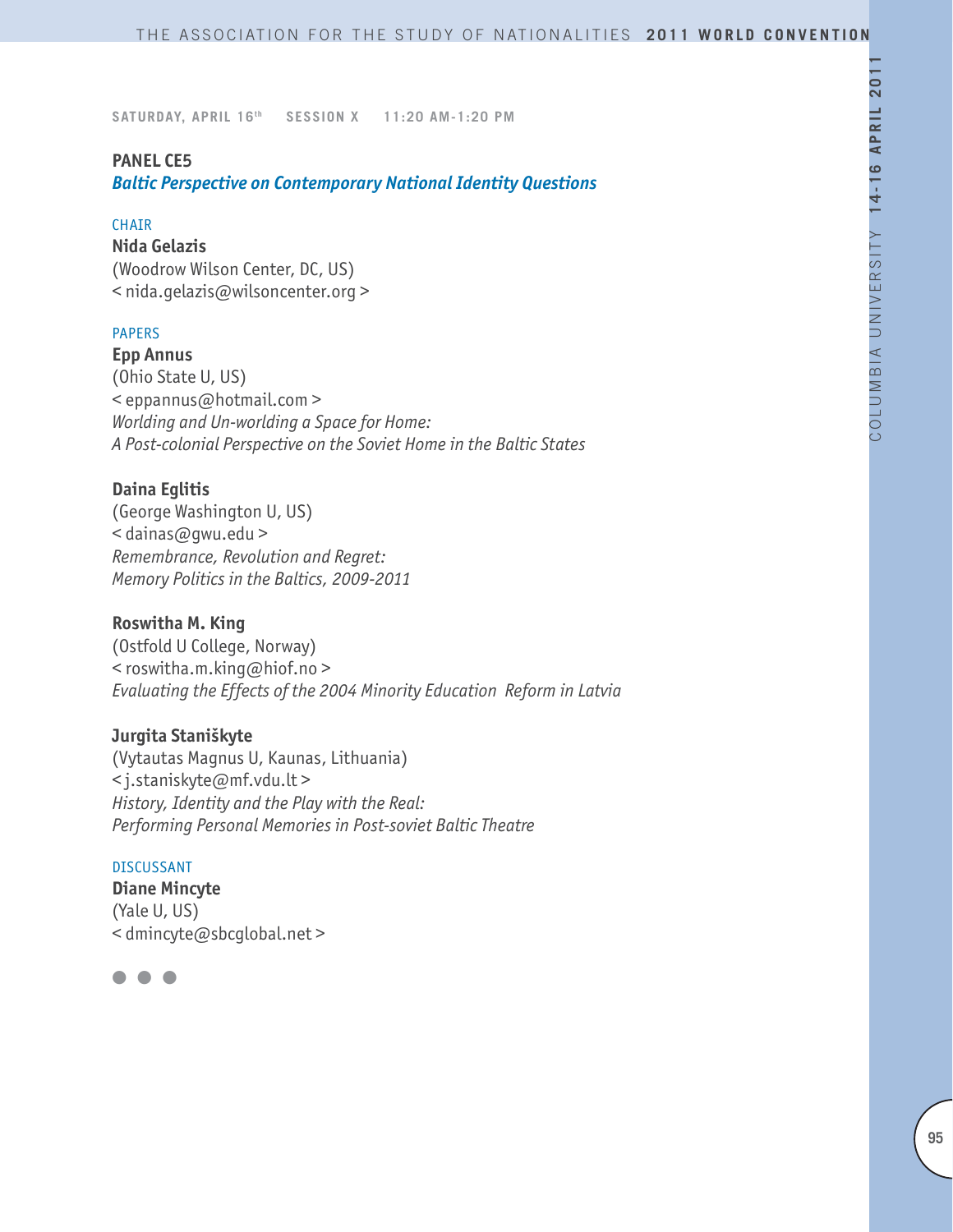SATURDAY, APRIL 16th SESSION X 11:20 AM-1:20 PM

## PANEL CE5

### *Baltic Perspective on Contemporary National Identity Questions*

CHAIR

**Nida Gelazis**
(Woodrow Wilson Center, DC, US)
< nida.gelazis@wilsoncenter.org >

PAPERS

**Epp Annus**
(Ohio State U, US)
< eppannus@hotmail.com >
*Worlding and Un-worlding a Space for Home:*
*A Post-colonial Perspective on the Soviet Home in the Baltic States*

**Daina Eglitis**
(George Washington U, US)
< dainas@gwu.edu >
*Remembrance, Revolution and Regret:*
*Memory Politics in the Baltics, 2009-2011*

**Roswitha M. King**
(Ostfold U College, Norway)
< roswitha.m.king@hiof.no >
*Evaluating the Effects of the 2004 Minority Education Reform in Latvia*

**Jurgita Staniškyte**
(Vytautas Magnus U, Kaunas, Lithuania)
< j.staniskyte@mf.vdu.lt >
*History, Identity and the Play with the Real:*
*Performing Personal Memories in Post-soviet Baltic Theatre*

DISCUSSANT

**Diane Mincyte**
(Yale U, US)
< dmincyte@sbcglobal.net >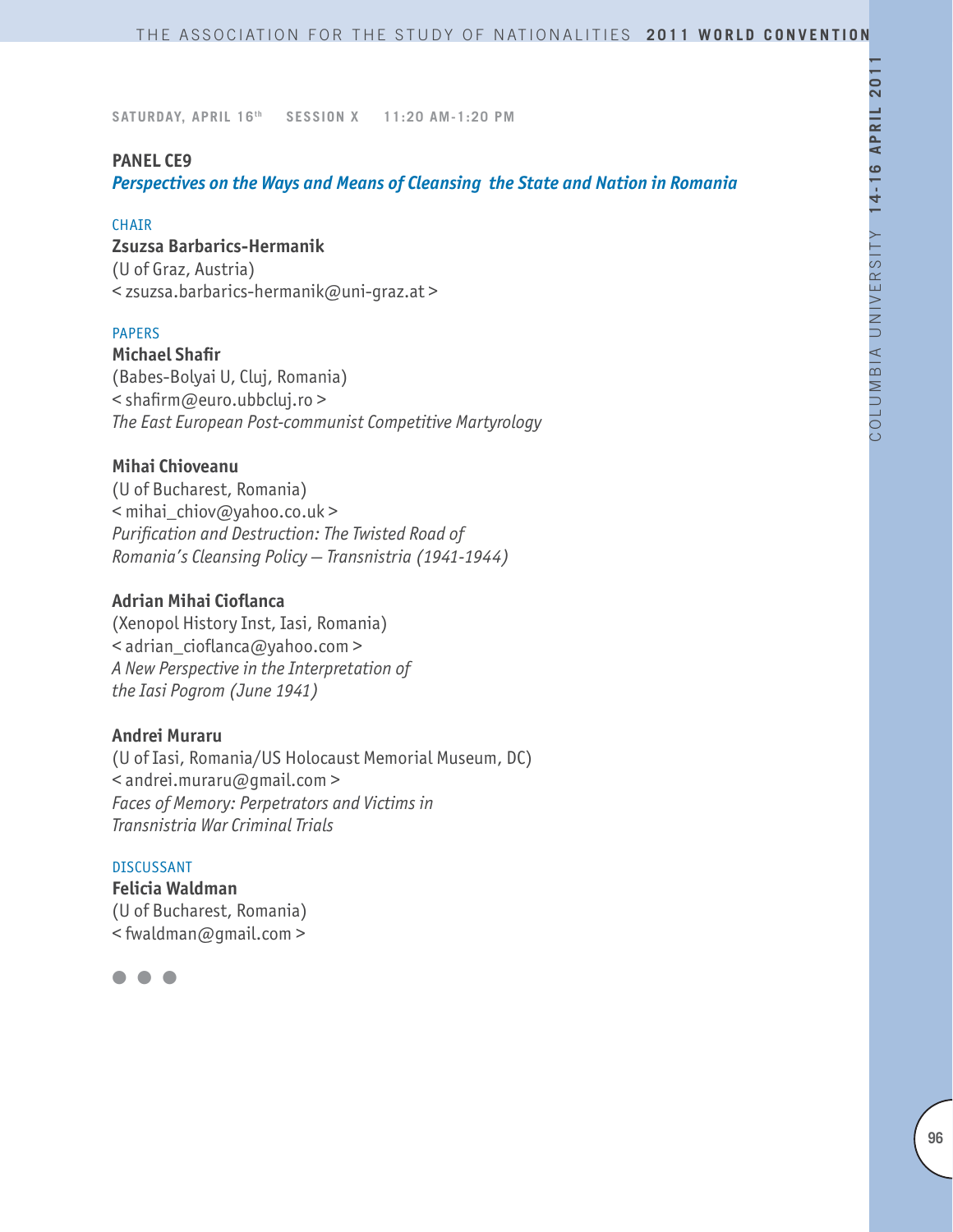**SATURDAY, APRIL 16th SESSION X 11:20 AM-1:20 PM**

## PANEL CE9

### *Perspectives on the Ways and Means of Cleansing the State and Nation in Romania*

CHAIR

**Zsuzsa Barbarics-Hermanik**
(U of Graz, Austria)
< zsuzsa.barbarics-hermanik@uni-graz.at >

PAPERS

**Michael Shafir**
(Babes-Bolyai U, Cluj, Romania)
< shafirm@euro.ubbcluj.ro >
*The East European Post-communist Competitive Martyrology*

**Mihai Chioveanu**
(U of Bucharest, Romania)
< mihai_chiov@yahoo.co.uk >
*Purification and Destruction: The Twisted Road of Romania's Cleansing Policy — Transnistria (1941-1944)*

**Adrian Mihai Cioflanca**
(Xenopol History Inst, Iasi, Romania)
< adrian_cioflanca@yahoo.com >
*A New Perspective in the Interpretation of the Iasi Pogrom (June 1941)*

**Andrei Muraru**
(U of Iasi, Romania/US Holocaust Memorial Museum, DC)
< andrei.muraru@gmail.com >
*Faces of Memory: Perpetrators and Victims in Transnistria War Criminal Trials*

DISCUSSANT

**Felicia Waldman**
(U of Bucharest, Romania)
< fwaldman@gmail.com >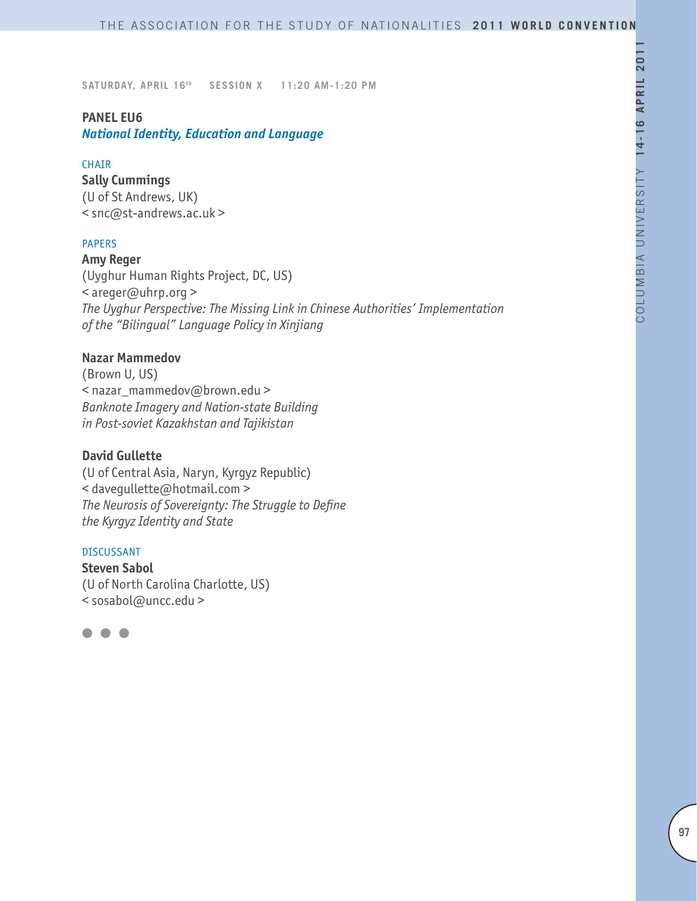SATURDAY, APRIL 16th SESSION X 11:20 AM-1:20 PM

## PANEL EU6
### *National Identity, Education and Language*

CHAIR

**Sally Cummings**
(U of St Andrews, UK)
< snc@st-andrews.ac.uk >

PAPERS

**Amy Reger**
(Uyghur Human Rights Project, DC, US)
< areger@uhrp.org >
*The Uyghur Perspective: The Missing Link in Chinese Authorities' Implementation of the "Bilingual" Language Policy in Xinjiang*

**Nazar Mammedov**
(Brown U, US)
< nazar_mammedov@brown.edu >
*Banknote Imagery and Nation-state Building in Post-soviet Kazakhstan and Tajikistan*

**David Gullette**
(U of Central Asia, Naryn, Kyrgyz Republic)
< davegullette@hotmail.com >
*The Neurosis of Sovereignty: The Struggle to Define the Kyrgyz Identity and State*

DISCUSSANT

**Steven Sabol**
(U of North Carolina Charlotte, US)
< sosabol@uncc.edu >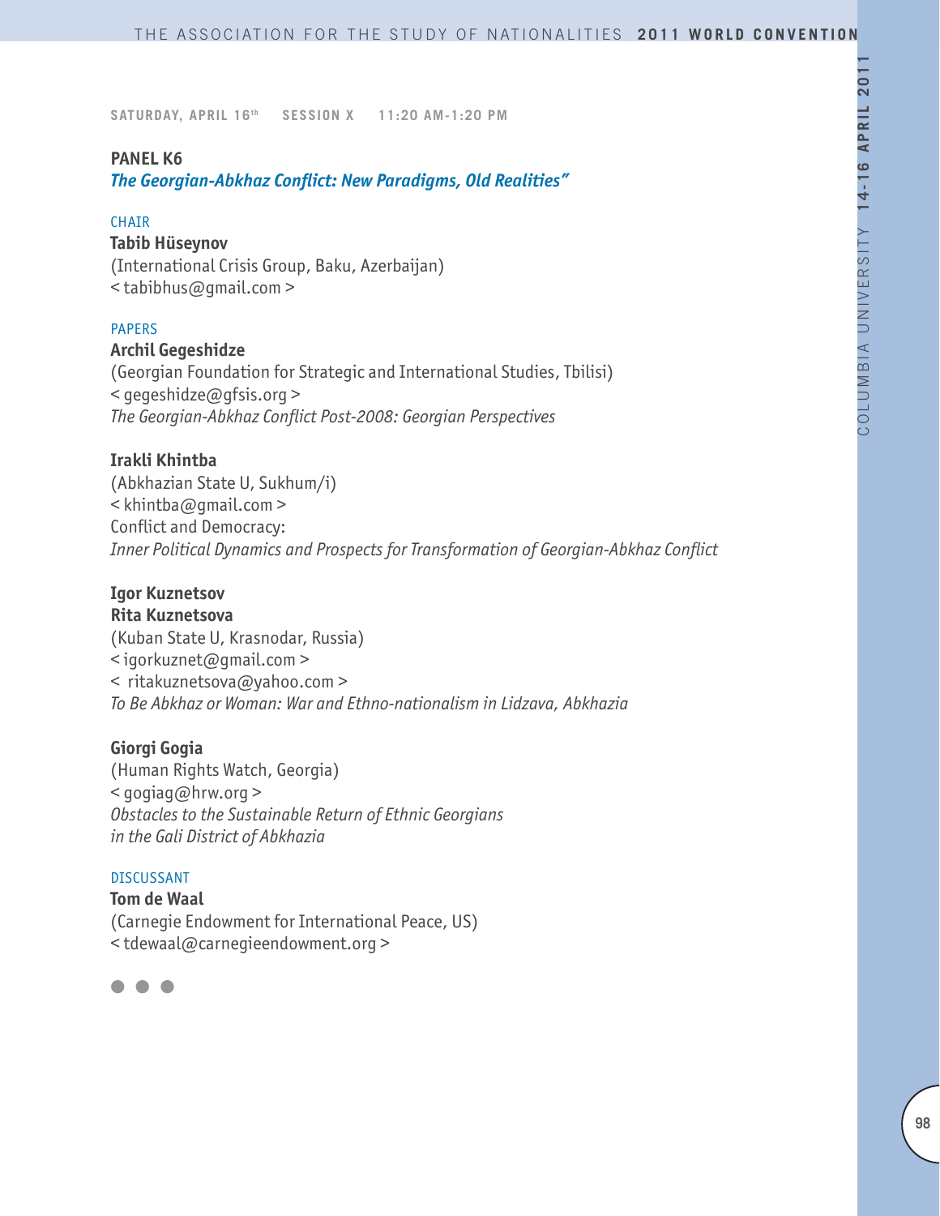SATURDAY, APRIL 16th SESSION X 11:20 AM-1:20 PM

## PANEL K6

### *The Georgian-Abkhaz Conflict: New Paradigms, Old Realities"*

CHAIR

**Tabib Hüseynov**
(International Crisis Group, Baku, Azerbaijan)
< tabibhus@gmail.com >

PAPERS

**Archil Gegeshidze**
(Georgian Foundation for Strategic and International Studies, Tbilisi)
< gegeshidze@gfsis.org >
*The Georgian-Abkhaz Conflict Post-2008: Georgian Perspectives*

**Irakli Khintba**
(Abkhazian State U, Sukhum/i)
< khintba@gmail.com >
Conflict and Democracy:
*Inner Political Dynamics and Prospects for Transformation of Georgian-Abkhaz Conflict*

**Igor Kuznetsov**
**Rita Kuznetsova**
(Kuban State U, Krasnodar, Russia)
< igorkuznet@gmail.com >
< ritakuznetsova@yahoo.com >
*To Be Abkhaz or Woman: War and Ethno-nationalism in Lidzava, Abkhazia*

**Giorgi Gogia**
(Human Rights Watch, Georgia)
< gogiag@hrw.org >
*Obstacles to the Sustainable Return of Ethnic Georgians in the Gali District of Abkhazia*

DISCUSSANT

**Tom de Waal**
(Carnegie Endowment for International Peace, US)
< tdewaal@carnegieendowment.org >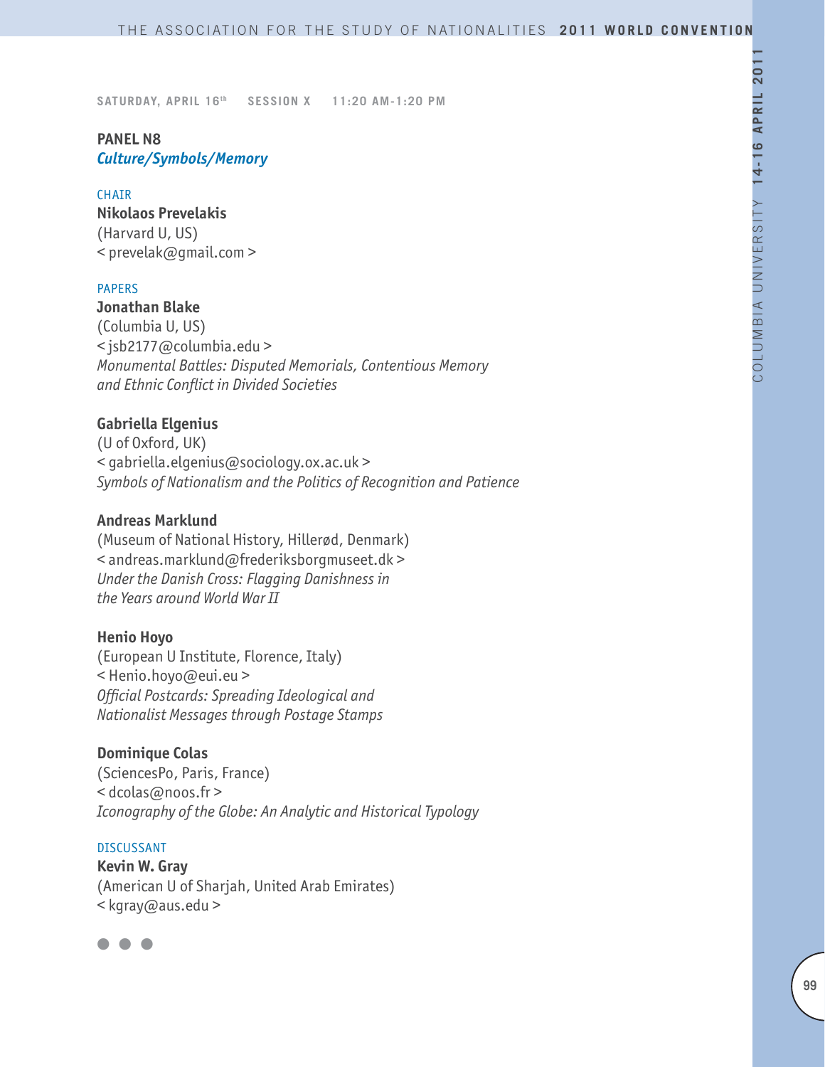SATURDAY, APRIL 16th SESSION X 11:20 AM-1:20 PM

## PANEL N8
***Culture/Symbols/Memory***

CHAIR

**Nikolaos Prevelakis**
(Harvard U, US)
< prevelak@gmail.com >

PAPERS

**Jonathan Blake**
(Columbia U, US)
< jsb2177@columbia.edu >
*Monumental Battles: Disputed Memorials, Contentious Memory and Ethnic Conflict in Divided Societies*

**Gabriella Elgenius**
(U of Oxford, UK)
< gabriella.elgenius@sociology.ox.ac.uk >
*Symbols of Nationalism and the Politics of Recognition and Patience*

**Andreas Marklund**
(Museum of National History, Hillerød, Denmark)
< andreas.marklund@frederiksborgmuseet.dk >
*Under the Danish Cross: Flagging Danishness in the Years around World War II*

**Henio Hoyo**
(European U Institute, Florence, Italy)
< Henio.hoyo@eui.eu >
*Official Postcards: Spreading Ideological and Nationalist Messages through Postage Stamps*

**Dominique Colas**
(SciencesPo, Paris, France)
< dcolas@noos.fr >
*Iconography of the Globe: An Analytic and Historical Typology*

DISCUSSANT

**Kevin W. Gray**
(American U of Sharjah, United Arab Emirates)
< kgray@aus.edu >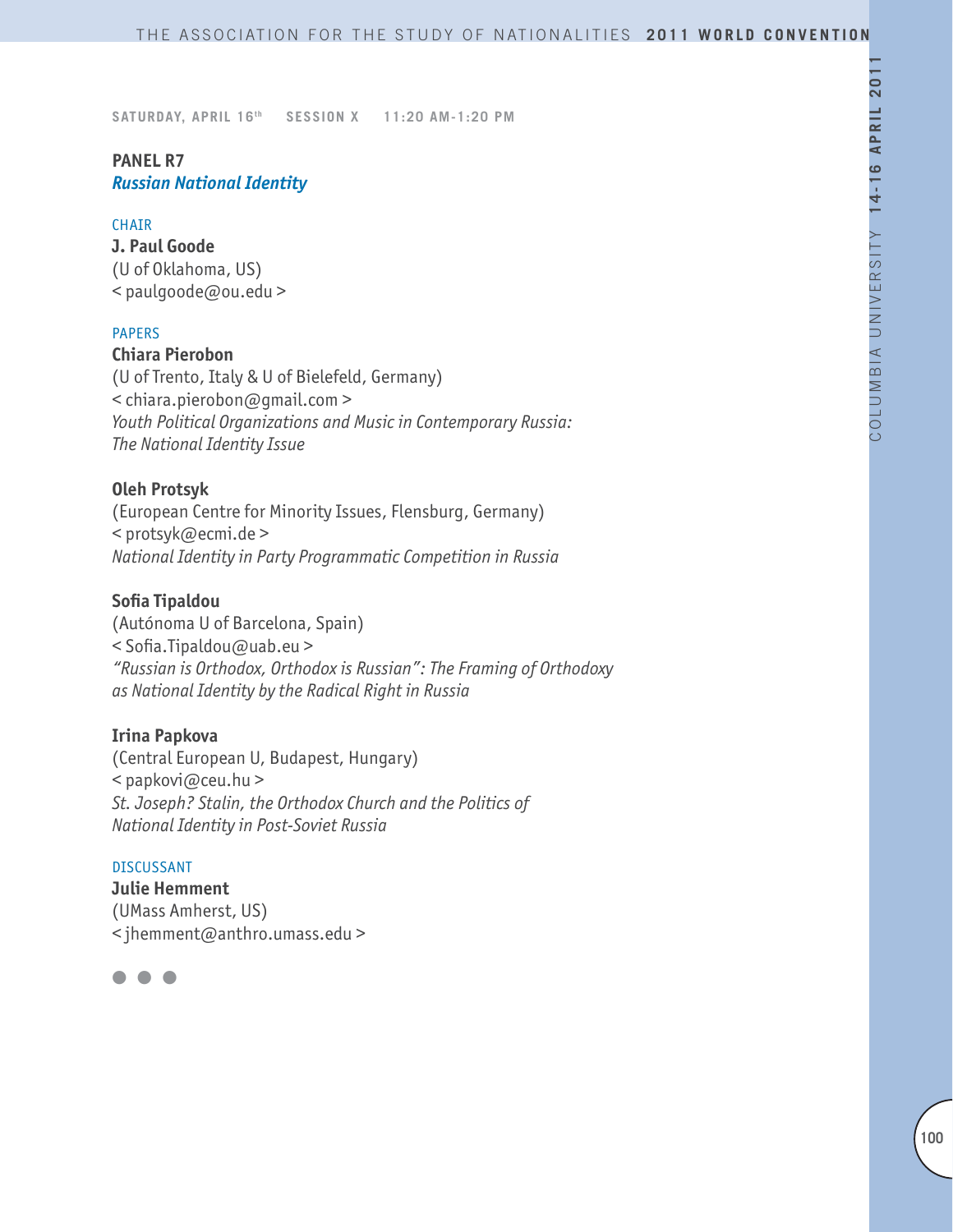SATURDAY, APRIL 16th SESSION X 11:20 AM-1:20 PM

## PANEL R7
### *Russian National Identity*

CHAIR

**J. Paul Goode**
(U of Oklahoma, US)
< paulgoode@ou.edu >

PAPERS

**Chiara Pierobon**
(U of Trento, Italy & U of Bielefeld, Germany)
< chiara.pierobon@gmail.com >
*Youth Political Organizations and Music in Contemporary Russia: The National Identity Issue*

**Oleh Protsyk**
(European Centre for Minority Issues, Flensburg, Germany)
< protsyk@ecmi.de >
*National Identity in Party Programmatic Competition in Russia*

**Sofia Tipaldou**
(Autónoma U of Barcelona, Spain)
< Sofia.Tipaldou@uab.eu >
*"Russian is Orthodox, Orthodox is Russian": The Framing of Orthodoxy as National Identity by the Radical Right in Russia*

**Irina Papkova**
(Central European U, Budapest, Hungary)
< papkovi@ceu.hu >
*St. Joseph? Stalin, the Orthodox Church and the Politics of National Identity in Post-Soviet Russia*

DISCUSSANT

**Julie Hemment**
(UMass Amherst, US)
< jhemment@anthro.umass.edu >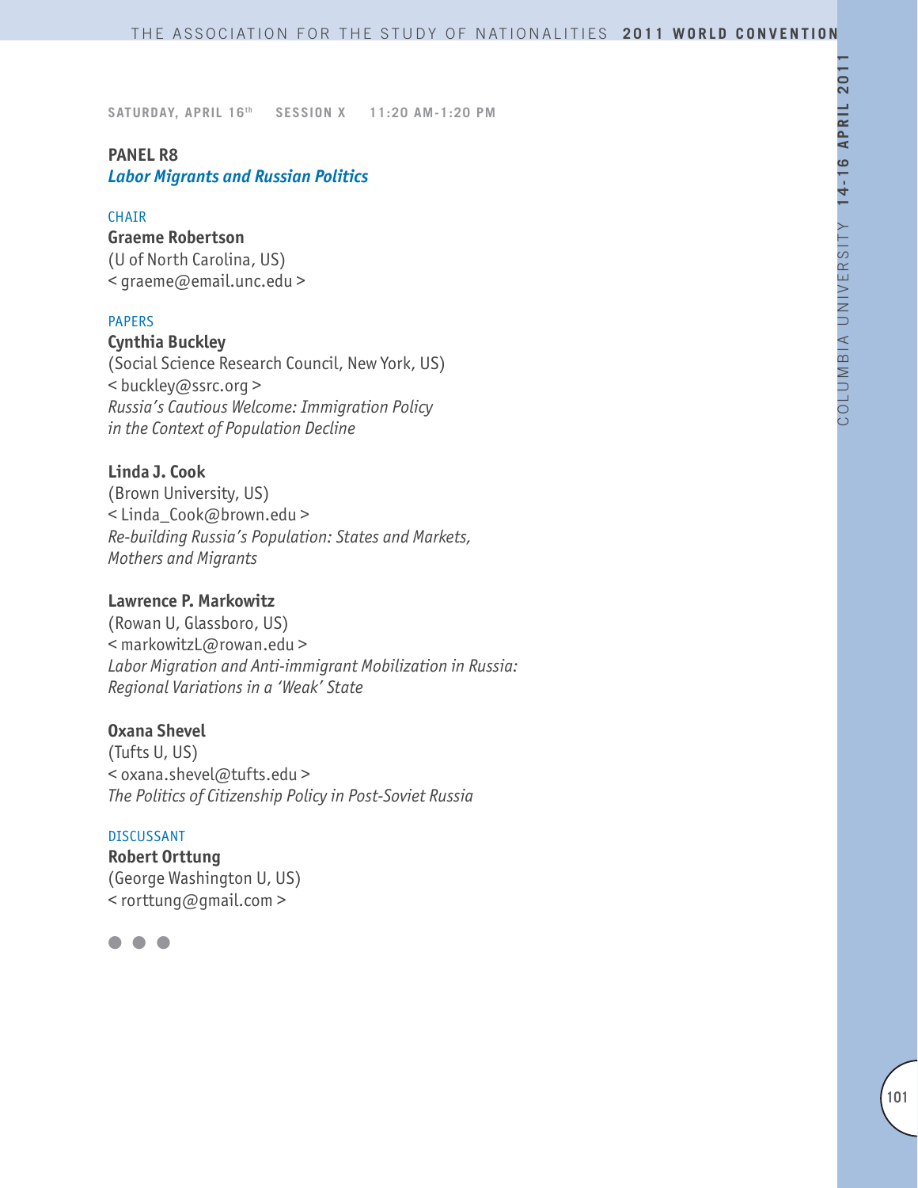SATURDAY, APRIL 16th SESSION X 11:20 AM-1:20 PM

## PANEL R8
### *Labor Migrants and Russian Politics*

CHAIR

**Graeme Robertson**
(U of North Carolina, US)
< graeme@email.unc.edu >

PAPERS

**Cynthia Buckley**
(Social Science Research Council, New York, US)
< buckley@ssrc.org >
*Russia's Cautious Welcome: Immigration Policy in the Context of Population Decline*

**Linda J. Cook**
(Brown University, US)
< Linda_Cook@brown.edu >
*Re-building Russia's Population: States and Markets, Mothers and Migrants*

**Lawrence P. Markowitz**
(Rowan U, Glassboro, US)
< markowitzL@rowan.edu >
*Labor Migration and Anti-immigrant Mobilization in Russia: Regional Variations in a 'Weak' State*

**Oxana Shevel**
(Tufts U, US)
< oxana.shevel@tufts.edu >
*The Politics of Citizenship Policy in Post-Soviet Russia*

DISCUSSANT

**Robert Orttung**
(George Washington U, US)
< rorttung@gmail.com >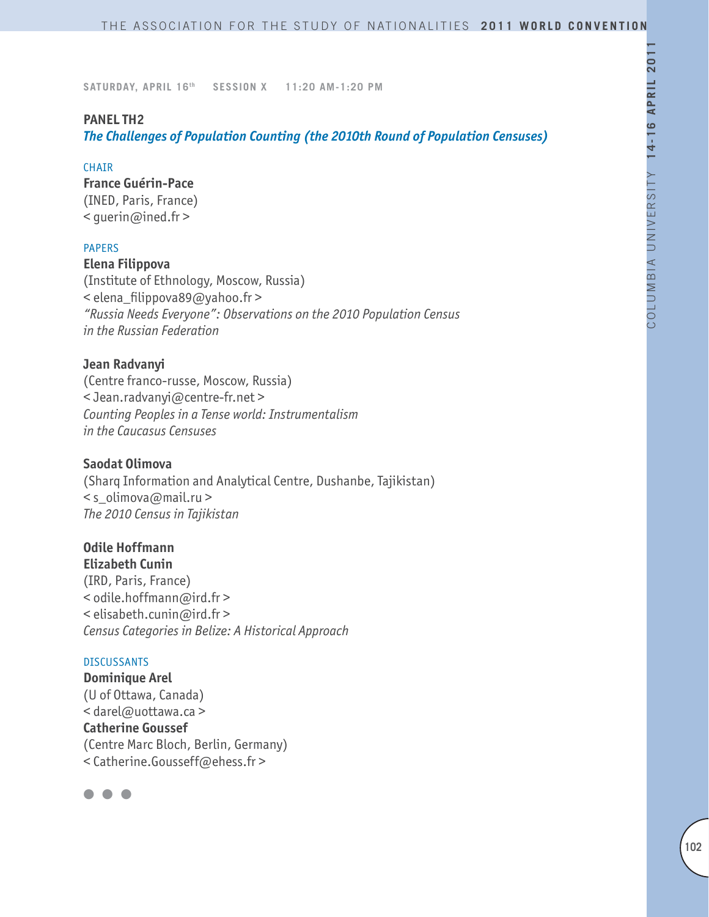SATURDAY, APRIL 16th SESSION X 11:20 AM-1:20 PM

## PANEL TH2

### *The Challenges of Population Counting (the 2010th Round of Population Censuses)*

CHAIR

**France Guérin-Pace**
(INED, Paris, France)
< guerin@ined.fr >

PAPERS

**Elena Filippova**
(Institute of Ethnology, Moscow, Russia)
< elena_filippova89@yahoo.fr >
*"Russia Needs Everyone": Observations on the 2010 Population Census in the Russian Federation*

**Jean Radvanyi**
(Centre franco-russe, Moscow, Russia)
< Jean.radvanyi@centre-fr.net >
*Counting Peoples in a Tense world: Instrumentalism in the Caucasus Censuses*

**Saodat Olimova**
(Sharq Information and Analytical Centre, Dushanbe, Tajikistan)
< s_olimova@mail.ru >
*The 2010 Census in Tajikistan*

**Odile Hoffmann**
**Elizabeth Cunin**
(IRD, Paris, France)
< odile.hoffmann@ird.fr >
< elisabeth.cunin@ird.fr >
*Census Categories in Belize: A Historical Approach*

DISCUSSANTS

**Dominique Arel**
(U of Ottawa, Canada)
< darel@uottawa.ca >
**Catherine Goussef**
(Centre Marc Bloch, Berlin, Germany)
< Catherine.Gousseff@ehess.fr >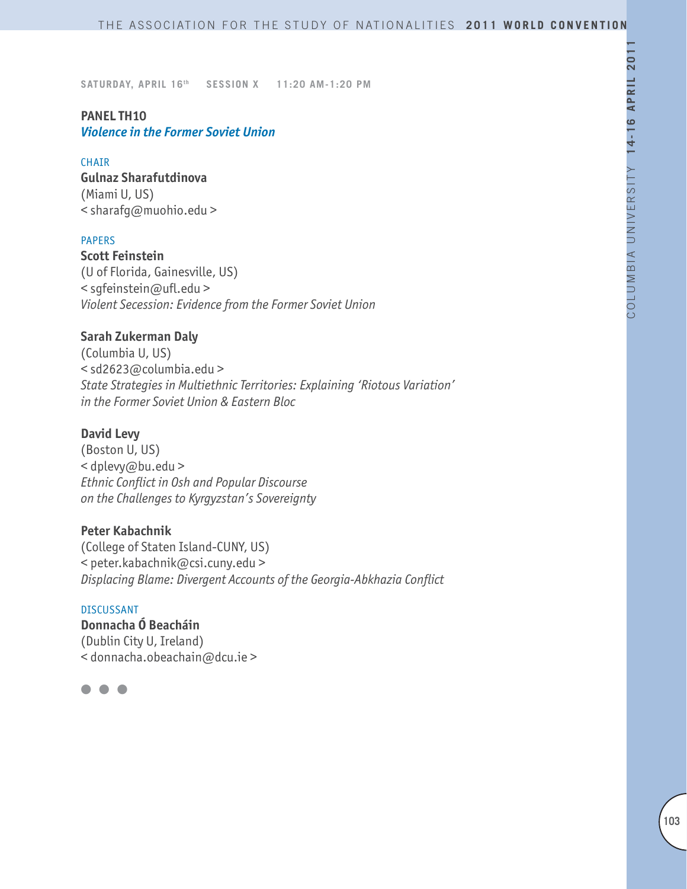SATURDAY, APRIL 16th SESSION X 11:20 AM-1:20 PM

## PANEL TH10

***Violence in the Former Soviet Union***

CHAIR

**Gulnaz Sharafutdinova**
(Miami U, US)
< sharafg@muohio.edu >

PAPERS

**Scott Feinstein**
(U of Florida, Gainesville, US)
< sgfeinstein@ufl.edu >
*Violent Secession: Evidence from the Former Soviet Union*

**Sarah Zukerman Daly**
(Columbia U, US)
< sd2623@columbia.edu >
*State Strategies in Multiethnic Territories: Explaining 'Riotous Variation' in the Former Soviet Union & Eastern Bloc*

**David Levy**
(Boston U, US)
< dplevy@bu.edu >
*Ethnic Conflict in Osh and Popular Discourse on the Challenges to Kyrgyzstan's Sovereignty*

**Peter Kabachnik**
(College of Staten Island-CUNY, US)
< peter.kabachnik@csi.cuny.edu >
*Displacing Blame: Divergent Accounts of the Georgia-Abkhazia Conflict*

DISCUSSANT

**Donnacha Ó Beacháin**
(Dublin City U, Ireland)
< donnacha.obeachain@dcu.ie >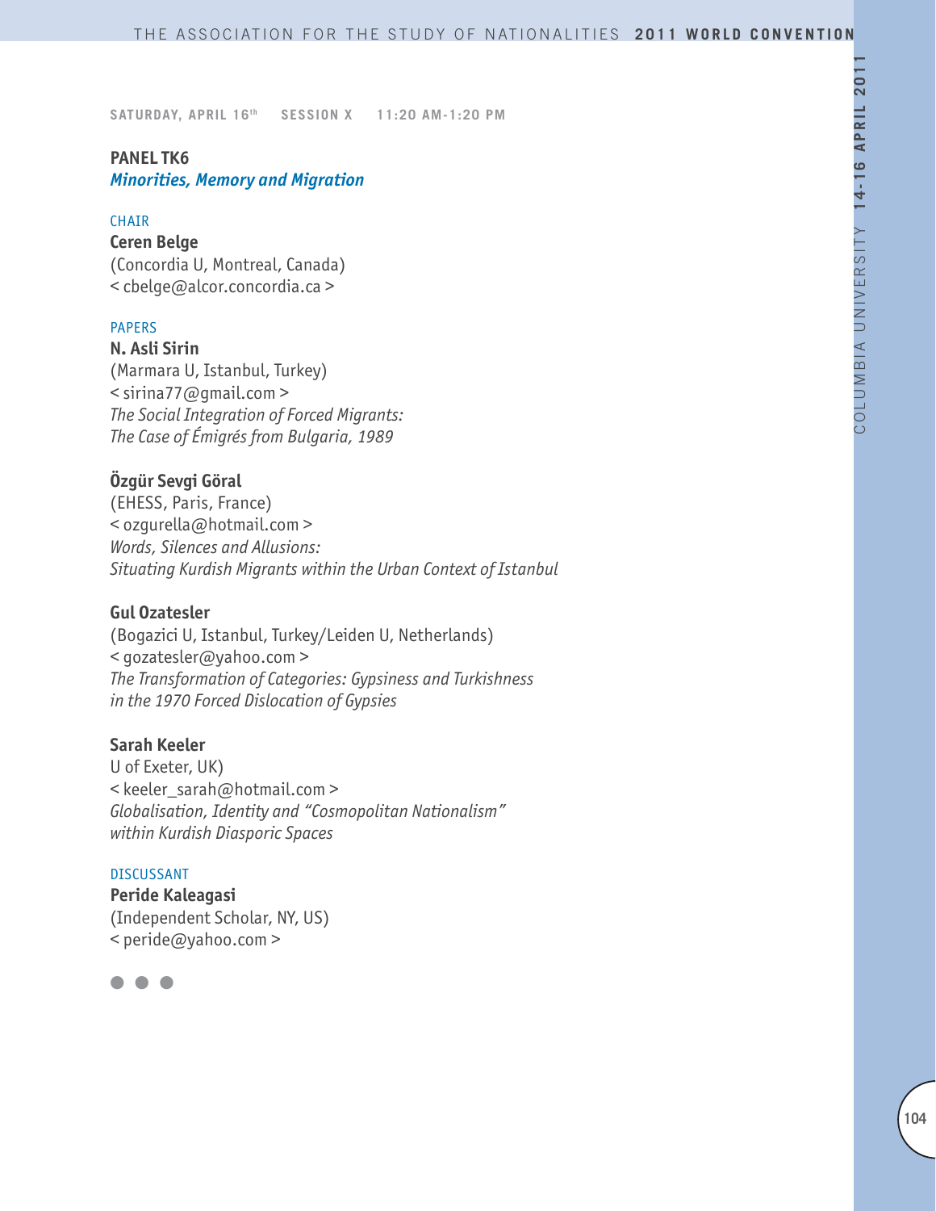SATURDAY, APRIL 16th SESSION X 11:20 AM-1:20 PM

**PANEL TK6**
***Minorities, Memory and Migration***

CHAIR

**Ceren Belge**
(Concordia U, Montreal, Canada)
< cbelge@alcor.concordia.ca >

PAPERS

**N. Asli Sirin**
(Marmara U, Istanbul, Turkey)
< sirina77@gmail.com >
*The Social Integration of Forced Migrants:*
*The Case of Émigrés from Bulgaria, 1989*

**Özgür Sevgi Göral**
(EHESS, Paris, France)
< ozgurella@hotmail.com >
*Words, Silences and Allusions:*
*Situating Kurdish Migrants within the Urban Context of Istanbul*

**Gul Ozatesler**
(Bogazici U, Istanbul, Turkey/Leiden U, Netherlands)
< gozatesler@yahoo.com >
*The Transformation of Categories: Gypsiness and Turkishness*
*in the 1970 Forced Dislocation of Gypsies*

**Sarah Keeler**
U of Exeter, UK)
< keeler_sarah@hotmail.com >
*Globalisation, Identity and "Cosmopolitan Nationalism"*
*within Kurdish Diasporic Spaces*

DISCUSSANT

**Peride Kaleagasi**
(Independent Scholar, NY, US)
< peride@yahoo.com >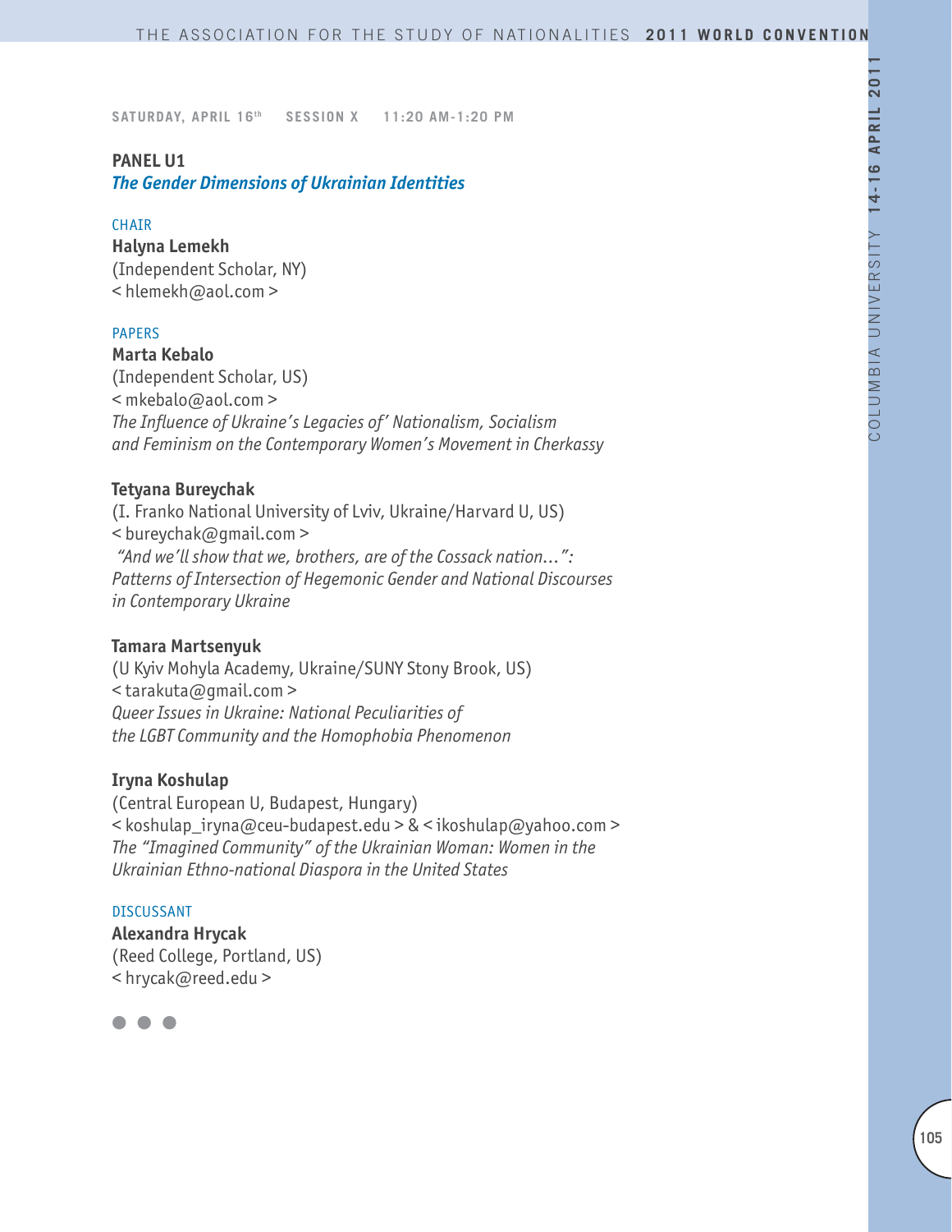**SATURDAY, APRIL 16th SESSION X 11:20 AM-1:20 PM**

## PANEL U1

***The Gender Dimensions of Ukrainian Identities***

CHAIR

**Halyna Lemekh**
(Independent Scholar, NY)
< hlemekh@aol.com >

PAPERS

**Marta Kebalo**
(Independent Scholar, US)
< mkebalo@aol.com >
*The Influence of Ukraine's Legacies of' Nationalism, Socialism and Feminism on the Contemporary Women's Movement in Cherkassy*

**Tetyana Bureychak**
(I. Franko National University of Lviv, Ukraine/Harvard U, US)
< bureychak@gmail.com >
*"And we'll show that we, brothers, are of the Cossack nation…": Patterns of Intersection of Hegemonic Gender and National Discourses in Contemporary Ukraine*

**Tamara Martsenyuk**
(U Kyiv Mohyla Academy, Ukraine/SUNY Stony Brook, US)
< tarakuta@gmail.com >
*Queer Issues in Ukraine: National Peculiarities of the LGBT Community and the Homophobia Phenomenon*

**Iryna Koshulap**
(Central European U, Budapest, Hungary)
< koshulap_iryna@ceu-budapest.edu > & < ikoshulap@yahoo.com >
*The "Imagined Community" of the Ukrainian Woman: Women in the Ukrainian Ethno-national Diaspora in the United States*

DISCUSSANT

**Alexandra Hrycak**
(Reed College, Portland, US)
< hrycak@reed.edu >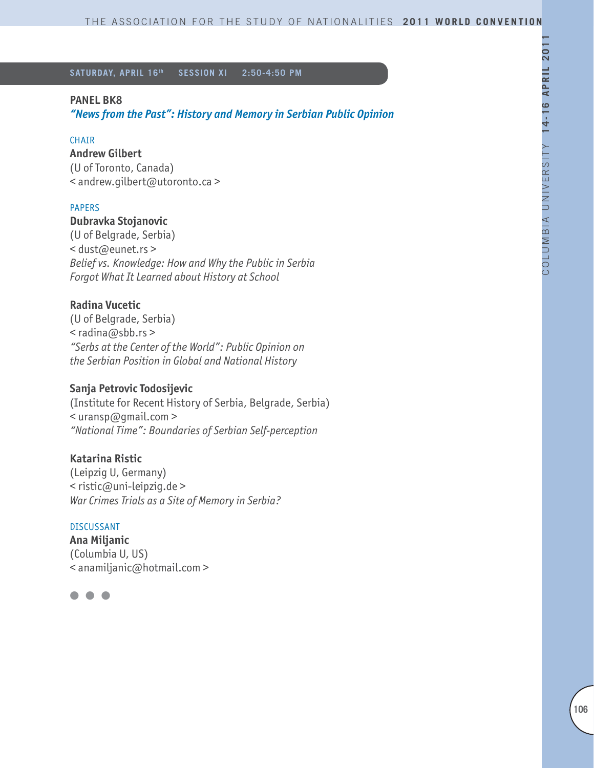**SATURDAY, APRIL 16th SESSION XI 2:50-4:50 PM**

## PANEL BK8

### *"News from the Past": History and Memory in Serbian Public Opinion*

CHAIR

**Andrew Gilbert**
(U of Toronto, Canada)
< andrew.gilbert@utoronto.ca >

PAPERS

**Dubravka Stojanovic**
(U of Belgrade, Serbia)
< dust@eunet.rs >
*Belief vs. Knowledge: How and Why the Public in Serbia Forgot What It Learned about History at School*

**Radina Vucetic**
(U of Belgrade, Serbia)
< radina@sbb.rs >
*"Serbs at the Center of the World": Public Opinion on the Serbian Position in Global and National History*

**Sanja Petrovic Todosijevic**
(Institute for Recent History of Serbia, Belgrade, Serbia)
< uransp@gmail.com >
*"National Time": Boundaries of Serbian Self-perception*

**Katarina Ristic**
(Leipzig U, Germany)
< ristic@uni-leipzig.de >
*War Crimes Trials as a Site of Memory in Serbia?*

DISCUSSANT

**Ana Miljanic**
(Columbia U, US)
< anamiljanic@hotmail.com >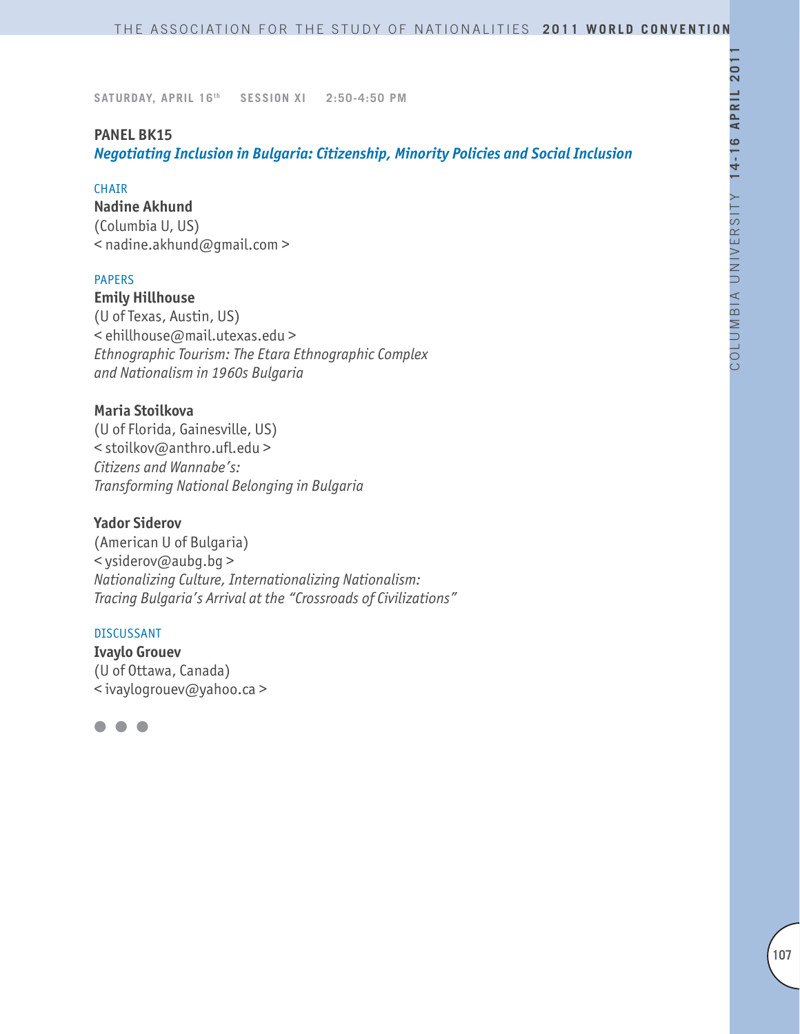**SATURDAY, APRIL 16th SESSION XI 2:50-4:50 PM**

## PANEL BK15

### *Negotiating Inclusion in Bulgaria: Citizenship, Minority Policies and Social Inclusion*

CHAIR

**Nadine Akhund**
(Columbia U, US)
< nadine.akhund@gmail.com >

PAPERS

**Emily Hillhouse**
(U of Texas, Austin, US)
< ehillhouse@mail.utexas.edu >
*Ethnographic Tourism: The Etara Ethnographic Complex and Nationalism in 1960s Bulgaria*

**Maria Stoilkova**
(U of Florida, Gainesville, US)
< stoilkov@anthro.ufl.edu >
*Citizens and Wannabe's: Transforming National Belonging in Bulgaria*

**Yador Siderov**
(American U of Bulgaria)
< ysiderov@aubg.bg >
*Nationalizing Culture, Internationalizing Nationalism: Tracing Bulgaria's Arrival at the "Crossroads of Civilizations"*

DISCUSSANT

**Ivaylo Grouev**
(U of Ottawa, Canada)
< ivaylogrouev@yahoo.ca >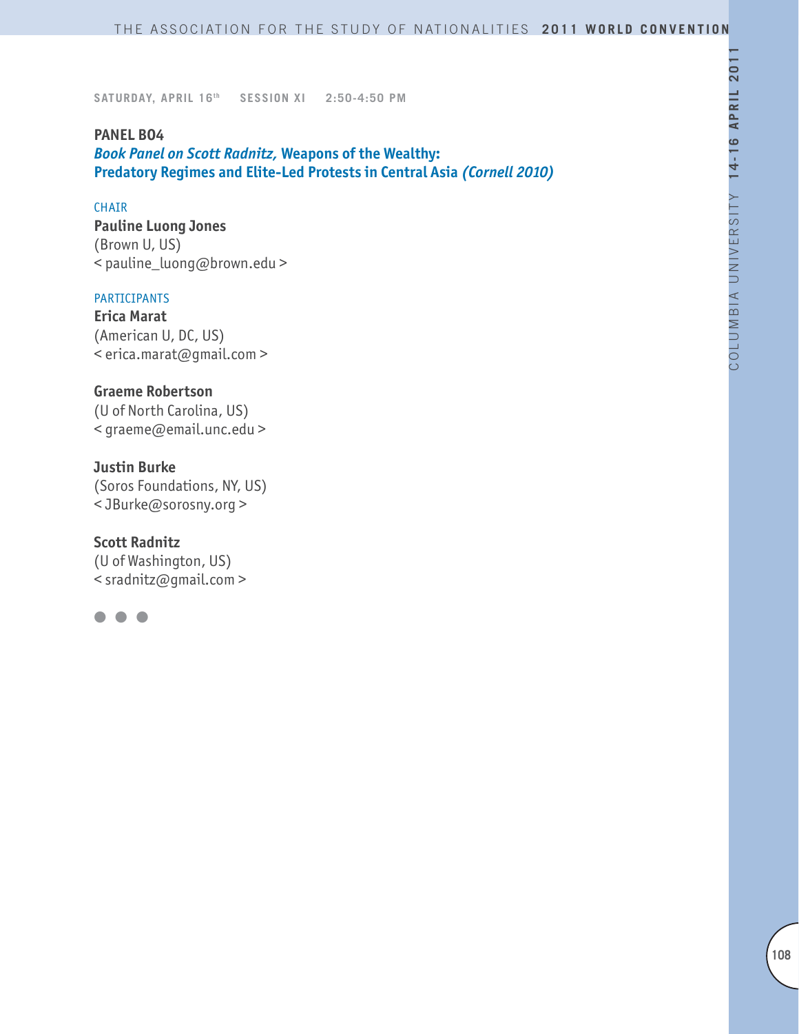**SATURDAY, APRIL 16th SESSION XI 2:50-4:50 PM**

## PANEL B04

### *Book Panel on Scott Radnitz,* Weapons of the Wealthy: Predatory Regimes and Elite-Led Protests in Central Asia *(Cornell 2010)*

CHAIR

**Pauline Luong Jones**
(Brown U, US)
< pauline_luong@brown.edu >

PARTICIPANTS

**Erica Marat**
(American U, DC, US)
< erica.marat@gmail.com >

**Graeme Robertson**
(U of North Carolina, US)
< graeme@email.unc.edu >

**Justin Burke**
(Soros Foundations, NY, US)
< JBurke@sorosny.org >

**Scott Radnitz**
(U of Washington, US)
< sradnitz@gmail.com >

● ● ●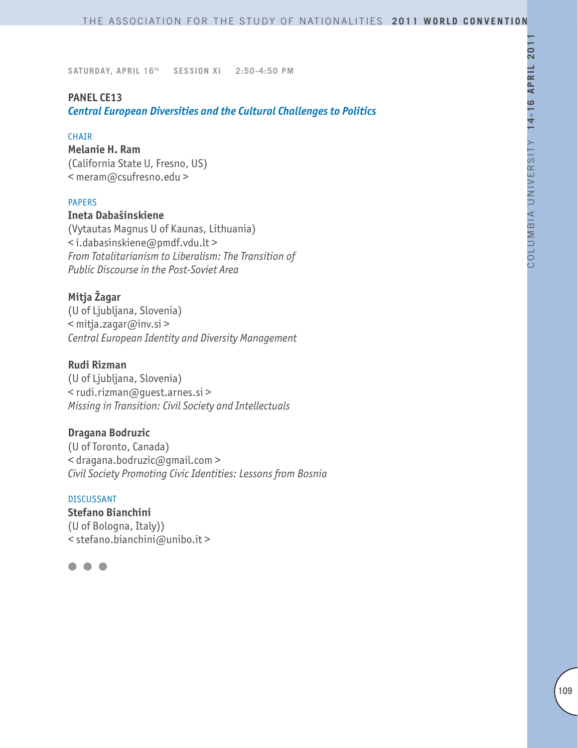SATURDAY, APRIL 16th SESSION XI 2:50-4:50 PM

## PANEL CE13

### *Central European Diversities and the Cultural Challenges to Politics*

CHAIR

**Melanie H. Ram**
(California State U, Fresno, US)
< meram@csufresno.edu >

PAPERS

**Ineta Dabašinskiene**
(Vytautas Magnus U of Kaunas, Lithuania)
< i.dabasinskiene@pmdf.vdu.lt >
*From Totalitarianism to Liberalism: The Transition of Public Discourse in the Post-Soviet Area*

**Mitja Žagar**
(U of Ljubljana, Slovenia)
< mitja.zagar@inv.si >
*Central European Identity and Diversity Management*

**Rudi Rizman**
(U of Ljubljana, Slovenia)
< rudi.rizman@guest.arnes.si >
*Missing in Transition: Civil Society and Intellectuals*

**Dragana Bodruzic**
(U of Toronto, Canada)
< dragana.bodruzic@gmail.com >
*Civil Society Promoting Civic Identities: Lessons from Bosnia*

DISCUSSANT

**Stefano Bianchini**
(U of Bologna, Italy))
< stefano.bianchini@unibo.it >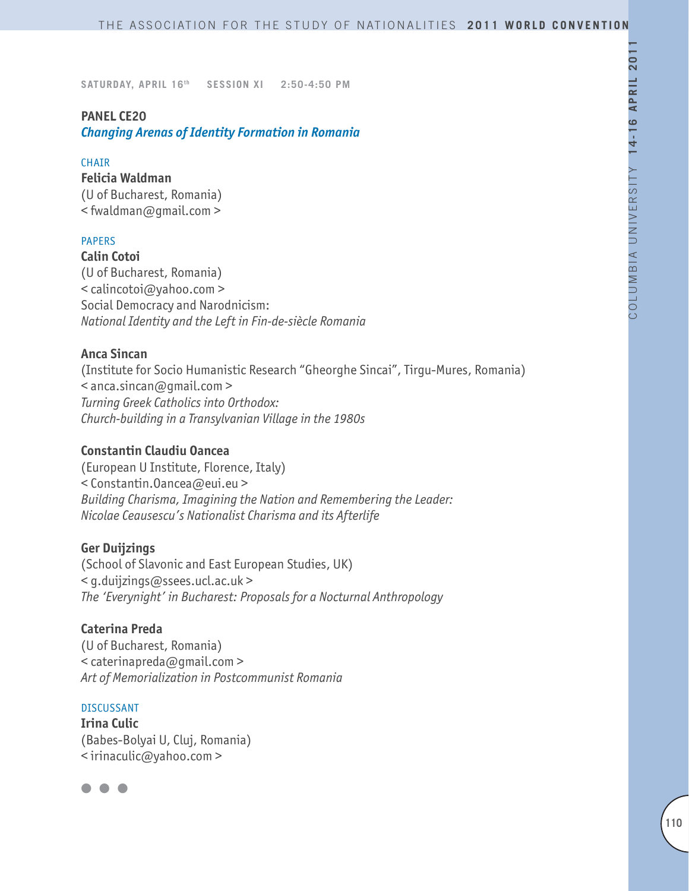**SATURDAY, APRIL 16th SESSION XI 2:50-4:50 PM**

## PANEL CE20
### *Changing Arenas of Identity Formation in Romania*

CHAIR

**Felicia Waldman**
(U of Bucharest, Romania)
< fwaldman@gmail.com >

PAPERS

**Calin Cotoi**
(U of Bucharest, Romania)
< calincotoi@yahoo.com >
Social Democracy and Narodnicism:
*National Identity and the Left in Fin-de-siècle Romania*

**Anca Sincan**
(Institute for Socio Humanistic Research "Gheorghe Sincai", Tirgu-Mures, Romania)
< anca.sincan@gmail.com >
*Turning Greek Catholics into Orthodox:*
*Church-building in a Transylvanian Village in the 1980s*

**Constantin Claudiu Oancea**
(European U Institute, Florence, Italy)
< Constantin.Oancea@eui.eu >
*Building Charisma, Imagining the Nation and Remembering the Leader:*
*Nicolae Ceausescu's Nationalist Charisma and its Afterlife*

**Ger Duijzings**
(School of Slavonic and East European Studies, UK)
< g.duijzings@ssees.ucl.ac.uk >
*The 'Everynight' in Bucharest: Proposals for a Nocturnal Anthropology*

**Caterina Preda**
(U of Bucharest, Romania)
< caterinapreda@gmail.com >
*Art of Memorialization in Postcommunist Romania*

DISCUSSANT

**Irina Culic**
(Babes-Bolyai U, Cluj, Romania)
< irinaculic@yahoo.com >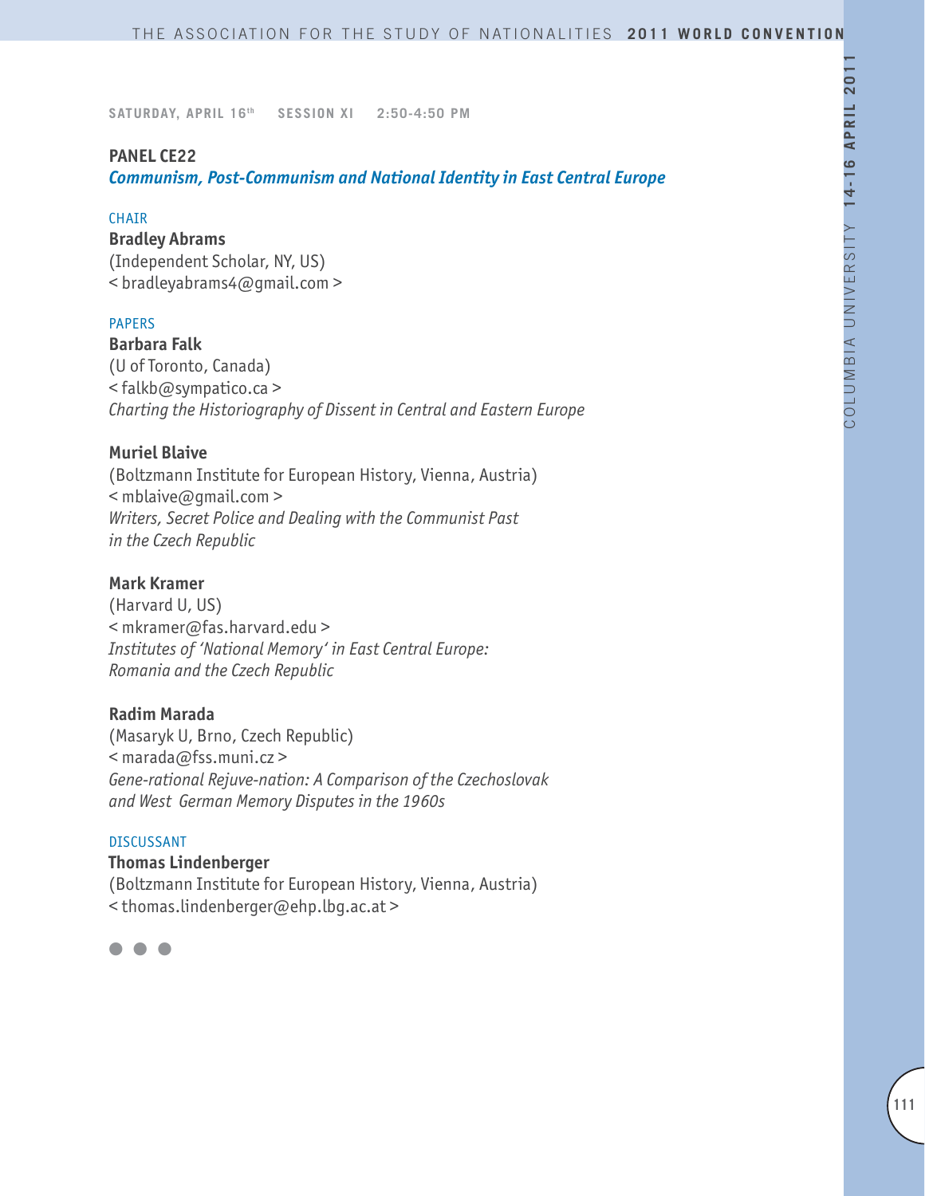**SATURDAY, APRIL 16th SESSION XI 2:50-4:50 PM**

**PANEL CE22**

***Communism, Post-Communism and National Identity in East Central Europe***

CHAIR

**Bradley Abrams**
(Independent Scholar, NY, US)
< bradleyabrams4@gmail.com >

PAPERS

**Barbara Falk**
(U of Toronto, Canada)
< falkb@sympatico.ca >
*Charting the Historiography of Dissent in Central and Eastern Europe*

**Muriel Blaive**
(Boltzmann Institute for European History, Vienna, Austria)
< mblaive@gmail.com >
*Writers, Secret Police and Dealing with the Communist Past in the Czech Republic*

**Mark Kramer**
(Harvard U, US)
< mkramer@fas.harvard.edu >
*Institutes of 'National Memory' in East Central Europe: Romania and the Czech Republic*

**Radim Marada**
(Masaryk U, Brno, Czech Republic)
< marada@fss.muni.cz >
*Gene-rational Rejuve-nation: A Comparison of the Czechoslovak and West German Memory Disputes in the 1960s*

DISCUSSANT

**Thomas Lindenberger**
(Boltzmann Institute for European History, Vienna, Austria)
< thomas.lindenberger@ehp.lbg.ac.at >

● ● ●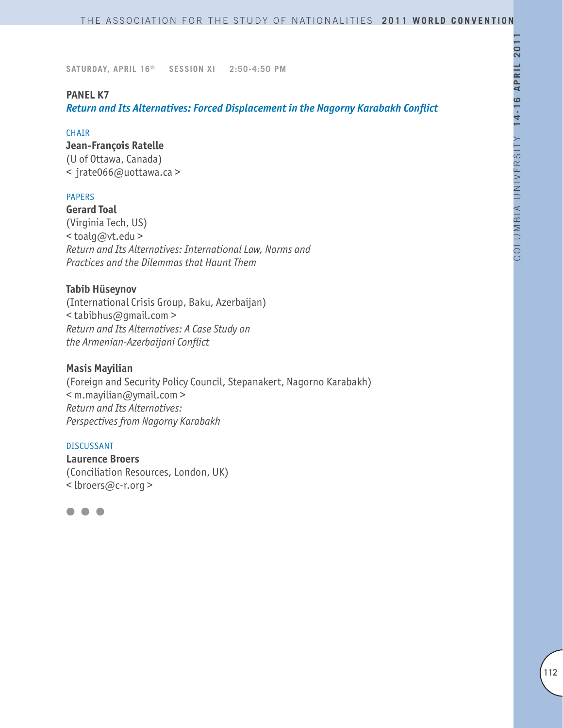**SATURDAY, APRIL 16th  SESSION XI  2:50-4:50 PM**

## PANEL K7

***Return and Its Alternatives: Forced Displacement in the Nagorny Karabakh Conflict***

CHAIR

**Jean-François Ratelle**
(U of Ottawa, Canada)
< jrate066@uottawa.ca >

PAPERS

**Gerard Toal**
(Virginia Tech, US)
< toalg@vt.edu >
*Return and Its Alternatives: International Law, Norms and Practices and the Dilemmas that Haunt Them*

**Tabib Hüseynov**
(International Crisis Group, Baku, Azerbaijan)
< tabibhus@gmail.com >
*Return and Its Alternatives: A Case Study on the Armenian-Azerbaijani Conflict*

**Masis Mayilian**
(Foreign and Security Policy Council, Stepanakert, Nagorno Karabakh)
< m.mayilian@ymail.com >
*Return and Its Alternatives: Perspectives from Nagorny Karabakh*

DISCUSSANT

**Laurence Broers**
(Conciliation Resources, London, UK)
< lbroers@c-r.org >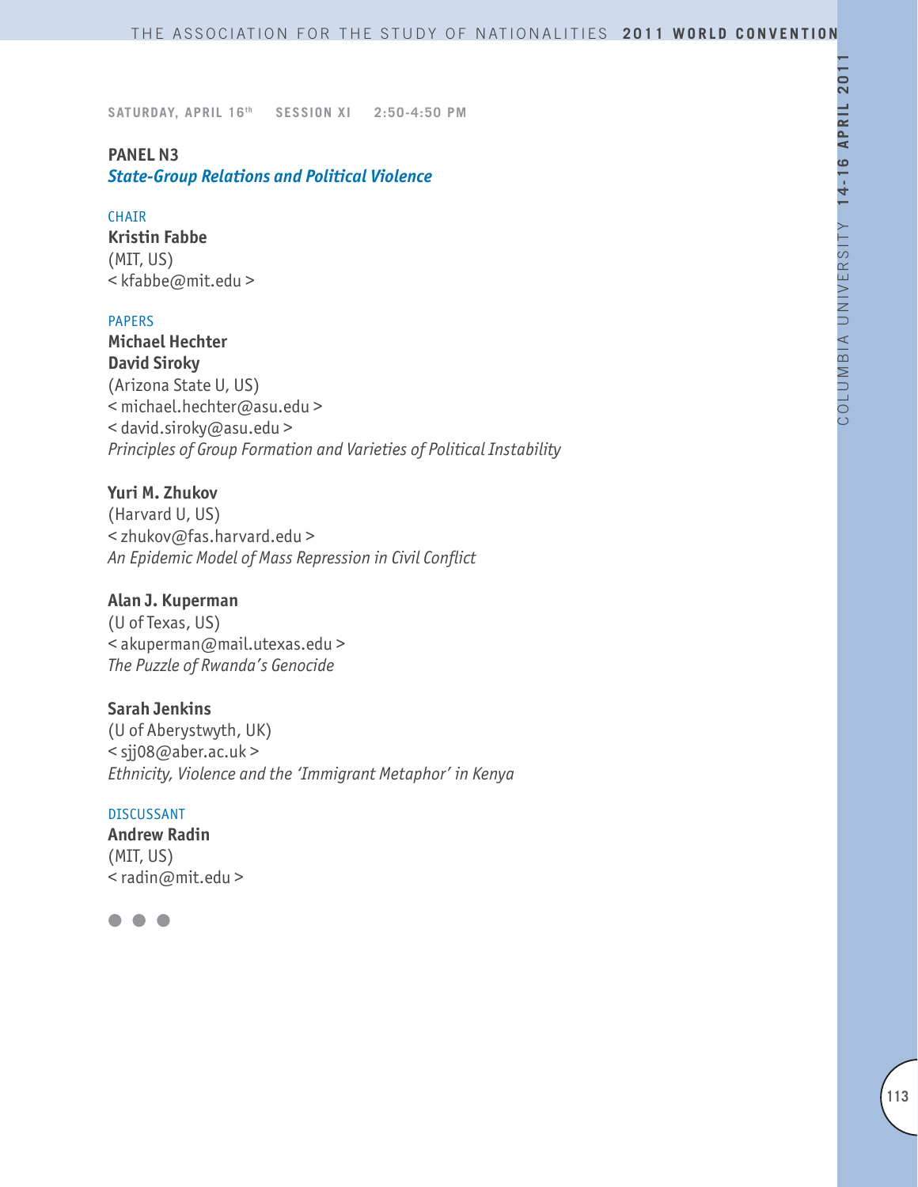SATURDAY, APRIL 16th SESSION XI 2:50-4:50 PM

## PANEL N3
### *State-Group Relations and Political Violence*

CHAIR

**Kristin Fabbe**
(MIT, US)
< kfabbe@mit.edu >

PAPERS

**Michael Hechter**
**David Siroky**
(Arizona State U, US)
< michael.hechter@asu.edu >
< david.siroky@asu.edu >
*Principles of Group Formation and Varieties of Political Instability*

**Yuri M. Zhukov**
(Harvard U, US)
< zhukov@fas.harvard.edu >
*An Epidemic Model of Mass Repression in Civil Conflict*

**Alan J. Kuperman**
(U of Texas, US)
< akuperman@mail.utexas.edu >
*The Puzzle of Rwanda's Genocide*

**Sarah Jenkins**
(U of Aberystwyth, UK)
< sjj08@aber.ac.uk >
*Ethnicity, Violence and the 'Immigrant Metaphor' in Kenya*

DISCUSSANT

**Andrew Radin**
(MIT, US)
< radin@mit.edu >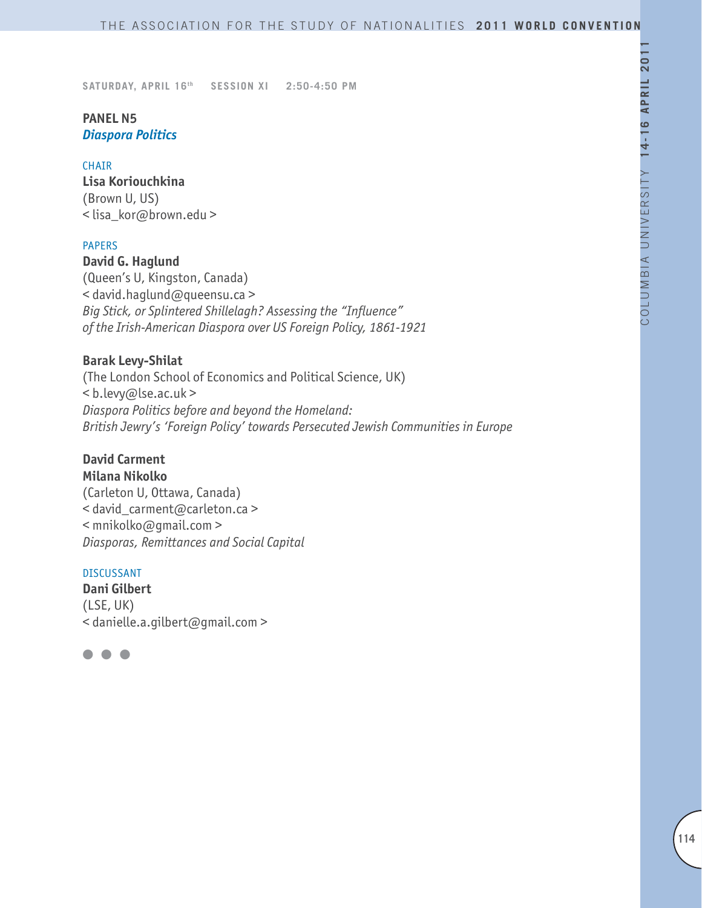SATURDAY, APRIL 16th SESSION XI 2:50-4:50 PM

## PANEL N5
### *Diaspora Politics*

CHAIR

**Lisa Koriouchkina**
(Brown U, US)
< lisa_kor@brown.edu >

PAPERS

**David G. Haglund**
(Queen's U, Kingston, Canada)
< david.haglund@queensu.ca >
*Big Stick, or Splintered Shillelagh? Assessing the "Influence" of the Irish-American Diaspora over US Foreign Policy, 1861-1921*

**Barak Levy-Shilat**
(The London School of Economics and Political Science, UK)
< b.levy@lse.ac.uk >
*Diaspora Politics before and beyond the Homeland: British Jewry's 'Foreign Policy' towards Persecuted Jewish Communities in Europe*

**David Carment**
**Milana Nikolko**
(Carleton U, Ottawa, Canada)
< david_carment@carleton.ca >
< mnikolko@gmail.com >
*Diasporas, Remittances and Social Capital*

DISCUSSANT

**Dani Gilbert**
(LSE, UK)
< danielle.a.gilbert@gmail.com >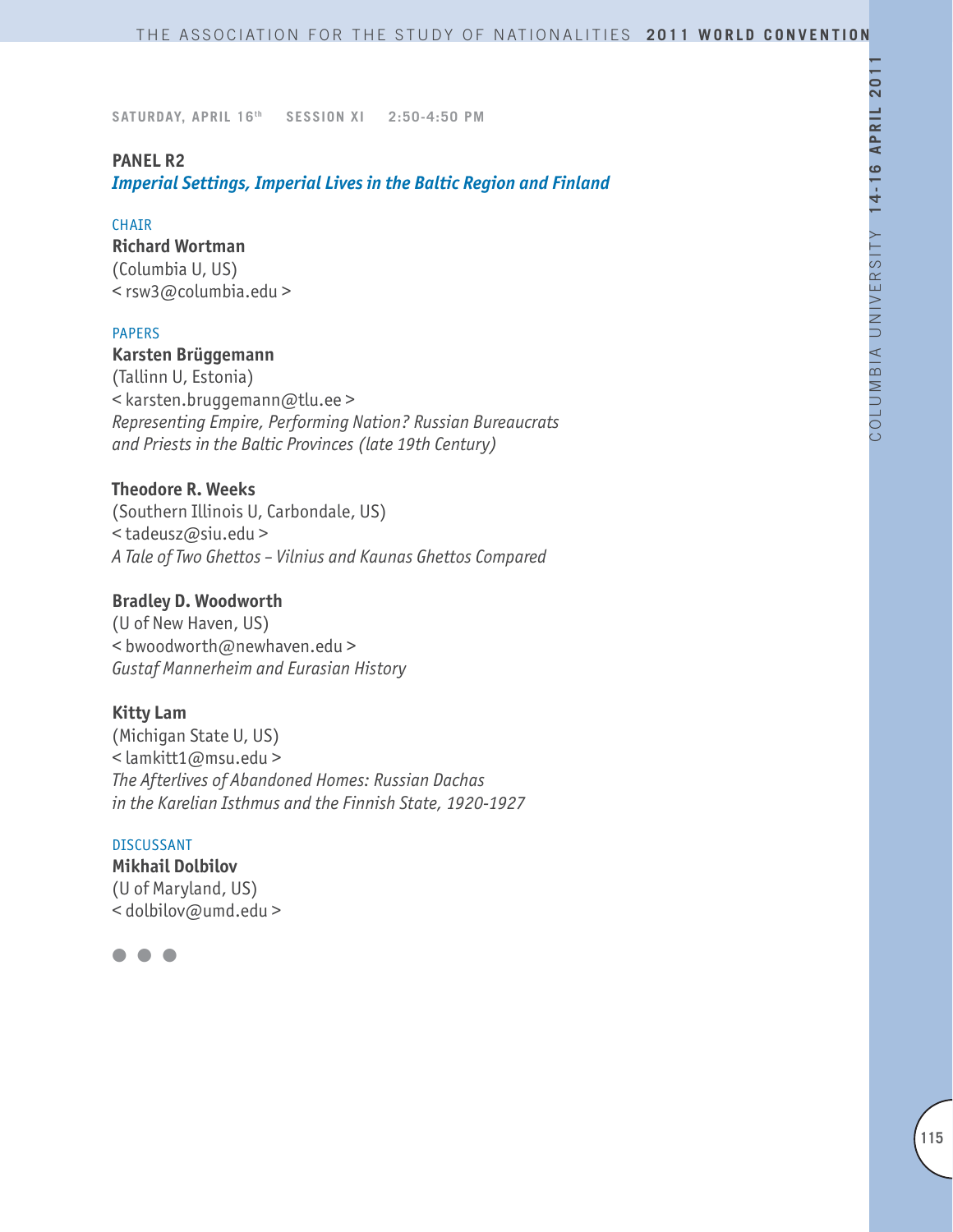SATURDAY, APRIL 16th SESSION XI 2:50-4:50 PM

## PANEL R2

### *Imperial Settings, Imperial Lives in the Baltic Region and Finland*

CHAIR

**Richard Wortman**
(Columbia U, US)
< rsw3@columbia.edu >

PAPERS

**Karsten Brüggemann**
(Tallinn U, Estonia)
< karsten.bruggemann@tlu.ee >
*Representing Empire, Performing Nation? Russian Bureaucrats and Priests in the Baltic Provinces (late 19th Century)*

**Theodore R. Weeks**
(Southern Illinois U, Carbondale, US)
< tadeusz@siu.edu >
*A Tale of Two Ghettos – Vilnius and Kaunas Ghettos Compared*

**Bradley D. Woodworth**
(U of New Haven, US)
< bwoodworth@newhaven.edu >
*Gustaf Mannerheim and Eurasian History*

**Kitty Lam**
(Michigan State U, US)
< lamkitt1@msu.edu >
*The Afterlives of Abandoned Homes: Russian Dachas in the Karelian Isthmus and the Finnish State, 1920-1927*

DISCUSSANT

**Mikhail Dolbilov**
(U of Maryland, US)
< dolbilov@umd.edu >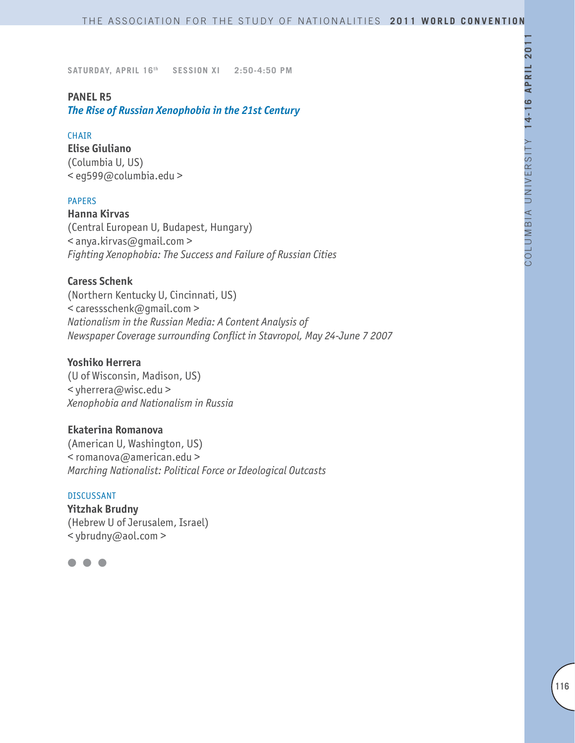**SATURDAY, APRIL 16th  SESSION XI  2:50-4:50 PM**

## PANEL R5

### *The Rise of Russian Xenophobia in the 21st Century*

CHAIR

**Elise Giuliano**
(Columbia U, US)
< eg599@columbia.edu >

PAPERS

**Hanna Kirvas**
(Central European U, Budapest, Hungary)
< anya.kirvas@gmail.com >
*Fighting Xenophobia: The Success and Failure of Russian Cities*

**Caress Schenk**
(Northern Kentucky U, Cincinnati, US)
< caressschenk@gmail.com >
*Nationalism in the Russian Media: A Content Analysis of Newspaper Coverage surrounding Conflict in Stavropol, May 24-June 7 2007*

**Yoshiko Herrera**
(U of Wisconsin, Madison, US)
< yherrera@wisc.edu >
*Xenophobia and Nationalism in Russia*

**Ekaterina Romanova**
(American U, Washington, US)
< romanova@american.edu >
*Marching Nationalist: Political Force or Ideological Outcasts*

DISCUSSANT

**Yitzhak Brudny**
(Hebrew U of Jerusalem, Israel)
< ybrudny@aol.com >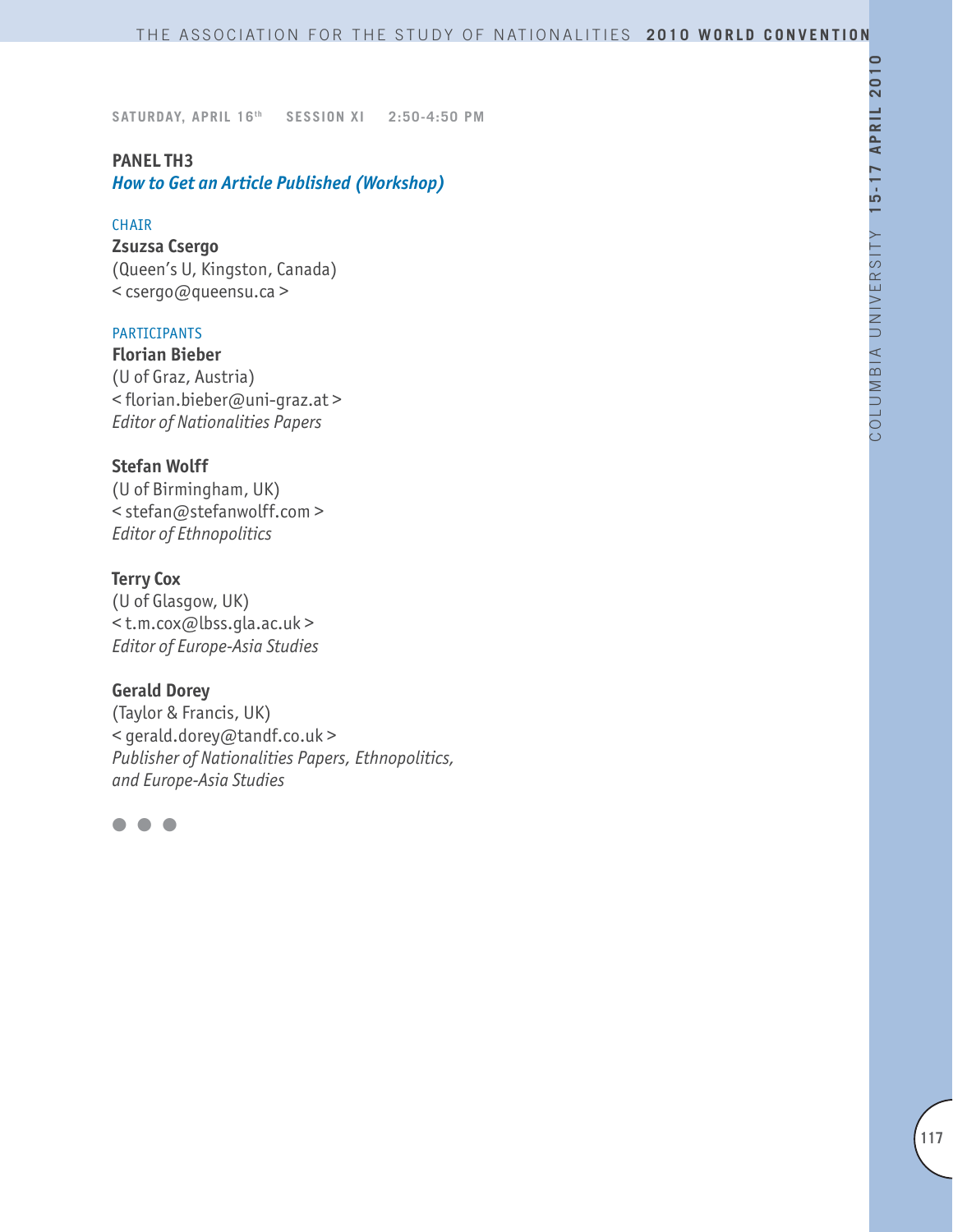SATURDAY, APRIL 16th SESSION XI 2:50-4:50 PM

## PANEL TH3

### *How to Get an Article Published (Workshop)*

CHAIR

**Zsuzsa Csergo**
(Queen's U, Kingston, Canada)
< csergo@queensu.ca >

PARTICIPANTS

**Florian Bieber**
(U of Graz, Austria)
< florian.bieber@uni-graz.at >
*Editor of Nationalities Papers*

**Stefan Wolff**
(U of Birmingham, UK)
< stefan@stefanwolff.com >
*Editor of Ethnopolitics*

**Terry Cox**
(U of Glasgow, UK)
< t.m.cox@lbss.gla.ac.uk >
*Editor of Europe-Asia Studies*

**Gerald Dorey**
(Taylor & Francis, UK)
< gerald.dorey@tandf.co.uk >
*Publisher of Nationalities Papers, Ethnopolitics, and Europe-Asia Studies*

● ● ●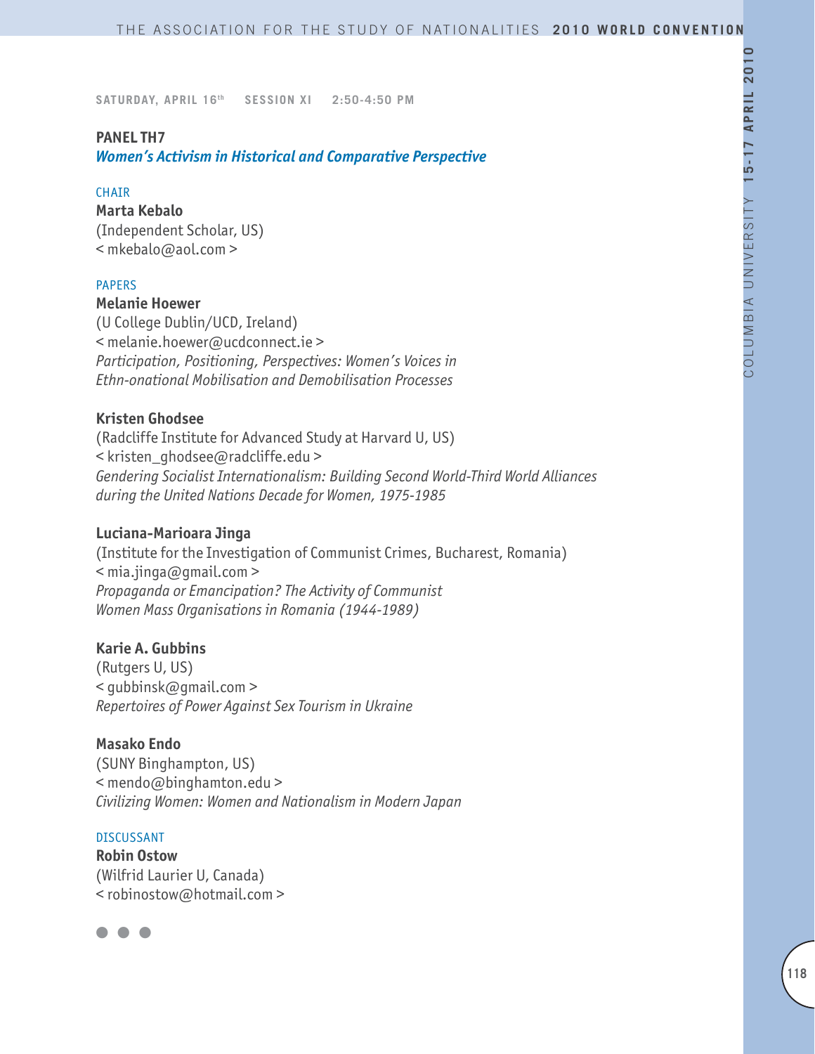SATURDAY, APRIL 16th SESSION XI 2:50-4:50 PM

## PANEL TH7

### *Women's Activism in Historical and Comparative Perspective*

CHAIR

**Marta Kebalo**
(Independent Scholar, US)
< mkebalo@aol.com >

PAPERS

**Melanie Hoewer**
(U College Dublin/UCD, Ireland)
< melanie.hoewer@ucdconnect.ie >
*Participation, Positioning, Perspectives: Women's Voices in Ethn-onational Mobilisation and Demobilisation Processes*

**Kristen Ghodsee**
(Radcliffe Institute for Advanced Study at Harvard U, US)
< kristen_ghodsee@radcliffe.edu >
*Gendering Socialist Internationalism: Building Second World-Third World Alliances during the United Nations Decade for Women, 1975-1985*

**Luciana-Marioara Jinga**
(Institute for the Investigation of Communist Crimes, Bucharest, Romania)
< mia.jinga@gmail.com >
*Propaganda or Emancipation? The Activity of Communist Women Mass Organisations in Romania (1944-1989)*

**Karie A. Gubbins**
(Rutgers U, US)
< gubbinsk@gmail.com >
*Repertoires of Power Against Sex Tourism in Ukraine*

**Masako Endo**
(SUNY Binghampton, US)
< mendo@binghamton.edu >
*Civilizing Women: Women and Nationalism in Modern Japan*

DISCUSSANT

**Robin Ostow**
(Wilfrid Laurier U, Canada)
< robinostow@hotmail.com >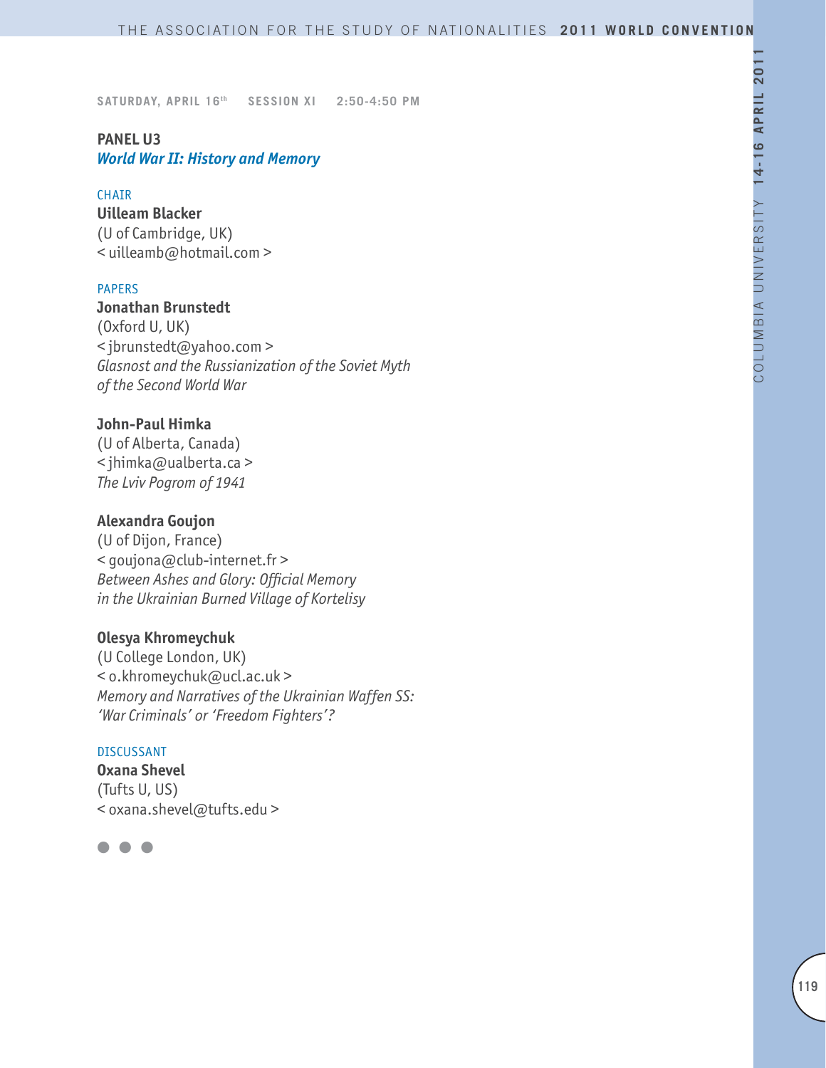SATURDAY, APRIL 16th SESSION XI 2:50-4:50 PM

## PANEL U3
### *World War II: History and Memory*

CHAIR

**Uilleam Blacker**
(U of Cambridge, UK)
< uilleamb@hotmail.com >

PAPERS

**Jonathan Brunstedt**
(Oxford U, UK)
< jbrunstedt@yahoo.com >
*Glasnost and the Russianization of the Soviet Myth of the Second World War*

**John-Paul Himka**
(U of Alberta, Canada)
< jhimka@ualberta.ca >
*The Lviv Pogrom of 1941*

**Alexandra Goujon**
(U of Dijon, France)
< goujona@club-internet.fr >
*Between Ashes and Glory: Official Memory in the Ukrainian Burned Village of Kortelisy*

**Olesya Khromeychuk**
(U College London, UK)
< o.khromeychuk@ucl.ac.uk >
*Memory and Narratives of the Ukrainian Waffen SS: 'War Criminals' or 'Freedom Fighters'?*

DISCUSSANT

**Oxana Shevel**
(Tufts U, US)
< oxana.shevel@tufts.edu >

● ● ●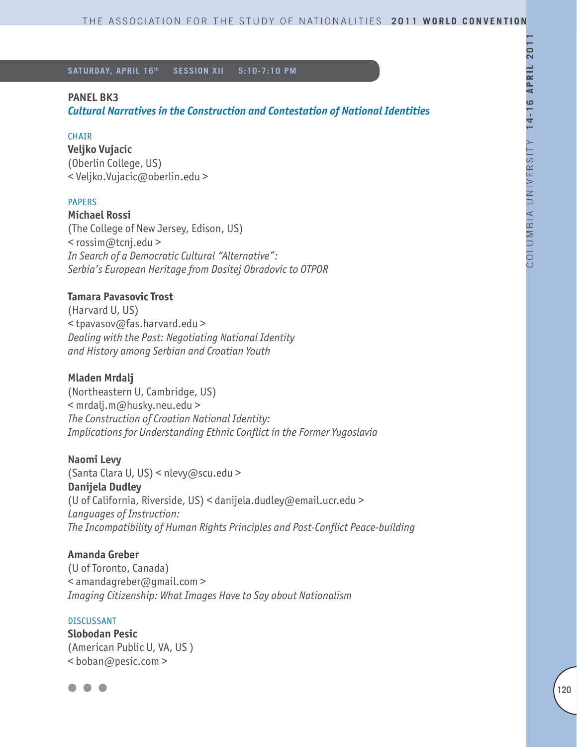**SATURDAY, APRIL 16th  SESSION XII  5:10-7:10 PM**

## PANEL BK3

### *Cultural Narratives in the Construction and Contestation of National Identities*

CHAIR

**Veljko Vujacic**
(Oberlin College, US)
< Veljko.Vujacic@oberlin.edu >

PAPERS

**Michael Rossi**
(The College of New Jersey, Edison, US)
< rossim@tcnj.edu >
*In Search of a Democratic Cultural "Alternative": Serbia's European Heritage from Dositej Obradovic to OTPOR*

**Tamara Pavasovic Trost**
(Harvard U, US)
< tpavasov@fas.harvard.edu >
*Dealing with the Past: Negotiating National Identity and History among Serbian and Croatian Youth*

**Mladen Mrdalj**
(Northeastern U, Cambridge, US)
< mrdalj.m@husky.neu.edu >
*The Construction of Croatian National Identity: Implications for Understanding Ethnic Conflict in the Former Yugoslavia*

**Naomi Levy**
(Santa Clara U, US) < nlevy@scu.edu >
**Danijela Dudley**
(U of California, Riverside, US) < danijela.dudley@email.ucr.edu >
*Languages of Instruction: The Incompatibility of Human Rights Principles and Post-Conflict Peace-building*

**Amanda Greber**
(U of Toronto, Canada)
< amandagreber@gmail.com >
*Imaging Citizenship: What Images Have to Say about Nationalism*

DISCUSSANT

**Slobodan Pesic**
(American Public U, VA, US )
< boban@pesic.com >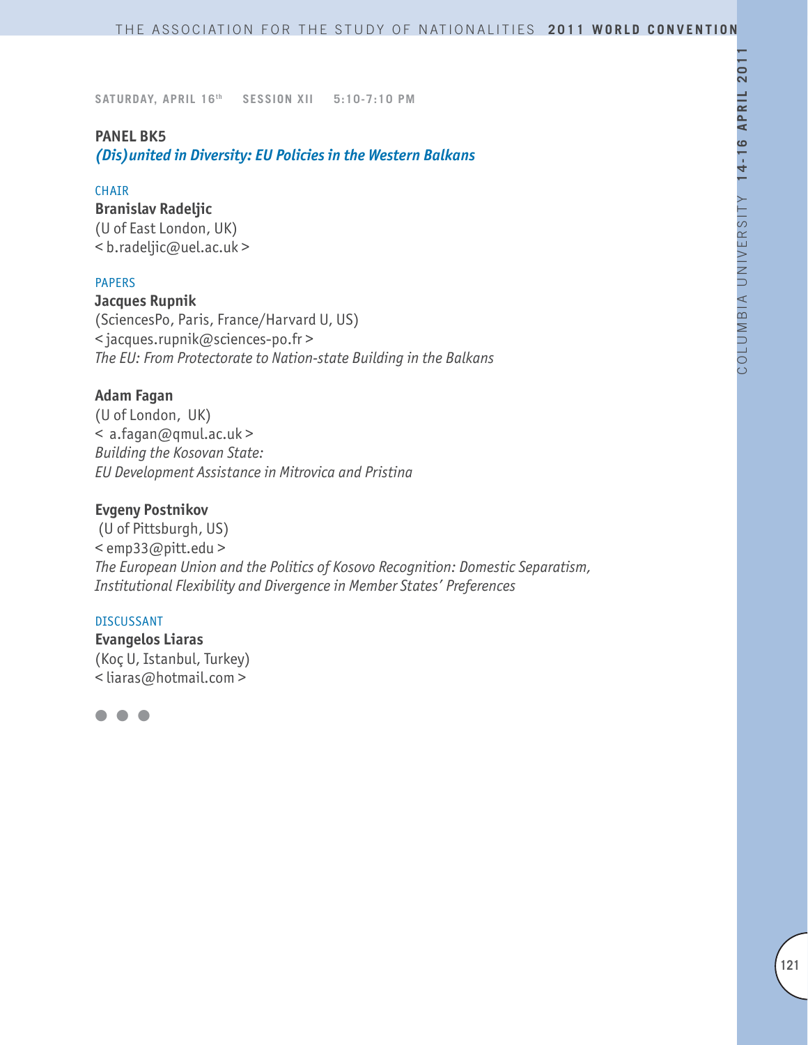**SATURDAY, APRIL 16th SESSION XII 5:10-7:10 PM**

**PANEL BK5**

***(Dis)united in Diversity: EU Policies in the Western Balkans***

CHAIR

**Branislav Radeljic**
(U of East London, UK)
< b.radeljic@uel.ac.uk >

PAPERS

**Jacques Rupnik**
(SciencesPo, Paris, France/Harvard U, US)
< jacques.rupnik@sciences-po.fr >
*The EU: From Protectorate to Nation-state Building in the Balkans*

**Adam Fagan**
(U of London, UK)
< a.fagan@qmul.ac.uk >
*Building the Kosovan State:*
*EU Development Assistance in Mitrovica and Pristina*

**Evgeny Postnikov**
(U of Pittsburgh, US)
< emp33@pitt.edu >
*The European Union and the Politics of Kosovo Recognition: Domestic Separatism, Institutional Flexibility and Divergence in Member States' Preferences*

DISCUSSANT

**Evangelos Liaras**
(Koç U, Istanbul, Turkey)
< liaras@hotmail.com >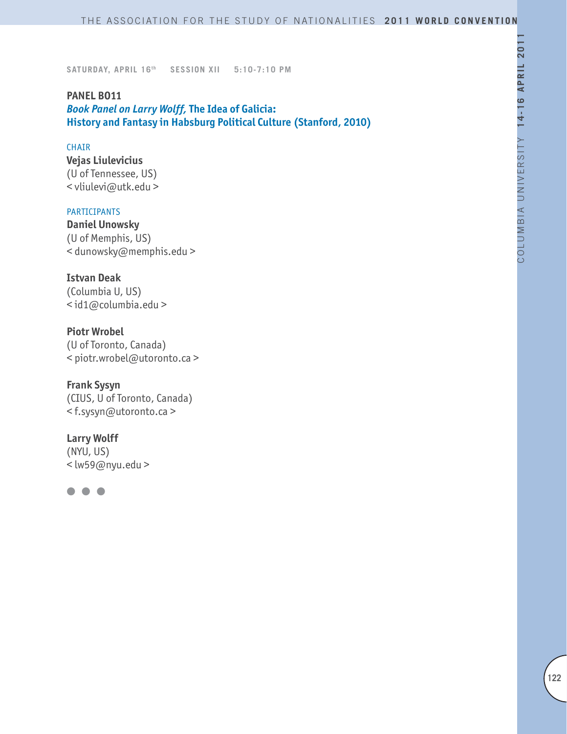SATURDAY, APRIL 16th SESSION XII 5:10-7:10 PM

## PANEL BO11

### *Book Panel on Larry Wolff,* The Idea of Galicia: History and Fantasy in Habsburg Political Culture (Stanford, 2010)

CHAIR

**Vejas Liulevicius**
(U of Tennessee, US)
< vliulevi@utk.edu >

PARTICIPANTS

**Daniel Unowsky**
(U of Memphis, US)
< dunowsky@memphis.edu >

**Istvan Deak**
(Columbia U, US)
< id1@columbia.edu >

**Piotr Wrobel**
(U of Toronto, Canada)
< piotr.wrobel@utoronto.ca >

**Frank Sysyn**
(CIUS, U of Toronto, Canada)
< f.sysyn@utoronto.ca >

**Larry Wolff**
(NYU, US)
< lw59@nyu.edu >

● ● ●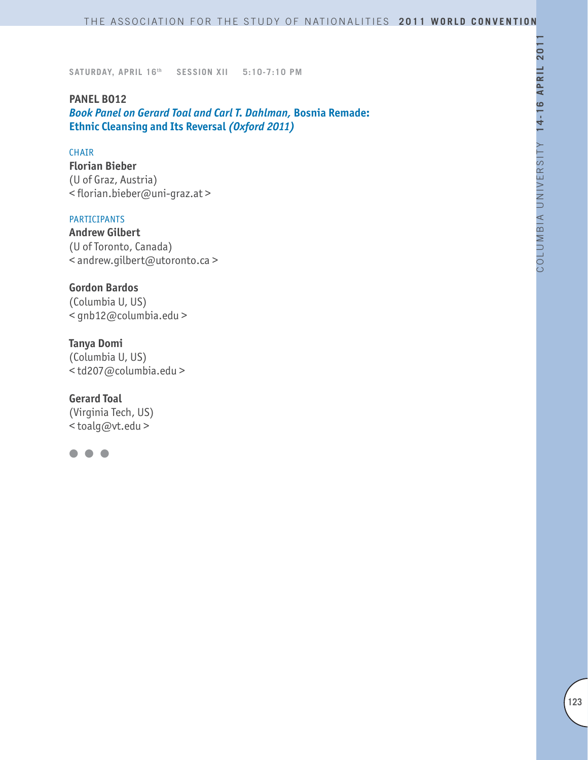SATURDAY, APRIL 16th SESSION XII 5:10-7:10 PM

**PANEL BO12**
***Book Panel on Gerard Toal and Carl T. Dahlman,* Bosnia Remade: Ethnic Cleansing and Its Reversal *(Oxford 2011)***

CHAIR

**Florian Bieber**
(U of Graz, Austria)
< florian.bieber@uni-graz.at >

PARTICIPANTS

**Andrew Gilbert**
(U of Toronto, Canada)
< andrew.gilbert@utoronto.ca >

**Gordon Bardos**
(Columbia U, US)
< gnb12@columbia.edu >

**Tanya Domi**
(Columbia U, US)
< td207@columbia.edu >

**Gerard Toal**
(Virginia Tech, US)
< toalg@vt.edu >

● ● ●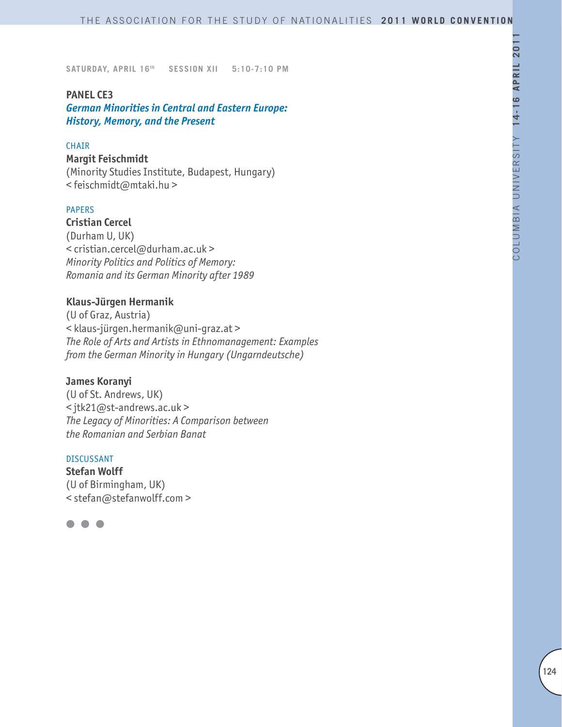**SATURDAY, APRIL 16th    SESSION XII    5:10-7:10 PM**

## PANEL CE3

### *German Minorities in Central and Eastern Europe: History, Memory, and the Present*

CHAIR

**Margit Feischmidt**
(Minority Studies Institute, Budapest, Hungary)
< feischmidt@mtaki.hu >

PAPERS

**Cristian Cercel**
(Durham U, UK)
< cristian.cercel@durham.ac.uk >
*Minority Politics and Politics of Memory: Romania and its German Minority after 1989*

**Klaus-Jürgen Hermanik**
(U of Graz, Austria)
< klaus-jürgen.hermanik@uni-graz.at >
*The Role of Arts and Artists in Ethnomanagement: Examples from the German Minority in Hungary (Ungarndeutsche)*

**James Koranyi**
(U of St. Andrews, UK)
< jtk21@st-andrews.ac.uk >
*The Legacy of Minorities: A Comparison between the Romanian and Serbian Banat*

DISCUSSANT

**Stefan Wolff**
(U of Birmingham, UK)
< stefan@stefanwolff.com >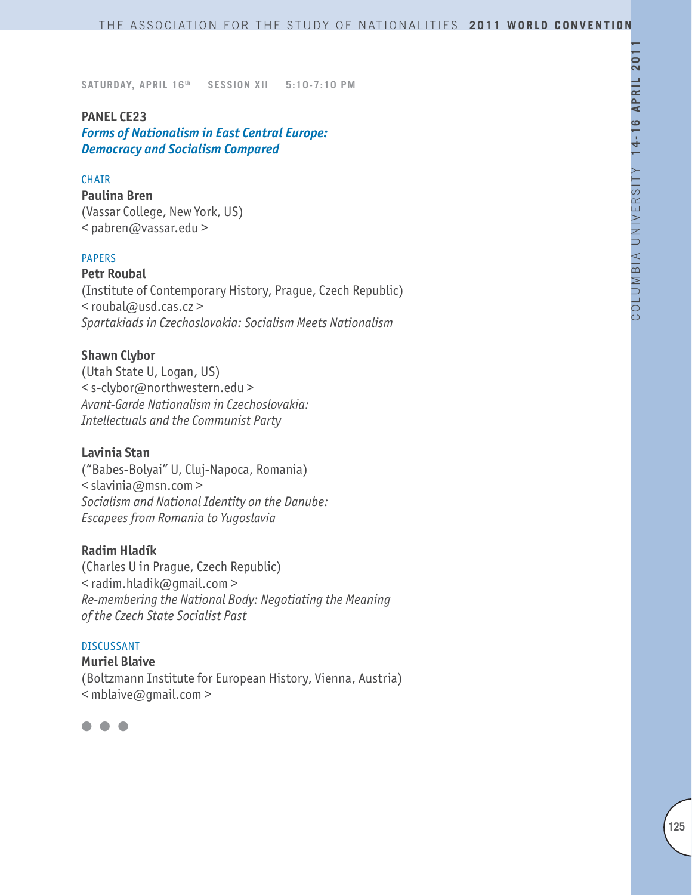SATURDAY, APRIL 16th SESSION XII 5:10-7:10 PM

## PANEL CE23

### *Forms of Nationalism in East Central Europe: Democracy and Socialism Compared*

CHAIR

**Paulina Bren**
(Vassar College, New York, US)
< pabren@vassar.edu >

PAPERS

**Petr Roubal**
(Institute of Contemporary History, Prague, Czech Republic)
< roubal@usd.cas.cz >
*Spartakiads in Czechoslovakia: Socialism Meets Nationalism*

**Shawn Clybor**
(Utah State U, Logan, US)
< s-clybor@northwestern.edu >
*Avant-Garde Nationalism in Czechoslovakia: Intellectuals and the Communist Party*

**Lavinia Stan**
("Babes-Bolyai" U, Cluj-Napoca, Romania)
< slavinia@msn.com >
*Socialism and National Identity on the Danube: Escapees from Romania to Yugoslavia*

**Radim Hladík**
(Charles U in Prague, Czech Republic)
< radim.hladik@gmail.com >
*Re-membering the National Body: Negotiating the Meaning of the Czech State Socialist Past*

DISCUSSANT

**Muriel Blaive**
(Boltzmann Institute for European History, Vienna, Austria)
< mblaive@gmail.com >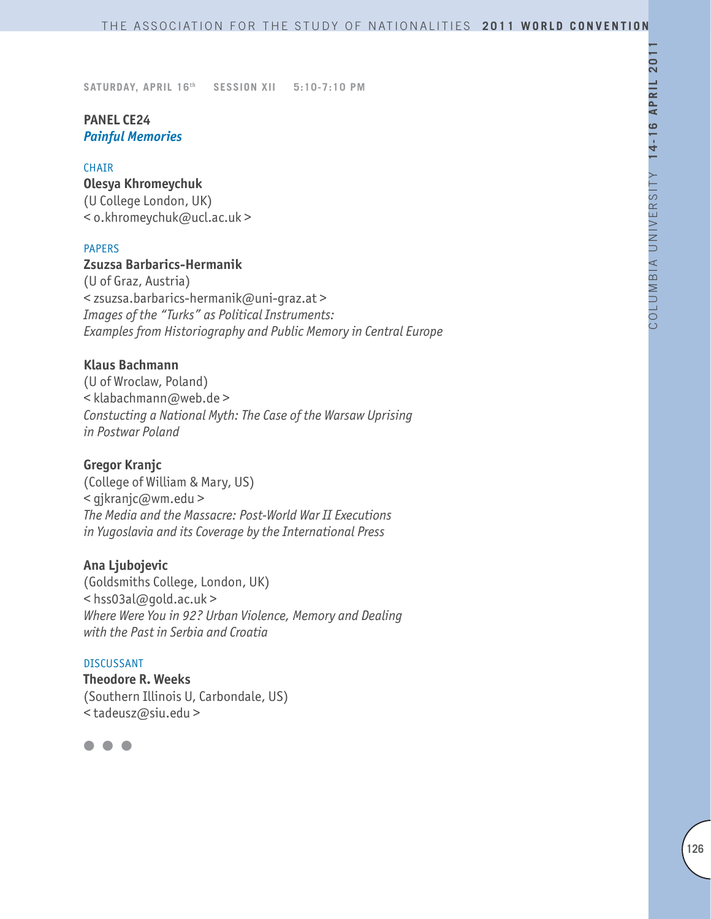SATURDAY, APRIL 16th SESSION XII 5:10-7:10 PM

## PANEL CE24
### *Painful Memories*

CHAIR

**Olesya Khromeychuk**
(U College London, UK)
< o.khromeychuk@ucl.ac.uk >

PAPERS

**Zsuzsa Barbarics-Hermanik**
(U of Graz, Austria)
< zsuzsa.barbarics-hermanik@uni-graz.at >
*Images of the "Turks" as Political Instruments: Examples from Historiography and Public Memory in Central Europe*

**Klaus Bachmann**
(U of Wroclaw, Poland)
< klabachmann@web.de >
*Constucting a National Myth: The Case of the Warsaw Uprising in Postwar Poland*

**Gregor Kranjc**
(College of William & Mary, US)
< gjkranjc@wm.edu >
*The Media and the Massacre: Post-World War II Executions in Yugoslavia and its Coverage by the International Press*

**Ana Ljubojevic**
(Goldsmiths College, London, UK)
< hss03al@gold.ac.uk >
*Where Were You in 92? Urban Violence, Memory and Dealing with the Past in Serbia and Croatia*

DISCUSSANT

**Theodore R. Weeks**
(Southern Illinois U, Carbondale, US)
< tadeusz@siu.edu >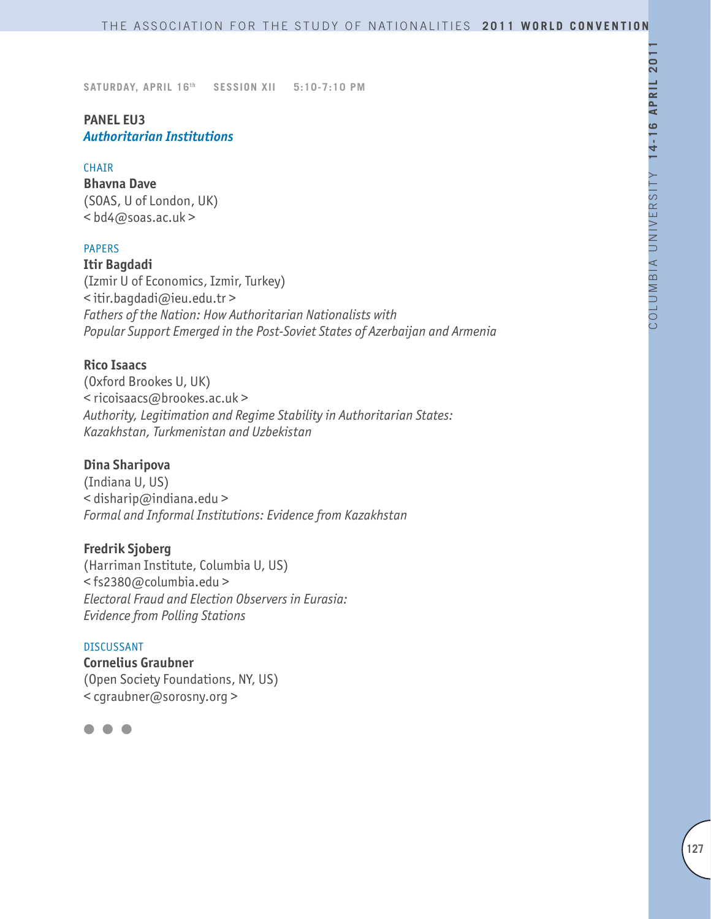SATURDAY, APRIL 16th SESSION XII 5:10-7:10 PM

## PANEL EU3
### *Authoritarian Institutions*

CHAIR

**Bhavna Dave**
(SOAS, U of London, UK)
< bd4@soas.ac.uk >

PAPERS

**Itir Bagdadi**
(Izmir U of Economics, Izmir, Turkey)
< itir.bagdadi@ieu.edu.tr >
*Fathers of the Nation: How Authoritarian Nationalists with Popular Support Emerged in the Post-Soviet States of Azerbaijan and Armenia*

**Rico Isaacs**
(Oxford Brookes U, UK)
< ricoisaacs@brookes.ac.uk >
*Authority, Legitimation and Regime Stability in Authoritarian States: Kazakhstan, Turkmenistan and Uzbekistan*

**Dina Sharipova**
(Indiana U, US)
< disharip@indiana.edu >
*Formal and Informal Institutions: Evidence from Kazakhstan*

**Fredrik Sjoberg**
(Harriman Institute, Columbia U, US)
< fs2380@columbia.edu >
*Electoral Fraud and Election Observers in Eurasia: Evidence from Polling Stations*

DISCUSSANT

**Cornelius Graubner**
(Open Society Foundations, NY, US)
< cgraubner@sorosny.org >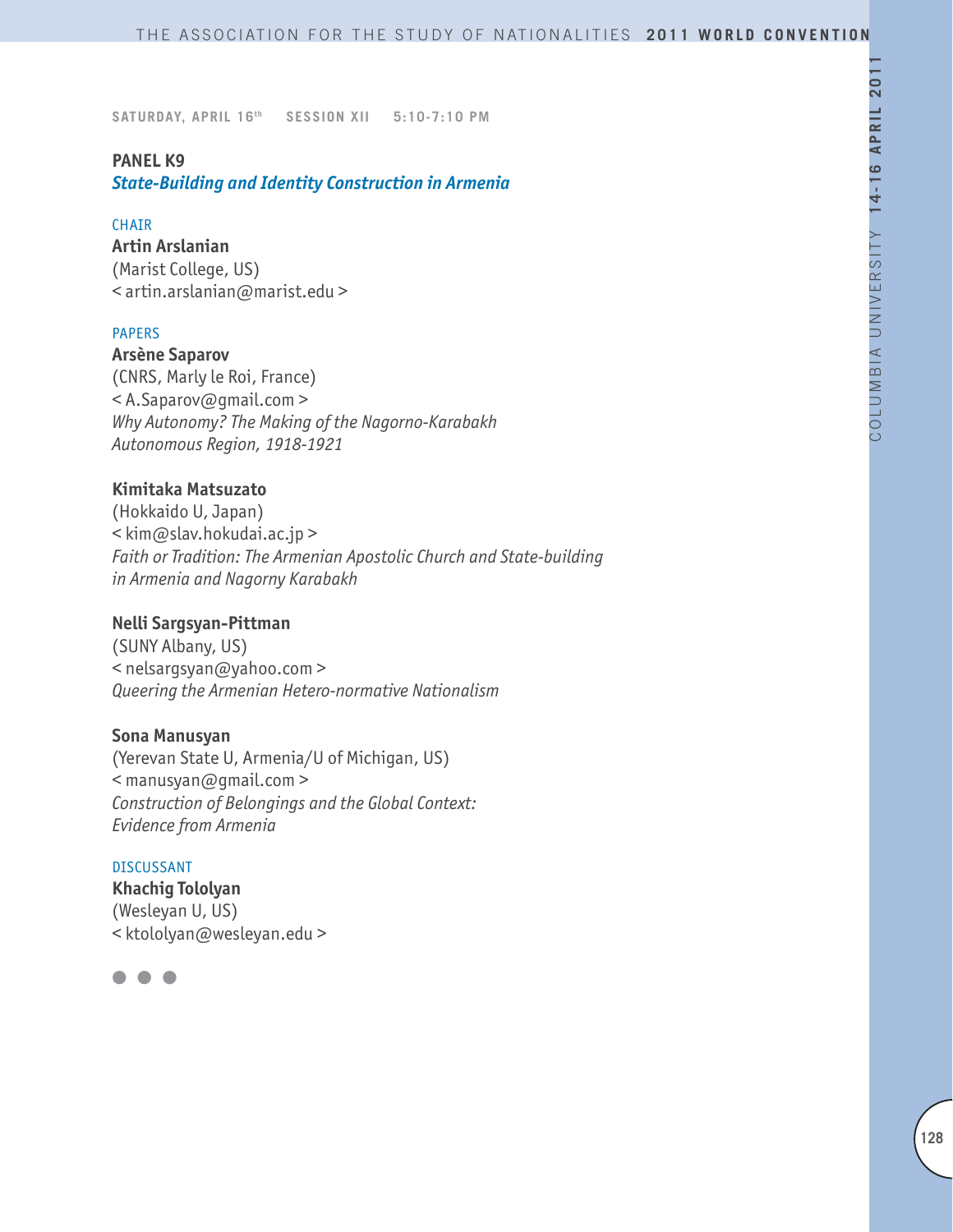SATURDAY, APRIL 16th SESSION XII 5:10-7:10 PM

## PANEL K9

### *State-Building and Identity Construction in Armenia*

CHAIR

**Artin Arslanian**
(Marist College, US)
< artin.arslanian@marist.edu >

PAPERS

**Arsène Saparov**
(CNRS, Marly le Roi, France)
< A.Saparov@gmail.com >
*Why Autonomy? The Making of the Nagorno-Karabakh Autonomous Region, 1918-1921*

**Kimitaka Matsuzato**
(Hokkaido U, Japan)
< kim@slav.hokudai.ac.jp >
*Faith or Tradition: The Armenian Apostolic Church and State-building in Armenia and Nagorny Karabakh*

**Nelli Sargsyan-Pittman**
(SUNY Albany, US)
< nelsargsyan@yahoo.com >
*Queering the Armenian Hetero-normative Nationalism*

**Sona Manusyan**
(Yerevan State U, Armenia/U of Michigan, US)
< manusyan@gmail.com >
*Construction of Belongings and the Global Context: Evidence from Armenia*

DISCUSSANT

**Khachig Tololyan**
(Wesleyan U, US)
< ktololyan@wesleyan.edu >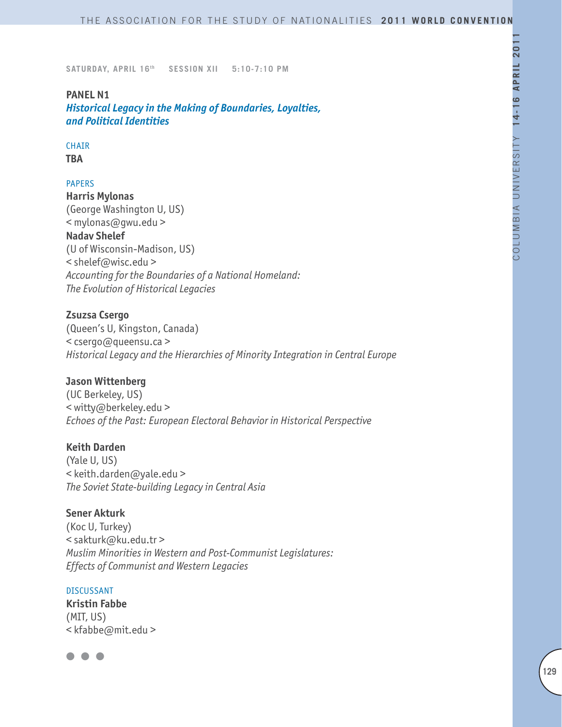SATURDAY, APRIL 16th SESSION XII 5:10-7:10 PM

## PANEL N1
### *Historical Legacy in the Making of Boundaries, Loyalties, and Political Identities*

CHAIR
**TBA**

PAPERS

**Harris Mylonas**
(George Washington U, US)
< mylonas@gwu.edu >
**Nadav Shelef**
(U of Wisconsin-Madison, US)
< shelef@wisc.edu >
*Accounting for the Boundaries of a National Homeland: The Evolution of Historical Legacies*

**Zsuzsa Csergo**
(Queen's U, Kingston, Canada)
< csergo@queensu.ca >
*Historical Legacy and the Hierarchies of Minority Integration in Central Europe*

**Jason Wittenberg**
(UC Berkeley, US)
< witty@berkeley.edu >
*Echoes of the Past: European Electoral Behavior in Historical Perspective*

**Keith Darden**
(Yale U, US)
< keith.darden@yale.edu >
*The Soviet State-building Legacy in Central Asia*

**Sener Akturk**
(Koc U, Turkey)
< sakturk@ku.edu.tr >
*Muslim Minorities in Western and Post-Communist Legislatures: Effects of Communist and Western Legacies*

DISCUSSANT
**Kristin Fabbe**
(MIT, US)
< kfabbe@mit.edu >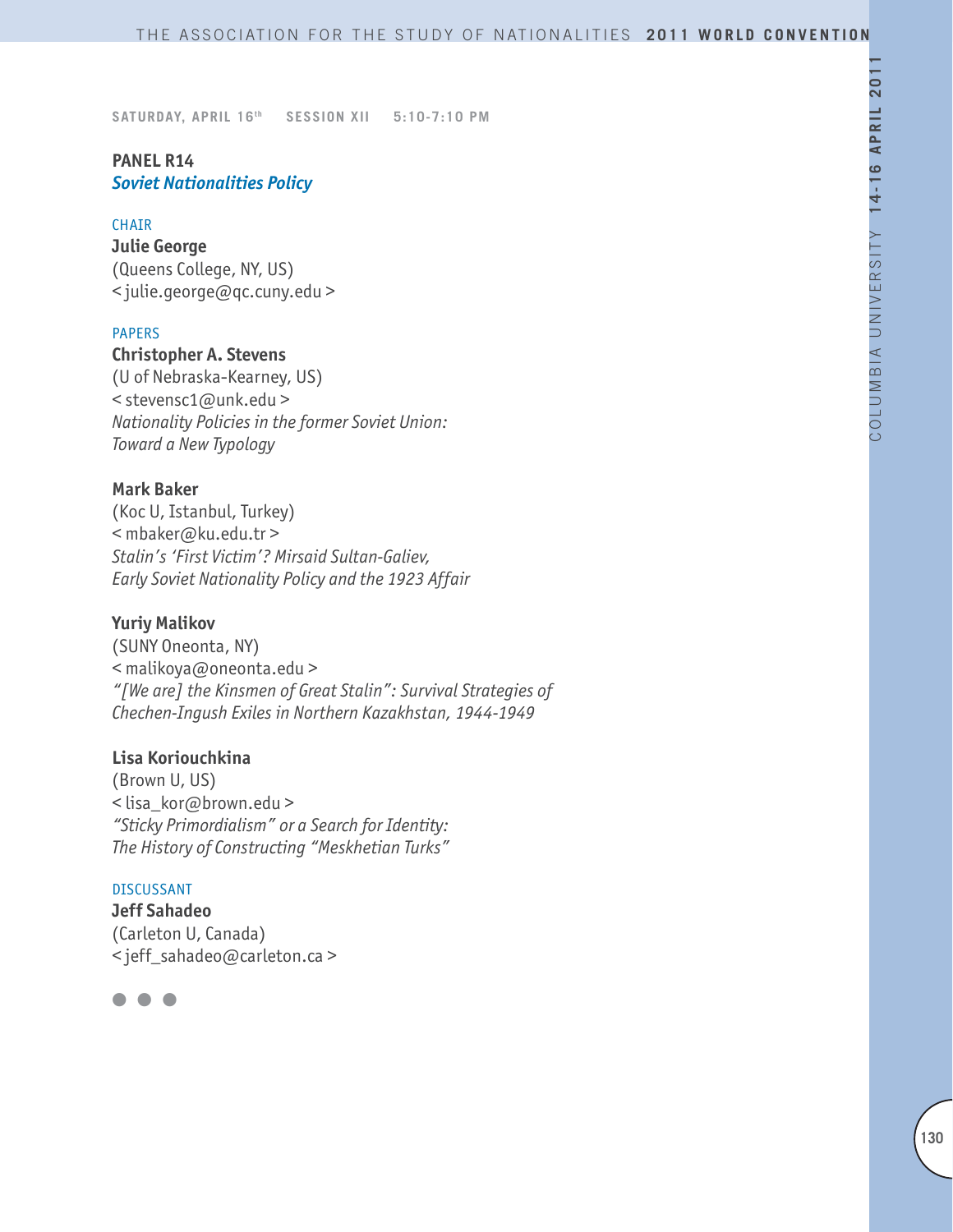SATURDAY, APRIL 16th SESSION XII 5:10-7:10 PM

**PANEL R14**
***Soviet Nationalities Policy***

CHAIR

**Julie George**
(Queens College, NY, US)
< julie.george@qc.cuny.edu >

PAPERS

**Christopher A. Stevens**
(U of Nebraska-Kearney, US)
< stevensc1@unk.edu >
*Nationality Policies in the former Soviet Union: Toward a New Typology*

**Mark Baker**
(Koc U, Istanbul, Turkey)
< mbaker@ku.edu.tr >
*Stalin's 'First Victim'? Mirsaid Sultan-Galiev, Early Soviet Nationality Policy and the 1923 Affair*

**Yuriy Malikov**
(SUNY Oneonta, NY)
< malikoya@oneonta.edu >
*"[We are] the Kinsmen of Great Stalin": Survival Strategies of Chechen-Ingush Exiles in Northern Kazakhstan, 1944-1949*

**Lisa Koriouchkina**
(Brown U, US)
< lisa_kor@brown.edu >
*"Sticky Primordialism" or a Search for Identity: The History of Constructing "Meskhetian Turks"*

DISCUSSANT

**Jeff Sahadeo**
(Carleton U, Canada)
< jeff_sahadeo@carleton.ca >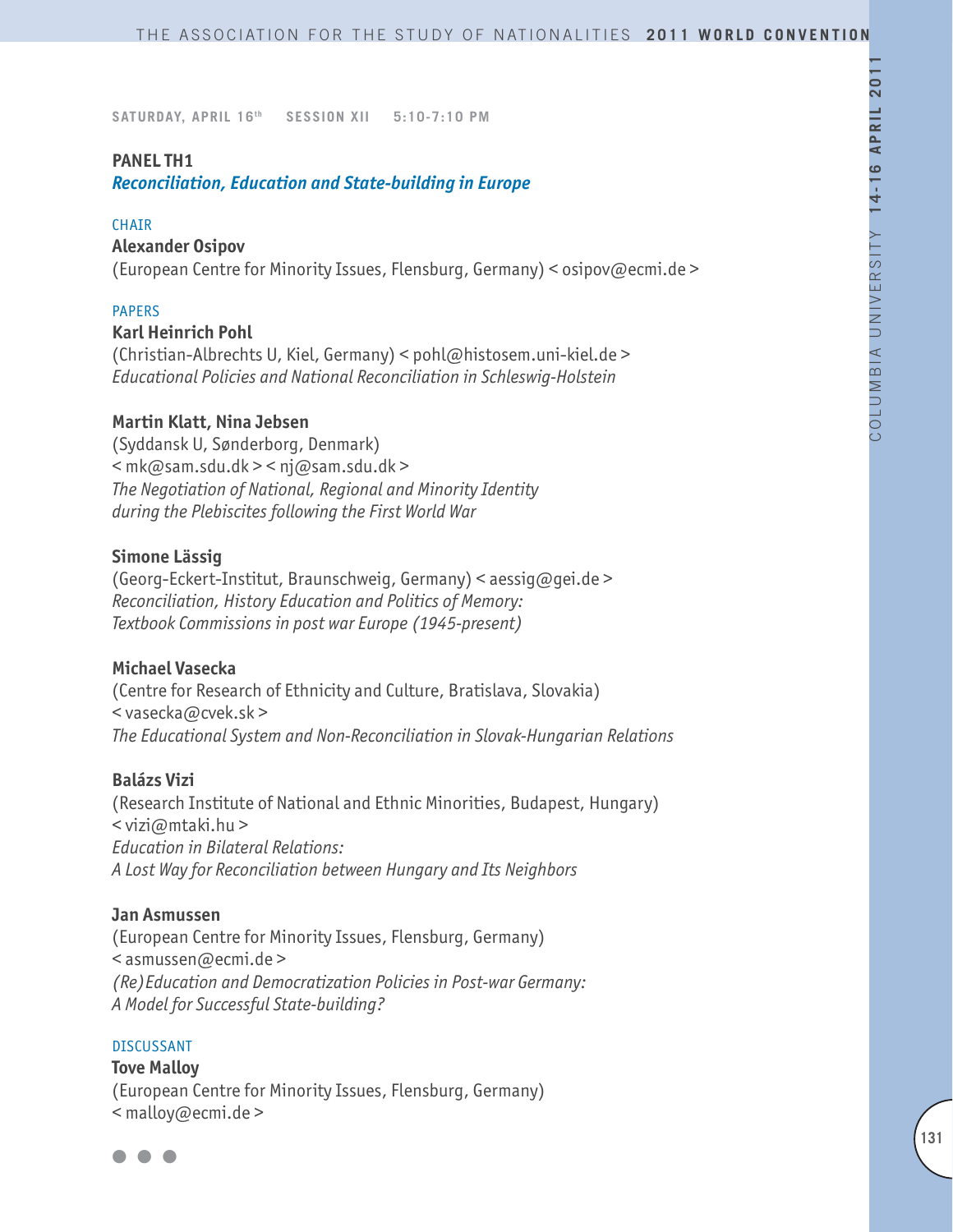SATURDAY, APRIL 16th SESSION XII 5:10-7:10 PM

## PANEL TH1

### *Reconciliation, Education and State-building in Europe*

CHAIR

**Alexander Osipov**
(European Centre for Minority Issues, Flensburg, Germany) < osipov@ecmi.de >

PAPERS

**Karl Heinrich Pohl**
(Christian-Albrechts U, Kiel, Germany) < pohl@histosem.uni-kiel.de >
*Educational Policies and National Reconciliation in Schleswig-Holstein*

**Martin Klatt, Nina Jebsen**
(Syddansk U, Sønderborg, Denmark)
< mk@sam.sdu.dk > < nj@sam.sdu.dk >
*The Negotiation of National, Regional and Minority Identity during the Plebiscites following the First World War*

**Simone Lässig**
(Georg-Eckert-Institut, Braunschweig, Germany) < aessig@gei.de >
*Reconciliation, History Education and Politics of Memory: Textbook Commissions in post war Europe (1945-present)*

**Michael Vasecka**
(Centre for Research of Ethnicity and Culture, Bratislava, Slovakia)
< vasecka@cvek.sk >
*The Educational System and Non-Reconciliation in Slovak-Hungarian Relations*

**Balázs Vizi**
(Research Institute of National and Ethnic Minorities, Budapest, Hungary)
< vizi@mtaki.hu >
*Education in Bilateral Relations: A Lost Way for Reconciliation between Hungary and Its Neighbors*

**Jan Asmussen**
(European Centre for Minority Issues, Flensburg, Germany)
< asmussen@ecmi.de >
*(Re)Education and Democratization Policies in Post-war Germany: A Model for Successful State-building?*

DISCUSSANT

**Tove Malloy**
(European Centre for Minority Issues, Flensburg, Germany)
< malloy@ecmi.de >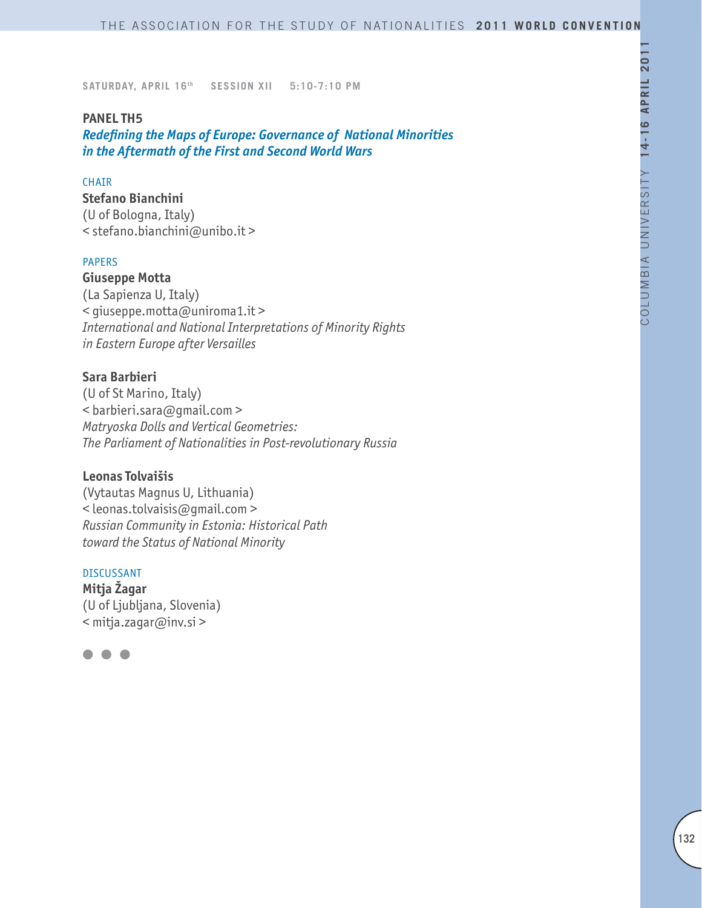**SATURDAY, APRIL 16th SESSION XII 5:10-7:10 PM**

**PANEL TH5**

***Redefining the Maps of Europe: Governance of National Minorities in the Aftermath of the First and Second World Wars***

CHAIR

**Stefano Bianchini**
(U of Bologna, Italy)
< stefano.bianchini@unibo.it >

PAPERS

**Giuseppe Motta**
(La Sapienza U, Italy)
< giuseppe.motta@uniroma1.it >
*International and National Interpretations of Minority Rights in Eastern Europe after Versailles*

**Sara Barbieri**
(U of St Marino, Italy)
< barbieri.sara@gmail.com >
*Matryoska Dolls and Vertical Geometries: The Parliament of Nationalities in Post-revolutionary Russia*

**Leonas Tolvaišis**
(Vytautas Magnus U, Lithuania)
< leonas.tolvaisis@gmail.com >
*Russian Community in Estonia: Historical Path toward the Status of National Minority*

DISCUSSANT

**Mitja Žagar**
(U of Ljubljana, Slovenia)
< mitja.zagar@inv.si >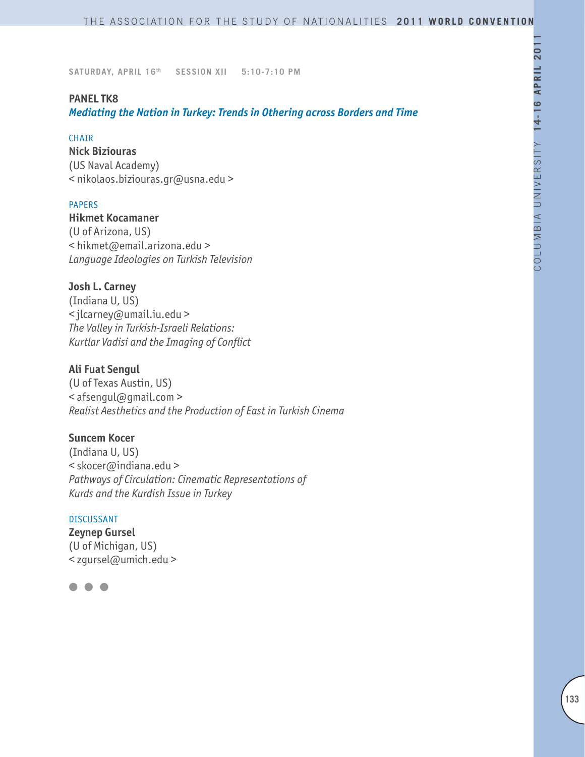SATURDAY, APRIL 16th SESSION XII 5:10-7:10 PM

## PANEL TK8

### *Mediating the Nation in Turkey: Trends in Othering across Borders and Time*

CHAIR

**Nick Biziouras**
(US Naval Academy)
< nikolaos.biziouras.gr@usna.edu >

PAPERS

**Hikmet Kocamaner**
(U of Arizona, US)
< hikmet@email.arizona.edu >
*Language Ideologies on Turkish Television*

**Josh L. Carney**
(Indiana U, US)
< jlcarney@umail.iu.edu >
*The Valley in Turkish-Israeli Relations: Kurtlar Vadisi and the Imaging of Conflict*

**Ali Fuat Sengul**
(U of Texas Austin, US)
< afsengul@gmail.com >
*Realist Aesthetics and the Production of East in Turkish Cinema*

**Suncem Kocer**
(Indiana U, US)
< skocer@indiana.edu >
*Pathways of Circulation: Cinematic Representations of Kurds and the Kurdish Issue in Turkey*

DISCUSSANT

**Zeynep Gursel**
(U of Michigan, US)
< zgursel@umich.edu >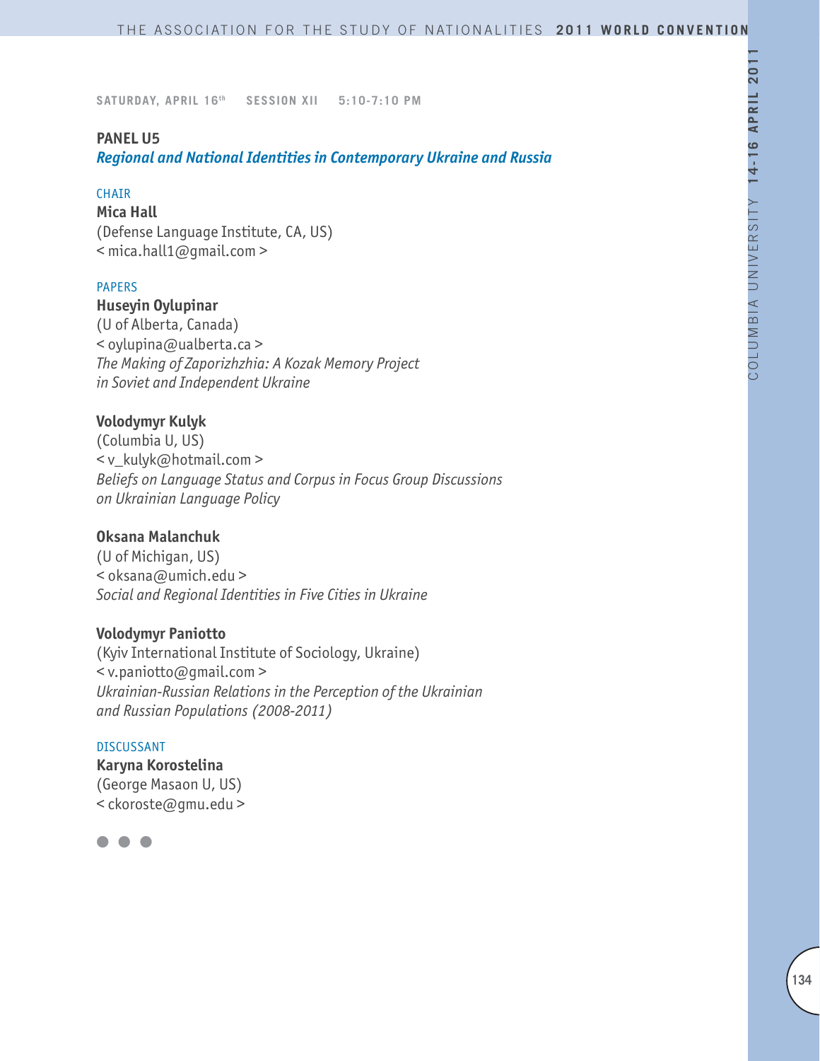**SATURDAY, APRIL 16th SESSION XII 5:10-7:10 PM**

## PANEL U5

### *Regional and National Identities in Contemporary Ukraine and Russia*

CHAIR

**Mica Hall**
(Defense Language Institute, CA, US)
< mica.hall1@gmail.com >

PAPERS

**Huseyin Oylupinar**
(U of Alberta, Canada)
< oylupina@ualberta.ca >
*The Making of Zaporizhzhia: A Kozak Memory Project in Soviet and Independent Ukraine*

**Volodymyr Kulyk**
(Columbia U, US)
< v_kulyk@hotmail.com >
*Beliefs on Language Status and Corpus in Focus Group Discussions on Ukrainian Language Policy*

**Oksana Malanchuk**
(U of Michigan, US)
< oksana@umich.edu >
*Social and Regional Identities in Five Cities in Ukraine*

**Volodymyr Paniotto**
(Kyiv International Institute of Sociology, Ukraine)
< v.paniotto@gmail.com >
*Ukrainian-Russian Relations in the Perception of the Ukrainian and Russian Populations (2008-2011)*

DISCUSSANT

**Karyna Korostelina**
(George Masaon U, US)
< ckoroste@gmu.edu >